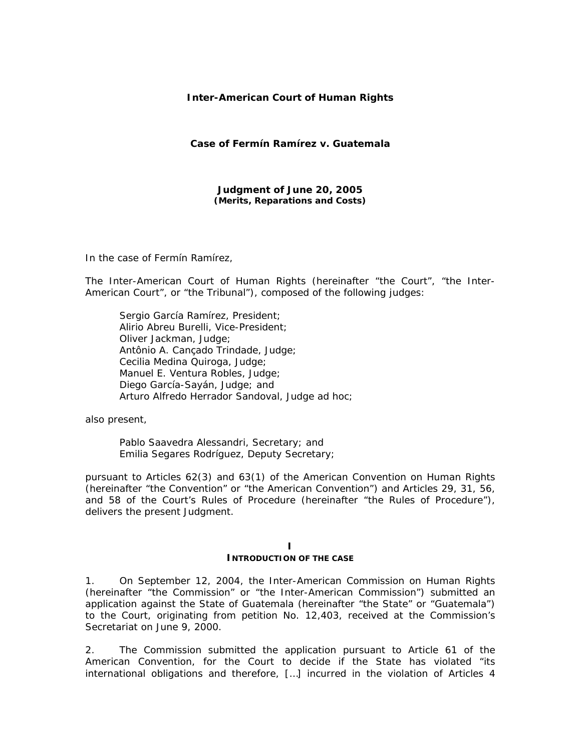**Inter-American Court of Human Rights**

**Case of Fermín Ramírez v. Guatemala**

**Judgment of June 20, 2005**
**(Merits, Reparations and Costs)**

In the case of Fermín Ramírez,

The Inter-American Court of Human Rights (hereinafter "the Court", "the Inter-American Court", or "the Tribunal"), composed of the following judges:

> Sergio García Ramírez, President;
> Alirio Abreu Burelli, Vice-President;
> Oliver Jackman, Judge;
> Antônio A. Cançado Trindade, Judge;
> Cecilia Medina Quiroga, Judge;
> Manuel E. Ventura Robles, Judge;
> Diego García-Sayán, Judge; and
> Arturo Alfredo Herrador Sandoval, Judge ad hoc;

also present,

> Pablo Saavedra Alessandri, Secretary; and
> Emilia Segares Rodríguez, Deputy Secretary;

pursuant to Articles 62(3) and 63(1) of the American Convention on Human Rights (hereinafter "the Convention" or "the American Convention") and Articles 29, 31, 56, and 58 of the Court's Rules of Procedure (hereinafter "the Rules of Procedure"), delivers the present Judgment.

## I
## INTRODUCTION OF THE CASE

1. On September 12, 2004, the Inter-American Commission on Human Rights (hereinafter "the Commission" or "the Inter-American Commission") submitted an application against the State of Guatemala (hereinafter "the State" or "Guatemala") to the Court, originating from petition No. 12,403, received at the Commission's Secretariat on June 9, 2000.

2. The Commission submitted the application pursuant to Article 61 of the American Convention, for the Court to decide if the State has violated "its international obligations and therefore, […] incurred in the violation of Articles 4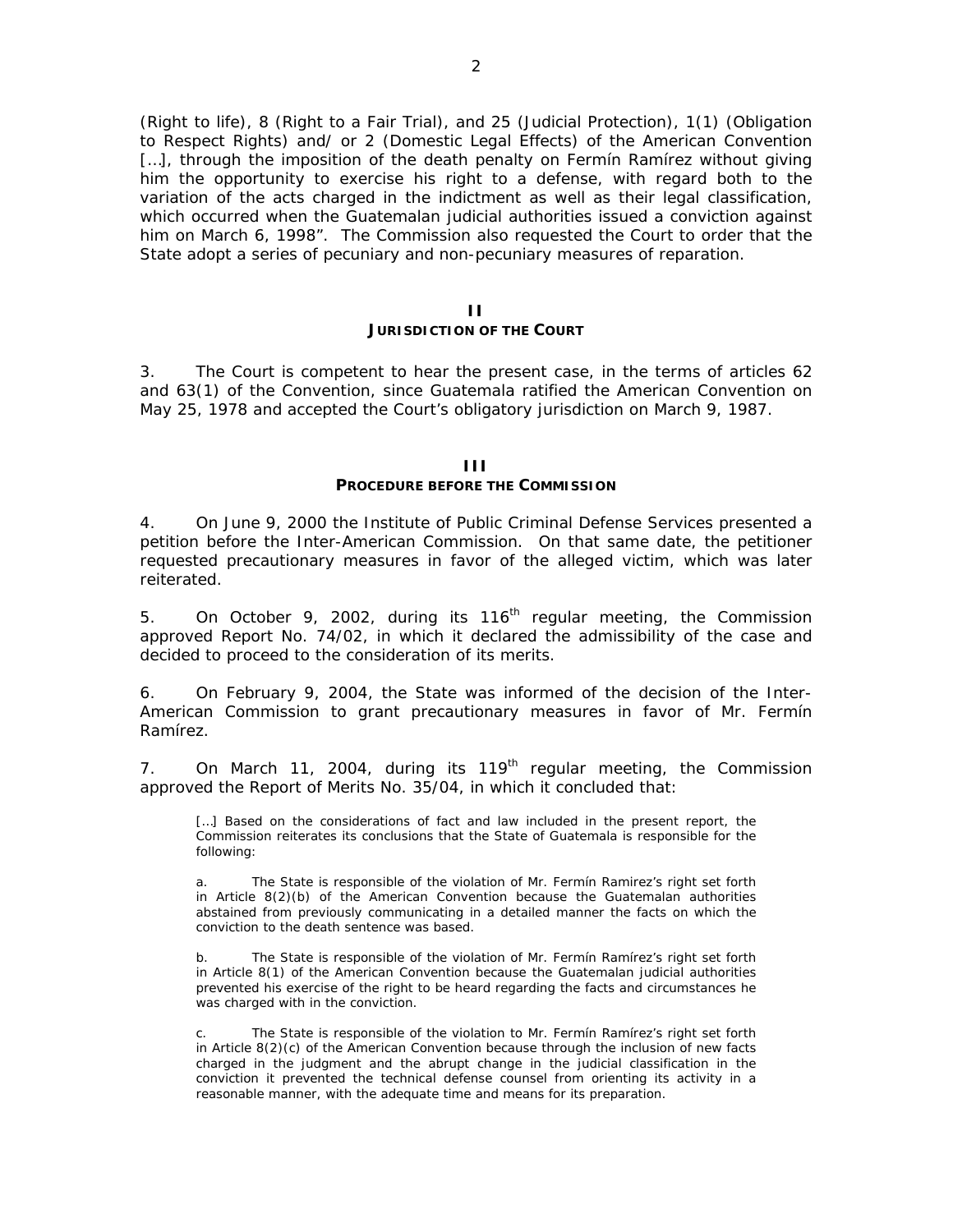(Right to life), 8 (Right to a Fair Trial), and 25 (Judicial Protection), 1(1) (Obligation to Respect Rights) and/ or 2 (Domestic Legal Effects) of the American Convention […], through the imposition of the death penalty on Fermín Ramírez without giving him the opportunity to exercise his right to a defense, with regard both to the variation of the acts charged in the indictment as well as their legal classification, which occurred when the Guatemalan judicial authorities issued a conviction against him on March 6, 1998". The Commission also requested the Court to order that the State adopt a series of pecuniary and non-pecuniary measures of reparation.

## II
## JURISDICTION OF THE COURT

3. The Court is competent to hear the present case, in the terms of articles 62 and 63(1) of the Convention, since Guatemala ratified the American Convention on May 25, 1978 and accepted the Court's obligatory jurisdiction on March 9, 1987.

## III
## PROCEDURE BEFORE THE COMMISSION

4. On June 9, 2000 the Institute of Public Criminal Defense Services presented a petition before the Inter-American Commission. On that same date, the petitioner requested precautionary measures in favor of the alleged victim, which was later reiterated.

5. On October 9, 2002, during its 116th regular meeting, the Commission approved Report No. 74/02, in which it declared the admissibility of the case and decided to proceed to the consideration of its merits.

6. On February 9, 2004, the State was informed of the decision of the Inter-American Commission to grant precautionary measures in favor of Mr. Fermín Ramírez.

7. On March 11, 2004, during its 119th regular meeting, the Commission approved the Report of Merits No. 35/04, in which it concluded that:

> […] Based on the considerations of fact and law included in the present report, the Commission reiterates its conclusions that the State of Guatemala is responsible for the following:
>
> a. The State is responsible of the violation of Mr. Fermín Ramirez's right set forth in Article 8(2)(b) of the American Convention because the Guatemalan authorities abstained from previously communicating in a detailed manner the facts on which the conviction to the death sentence was based.
>
> b. The State is responsible of the violation of Mr. Fermín Ramírez's right set forth in Article 8(1) of the American Convention because the Guatemalan judicial authorities prevented his exercise of the right to be heard regarding the facts and circumstances he was charged with in the conviction.
>
> c. The State is responsible of the violation to Mr. Fermín Ramírez's right set forth in Article 8(2)(c) of the American Convention because through the inclusion of new facts charged in the judgment and the abrupt change in the judicial classification in the conviction it prevented the technical defense counsel from orienting its activity in a reasonable manner, with the adequate time and means for its preparation.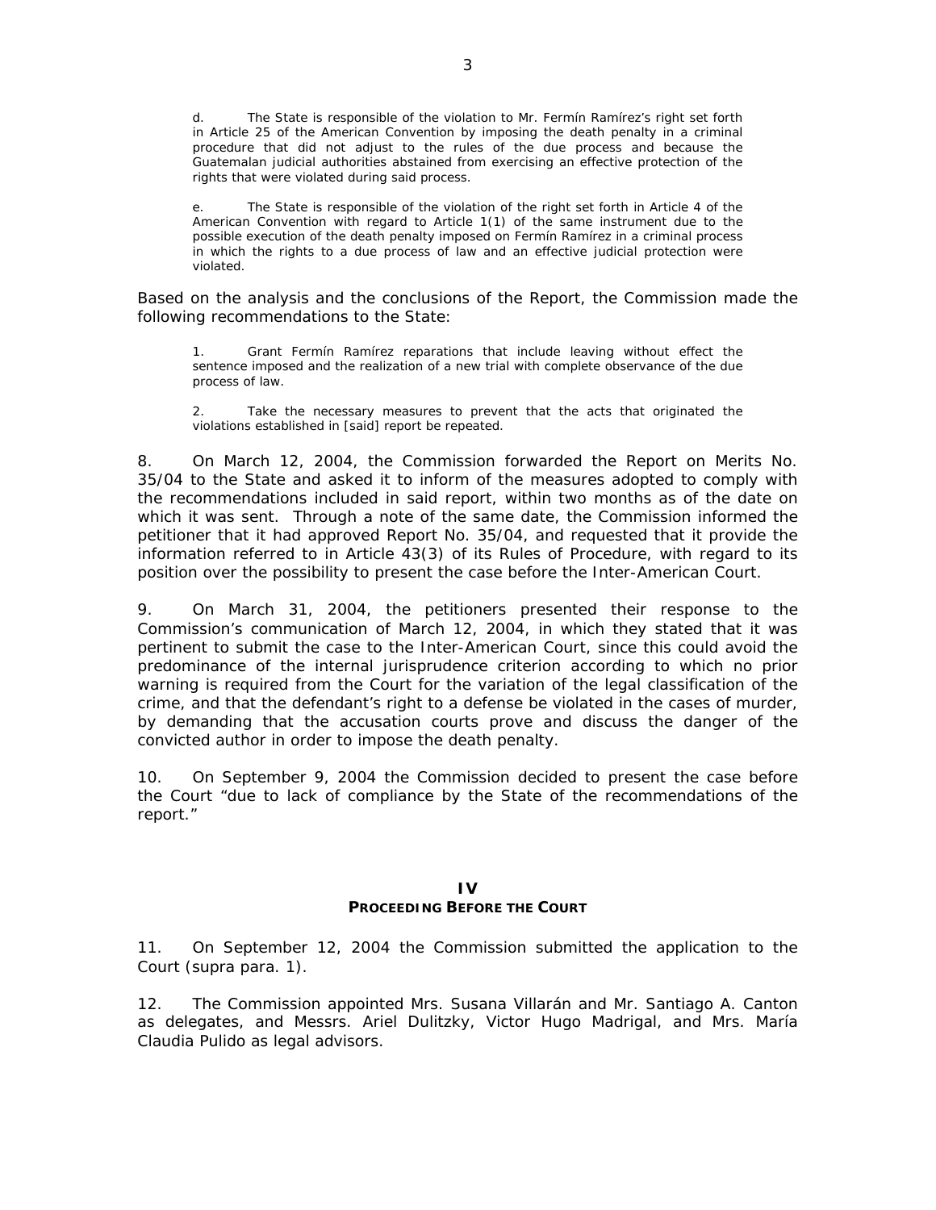> d. The State is responsible of the violation to Mr. Fermín Ramírez's right set forth in Article 25 of the American Convention by imposing the death penalty in a criminal procedure that did not adjust to the rules of the due process and because the Guatemalan judicial authorities abstained from exercising an effective protection of the rights that were violated during said process.
>
> e. The State is responsible of the violation of the right set forth in Article 4 of the American Convention with regard to Article 1(1) of the same instrument due to the possible execution of the death penalty imposed on Fermín Ramírez in a criminal process in which the rights to a due process of law and an effective judicial protection were violated.

Based on the analysis and the conclusions of the Report, the Commission made the following recommendations to the State:

> 1. Grant Fermín Ramírez reparations that include leaving without effect the sentence imposed and the realization of a new trial with complete observance of the due process of law.
>
> 2. Take the necessary measures to prevent that the acts that originated the violations established in [said] report be repeated.

8. On March 12, 2004, the Commission forwarded the Report on Merits No. 35/04 to the State and asked it to inform of the measures adopted to comply with the recommendations included in said report, within two months as of the date on which it was sent. Through a note of the same date, the Commission informed the petitioner that it had approved Report No. 35/04, and requested that it provide the information referred to in Article 43(3) of its Rules of Procedure, with regard to its position over the possibility to present the case before the Inter-American Court.

9. On March 31, 2004, the petitioners presented their response to the Commission's communication of March 12, 2004, in which they stated that it was pertinent to submit the case to the Inter-American Court, since this could avoid the predominance of the internal jurisprudence criterion according to which no prior warning is required from the Court for the variation of the legal classification of the crime, and that the defendant's right to a defense be violated in the cases of murder, by demanding that the accusation courts prove and discuss the danger of the convicted author in order to impose the death penalty.

10. On September 9, 2004 the Commission decided to present the case before the Court "due to lack of compliance by the State of the recommendations of the report."

## IV
## PROCEEDING BEFORE THE COURT

11. On September 12, 2004 the Commission submitted the application to the Court (supra para. 1).

12. The Commission appointed Mrs. Susana Villarán and Mr. Santiago A. Canton as delegates, and Messrs. Ariel Dulitzky, Victor Hugo Madrigal, and Mrs. María Claudia Pulido as legal advisors.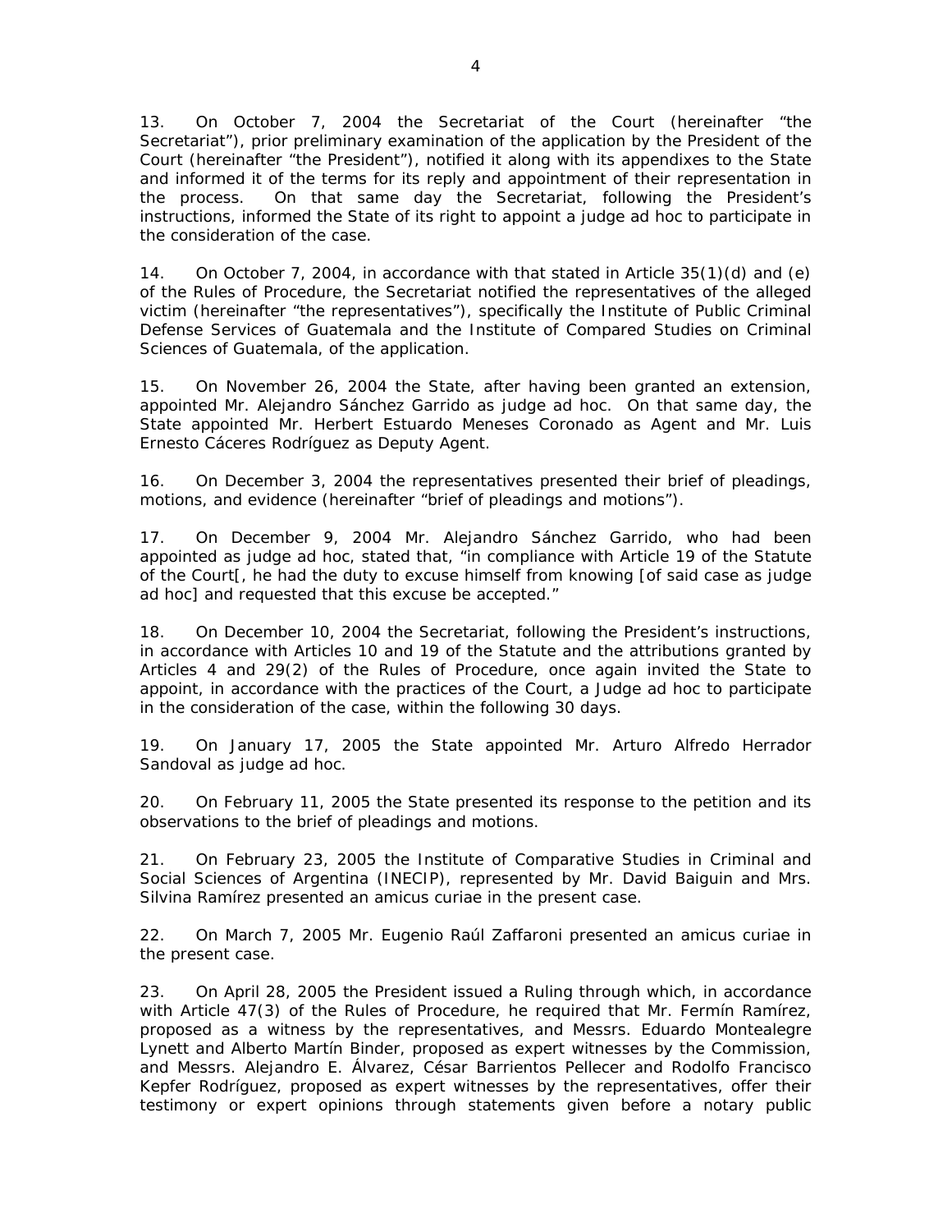13. On October 7, 2004 the Secretariat of the Court (hereinafter "the Secretariat"), prior preliminary examination of the application by the President of the Court (hereinafter "the President"), notified it along with its appendixes to the State and informed it of the terms for its reply and appointment of their representation in the process. On that same day the Secretariat, following the President's instructions, informed the State of its right to appoint a judge ad hoc to participate in the consideration of the case.

14. On October 7, 2004, in accordance with that stated in Article 35(1)(d) and (e) of the Rules of Procedure, the Secretariat notified the representatives of the alleged victim (hereinafter "the representatives"), specifically the Institute of Public Criminal Defense Services of Guatemala and the Institute of Compared Studies on Criminal Sciences of Guatemala, of the application.

15. On November 26, 2004 the State, after having been granted an extension, appointed Mr. Alejandro Sánchez Garrido as judge ad hoc. On that same day, the State appointed Mr. Herbert Estuardo Meneses Coronado as Agent and Mr. Luis Ernesto Cáceres Rodríguez as Deputy Agent.

16. On December 3, 2004 the representatives presented their brief of pleadings, motions, and evidence (hereinafter "brief of pleadings and motions").

17. On December 9, 2004 Mr. Alejandro Sánchez Garrido, who had been appointed as judge ad hoc, stated that, "in compliance with Article 19 of the Statute of the Court[, he had the duty to excuse himself from knowing [of said case as judge ad hoc] and requested that this excuse be accepted."

18. On December 10, 2004 the Secretariat, following the President's instructions, in accordance with Articles 10 and 19 of the Statute and the attributions granted by Articles 4 and 29(2) of the Rules of Procedure, once again invited the State to appoint, in accordance with the practices of the Court, a Judge ad hoc to participate in the consideration of the case, within the following 30 days.

19. On January 17, 2005 the State appointed Mr. Arturo Alfredo Herrador Sandoval as judge ad hoc.

20. On February 11, 2005 the State presented its response to the petition and its observations to the brief of pleadings and motions.

21. On February 23, 2005 the Institute of Comparative Studies in Criminal and Social Sciences of Argentina (INECIP), represented by Mr. David Baiguin and Mrs. Silvina Ramírez presented an amicus curiae in the present case.

22. On March 7, 2005 Mr. Eugenio Raúl Zaffaroni presented an amicus curiae in the present case.

23. On April 28, 2005 the President issued a Ruling through which, in accordance with Article 47(3) of the Rules of Procedure, he required that Mr. Fermín Ramírez, proposed as a witness by the representatives, and Messrs. Eduardo Montealegre Lynett and Alberto Martín Binder, proposed as expert witnesses by the Commission, and Messrs. Alejandro E. Álvarez, César Barrientos Pellecer and Rodolfo Francisco Kepfer Rodríguez, proposed as expert witnesses by the representatives, offer their testimony or expert opinions through statements given before a notary public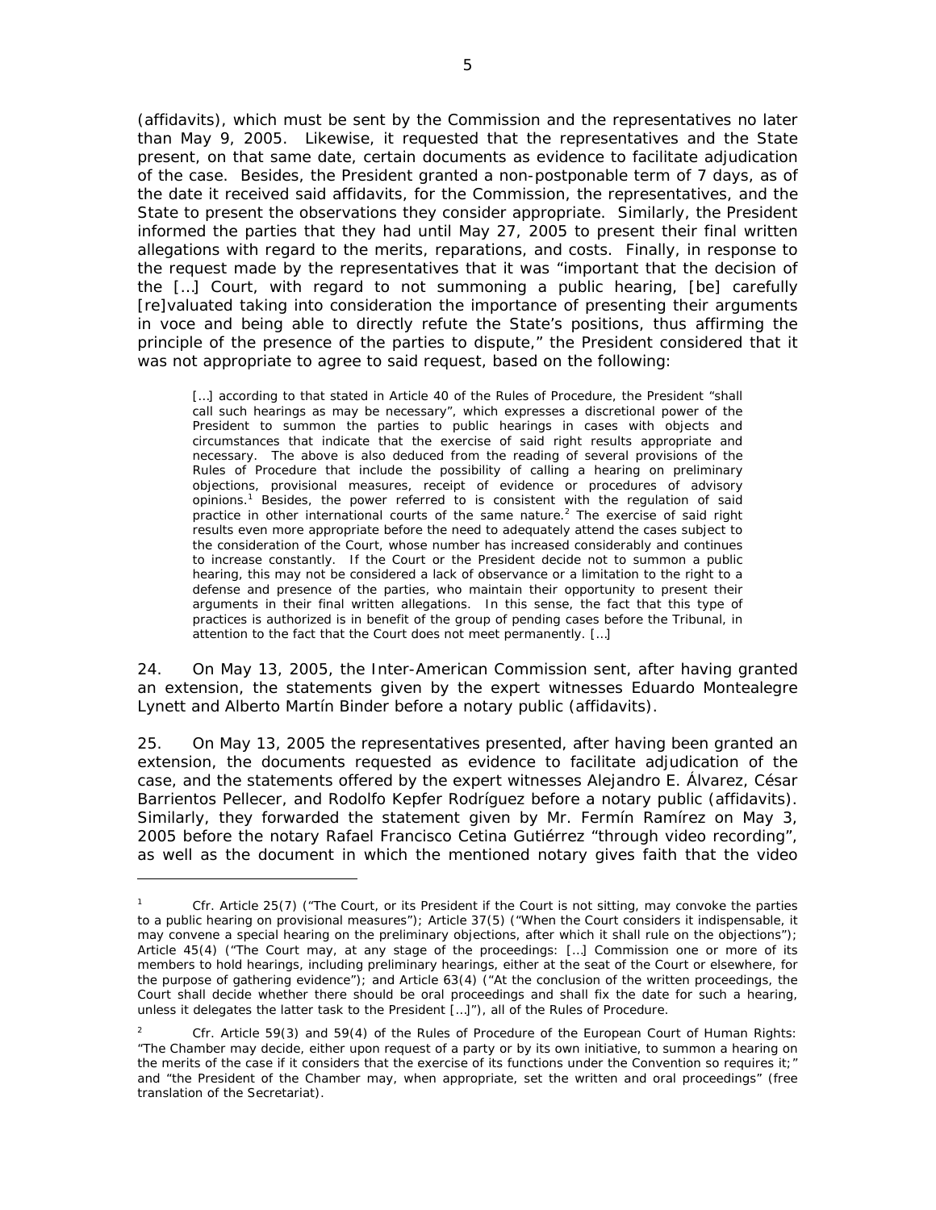(affidavits), which must be sent by the Commission and the representatives no later than May 9, 2005. Likewise, it requested that the representatives and the State present, on that same date, certain documents as evidence to facilitate adjudication of the case. Besides, the President granted a non-postponable term of 7 days, as of the date it received said affidavits, for the Commission, the representatives, and the State to present the observations they consider appropriate. Similarly, the President informed the parties that they had until May 27, 2005 to present their final written allegations with regard to the merits, reparations, and costs. Finally, in response to the request made by the representatives that it was "important that the decision of the […] Court, with regard to not summoning a public hearing, [be] carefully [re]valuated taking into consideration the importance of presenting their arguments in voce and being able to directly refute the State's positions, thus affirming the principle of the presence of the parties to dispute," the President considered that it was not appropriate to agree to said request, based on the following:

> […] according to that stated in Article 40 of the Rules of Procedure, the President "shall call such hearings as may be necessary", which expresses a discretional power of the President to summon the parties to public hearings in cases with objects and circumstances that indicate that the exercise of said right results appropriate and necessary. The above is also deduced from the reading of several provisions of the Rules of Procedure that include the possibility of calling a hearing on preliminary objections, provisional measures, receipt of evidence or procedures of advisory opinions.[1] Besides, the power referred to is consistent with the regulation of said practice in other international courts of the same nature.[2] The exercise of said right results even more appropriate before the need to adequately attend the cases subject to the consideration of the Court, whose number has increased considerably and continues to increase constantly. If the Court or the President decide not to summon a public hearing, this may not be considered a lack of observance or a limitation to the right to a defense and presence of the parties, who maintain their opportunity to present their arguments in their final written allegations. In this sense, the fact that this type of practices is authorized is in benefit of the group of pending cases before the Tribunal, in attention to the fact that the Court does not meet permanently. […]

24. On May 13, 2005, the Inter-American Commission sent, after having granted an extension, the statements given by the expert witnesses Eduardo Montealegre Lynett and Alberto Martín Binder before a notary public (affidavits).

25. On May 13, 2005 the representatives presented, after having been granted an extension, the documents requested as evidence to facilitate adjudication of the case, and the statements offered by the expert witnesses Alejandro E. Álvarez, César Barrientos Pellecer, and Rodolfo Kepfer Rodríguez before a notary public (affidavits). Similarly, they forwarded the statement given by Mr. Fermín Ramírez on May 3, 2005 before the notary Rafael Francisco Cetina Gutiérrez "through video recording", as well as the document in which the mentioned notary gives faith that the video

---

[1] Cfr. Article 25(7) ("The Court, or its President if the Court is not sitting, may convoke the parties to a public hearing on provisional measures"); Article 37(5) ("When the Court considers it indispensable, it may convene a special hearing on the preliminary objections, after which it shall rule on the objections"); Article 45(4) ("The Court may, at any stage of the proceedings: […] Commission one or more of its members to hold hearings, including preliminary hearings, either at the seat of the Court or elsewhere, for the purpose of gathering evidence"); and Article 63(4) ("At the conclusion of the written proceedings, the Court shall decide whether there should be oral proceedings and shall fix the date for such a hearing, unless it delegates the latter task to the President […]"), all of the Rules of Procedure.

[2] Cfr. Article 59(3) and 59(4) of the Rules of Procedure of the European Court of Human Rights: "The Chamber may decide, either upon request of a party or by its own initiative, to summon a hearing on the merits of the case if it considers that the exercise of its functions under the Convention so requires it;" and "the President of the Chamber may, when appropriate, set the written and oral proceedings" (free translation of the Secretariat).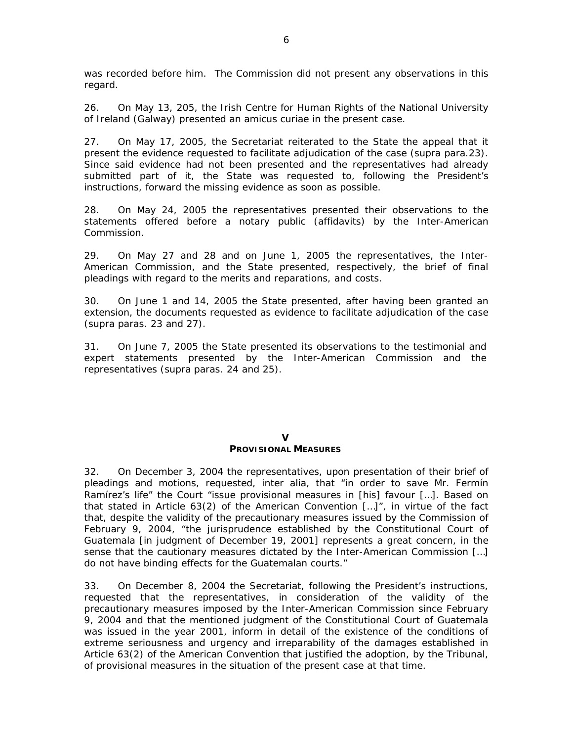was recorded before him. The Commission did not present any observations in this regard.

26. On May 13, 205, the Irish Centre for Human Rights of the National University of Ireland (Galway) presented an amicus curiae in the present case.

27. On May 17, 2005, the Secretariat reiterated to the State the appeal that it present the evidence requested to facilitate adjudication of the case (supra para.23). Since said evidence had not been presented and the representatives had already submitted part of it, the State was requested to, following the President's instructions, forward the missing evidence as soon as possible.

28. On May 24, 2005 the representatives presented their observations to the statements offered before a notary public (affidavits) by the Inter-American Commission.

29. On May 27 and 28 and on June 1, 2005 the representatives, the Inter-American Commission, and the State presented, respectively, the brief of final pleadings with regard to the merits and reparations, and costs.

30. On June 1 and 14, 2005 the State presented, after having been granted an extension, the documents requested as evidence to facilitate adjudication of the case (supra paras. 23 and 27).

31. On June 7, 2005 the State presented its observations to the testimonial and expert statements presented by the Inter-American Commission and the representatives (supra paras. 24 and 25).

## V
## PROVISIONAL MEASURES

32. On December 3, 2004 the representatives, upon presentation of their brief of pleadings and motions, requested, inter alia, that "in order to save Mr. Fermín Ramírez's life" the Court "issue provisional measures in [his] favour […]. Based on that stated in Article 63(2) of the American Convention […]", in virtue of the fact that, despite the validity of the precautionary measures issued by the Commission of February 9, 2004, "the jurisprudence established by the Constitutional Court of Guatemala [in judgment of December 19, 2001] represents a great concern, in the sense that the cautionary measures dictated by the Inter-American Commission […] do not have binding effects for the Guatemalan courts."

33. On December 8, 2004 the Secretariat, following the President's instructions, requested that the representatives, in consideration of the validity of the precautionary measures imposed by the Inter-American Commission since February 9, 2004 and that the mentioned judgment of the Constitutional Court of Guatemala was issued in the year 2001, inform in detail of the existence of the conditions of extreme seriousness and urgency and irreparability of the damages established in Article 63(2) of the American Convention that justified the adoption, by the Tribunal, of provisional measures in the situation of the present case at that time.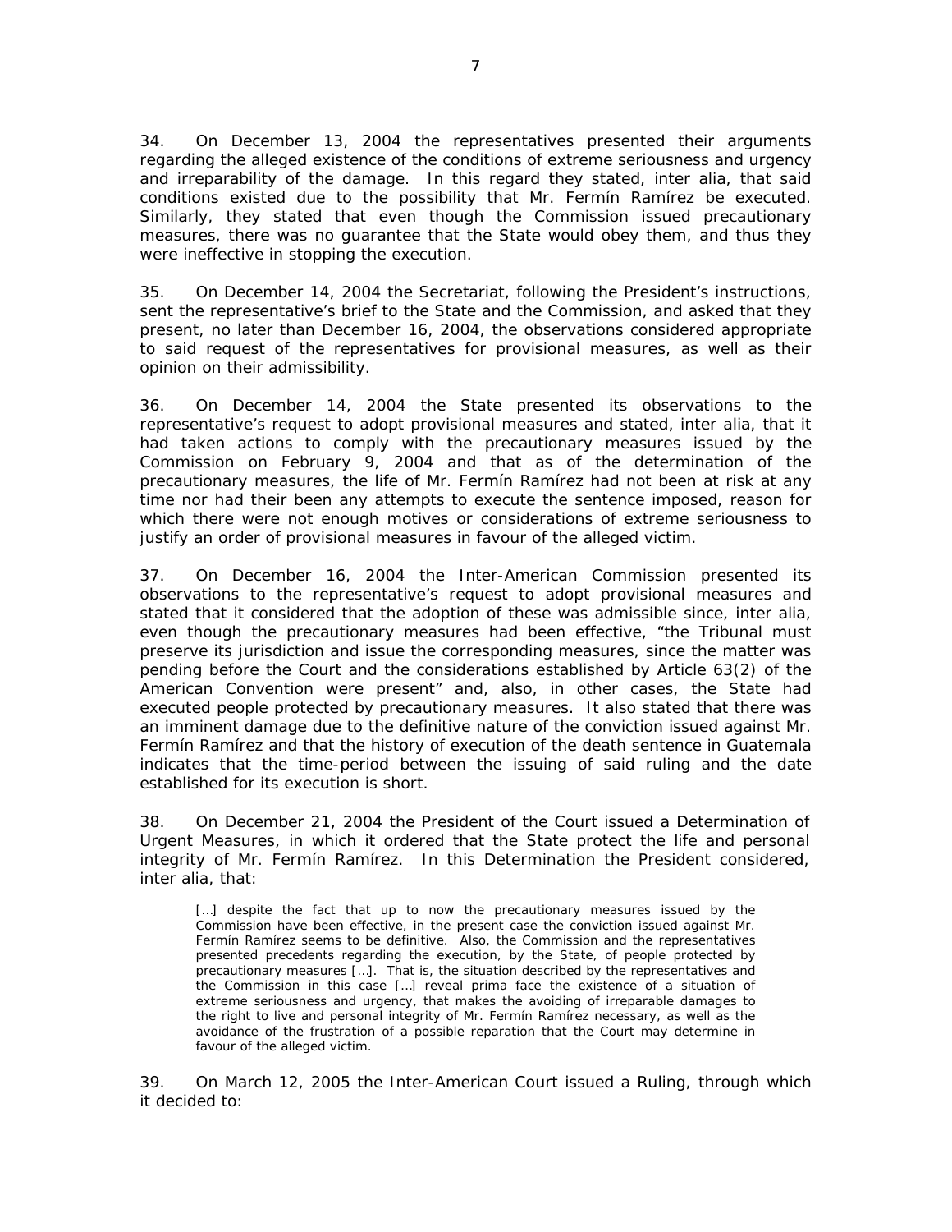34. On December 13, 2004 the representatives presented their arguments regarding the alleged existence of the conditions of extreme seriousness and urgency and irreparability of the damage. In this regard they stated, inter alia, that said conditions existed due to the possibility that Mr. Fermín Ramírez be executed. Similarly, they stated that even though the Commission issued precautionary measures, there was no guarantee that the State would obey them, and thus they were ineffective in stopping the execution.

35. On December 14, 2004 the Secretariat, following the President's instructions, sent the representative's brief to the State and the Commission, and asked that they present, no later than December 16, 2004, the observations considered appropriate to said request of the representatives for provisional measures, as well as their opinion on their admissibility.

36. On December 14, 2004 the State presented its observations to the representative's request to adopt provisional measures and stated, inter alia, that it had taken actions to comply with the precautionary measures issued by the Commission on February 9, 2004 and that as of the determination of the precautionary measures, the life of Mr. Fermín Ramírez had not been at risk at any time nor had their been any attempts to execute the sentence imposed, reason for which there were not enough motives or considerations of extreme seriousness to justify an order of provisional measures in favour of the alleged victim.

37. On December 16, 2004 the Inter-American Commission presented its observations to the representative's request to adopt provisional measures and stated that it considered that the adoption of these was admissible since, inter alia, even though the precautionary measures had been effective, "the Tribunal must preserve its jurisdiction and issue the corresponding measures, since the matter was pending before the Court and the considerations established by Article 63(2) of the American Convention were present" and, also, in other cases, the State had executed people protected by precautionary measures. It also stated that there was an imminent damage due to the definitive nature of the conviction issued against Mr. Fermín Ramírez and that the history of execution of the death sentence in Guatemala indicates that the time-period between the issuing of said ruling and the date established for its execution is short.

38. On December 21, 2004 the President of the Court issued a Determination of Urgent Measures, in which it ordered that the State protect the life and personal integrity of Mr. Fermín Ramírez. In this Determination the President considered, inter alia, that:

> […] despite the fact that up to now the precautionary measures issued by the Commission have been effective, in the present case the conviction issued against Mr. Fermín Ramírez seems to be definitive. Also, the Commission and the representatives presented precedents regarding the execution, by the State, of people protected by precautionary measures […]. That is, the situation described by the representatives and the Commission in this case […] reveal prima face the existence of a situation of extreme seriousness and urgency, that makes the avoiding of irreparable damages to the right to live and personal integrity of Mr. Fermín Ramírez necessary, as well as the avoidance of the frustration of a possible reparation that the Court may determine in favour of the alleged victim.

39. On March 12, 2005 the Inter-American Court issued a Ruling, through which it decided to: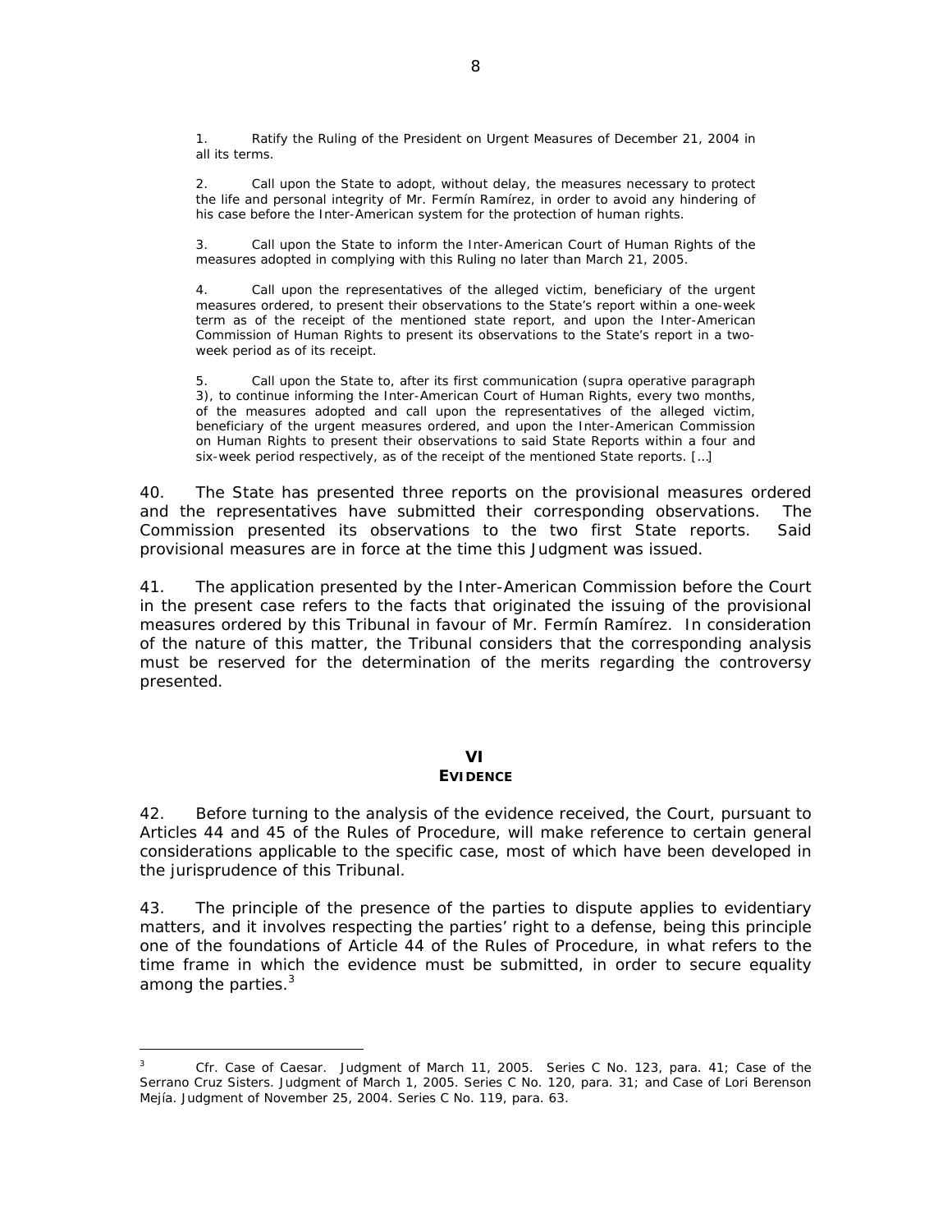> 1. Ratify the Ruling of the President on Urgent Measures of December 21, 2004 in all its terms.
>
> 2. Call upon the State to adopt, without delay, the measures necessary to protect the life and personal integrity of Mr. Fermín Ramírez, in order to avoid any hindering of his case before the Inter-American system for the protection of human rights.
>
> 3. Call upon the State to inform the Inter-American Court of Human Rights of the measures adopted in complying with this Ruling no later than March 21, 2005.
>
> 4. Call upon the representatives of the alleged victim, beneficiary of the urgent measures ordered, to present their observations to the State's report within a one-week term as of the receipt of the mentioned state report, and upon the Inter-American Commission of Human Rights to present its observations to the State's report in a two-week period as of its receipt.
>
> 5. Call upon the State to, after its first communication (supra operative paragraph 3), to continue informing the Inter-American Court of Human Rights, every two months, of the measures adopted and call upon the representatives of the alleged victim, beneficiary of the urgent measures ordered, and upon the Inter-American Commission on Human Rights to present their observations to said State Reports within a four and six-week period respectively, as of the receipt of the mentioned State reports. […]

40. The State has presented three reports on the provisional measures ordered and the representatives have submitted their corresponding observations. The Commission presented its observations to the two first State reports. Said provisional measures are in force at the time this Judgment was issued.

41. The application presented by the Inter-American Commission before the Court in the present case refers to the facts that originated the issuing of the provisional measures ordered by this Tribunal in favour of Mr. Fermín Ramírez. In consideration of the nature of this matter, the Tribunal considers that the corresponding analysis must be reserved for the determination of the merits regarding the controversy presented.

## VI
## EVIDENCE

42. Before turning to the analysis of the evidence received, the Court, pursuant to Articles 44 and 45 of the Rules of Procedure, will make reference to certain general considerations applicable to the specific case, most of which have been developed in the jurisprudence of this Tribunal.

43. The principle of the presence of the parties to dispute applies to evidentiary matters, and it involves respecting the parties' right to a defense, being this principle one of the foundations of Article 44 of the Rules of Procedure, in what refers to the time frame in which the evidence must be submitted, in order to secure equality among the parties.[3]

---

[3] *Cfr. Case of Caesar*. Judgment of March 11, 2005. Series C No. 123, para. 41; *Case of the Serrano Cruz Sisters*. Judgment of March 1, 2005. Series C No. 120, para. 31; and *Case of Lori Berenson Mejía*. Judgment of November 25, 2004. Series C No. 119, para. 63.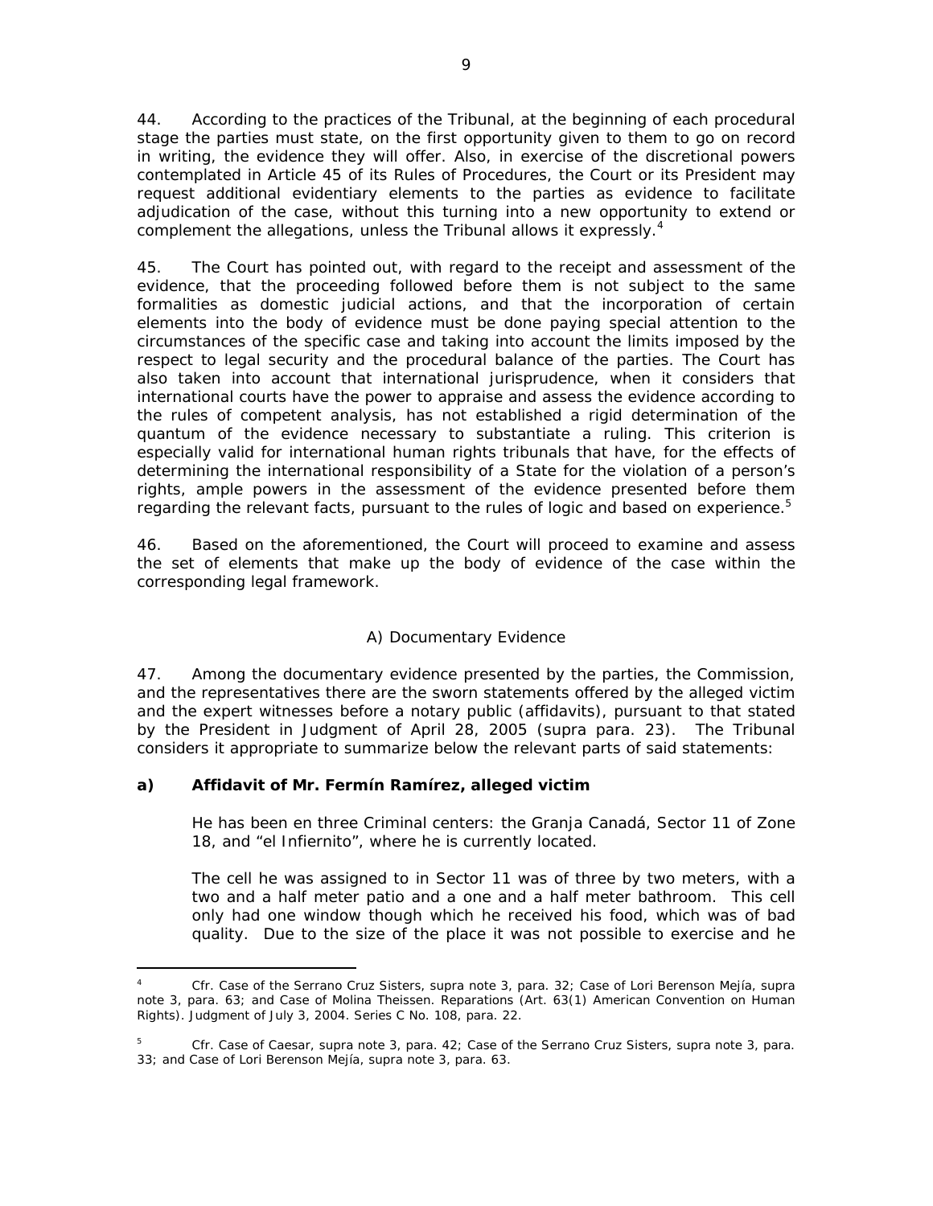44. According to the practices of the Tribunal, at the beginning of each procedural stage the parties must state, on the first opportunity given to them to go on record in writing, the evidence they will offer. Also, in exercise of the discretional powers contemplated in Article 45 of its Rules of Procedures, the Court or its President may request additional evidentiary elements to the parties as evidence to facilitate adjudication of the case, without this turning into a new opportunity to extend or complement the allegations, unless the Tribunal allows it expressly.[4]

45. The Court has pointed out, with regard to the receipt and assessment of the evidence, that the proceeding followed before them is not subject to the same formalities as domestic judicial actions, and that the incorporation of certain elements into the body of evidence must be done paying special attention to the circumstances of the specific case and taking into account the limits imposed by the respect to legal security and the procedural balance of the parties. The Court has also taken into account that international jurisprudence, when it considers that international courts have the power to appraise and assess the evidence according to the rules of competent analysis, has not established a rigid determination of the quantum of the evidence necessary to substantiate a ruling. This criterion is especially valid for international human rights tribunals that have, for the effects of determining the international responsibility of a State for the violation of a person's rights, ample powers in the assessment of the evidence presented before them regarding the relevant facts, pursuant to the rules of logic and based on experience.[5]

46. Based on the aforementioned, the Court will proceed to examine and assess the set of elements that make up the body of evidence of the case within the corresponding legal framework.

### A) Documentary Evidence

47. Among the documentary evidence presented by the parties, the Commission, and the representatives there are the sworn statements offered by the alleged victim and the expert witnesses before a notary public (affidavits), pursuant to that stated by the President in Judgment of April 28, 2005 (supra para. 23). The Tribunal considers it appropriate to summarize below the relevant parts of said statements:

**a) Affidavit of Mr. Fermín Ramírez, alleged victim**

He has been en three Criminal centers: the Granja Canadá, Sector 11 of Zone 18, and "el Infiernito", where he is currently located.

The cell he was assigned to in Sector 11 was of three by two meters, with a two and a half meter patio and a one and a half meter bathroom. This cell only had one window though which he received his food, which was of bad quality. Due to the size of the place it was not possible to exercise and he

---

[4] Cfr. Case of the Serrano Cruz Sisters, supra note 3, para. 32; Case of Lori Berenson Mejía, supra note 3, para. 63; and Case of Molina Theissen. Reparations (Art. 63(1) American Convention on Human Rights). Judgment of July 3, 2004. Series C No. 108, para. 22.

[5] Cfr. Case of Caesar, supra note 3, para. 42; Case of the Serrano Cruz Sisters, supra note 3, para. 33; and Case of Lori Berenson Mejía, supra note 3, para. 63.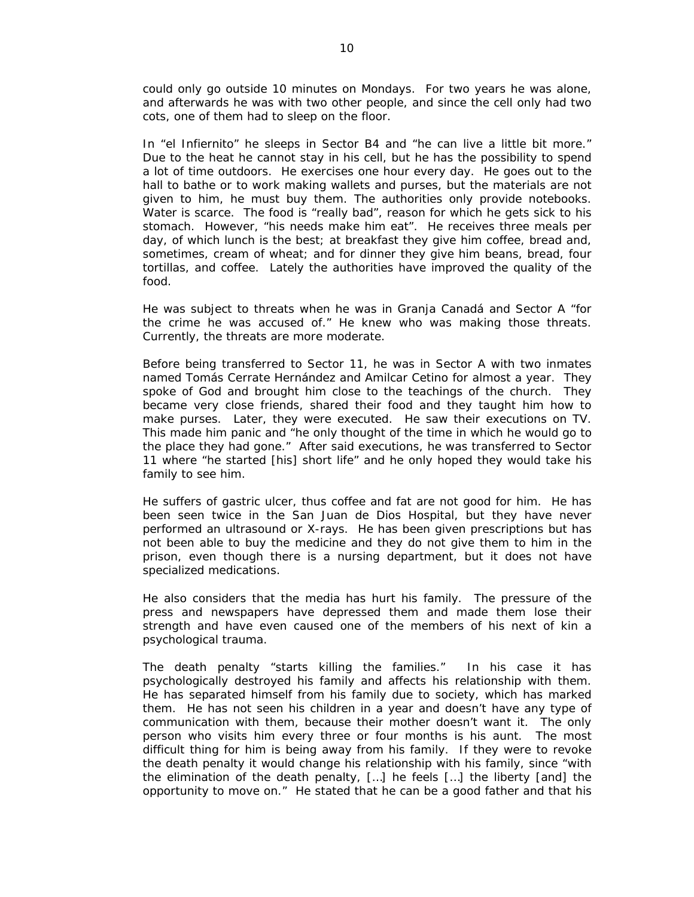could only go outside 10 minutes on Mondays. For two years he was alone, and afterwards he was with two other people, and since the cell only had two cots, one of them had to sleep on the floor.

In "el Infiernito" he sleeps in Sector B4 and "he can live a little bit more." Due to the heat he cannot stay in his cell, but he has the possibility to spend a lot of time outdoors. He exercises one hour every day. He goes out to the hall to bathe or to work making wallets and purses, but the materials are not given to him, he must buy them. The authorities only provide notebooks. Water is scarce. The food is "really bad", reason for which he gets sick to his stomach. However, "his needs make him eat". He receives three meals per day, of which lunch is the best; at breakfast they give him coffee, bread and, sometimes, cream of wheat; and for dinner they give him beans, bread, four tortillas, and coffee. Lately the authorities have improved the quality of the food.

He was subject to threats when he was in Granja Canadá and Sector A "for the crime he was accused of." He knew who was making those threats. Currently, the threats are more moderate.

Before being transferred to Sector 11, he was in Sector A with two inmates named Tomás Cerrate Hernández and Amilcar Cetino for almost a year. They spoke of God and brought him close to the teachings of the church. They became very close friends, shared their food and they taught him how to make purses. Later, they were executed. He saw their executions on TV. This made him panic and "he only thought of the time in which he would go to the place they had gone." After said executions, he was transferred to Sector 11 where "he started [his] short life" and he only hoped they would take his family to see him.

He suffers of gastric ulcer, thus coffee and fat are not good for him. He has been seen twice in the San Juan de Dios Hospital, but they have never performed an ultrasound or X-rays. He has been given prescriptions but has not been able to buy the medicine and they do not give them to him in the prison, even though there is a nursing department, but it does not have specialized medications.

He also considers that the media has hurt his family. The pressure of the press and newspapers have depressed them and made them lose their strength and have even caused one of the members of his next of kin a psychological trauma.

The death penalty "starts killing the families." In his case it has psychologically destroyed his family and affects his relationship with them. He has separated himself from his family due to society, which has marked them. He has not seen his children in a year and doesn't have any type of communication with them, because their mother doesn't want it. The only person who visits him every three or four months is his aunt. The most difficult thing for him is being away from his family. If they were to revoke the death penalty it would change his relationship with his family, since "with the elimination of the death penalty, […] he feels […] the liberty [and] the opportunity to move on." He stated that he can be a good father and that his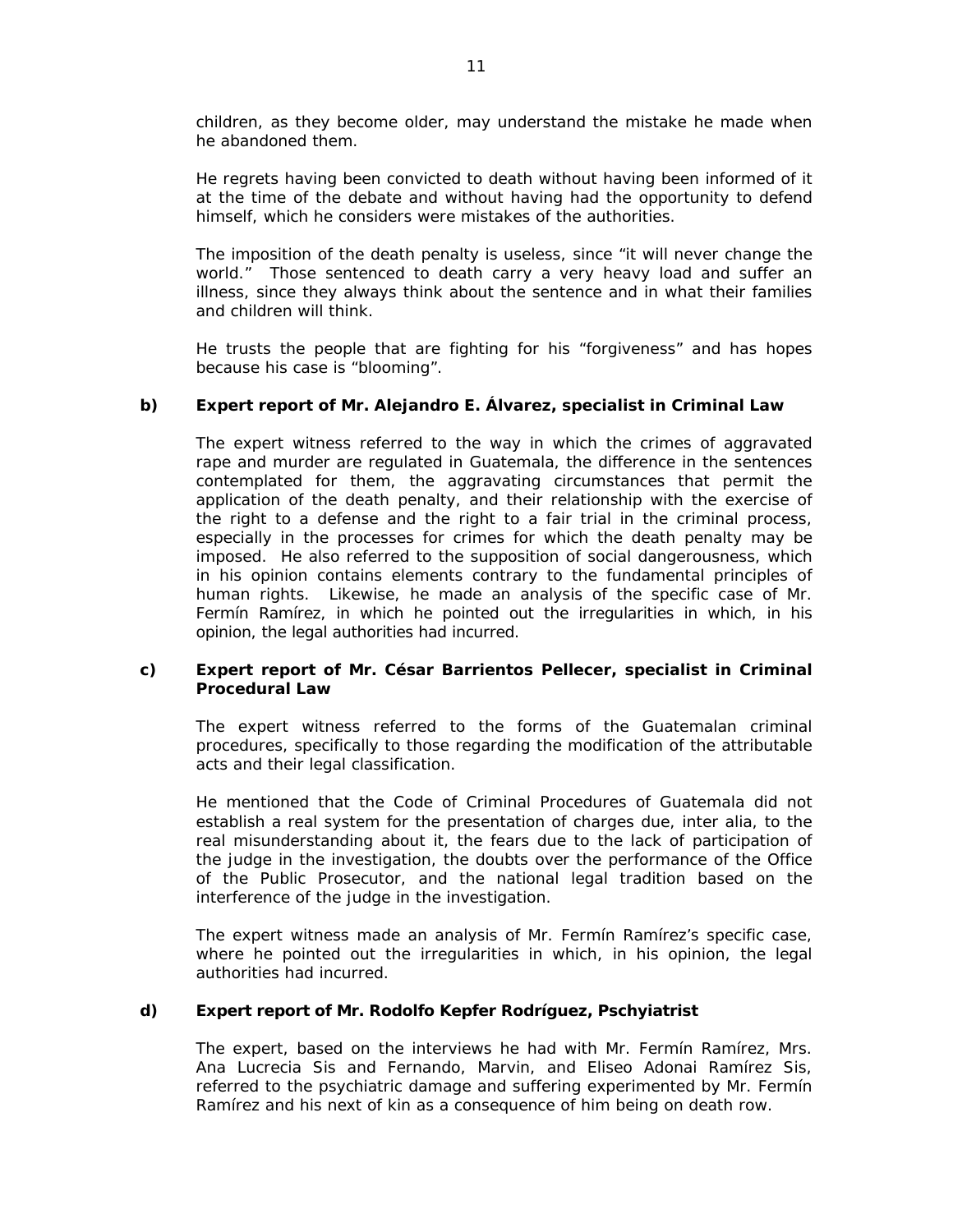children, as they become older, may understand the mistake he made when he abandoned them.

He regrets having been convicted to death without having been informed of it at the time of the debate and without having had the opportunity to defend himself, which he considers were mistakes of the authorities.

The imposition of the death penalty is useless, since "it will never change the world." Those sentenced to death carry a very heavy load and suffer an illness, since they always think about the sentence and in what their families and children will think.

He trusts the people that are fighting for his "forgiveness" and has hopes because his case is "blooming".

**b) Expert report of Mr. Alejandro E. Álvarez, specialist in Criminal Law**

The expert witness referred to the way in which the crimes of aggravated rape and murder are regulated in Guatemala, the difference in the sentences contemplated for them, the aggravating circumstances that permit the application of the death penalty, and their relationship with the exercise of the right to a defense and the right to a fair trial in the criminal process, especially in the processes for crimes for which the death penalty may be imposed. He also referred to the supposition of social dangerousness, which in his opinion contains elements contrary to the fundamental principles of human rights. Likewise, he made an analysis of the specific case of Mr. Fermín Ramírez, in which he pointed out the irregularities in which, in his opinion, the legal authorities had incurred.

**c) Expert report of Mr. César Barrientos Pellecer, specialist in Criminal Procedural Law**

The expert witness referred to the forms of the Guatemalan criminal procedures, specifically to those regarding the modification of the attributable acts and their legal classification.

He mentioned that the Code of Criminal Procedures of Guatemala did not establish a real system for the presentation of charges due, inter alia, to the real misunderstanding about it, the fears due to the lack of participation of the judge in the investigation, the doubts over the performance of the Office of the Public Prosecutor, and the national legal tradition based on the interference of the judge in the investigation.

The expert witness made an analysis of Mr. Fermín Ramírez's specific case, where he pointed out the irregularities in which, in his opinion, the legal authorities had incurred.

**d) Expert report of Mr. Rodolfo Kepfer Rodríguez, Pschyiatrist**

The expert, based on the interviews he had with Mr. Fermín Ramírez, Mrs. Ana Lucrecia Sis and Fernando, Marvin, and Eliseo Adonai Ramírez Sis, referred to the psychiatric damage and suffering experimented by Mr. Fermín Ramírez and his next of kin as a consequence of him being on death row.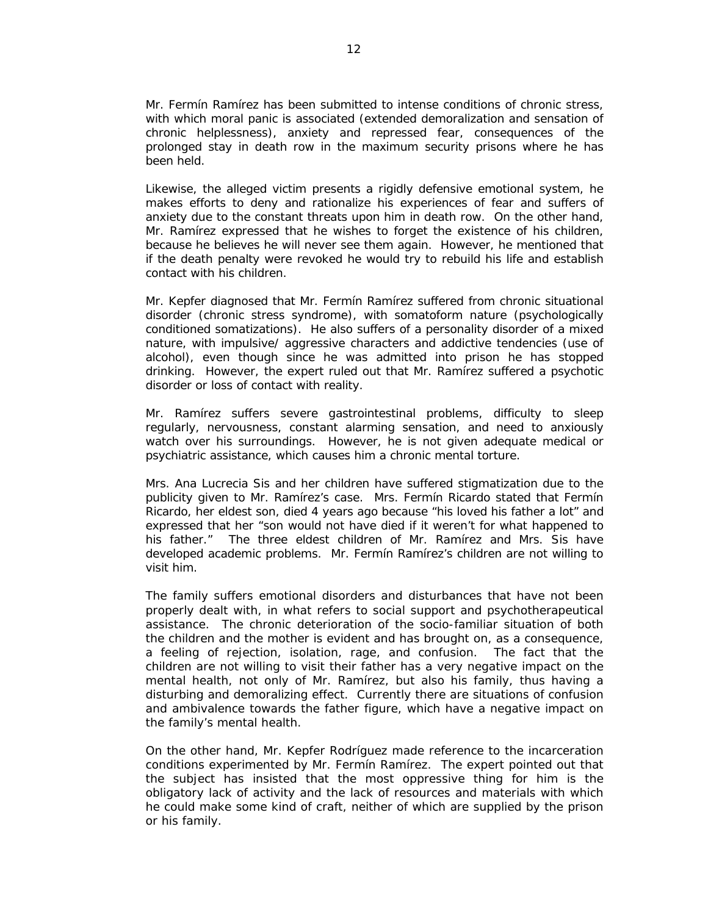Mr. Fermín Ramírez has been submitted to intense conditions of chronic stress, with which moral panic is associated (extended demoralization and sensation of chronic helplessness), anxiety and repressed fear, consequences of the prolonged stay in death row in the maximum security prisons where he has been held.

Likewise, the alleged victim presents a rigidly defensive emotional system, he makes efforts to deny and rationalize his experiences of fear and suffers of anxiety due to the constant threats upon him in death row. On the other hand, Mr. Ramírez expressed that he wishes to forget the existence of his children, because he believes he will never see them again. However, he mentioned that if the death penalty were revoked he would try to rebuild his life and establish contact with his children.

Mr. Kepfer diagnosed that Mr. Fermín Ramírez suffered from chronic situational disorder (chronic stress syndrome), with somatoform nature (psychologically conditioned somatizations). He also suffers of a personality disorder of a mixed nature, with impulsive/ aggressive characters and addictive tendencies (use of alcohol), even though since he was admitted into prison he has stopped drinking. However, the expert ruled out that Mr. Ramírez suffered a psychotic disorder or loss of contact with reality.

Mr. Ramírez suffers severe gastrointestinal problems, difficulty to sleep regularly, nervousness, constant alarming sensation, and need to anxiously watch over his surroundings. However, he is not given adequate medical or psychiatric assistance, which causes him a chronic mental torture.

Mrs. Ana Lucrecia Sis and her children have suffered stigmatization due to the publicity given to Mr. Ramírez's case. Mrs. Fermín Ricardo stated that Fermín Ricardo, her eldest son, died 4 years ago because "his loved his father a lot" and expressed that her "son would not have died if it weren't for what happened to his father." The three eldest children of Mr. Ramírez and Mrs. Sis have developed academic problems. Mr. Fermín Ramírez's children are not willing to visit him.

The family suffers emotional disorders and disturbances that have not been properly dealt with, in what refers to social support and psychotherapeutical assistance. The chronic deterioration of the socio-familiar situation of both the children and the mother is evident and has brought on, as a consequence, a feeling of rejection, isolation, rage, and confusion. The fact that the children are not willing to visit their father has a very negative impact on the mental health, not only of Mr. Ramírez, but also his family, thus having a disturbing and demoralizing effect. Currently there are situations of confusion and ambivalence towards the father figure, which have a negative impact on the family's mental health.

On the other hand, Mr. Kepfer Rodríguez made reference to the incarceration conditions experimented by Mr. Fermín Ramírez. The expert pointed out that the subject has insisted that the most oppressive thing for him is the obligatory lack of activity and the lack of resources and materials with which he could make some kind of craft, neither of which are supplied by the prison or his family.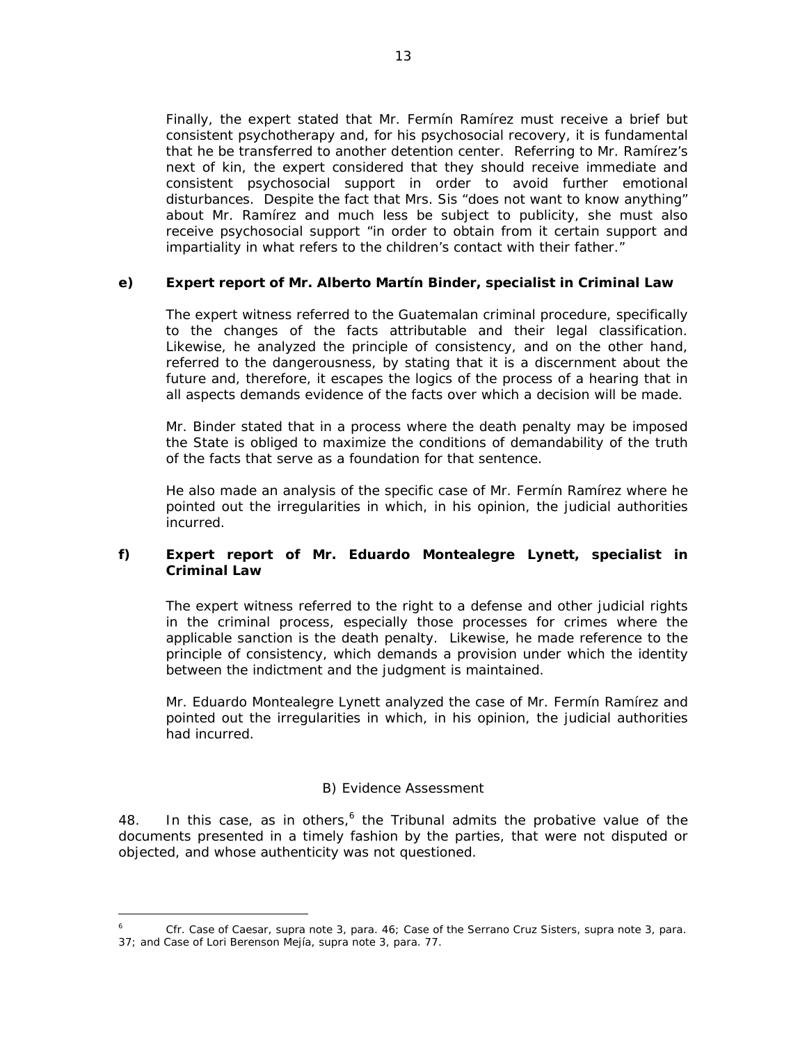Finally, the expert stated that Mr. Fermín Ramírez must receive a brief but consistent psychotherapy and, for his psychosocial recovery, it is fundamental that he be transferred to another detention center. Referring to Mr. Ramírez's next of kin, the expert considered that they should receive immediate and consistent psychosocial support in order to avoid further emotional disturbances. Despite the fact that Mrs. Sis "does not want to know anything" about Mr. Ramírez and much less be subject to publicity, she must also receive psychosocial support "in order to obtain from it certain support and impartiality in what refers to the children's contact with their father."

**e) Expert report of Mr. Alberto Martín Binder, specialist in Criminal Law**

The expert witness referred to the Guatemalan criminal procedure, specifically to the changes of the facts attributable and their legal classification. Likewise, he analyzed the principle of consistency, and on the other hand, referred to the dangerousness, by stating that it is a discernment about the future and, therefore, it escapes the logics of the process of a hearing that in all aspects demands evidence of the facts over which a decision will be made.

Mr. Binder stated that in a process where the death penalty may be imposed the State is obliged to maximize the conditions of demandability of the truth of the facts that serve as a foundation for that sentence.

He also made an analysis of the specific case of Mr. Fermín Ramírez where he pointed out the irregularities in which, in his opinion, the judicial authorities incurred.

**f) Expert report of Mr. Eduardo Montealegre Lynett, specialist in Criminal Law**

The expert witness referred to the right to a defense and other judicial rights in the criminal process, especially those processes for crimes where the applicable sanction is the death penalty. Likewise, he made reference to the principle of consistency, which demands a provision under which the identity between the indictment and the judgment is maintained.

Mr. Eduardo Montealegre Lynett analyzed the case of Mr. Fermín Ramírez and pointed out the irregularities in which, in his opinion, the judicial authorities had incurred.

B) Evidence Assessment

48. In this case, as in others,[6] the Tribunal admits the probative value of the documents presented in a timely fashion by the parties, that were not disputed or objected, and whose authenticity was not questioned.

---

[6] *Cfr. Case of Caesar, supra* note 3, para. 46; *Case of the Serrano Cruz Sisters, supra* note 3, para. 37; and *Case of Lori Berenson Mejía, supra* note 3, para. 77.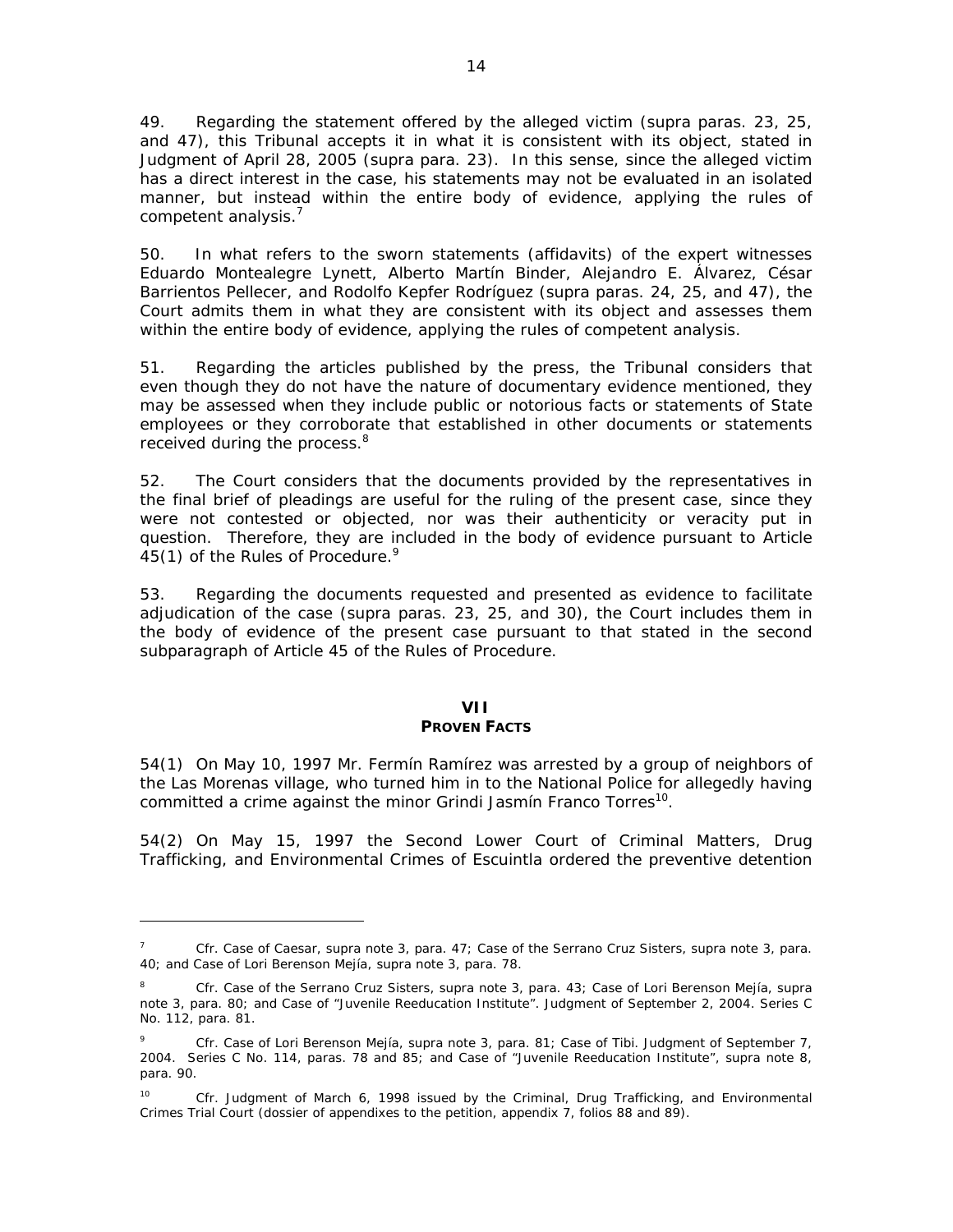49. Regarding the statement offered by the alleged victim (supra paras. 23, 25, and 47), this Tribunal accepts it in what it is consistent with its object, stated in Judgment of April 28, 2005 (supra para. 23). In this sense, since the alleged victim has a direct interest in the case, his statements may not be evaluated in an isolated manner, but instead within the entire body of evidence, applying the rules of competent analysis.[7]

50. In what refers to the sworn statements (affidavits) of the expert witnesses Eduardo Montealegre Lynett, Alberto Martín Binder, Alejandro E. Álvarez, César Barrientos Pellecer, and Rodolfo Kepfer Rodríguez (supra paras. 24, 25, and 47), the Court admits them in what they are consistent with its object and assesses them within the entire body of evidence, applying the rules of competent analysis.

51. Regarding the articles published by the press, the Tribunal considers that even though they do not have the nature of documentary evidence mentioned, they may be assessed when they include public or notorious facts or statements of State employees or they corroborate that established in other documents or statements received during the process.[8]

52. The Court considers that the documents provided by the representatives in the final brief of pleadings are useful for the ruling of the present case, since they were not contested or objected, nor was their authenticity or veracity put in question. Therefore, they are included in the body of evidence pursuant to Article 45(1) of the Rules of Procedure.[9]

53. Regarding the documents requested and presented as evidence to facilitate adjudication of the case (supra paras. 23, 25, and 30), the Court includes them in the body of evidence of the present case pursuant to that stated in the second subparagraph of Article 45 of the Rules of Procedure.

## VII
## PROVEN FACTS

54(1) On May 10, 1997 Mr. Fermín Ramírez was arrested by a group of neighbors of the Las Morenas village, who turned him in to the National Police for allegedly having committed a crime against the minor Grindi Jasmín Franco Torres[10].

54(2) On May 15, 1997 the Second Lower Court of Criminal Matters, Drug Trafficking, and Environmental Crimes of Escuintla ordered the preventive detention

---

[7] Cfr. Case of Caesar, supra note 3, para. 47; Case of the Serrano Cruz Sisters, supra note 3, para. 40; and Case of Lori Berenson Mejía, supra note 3, para. 78.

[8] Cfr. Case of the Serrano Cruz Sisters, supra note 3, para. 43; Case of Lori Berenson Mejía, supra note 3, para. 80; and Case of "Juvenile Reeducation Institute". Judgment of September 2, 2004. Series C No. 112, para. 81.

[9] Cfr. Case of Lori Berenson Mejía, supra note 3, para. 81; Case of Tibi. Judgment of September 7, 2004. Series C No. 114, paras. 78 and 85; and Case of "Juvenile Reeducation Institute", supra note 8, para. 90.

[10] Cfr. Judgment of March 6, 1998 issued by the Criminal, Drug Trafficking, and Environmental Crimes Trial Court (dossier of appendixes to the petition, appendix 7, folios 88 and 89).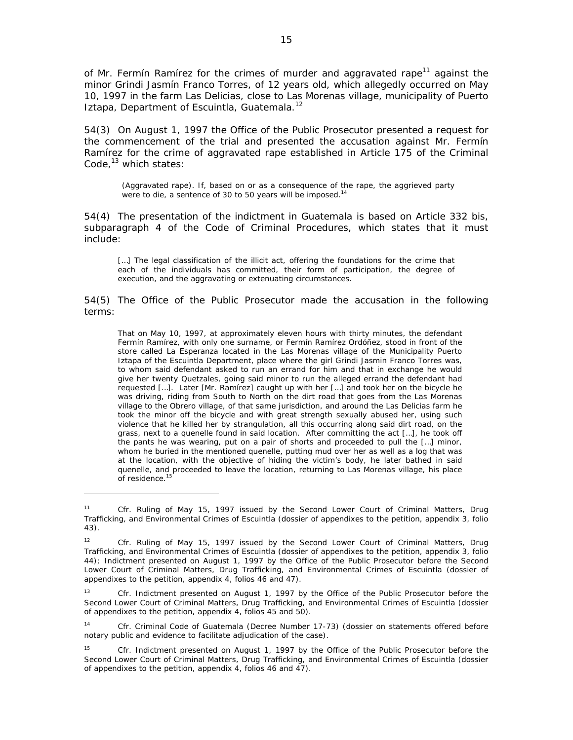of Mr. Fermín Ramírez for the crimes of murder and aggravated rape[11] against the minor Grindi Jasmín Franco Torres, of 12 years old, which allegedly occurred on May 10, 1997 in the farm Las Delicias, close to Las Morenas village, municipality of Puerto Iztapa, Department of Escuintla, Guatemala.[12]

54(3) On August 1, 1997 the Office of the Public Prosecutor presented a request for the commencement of the trial and presented the accusation against Mr. Fermín Ramírez for the crime of aggravated rape established in Article 175 of the Criminal Code,[13] which states:

> (Aggravated rape). If, based on or as a consequence of the rape, the aggrieved party were to die, a sentence of 30 to 50 years will be imposed.[14]

54(4) The presentation of the indictment in Guatemala is based on Article 332 bis, subparagraph 4 of the Code of Criminal Procedures, which states that it must include:

> […] The legal classification of the illicit act, offering the foundations for the crime that each of the individuals has committed, their form of participation, the degree of execution, and the aggravating or extenuating circumstances.

54(5) The Office of the Public Prosecutor made the accusation in the following terms:

> That on May 10, 1997, at approximately eleven hours with thirty minutes, the defendant Fermín Ramírez, with only one surname, or Fermín Ramírez Ordóñez, stood in front of the store called La Esperanza located in the Las Morenas village of the Municipality Puerto Iztapa of the Escuintla Department, place where the girl Grindi Jasmin Franco Torres was, to whom said defendant asked to run an errand for him and that in exchange he would give her twenty Quetzales, going said minor to run the alleged errand the defendant had requested […]. Later [Mr. Ramírez] caught up with her […] and took her on the bicycle he was driving, riding from South to North on the dirt road that goes from the Las Morenas village to the Obrero village, of that same jurisdiction, and around the Las Delicias farm he took the minor off the bicycle and with great strength sexually abused her, using such violence that he killed her by strangulation, all this occurring along said dirt road, on the grass, next to a quenelle found in said location. After committing the act […], he took off the pants he was wearing, put on a pair of shorts and proceeded to pull the […] minor, whom he buried in the mentioned quenelle, putting mud over her as well as a log that was at the location, with the objective of hiding the victim's body, he later bathed in said quenelle, and proceeded to leave the location, returning to Las Morenas village, his place of residence.[15]

---

[11] Cfr. Ruling of May 15, 1997 issued by the Second Lower Court of Criminal Matters, Drug Trafficking, and Environmental Crimes of Escuintla (dossier of appendixes to the petition, appendix 3, folio 43).

[12] Cfr. Ruling of May 15, 1997 issued by the Second Lower Court of Criminal Matters, Drug Trafficking, and Environmental Crimes of Escuintla (dossier of appendixes to the petition, appendix 3, folio 44); Indictment presented on August 1, 1997 by the Office of the Public Prosecutor before the Second Lower Court of Criminal Matters, Drug Trafficking, and Environmental Crimes of Escuintla (dossier of appendixes to the petition, appendix 4, folios 46 and 47).

[13] Cfr. Indictment presented on August 1, 1997 by the Office of the Public Prosecutor before the Second Lower Court of Criminal Matters, Drug Trafficking, and Environmental Crimes of Escuintla (dossier of appendixes to the petition, appendix 4, folios 45 and 50).

[14] Cfr. Criminal Code of Guatemala (Decree Number 17-73) (dossier on statements offered before notary public and evidence to facilitate adjudication of the case).

[15] Cfr. Indictment presented on August 1, 1997 by the Office of the Public Prosecutor before the Second Lower Court of Criminal Matters, Drug Trafficking, and Environmental Crimes of Escuintla (dossier of appendixes to the petition, appendix 4, folios 46 and 47).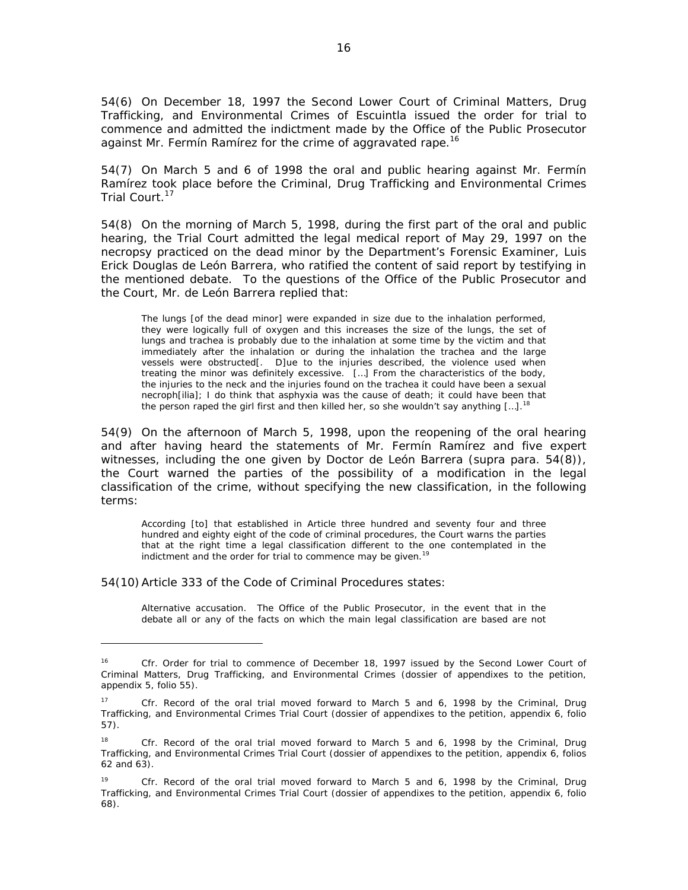54(6) On December 18, 1997 the Second Lower Court of Criminal Matters, Drug Trafficking, and Environmental Crimes of Escuintla issued the order for trial to commence and admitted the indictment made by the Office of the Public Prosecutor against Mr. Fermín Ramírez for the crime of aggravated rape.[16]

54(7) On March 5 and 6 of 1998 the oral and public hearing against Mr. Fermín Ramírez took place before the Criminal, Drug Trafficking and Environmental Crimes Trial Court.[17]

54(8) On the morning of March 5, 1998, during the first part of the oral and public hearing, the Trial Court admitted the legal medical report of May 29, 1997 on the necropsy practiced on the dead minor by the Department's Forensic Examiner, Luis Erick Douglas de León Barrera, who ratified the content of said report by testifying in the mentioned debate. To the questions of the Office of the Public Prosecutor and the Court, Mr. de León Barrera replied that:

> The lungs [of the dead minor] were expanded in size due to the inhalation performed, they were logically full of oxygen and this increases the size of the lungs, the set of lungs and trachea is probably due to the inhalation at some time by the victim and that immediately after the inhalation or during the inhalation the trachea and the large vessels were obstructed[. D]ue to the injuries described, the violence used when treating the minor was definitely excessive. […] From the characteristics of the body, the injuries to the neck and the injuries found on the trachea it could have been a sexual necroph[ilia]; I do think that asphyxia was the cause of death; it could have been that the person raped the girl first and then killed her, so she wouldn't say anything […].[18]

54(9) On the afternoon of March 5, 1998, upon the reopening of the oral hearing and after having heard the statements of Mr. Fermín Ramírez and five expert witnesses, including the one given by Doctor de León Barrera (*supra* para. 54(8)), the Court warned the parties of the possibility of a modification in the legal classification of the crime, without specifying the new classification, in the following terms:

> According [to] that established in Article three hundred and seventy four and three hundred and eighty eight of the code of criminal procedures, the Court warns the parties that at the right time a legal classification different to the one contemplated in the indictment and the order for trial to commence may be given.[19]

54(10) Article 333 of the Code of Criminal Procedures states:

> Alternative accusation. The Office of the Public Prosecutor, in the event that in the debate all or any of the facts on which the main legal classification are based are not

---

[16] Cfr. Order for trial to commence of December 18, 1997 issued by the Second Lower Court of Criminal Matters, Drug Trafficking, and Environmental Crimes (dossier of appendixes to the petition, appendix 5, folio 55).

[17] Cfr. Record of the oral trial moved forward to March 5 and 6, 1998 by the Criminal, Drug Trafficking, and Environmental Crimes Trial Court (dossier of appendixes to the petition, appendix 6, folio 57).

[18] Cfr. Record of the oral trial moved forward to March 5 and 6, 1998 by the Criminal, Drug Trafficking, and Environmental Crimes Trial Court (dossier of appendixes to the petition, appendix 6, folios 62 and 63).

[19] Cfr. Record of the oral trial moved forward to March 5 and 6, 1998 by the Criminal, Drug Trafficking, and Environmental Crimes Trial Court (dossier of appendixes to the petition, appendix 6, folio 68).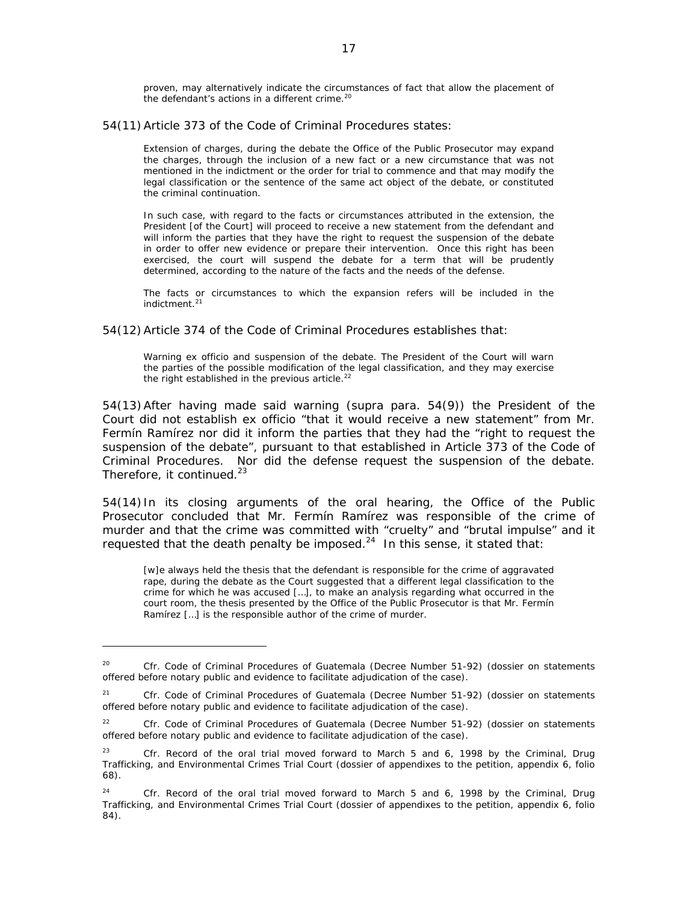proven, may alternatively indicate the circumstances of fact that allow the placement of the defendant's actions in a different crime.[20]

54(11) Article 373 of the Code of Criminal Procedures states:

> Extension of charges, during the debate the Office of the Public Prosecutor may expand the charges, through the inclusion of a new fact or a new circumstance that was not mentioned in the indictment or the order for trial to commence and that may modify the legal classification or the sentence of the same act object of the debate, or constituted the criminal continuation.
>
> In such case, with regard to the facts or circumstances attributed in the extension, the President [of the Court] will proceed to receive a new statement from the defendant and will inform the parties that they have the right to request the suspension of the debate in order to offer new evidence or prepare their intervention. Once this right has been exercised, the court will suspend the debate for a term that will be prudently determined, according to the nature of the facts and the needs of the defense.
>
> The facts or circumstances to which the expansion refers will be included in the indictment.[21]

54(12) Article 374 of the Code of Criminal Procedures establishes that:

> Warning ex officio and suspension of the debate. The President of the Court will warn the parties of the possible modification of the legal classification, and they may exercise the right established in the previous article.[22]

54(13) After having made said warning (*supra* para. 54(9)) the President of the Court did not establish ex officio "that it would receive a new statement" from Mr. Fermín Ramírez nor did it inform the parties that they had the "right to request the suspension of the debate", pursuant to that established in Article 373 of the Code of Criminal Procedures. Nor did the defense request the suspension of the debate. Therefore, it continued.[23]

54(14) In its closing arguments of the oral hearing, the Office of the Public Prosecutor concluded that Mr. Fermín Ramírez was responsible of the crime of murder and that the crime was committed with "cruelty" and "brutal impulse" and it requested that the death penalty be imposed.[24] In this sense, it stated that:

> [w]e always held the thesis that the defendant is responsible for the crime of aggravated rape, during the debate as the Court suggested that a different legal classification to the crime for which he was accused […], to make an analysis regarding what occurred in the court room, the thesis presented by the Office of the Public Prosecutor is that Mr. Fermín Ramírez […] is the responsible author of the crime of murder.

---

[20] Cfr. Code of Criminal Procedures of Guatemala (Decree Number 51-92) (dossier on statements offered before notary public and evidence to facilitate adjudication of the case).

[21] Cfr. Code of Criminal Procedures of Guatemala (Decree Number 51-92) (dossier on statements offered before notary public and evidence to facilitate adjudication of the case).

[22] Cfr. Code of Criminal Procedures of Guatemala (Decree Number 51-92) (dossier on statements offered before notary public and evidence to facilitate adjudication of the case).

[23] Cfr. Record of the oral trial moved forward to March 5 and 6, 1998 by the Criminal, Drug Trafficking, and Environmental Crimes Trial Court (dossier of appendixes to the petition, appendix 6, folio 68).

[24] Cfr. Record of the oral trial moved forward to March 5 and 6, 1998 by the Criminal, Drug Trafficking, and Environmental Crimes Trial Court (dossier of appendixes to the petition, appendix 6, folio 84).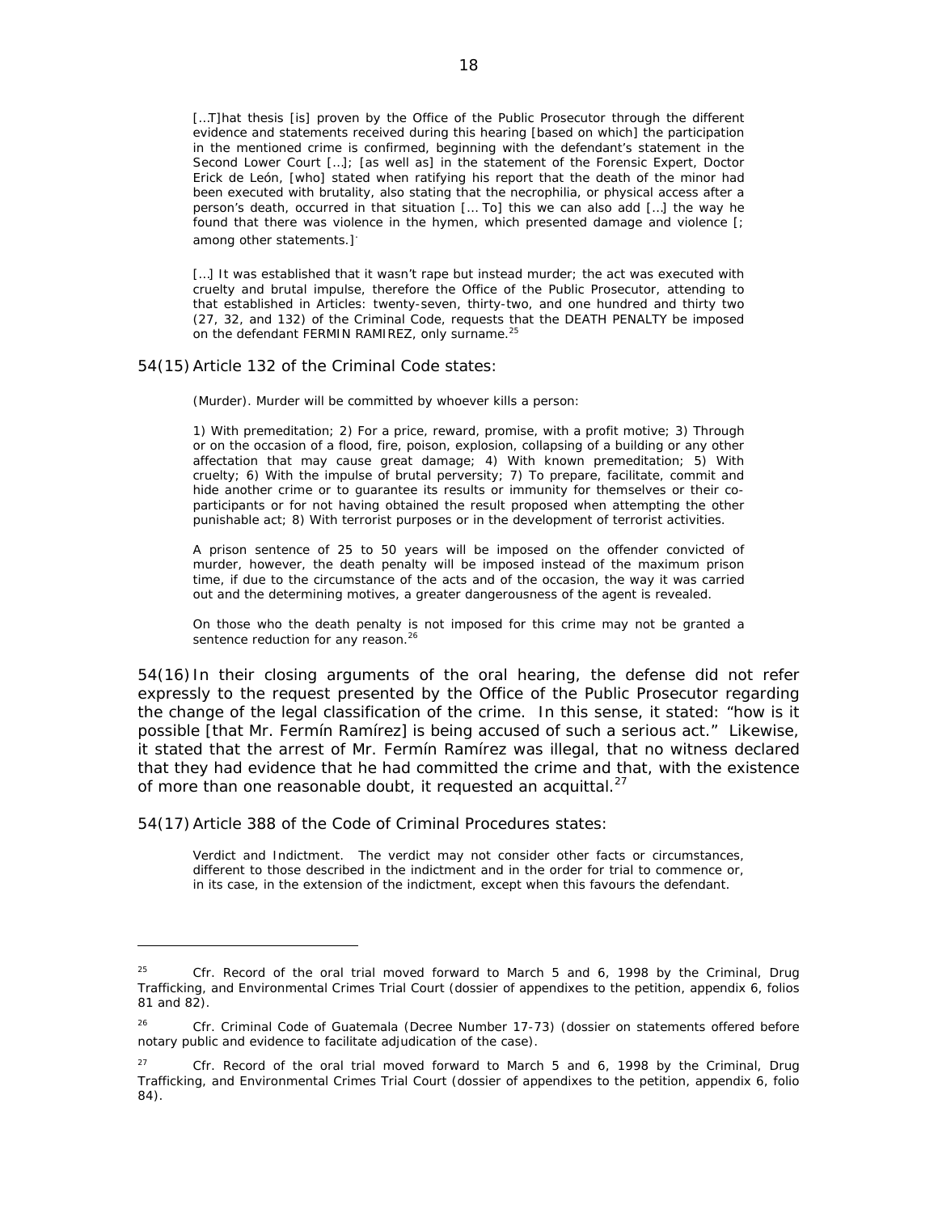[…T]hat thesis [is] proven by the Office of the Public Prosecutor through the different evidence and statements received during this hearing [based on which] the participation in the mentioned crime is confirmed, beginning with the defendant's statement in the Second Lower Court […]; [as well as] in the statement of the Forensic Expert, Doctor Erick de León, [who] stated when ratifying his report that the death of the minor had been executed with brutality, also stating that the necrophilia, or physical access after a person's death, occurred in that situation [… To] this we can also add […] the way he found that there was violence in the hymen, which presented damage and violence [; among other statements.]

[…] It was established that it wasn't rape but instead murder; the act was executed with cruelty and brutal impulse, therefore the Office of the Public Prosecutor, attending to that established in Articles: twenty-seven, thirty-two, and one hundred and thirty two (27, 32, and 132) of the Criminal Code, requests that the DEATH PENALTY be imposed on the defendant FERMIN RAMIREZ, only surname.[25]

54(15) Article 132 of the Criminal Code states:

*(Murder). Murder will be committed by whoever kills a person:*

*1) With premeditation; 2) For a price, reward, promise, with a profit motive; 3) Through or on the occasion of a flood, fire, poison, explosion, collapsing of a building or any other affectation that may cause great damage; 4) With known premeditation; 5) With cruelty; 6) With the impulse of brutal perversity; 7) To prepare, facilitate, commit and hide another crime or to guarantee its results or immunity for themselves or their co-participants or for not having obtained the result proposed when attempting the other punishable act; 8) With terrorist purposes or in the development of terrorist activities.*

*A prison sentence of 25 to 50 years will be imposed on the offender convicted of murder, however, the death penalty will be imposed instead of the maximum prison time, if due to the circumstance of the acts and of the occasion, the way it was carried out and the determining motives, a greater dangerousness of the agent is revealed.*

*On those who the death penalty is not imposed for this crime may not be granted a sentence reduction for any reason.*[26]

54(16) In their closing arguments of the oral hearing, the defense did not refer expressly to the request presented by the Office of the Public Prosecutor regarding the change of the legal classification of the crime. In this sense, it stated: "how is it possible [that Mr. Fermín Ramírez] is being accused of such a serious act." Likewise, it stated that the arrest of Mr. Fermín Ramírez was illegal, that no witness declared that they had evidence that he had committed the crime and that, with the existence of more than one reasonable doubt, it requested an acquittal.[27]

54(17) Article 388 of the Code of Criminal Procedures states:

*Verdict and Indictment. The verdict may not consider other facts or circumstances, different to those described in the indictment and in the order for trial to commence or, in its case, in the extension of the indictment, except when this favours the defendant.*

---

[25] Cfr. Record of the oral trial moved forward to March 5 and 6, 1998 by the Criminal, Drug Trafficking, and Environmental Crimes Trial Court (dossier of appendixes to the petition, appendix 6, folios 81 and 82).

[26] Cfr. Criminal Code of Guatemala (Decree Number 17-73) (dossier on statements offered before notary public and evidence to facilitate adjudication of the case).

[27] Cfr. Record of the oral trial moved forward to March 5 and 6, 1998 by the Criminal, Drug Trafficking, and Environmental Crimes Trial Court (dossier of appendixes to the petition, appendix 6, folio 84).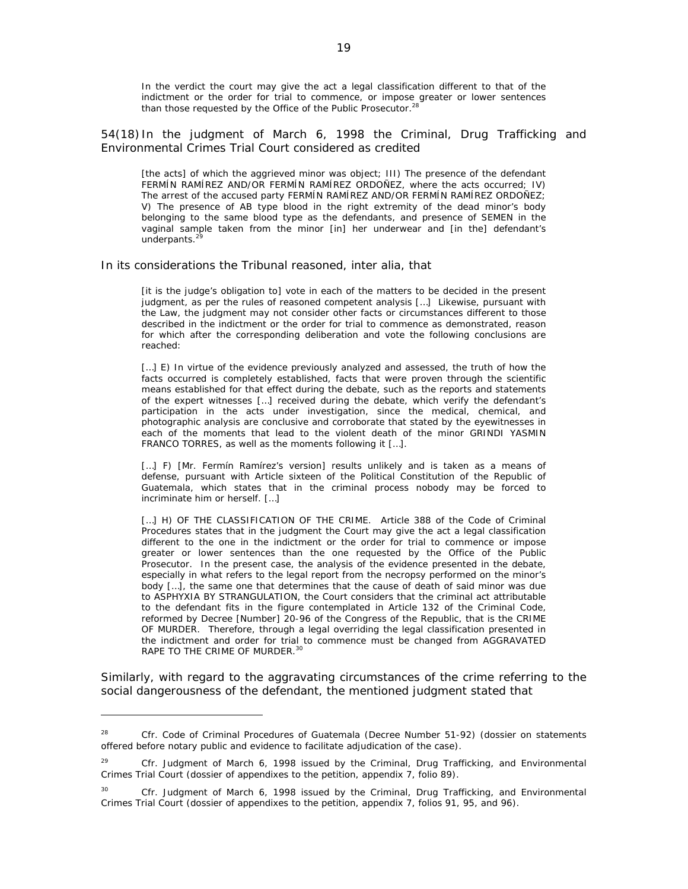> In the verdict the court may give the act a legal classification different to that of the indictment or the order for trial to commence, or impose greater or lower sentences than those requested by the Office of the Public Prosecutor.[28]

54(18) In the judgment of March 6, 1998 the Criminal, Drug Trafficking and Environmental Crimes Trial Court considered as credited

> [the acts] of which the aggrieved minor was object; III) The presence of the defendant FERMÍN RAMÍREZ AND/OR FERMÍN RAMÍREZ ORDOÑEZ, where the acts occurred; IV) The arrest of the accused party FERMÍN RAMÍREZ AND/OR FERMÍN RAMÍREZ ORDOÑEZ; V) The presence of AB type blood in the right extremity of the dead minor's body belonging to the same blood type as the defendants, and presence of SEMEN in the vaginal sample taken from the minor [in] her underwear and [in the] defendant's underpants.[29]

In its considerations the Tribunal reasoned, inter alia, that

> [it is the judge's obligation to] vote in each of the matters to be decided in the present judgment, as per the rules of reasoned competent analysis […] Likewise, pursuant with the Law, the judgment may not consider other facts or circumstances different to those described in the indictment or the order for trial to commence as demonstrated, reason for which after the corresponding deliberation and vote the following conclusions are reached:
>
> […] E) In virtue of the evidence previously analyzed and assessed, the truth of how the facts occurred is completely established, facts that were proven through the scientific means established for that effect during the debate, such as the reports and statements of the expert witnesses […] received during the debate, which verify the defendant's participation in the acts under investigation, since the medical, chemical, and photographic analysis are conclusive and corroborate that stated by the eyewitnesses in each of the moments that lead to the violent death of the minor GRINDI YASMIN FRANCO TORRES, as well as the moments following it […].
>
> […] F) [Mr. Fermín Ramírez's version] results unlikely and is taken as a means of defense, pursuant with Article sixteen of the Political Constitution of the Republic of Guatemala, which states that in the criminal process nobody may be forced to incriminate him or herself. […]
>
> […] H) OF THE CLASSIFICATION OF THE CRIME. Article 388 of the Code of Criminal Procedures states that in the judgment the Court may give the act a legal classification different to the one in the indictment or the order for trial to commence or impose greater or lower sentences than the one requested by the Office of the Public Prosecutor. In the present case, the analysis of the evidence presented in the debate, especially in what refers to the legal report from the necropsy performed on the minor's body […], the same one that determines that the cause of death of said minor was due to ASPHYXIA BY STRANGULATION, the Court considers that the criminal act attributable to the defendant fits in the figure contemplated in Article 132 of the Criminal Code, reformed by Decree [Number] 20-96 of the Congress of the Republic, that is the CRIME OF MURDER. Therefore, through a legal overriding the legal classification presented in the indictment and order for trial to commence must be changed from AGGRAVATED RAPE TO THE CRIME OF MURDER.[30]

Similarly, with regard to the aggravating circumstances of the crime referring to the social dangerousness of the defendant, the mentioned judgment stated that

---

[28] Cfr. Code of Criminal Procedures of Guatemala (Decree Number 51-92) (dossier on statements offered before notary public and evidence to facilitate adjudication of the case).

[29] Cfr. Judgment of March 6, 1998 issued by the Criminal, Drug Trafficking, and Environmental Crimes Trial Court (dossier of appendixes to the petition, appendix 7, folio 89).

[30] Cfr. Judgment of March 6, 1998 issued by the Criminal, Drug Trafficking, and Environmental Crimes Trial Court (dossier of appendixes to the petition, appendix 7, folios 91, 95, and 96).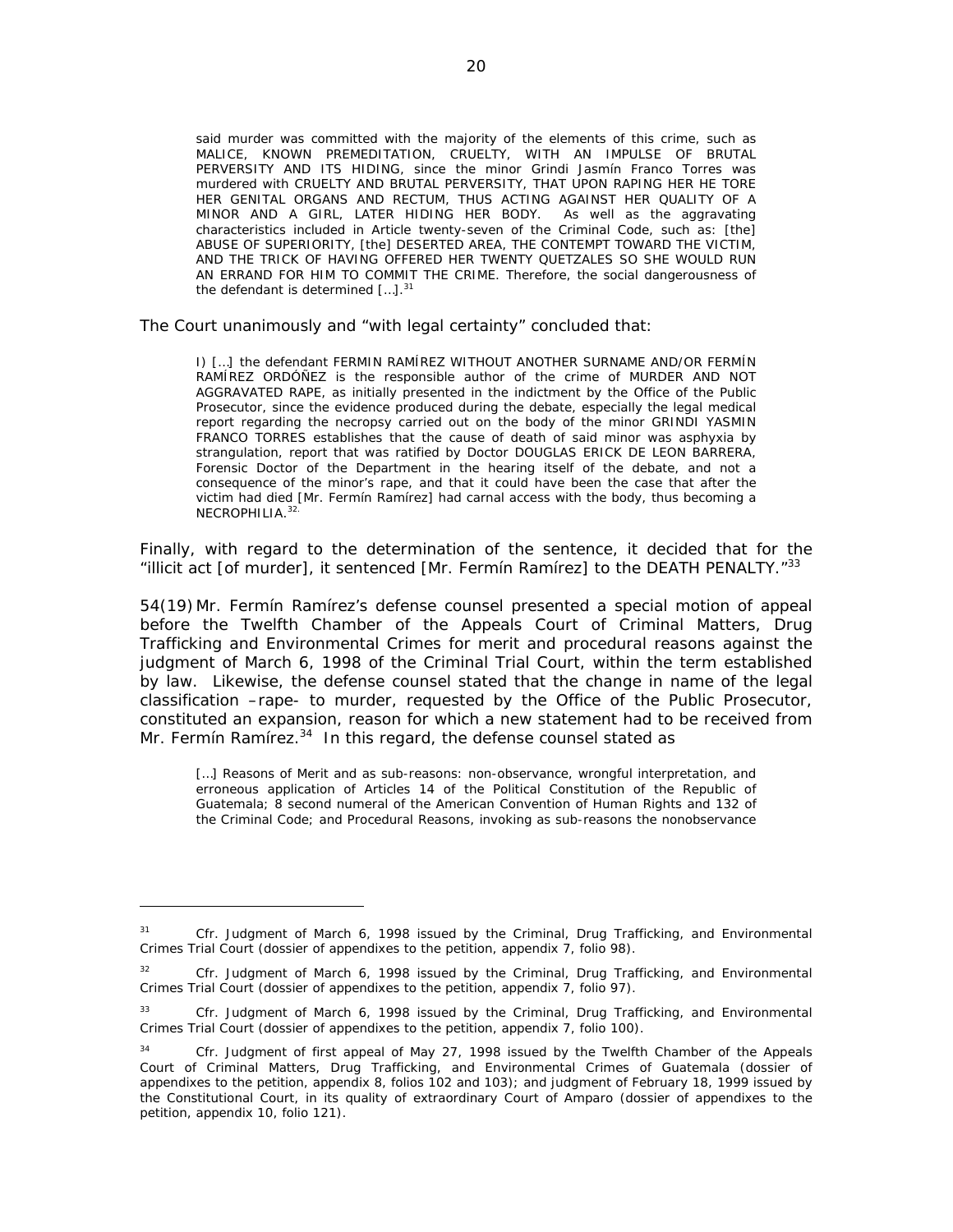> said murder was committed with the majority of the elements of this crime, such as MALICE, KNOWN PREMEDITATION, CRUELTY, WITH AN IMPULSE OF BRUTAL PERVERSITY AND ITS HIDING, since the minor Grindi Jasmín Franco Torres was murdered with CRUELTY AND BRUTAL PERVERSITY, THAT UPON RAPING HER HE TORE HER GENITAL ORGANS AND RECTUM, THUS ACTING AGAINST HER QUALITY OF A MINOR AND A GIRL, LATER HIDING HER BODY. As well as the aggravating characteristics included in Article twenty-seven of the Criminal Code, such as: [the] ABUSE OF SUPERIORITY, [the] DESERTED AREA, THE CONTEMPT TOWARD THE VICTIM, AND THE TRICK OF HAVING OFFERED HER TWENTY QUETZALES SO SHE WOULD RUN AN ERRAND FOR HIM TO COMMIT THE CRIME. Therefore, the social dangerousness of the defendant is determined […].[31]

The Court unanimously and "with legal certainty" concluded that:

> I) […] the defendant FERMIN RAMÍREZ WITHOUT ANOTHER SURNAME AND/OR FERMÍN RAMÍREZ ORDÓÑEZ is the responsible author of the crime of MURDER AND NOT AGGRAVATED RAPE, as initially presented in the indictment by the Office of the Public Prosecutor, since the evidence produced during the debate, especially the legal medical report regarding the necropsy carried out on the body of the minor GRINDI YASMIN FRANCO TORRES establishes that the cause of death of said minor was asphyxia by strangulation, report that was ratified by Doctor DOUGLAS ERICK DE LEON BARRERA, Forensic Doctor of the Department in the hearing itself of the debate, and not a consequence of the minor's rape, and that it could have been the case that after the victim had died [Mr. Fermín Ramírez] had carnal access with the body, thus becoming a NECROPHILIA.[32]

Finally, with regard to the determination of the sentence, it decided that for the "illicit act [of murder], it sentenced [Mr. Fermín Ramírez] to the DEATH PENALTY."[33]

54(19) Mr. Fermín Ramírez's defense counsel presented a special motion of appeal before the Twelfth Chamber of the Appeals Court of Criminal Matters, Drug Trafficking and Environmental Crimes for merit and procedural reasons against the judgment of March 6, 1998 of the Criminal Trial Court, within the term established by law. Likewise, the defense counsel stated that the change in name of the legal classification –rape- to murder, requested by the Office of the Public Prosecutor, constituted an expansion, reason for which a new statement had to be received from Mr. Fermín Ramírez.[34] In this regard, the defense counsel stated as

> […] Reasons of Merit and as sub-reasons: non-observance, wrongful interpretation, and erroneous application of Articles 14 of the Political Constitution of the Republic of Guatemala; 8 second numeral of the American Convention of Human Rights and 132 of the Criminal Code; and Procedural Reasons, invoking as sub-reasons the nonobservance

---

[31] Cfr. Judgment of March 6, 1998 issued by the Criminal, Drug Trafficking, and Environmental Crimes Trial Court (dossier of appendixes to the petition, appendix 7, folio 98).

[32] Cfr. Judgment of March 6, 1998 issued by the Criminal, Drug Trafficking, and Environmental Crimes Trial Court (dossier of appendixes to the petition, appendix 7, folio 97).

[33] Cfr. Judgment of March 6, 1998 issued by the Criminal, Drug Trafficking, and Environmental Crimes Trial Court (dossier of appendixes to the petition, appendix 7, folio 100).

[34] Cfr. Judgment of first appeal of May 27, 1998 issued by the Twelfth Chamber of the Appeals Court of Criminal Matters, Drug Trafficking, and Environmental Crimes of Guatemala (dossier of appendixes to the petition, appendix 8, folios 102 and 103); and judgment of February 18, 1999 issued by the Constitutional Court, in its quality of extraordinary Court of Amparo (dossier of appendixes to the petition, appendix 10, folio 121).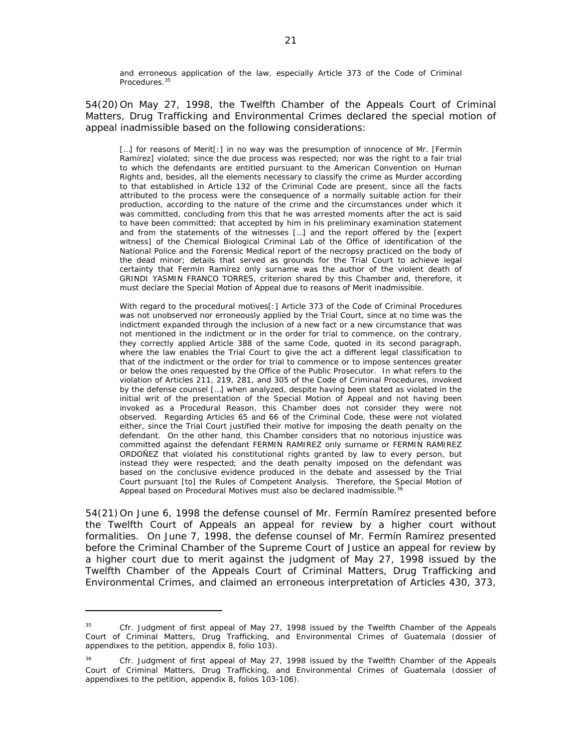> and erroneous application of the law, especially Article 373 of the Code of Criminal Procedures.[35]

54(20) On May 27, 1998, the Twelfth Chamber of the Appeals Court of Criminal Matters, Drug Trafficking and Environmental Crimes declared the special motion of appeal inadmissible based on the following considerations:

> […] for reasons of Merit[:] in no way was the presumption of innocence of Mr. [Fermín Ramírez] violated; since the due process was respected; nor was the right to a fair trial to which the defendants are entitled pursuant to the American Convention on Human Rights and, besides, all the elements necessary to classify the crime as Murder according to that established in Article 132 of the Criminal Code are present, since all the facts attributed to the process were the consequence of a normally suitable action for their production, according to the nature of the crime and the circumstances under which it was committed, concluding from this that he was arrested moments after the act is said to have been committed; that accepted by him in his preliminary examination statement and from the statements of the witnesses […] and the report offered by the [expert witness] of the Chemical Biological Criminal Lab of the Office of identification of the National Police and the Forensic Medical report of the necropsy practiced on the body of the dead minor; details that served as grounds for the Trial Court to achieve legal certainty that Fermín Ramírez only surname was the author of the violent death of GRINDI YASMIN FRANCO TORRES, criterion shared by this Chamber and, therefore, it must declare the Special Motion of Appeal due to reasons of Merit inadmissible.
>
> With regard to the procedural motives[:] Article 373 of the Code of Criminal Procedures was not unobserved nor erroneously applied by the Trial Court, since at no time was the indictment expanded through the inclusion of a new fact or a new circumstance that was not mentioned in the indictment or in the order for trial to commence, on the contrary, they correctly applied Article 388 of the same Code, quoted in its second paragraph, where the law enables the Trial Court to give the act a different legal classification to that of the indictment or the order for trial to commence or to impose sentences greater or below the ones requested by the Office of the Public Prosecutor. In what refers to the violation of Articles 211, 219, 281, and 305 of the Code of Criminal Procedures, invoked by the defense counsel […] when analyzed, despite having been stated as violated in the initial writ of the presentation of the Special Motion of Appeal and not having been invoked as a Procedural Reason, this Chamber does not consider they were not observed. Regarding Articles 65 and 66 of the Criminal Code, these were not violated either, since the Trial Court justified their motive for imposing the death penalty on the defendant. On the other hand, this Chamber considers that no notorious injustice was committed against the defendant FERMIN RAMIREZ only surname or FERMIN RAMIREZ ORDOÑEZ that violated his constitutional rights granted by law to every person, but instead they were respected; and the death penalty imposed on the defendant was based on the conclusive evidence produced in the debate and assessed by the Trial Court pursuant [to] the Rules of Competent Analysis. Therefore, the Special Motion of Appeal based on Procedural Motives must also be declared inadmissible.[36]

54(21) On June 6, 1998 the defense counsel of Mr. Fermín Ramírez presented before the Twelfth Court of Appeals an appeal for review by a higher court without formalities. On June 7, 1998, the defense counsel of Mr. Fermín Ramírez presented before the Criminal Chamber of the Supreme Court of Justice an appeal for review by a higher court due to merit against the judgment of May 27, 1998 issued by the Twelfth Chamber of the Appeals Court of Criminal Matters, Drug Trafficking and Environmental Crimes, and claimed an erroneous interpretation of Articles 430, 373,

---

[35] Cfr. Judgment of first appeal of May 27, 1998 issued by the Twelfth Chamber of the Appeals Court of Criminal Matters, Drug Trafficking, and Environmental Crimes of Guatemala (dossier of appendixes to the petition, appendix 8, folio 103).

[36] Cfr. Judgment of first appeal of May 27, 1998 issued by the Twelfth Chamber of the Appeals Court of Criminal Matters, Drug Trafficking, and Environmental Crimes of Guatemala (dossier of appendixes to the petition, appendix 8, folios 103-106).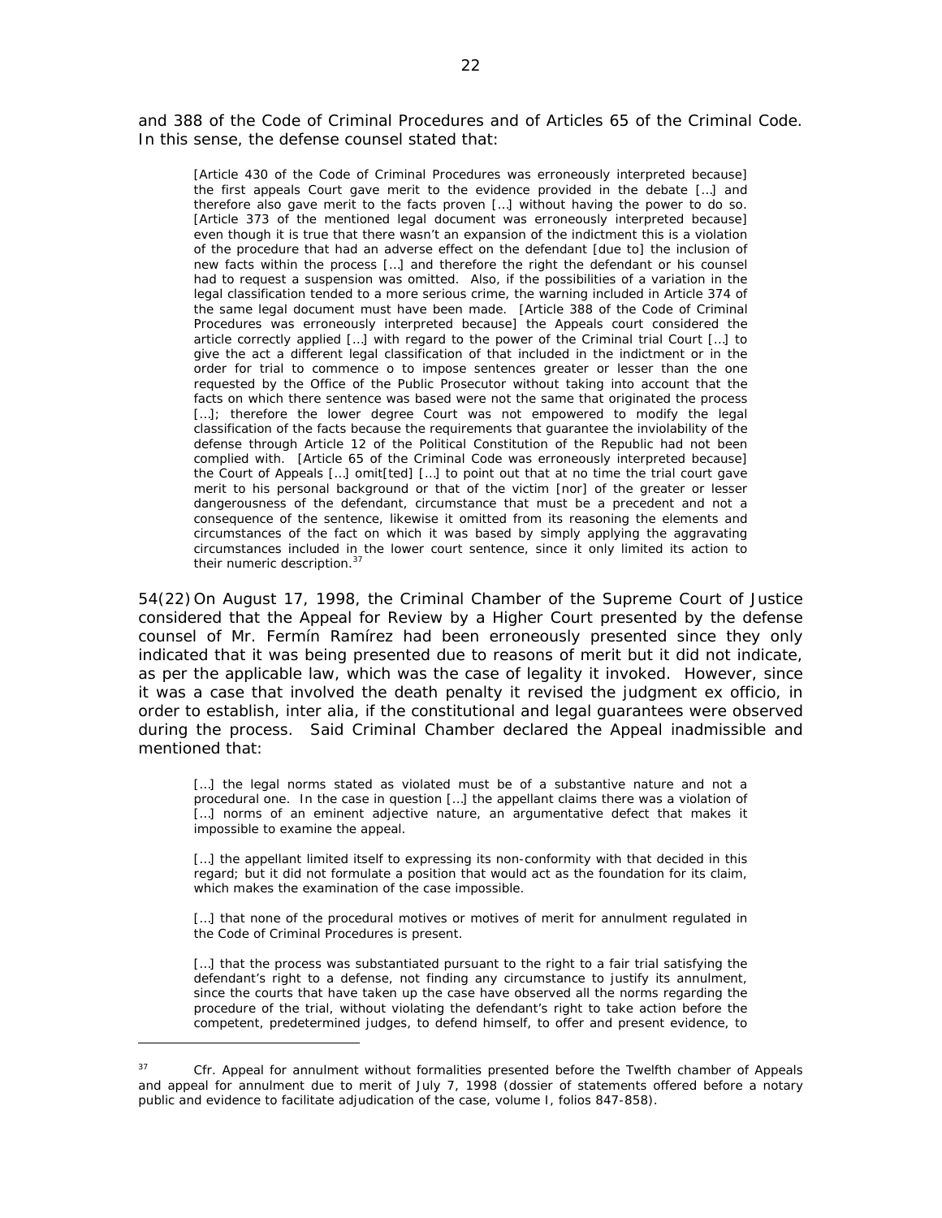and 388 of the Code of Criminal Procedures and of Articles 65 of the Criminal Code. In this sense, the defense counsel stated that:

> [Article 430 of the Code of Criminal Procedures was erroneously interpreted because] the first appeals Court gave merit to the evidence provided in the debate […] and therefore also gave merit to the facts proven […] without having the power to do so. [Article 373 of the mentioned legal document was erroneously interpreted because] even though it is true that there wasn't an expansion of the indictment this is a violation of the procedure that had an adverse effect on the defendant [due to] the inclusion of new facts within the process […] and therefore the right the defendant or his counsel had to request a suspension was omitted. Also, if the possibilities of a variation in the legal classification tended to a more serious crime, the warning included in Article 374 of the same legal document must have been made. [Article 388 of the Code of Criminal Procedures was erroneously interpreted because] the Appeals court considered the article correctly applied […] with regard to the power of the Criminal trial Court […] to give the act a different legal classification of that included in the indictment or in the order for trial to commence o to impose sentences greater or lesser than the one requested by the Office of the Public Prosecutor without taking into account that the facts on which there sentence was based were not the same that originated the process […]; therefore the lower degree Court was not empowered to modify the legal classification of the facts because the requirements that guarantee the inviolability of the defense through Article 12 of the Political Constitution of the Republic had not been complied with. [Article 65 of the Criminal Code was erroneously interpreted because] the Court of Appeals […] omit[ted] […] to point out that at no time the trial court gave merit to his personal background or that of the victim [nor] of the greater or lesser dangerousness of the defendant, circumstance that must be a precedent and not a consequence of the sentence, likewise it omitted from its reasoning the elements and circumstances of the fact on which it was based by simply applying the aggravating circumstances included in the lower court sentence, since it only limited its action to their numeric description.[37]

54(22) On August 17, 1998, the Criminal Chamber of the Supreme Court of Justice considered that the Appeal for Review by a Higher Court presented by the defense counsel of Mr. Fermín Ramírez had been erroneously presented since they only indicated that it was being presented due to reasons of merit but it did not indicate, as per the applicable law, which was the case of legality it invoked. However, since it was a case that involved the death penalty it revised the judgment ex officio, in order to establish, inter alia, if the constitutional and legal guarantees were observed during the process. Said Criminal Chamber declared the Appeal inadmissible and mentioned that:

> […] the legal norms stated as violated must be of a substantive nature and not a procedural one. In the case in question […] the appellant claims there was a violation of […] norms of an eminent adjective nature, an argumentative defect that makes it impossible to examine the appeal.
>
> […] the appellant limited itself to expressing its non-conformity with that decided in this regard; but it did not formulate a position that would act as the foundation for its claim, which makes the examination of the case impossible.
>
> […] that none of the procedural motives or motives of merit for annulment regulated in the Code of Criminal Procedures is present.
>
> […] that the process was substantiated pursuant to the right to a fair trial satisfying the defendant's right to a defense, not finding any circumstance to justify its annulment, since the courts that have taken up the case have observed all the norms regarding the procedure of the trial, without violating the defendant's right to take action before the competent, predetermined judges, to defend himself, to offer and present evidence, to

---

[37] Cfr. Appeal for annulment without formalities presented before the Twelfth chamber of Appeals and appeal for annulment due to merit of July 7, 1998 (dossier of statements offered before a notary public and evidence to facilitate adjudication of the case, volume I, folios 847-858).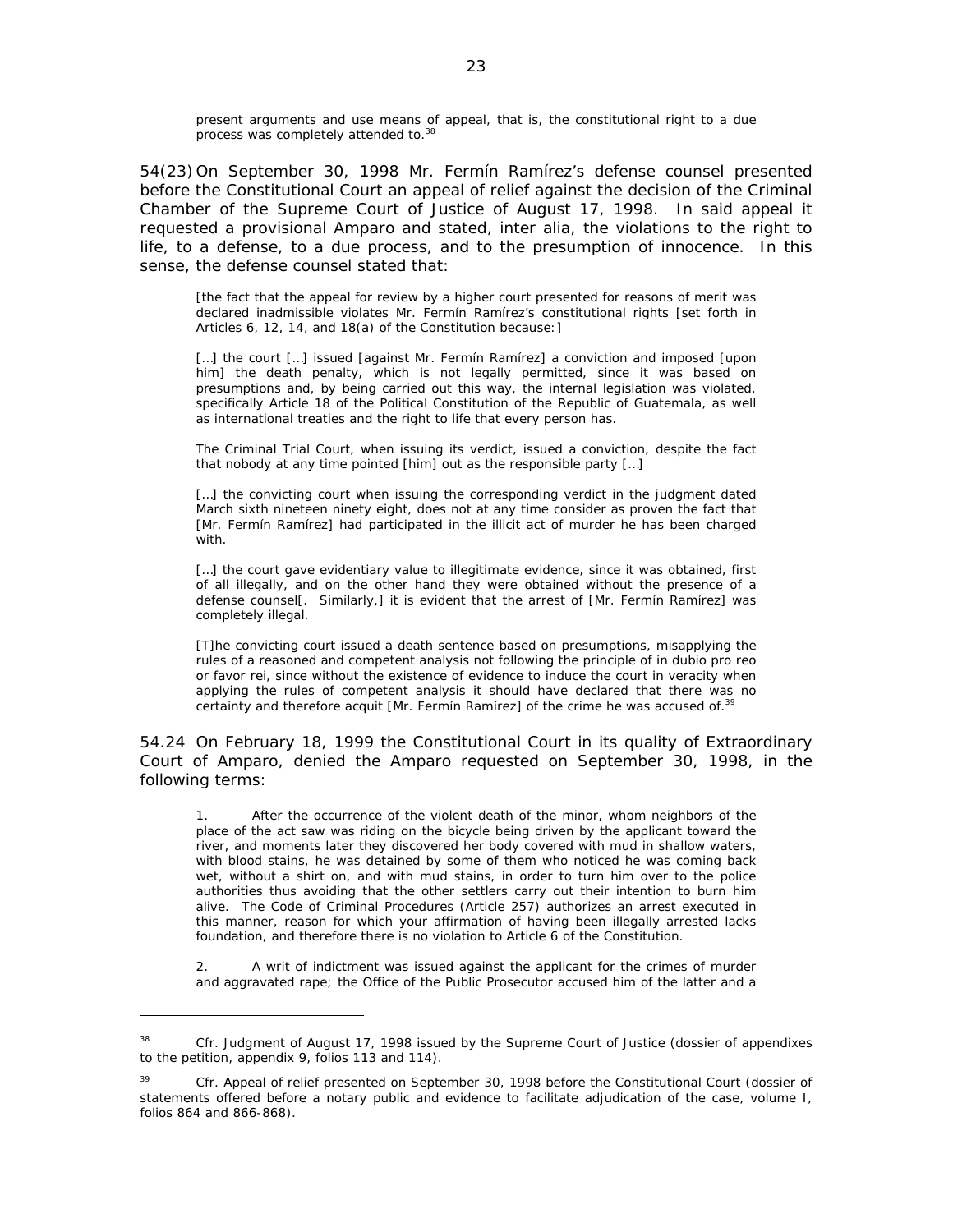> present arguments and use means of appeal, that is, the constitutional right to a due process was completely attended to.[38]

54(23) On September 30, 1998 Mr. Fermín Ramírez's defense counsel presented before the Constitutional Court an appeal of relief against the decision of the Criminal Chamber of the Supreme Court of Justice of August 17, 1998. In said appeal it requested a provisional Amparo and stated, inter alia, the violations to the right to life, to a defense, to a due process, and to the presumption of innocence. In this sense, the defense counsel stated that:

> [the fact that the appeal for review by a higher court presented for reasons of merit was declared inadmissible violates Mr. Fermín Ramírez's constitutional rights [set forth in Articles 6, 12, 14, and 18(a) of the Constitution because:]
>
> [...] the court [...] issued [against Mr. Fermín Ramírez] a conviction and imposed [upon him] the death penalty, which is not legally permitted, since it was based on presumptions and, by being carried out this way, the internal legislation was violated, specifically Article 18 of the Political Constitution of the Republic of Guatemala, as well as international treaties and the right to life that every person has.
>
> The Criminal Trial Court, when issuing its verdict, issued a conviction, despite the fact that nobody at any time pointed [him] out as the responsible party [...]
>
> [...] the convicting court when issuing the corresponding verdict in the judgment dated March sixth nineteen ninety eight, does not at any time consider as proven the fact that [Mr. Fermín Ramírez] had participated in the illicit act of murder he has been charged with.
>
> [...] the court gave evidentiary value to illegitimate evidence, since it was obtained, first of all illegally, and on the other hand they were obtained without the presence of a defense counsel[. Similarly,] it is evident that the arrest of [Mr. Fermín Ramírez] was completely illegal.
>
> [T]he convicting court issued a death sentence based on presumptions, misapplying the rules of a reasoned and competent analysis not following the principle of in dubio pro reo or favor rei, since without the existence of evidence to induce the court in veracity when applying the rules of competent analysis it should have declared that there was no certainty and therefore acquit [Mr. Fermín Ramírez] of the crime he was accused of.[39]

54.24 On February 18, 1999 the Constitutional Court in its quality of Extraordinary Court of Amparo, denied the Amparo requested on September 30, 1998, in the following terms:

> 1. After the occurrence of the violent death of the minor, whom neighbors of the place of the act saw was riding on the bicycle being driven by the applicant toward the river, and moments later they discovered her body covered with mud in shallow waters, with blood stains, he was detained by some of them who noticed he was coming back wet, without a shirt on, and with mud stains, in order to turn him over to the police authorities thus avoiding that the other settlers carry out their intention to burn him alive. The Code of Criminal Procedures (Article 257) authorizes an arrest executed in this manner, reason for which your affirmation of having been illegally arrested lacks foundation, and therefore there is no violation to Article 6 of the Constitution.
>
> 2. A writ of indictment was issued against the applicant for the crimes of murder and aggravated rape; the Office of the Public Prosecutor accused him of the latter and a

---

[38] Cfr. Judgment of August 17, 1998 issued by the Supreme Court of Justice (dossier of appendixes to the petition, appendix 9, folios 113 and 114).

[39] Cfr. Appeal of relief presented on September 30, 1998 before the Constitutional Court (dossier of statements offered before a notary public and evidence to facilitate adjudication of the case, volume I, folios 864 and 866-868).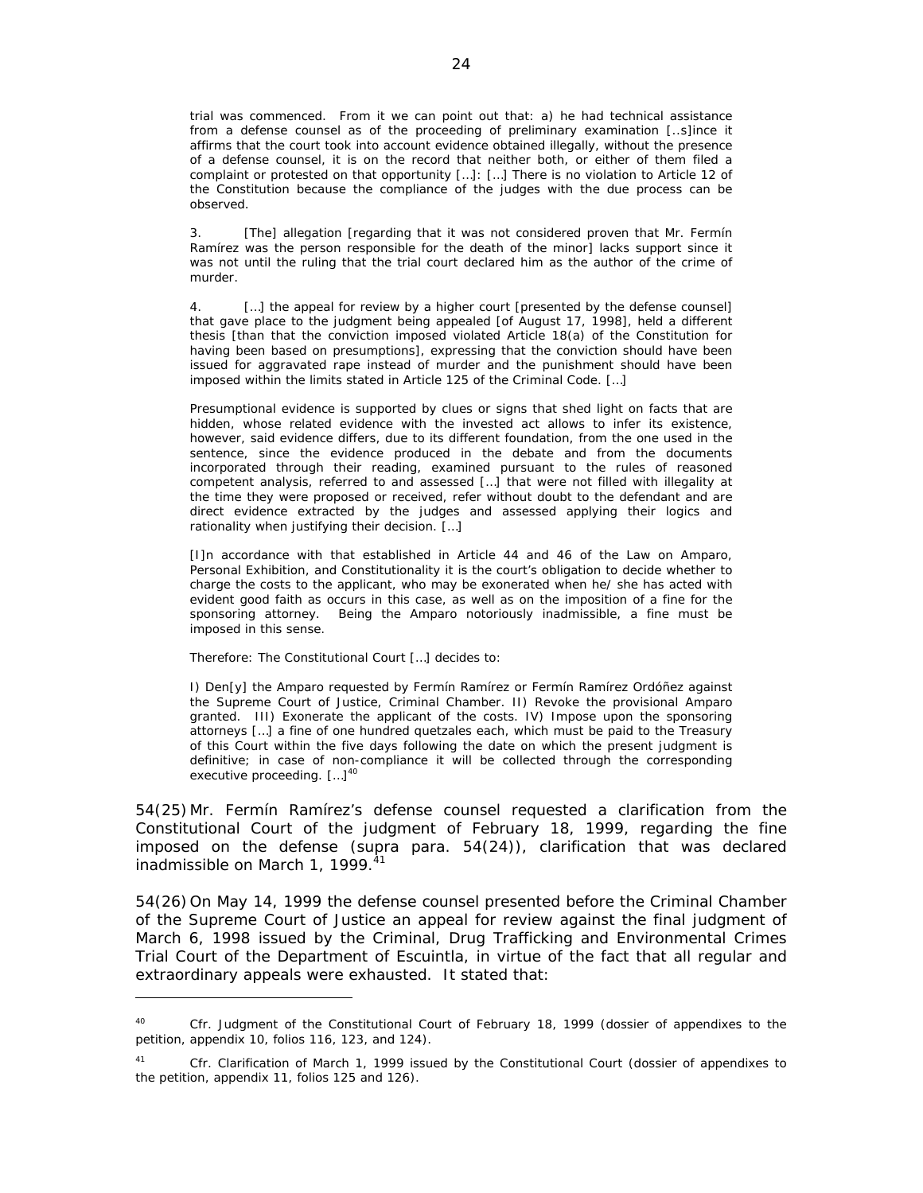trial was commenced. From it we can point out that: a) he had technical assistance from a defense counsel as of the proceeding of preliminary examination [..s]ince it affirms that the court took into account evidence obtained illegally, without the presence of a defense counsel, it is on the record that neither both, or either of them filed a complaint or protested on that opportunity […]: […] There is no violation to Article 12 of the Constitution because the compliance of the judges with the due process can be observed.

3. [The] allegation [regarding that it was not considered proven that Mr. Fermín Ramírez was the person responsible for the death of the minor] lacks support since it was not until the ruling that the trial court declared him as the author of the crime of murder.

4. […] the appeal for review by a higher court [presented by the defense counsel] that gave place to the judgment being appealed [of August 17, 1998], held a different thesis [than that the conviction imposed violated Article 18(a) of the Constitution for having been based on presumptions], expressing that the conviction should have been issued for aggravated rape instead of murder and the punishment should have been imposed within the limits stated in Article 125 of the Criminal Code. […]

Presumptional evidence is supported by clues or signs that shed light on facts that are hidden, whose related evidence with the invested act allows to infer its existence, however, said evidence differs, due to its different foundation, from the one used in the sentence, since the evidence produced in the debate and from the documents incorporated through their reading, examined pursuant to the rules of reasoned competent analysis, referred to and assessed […] that were not filled with illegality at the time they were proposed or received, refer without doubt to the defendant and are direct evidence extracted by the judges and assessed applying their logics and rationality when justifying their decision. […]

[I]n accordance with that established in Article 44 and 46 of the Law on Amparo, Personal Exhibition, and Constitutionality it is the court's obligation to decide whether to charge the costs to the applicant, who may be exonerated when he/ she has acted with evident good faith as occurs in this case, as well as on the imposition of a fine for the sponsoring attorney. Being the Amparo notoriously inadmissible, a fine must be imposed in this sense.

Therefore: The Constitutional Court […] decides to:

I) Den[y] the Amparo requested by Fermín Ramírez or Fermín Ramírez Ordóñez against the Supreme Court of Justice, Criminal Chamber. II) Revoke the provisional Amparo granted. III) Exonerate the applicant of the costs. IV) Impose upon the sponsoring attorneys […] a fine of one hundred quetzales each, which must be paid to the Treasury of this Court within the five days following the date on which the present judgment is definitive; in case of non-compliance it will be collected through the corresponding executive proceeding. […][40]

54(25) Mr. Fermín Ramírez's defense counsel requested a clarification from the Constitutional Court of the judgment of February 18, 1999, regarding the fine imposed on the defense (*supra* para. 54(24)), clarification that was declared inadmissible on March 1, 1999.[41]

54(26) On May 14, 1999 the defense counsel presented before the Criminal Chamber of the Supreme Court of Justice an appeal for review against the final judgment of March 6, 1998 issued by the Criminal, Drug Trafficking and Environmental Crimes Trial Court of the Department of Escuintla, in virtue of the fact that all regular and extraordinary appeals were exhausted. It stated that:

---

[40] Cfr. Judgment of the Constitutional Court of February 18, 1999 (dossier of appendixes to the petition, appendix 10, folios 116, 123, and 124).

[41] Cfr. Clarification of March 1, 1999 issued by the Constitutional Court (dossier of appendixes to the petition, appendix 11, folios 125 and 126).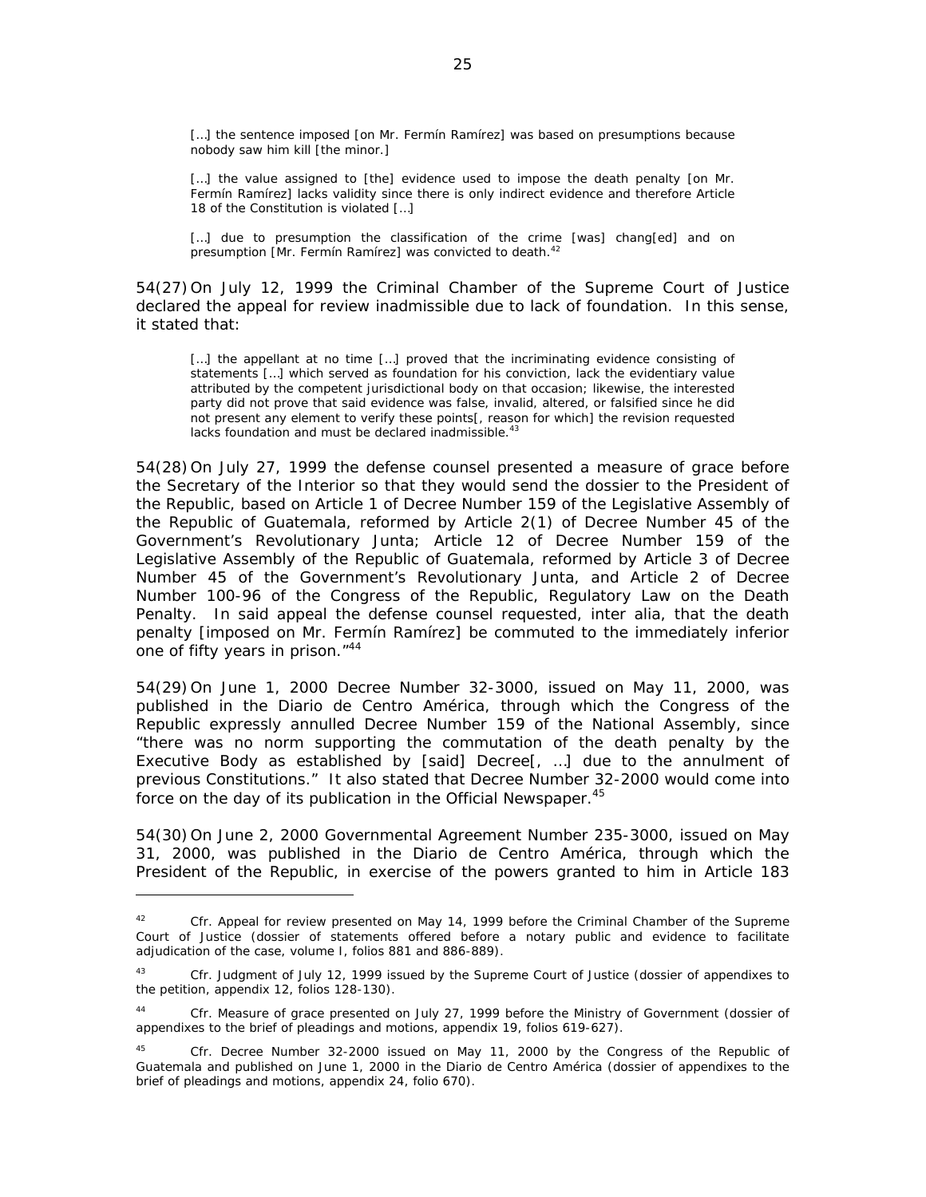> […] the sentence imposed [on Mr. Fermín Ramírez] was based on presumptions because nobody saw him kill [the minor.]
>
> […] the value assigned to [the] evidence used to impose the death penalty [on Mr. Fermín Ramírez] lacks validity since there is only indirect evidence and therefore Article 18 of the Constitution is violated […]
>
> […] due to presumption the classification of the crime [was] chang[ed] and on presumption [Mr. Fermín Ramírez] was convicted to death.[42]

54(27) On July 12, 1999 the Criminal Chamber of the Supreme Court of Justice declared the appeal for review inadmissible due to lack of foundation. In this sense, it stated that:

> […] the appellant at no time […] proved that the incriminating evidence consisting of statements […] which served as foundation for his conviction, lack the evidentiary value attributed by the competent jurisdictional body on that occasion; likewise, the interested party did not prove that said evidence was false, invalid, altered, or falsified since he did not present any element to verify these points[, reason for which] the revision requested lacks foundation and must be declared inadmissible.[43]

54(28) On July 27, 1999 the defense counsel presented a measure of grace before the Secretary of the Interior so that they would send the dossier to the President of the Republic, based on Article 1 of Decree Number 159 of the Legislative Assembly of the Republic of Guatemala, reformed by Article 2(1) of Decree Number 45 of the Government's Revolutionary Junta; Article 12 of Decree Number 159 of the Legislative Assembly of the Republic of Guatemala, reformed by Article 3 of Decree Number 45 of the Government's Revolutionary Junta, and Article 2 of Decree Number 100-96 of the Congress of the Republic, Regulatory Law on the Death Penalty. In said appeal the defense counsel requested, inter alia, that the death penalty [imposed on Mr. Fermín Ramírez] be commuted to the immediately inferior one of fifty years in prison."[44]

54(29) On June 1, 2000 Decree Number 32-3000, issued on May 11, 2000, was published in the Diario de Centro América, through which the Congress of the Republic expressly annulled Decree Number 159 of the National Assembly, since "there was no norm supporting the commutation of the death penalty by the Executive Body as established by [said] Decree[, …] due to the annulment of previous Constitutions." It also stated that Decree Number 32-2000 would come into force on the day of its publication in the Official Newspaper.[45]

54(30) On June 2, 2000 Governmental Agreement Number 235-3000, issued on May 31, 2000, was published in the Diario de Centro América, through which the President of the Republic, in exercise of the powers granted to him in Article 183

---

[42] Cfr. Appeal for review presented on May 14, 1999 before the Criminal Chamber of the Supreme Court of Justice (dossier of statements offered before a notary public and evidence to facilitate adjudication of the case, volume I, folios 881 and 886-889).

[43] Cfr. Judgment of July 12, 1999 issued by the Supreme Court of Justice (dossier of appendixes to the petition, appendix 12, folios 128-130).

[44] Cfr. Measure of grace presented on July 27, 1999 before the Ministry of Government (dossier of appendixes to the brief of pleadings and motions, appendix 19, folios 619-627).

[45] Cfr. Decree Number 32-2000 issued on May 11, 2000 by the Congress of the Republic of Guatemala and published on June 1, 2000 in the Diario de Centro América (dossier of appendixes to the brief of pleadings and motions, appendix 24, folio 670).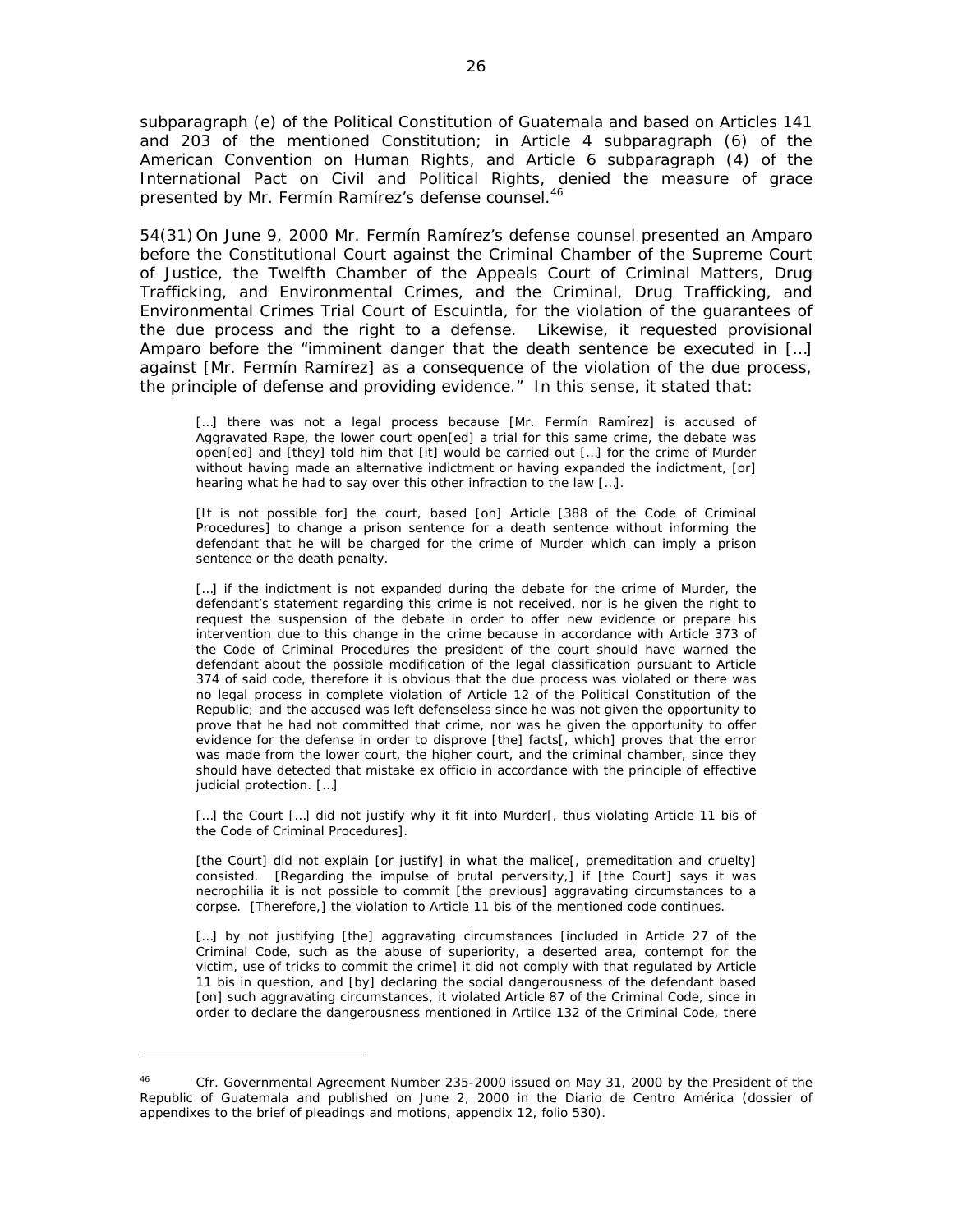subparagraph (e) of the Political Constitution of Guatemala and based on Articles 141 and 203 of the mentioned Constitution; in Article 4 subparagraph (6) of the American Convention on Human Rights, and Article 6 subparagraph (4) of the International Pact on Civil and Political Rights, denied the measure of grace presented by Mr. Fermín Ramírez's defense counsel.[46]

54(31) On June 9, 2000 Mr. Fermín Ramírez's defense counsel presented an Amparo before the Constitutional Court against the Criminal Chamber of the Supreme Court of Justice, the Twelfth Chamber of the Appeals Court of Criminal Matters, Drug Trafficking, and Environmental Crimes, and the Criminal, Drug Trafficking, and Environmental Crimes Trial Court of Escuintla, for the violation of the guarantees of the due process and the right to a defense. Likewise, it requested provisional Amparo before the "imminent danger that the death sentence be executed in […] against [Mr. Fermín Ramírez] as a consequence of the violation of the due process, the principle of defense and providing evidence." In this sense, it stated that:

> […] there was not a legal process because [Mr. Fermín Ramírez] is accused of Aggravated Rape, the lower court open[ed] a trial for this same crime, the debate was open[ed] and [they] told him that [it] would be carried out […] for the crime of Murder without having made an alternative indictment or having expanded the indictment, [or] hearing what he had to say over this other infraction to the law […].
>
> [It is not possible for] the court, based [on] Article [388 of the Code of Criminal Procedures] to change a prison sentence for a death sentence without informing the defendant that he will be charged for the crime of Murder which can imply a prison sentence or the death penalty.
>
> […] if the indictment is not expanded during the debate for the crime of Murder, the defendant's statement regarding this crime is not received, nor is he given the right to request the suspension of the debate in order to offer new evidence or prepare his intervention due to this change in the crime because in accordance with Article 373 of the Code of Criminal Procedures the president of the court should have warned the defendant about the possible modification of the legal classification pursuant to Article 374 of said code, therefore it is obvious that the due process was violated or there was no legal process in complete violation of Article 12 of the Political Constitution of the Republic; and the accused was left defenseless since he was not given the opportunity to prove that he had not committed that crime, nor was he given the opportunity to offer evidence for the defense in order to disprove [the] facts[, which] proves that the error was made from the lower court, the higher court, and the criminal chamber, since they should have detected that mistake ex officio in accordance with the principle of effective judicial protection. […]
>
> […] the Court […] did not justify why it fit into Murder[, thus violating Article 11 bis of the Code of Criminal Procedures].
>
> [the Court] did not explain [or justify] in what the malice[, premeditation and cruelty] consisted. [Regarding the impulse of brutal perversity,] if [the Court] says it was necrophilia it is not possible to commit [the previous] aggravating circumstances to a corpse. [Therefore,] the violation to Article 11 bis of the mentioned code continues.
>
> […] by not justifying [the] aggravating circumstances [included in Article 27 of the Criminal Code, such as the abuse of superiority, a deserted area, contempt for the victim, use of tricks to commit the crime] it did not comply with that regulated by Article 11 bis in question, and [by] declaring the social dangerousness of the defendant based [on] such aggravating circumstances, it violated Article 87 of the Criminal Code, since in order to declare the dangerousness mentioned in Artilce 132 of the Criminal Code, there

---

[46] Cfr. Governmental Agreement Number 235-2000 issued on May 31, 2000 by the President of the Republic of Guatemala and published on June 2, 2000 in the Diario de Centro América (dossier of appendixes to the brief of pleadings and motions, appendix 12, folio 530).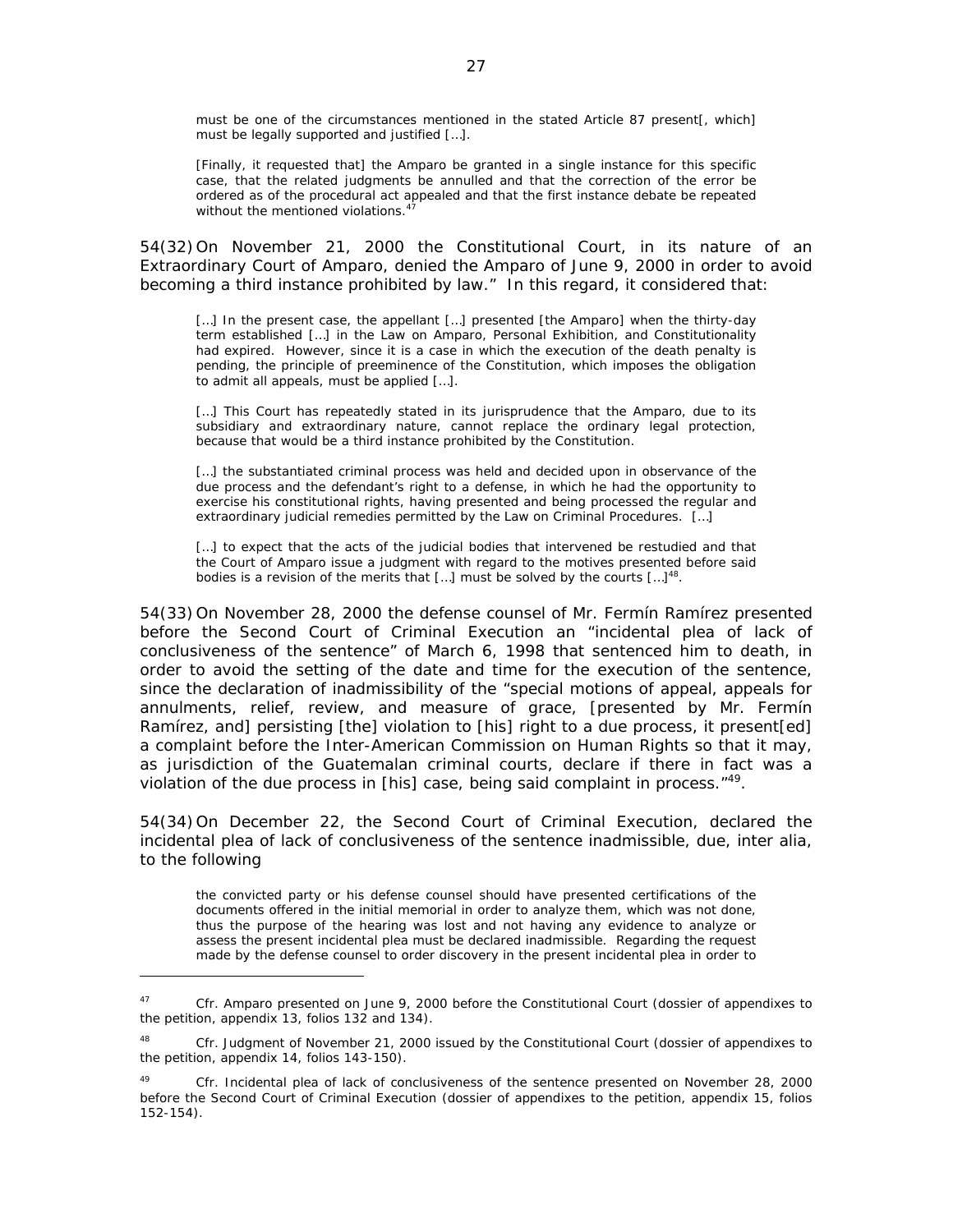> must be one of the circumstances mentioned in the stated Article 87 present[, which] must be legally supported and justified […].
>
> [Finally, it requested that] the Amparo be granted in a single instance for this specific case, that the related judgments be annulled and that the correction of the error be ordered as of the procedural act appealed and that the first instance debate be repeated without the mentioned violations.[47]

54(32) On November 21, 2000 the Constitutional Court, in its nature of an Extraordinary Court of Amparo, denied the Amparo of June 9, 2000 in order to avoid becoming a third instance prohibited by law." In this regard, it considered that:

> […] In the present case, the appellant […] presented [the Amparo] when the thirty-day term established […] in the Law on Amparo, Personal Exhibition, and Constitutionality had expired. However, since it is a case in which the execution of the death penalty is pending, the principle of preeminence of the Constitution, which imposes the obligation to admit all appeals, must be applied […].
>
> […] This Court has repeatedly stated in its jurisprudence that the Amparo, due to its subsidiary and extraordinary nature, cannot replace the ordinary legal protection, because that would be a third instance prohibited by the Constitution.
>
> […] the substantiated criminal process was held and decided upon in observance of the due process and the defendant's right to a defense, in which he had the opportunity to exercise his constitutional rights, having presented and being processed the regular and extraordinary judicial remedies permitted by the Law on Criminal Procedures. […]
>
> […] to expect that the acts of the judicial bodies that intervened be restudied and that the Court of Amparo issue a judgment with regard to the motives presented before said bodies is a revision of the merits that […] must be solved by the courts […][48].

54(33) On November 28, 2000 the defense counsel of Mr. Fermín Ramírez presented before the Second Court of Criminal Execution an "incidental plea of lack of conclusiveness of the sentence" of March 6, 1998 that sentenced him to death, in order to avoid the setting of the date and time for the execution of the sentence, since the declaration of inadmissibility of the "special motions of appeal, appeals for annulments, relief, review, and measure of grace, [presented by Mr. Fermín Ramírez, and] persisting [the] violation to [his] right to a due process, it present[ed] a complaint before the Inter-American Commission on Human Rights so that it may, as jurisdiction of the Guatemalan criminal courts, declare if there in fact was a violation of the due process in [his] case, being said complaint in process."[49].

54(34) On December 22, the Second Court of Criminal Execution, declared the incidental plea of lack of conclusiveness of the sentence inadmissible, due, inter alia, to the following

> the convicted party or his defense counsel should have presented certifications of the documents offered in the initial memorial in order to analyze them, which was not done, thus the purpose of the hearing was lost and not having any evidence to analyze or assess the present incidental plea must be declared inadmissible. Regarding the request made by the defense counsel to order discovery in the present incidental plea in order to

---

[47] Cfr. Amparo presented on June 9, 2000 before the Constitutional Court (dossier of appendixes to the petition, appendix 13, folios 132 and 134).

[48] Cfr. Judgment of November 21, 2000 issued by the Constitutional Court (dossier of appendixes to the petition, appendix 14, folios 143-150).

[49] Cfr. Incidental plea of lack of conclusiveness of the sentence presented on November 28, 2000 before the Second Court of Criminal Execution (dossier of appendixes to the petition, appendix 15, folios 152-154).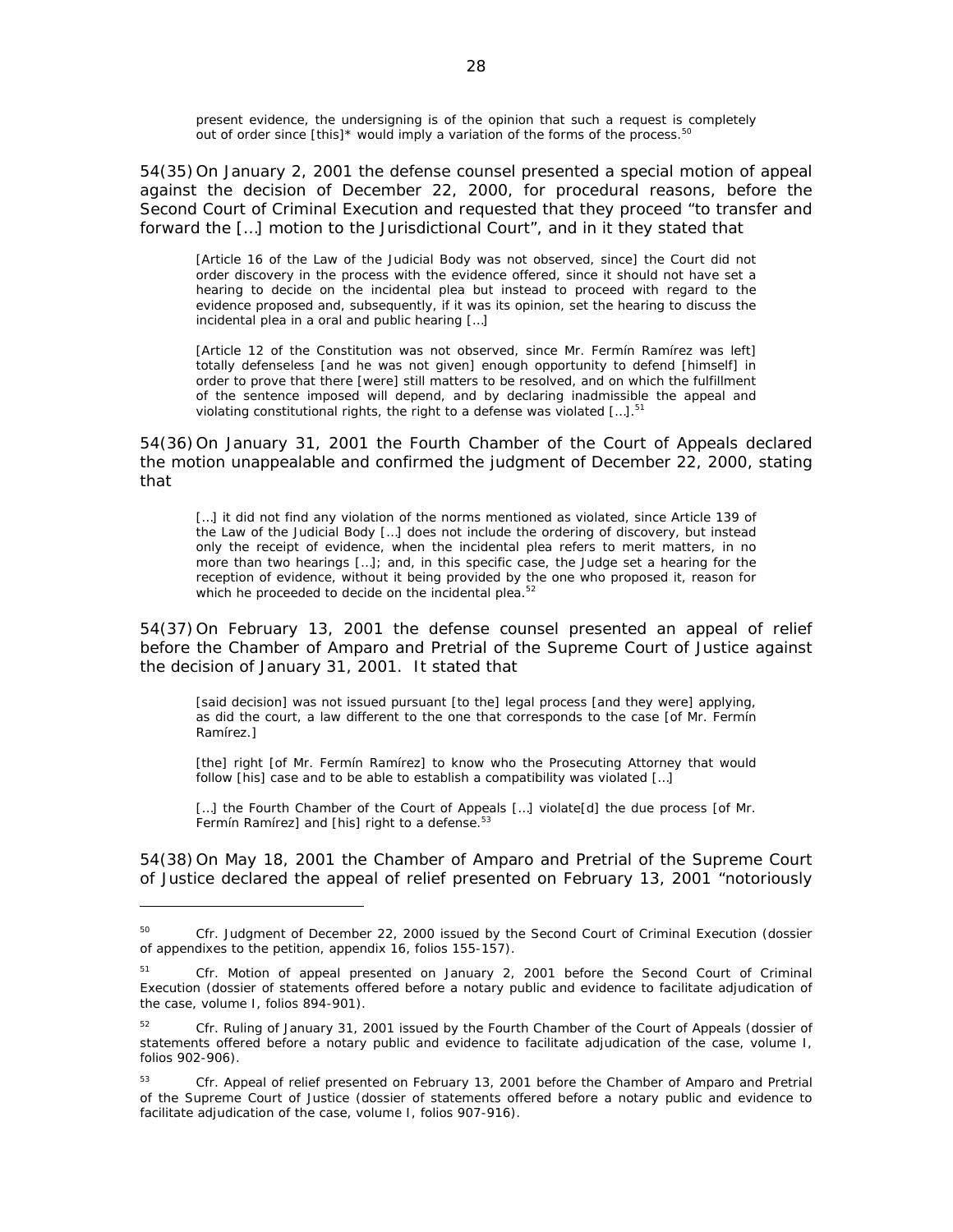> present evidence, the undersigning is of the opinion that such a request is completely out of order since [this]* would imply a variation of the forms of the process.[50]

54(35) On January 2, 2001 the defense counsel presented a special motion of appeal against the decision of December 22, 2000, for procedural reasons, before the Second Court of Criminal Execution and requested that they proceed "to transfer and forward the […] motion to the Jurisdictional Court", and in it they stated that

> [Article 16 of the Law of the Judicial Body was not observed, since] the Court did not order discovery in the process with the evidence offered, since it should not have set a hearing to decide on the incidental plea but instead to proceed with regard to the evidence proposed and, subsequently, if it was its opinion, set the hearing to discuss the incidental plea in a oral and public hearing […]
>
> [Article 12 of the Constitution was not observed, since Mr. Fermín Ramírez was left] totally defenseless [and he was not given] enough opportunity to defend [himself] in order to prove that there [were] still matters to be resolved, and on which the fulfillment of the sentence imposed will depend, and by declaring inadmissible the appeal and violating constitutional rights, the right to a defense was violated […].[51]

54(36) On January 31, 2001 the Fourth Chamber of the Court of Appeals declared the motion unappealable and confirmed the judgment of December 22, 2000, stating that

> […] it did not find any violation of the norms mentioned as violated, since Article 139 of the Law of the Judicial Body […] does not include the ordering of discovery, but instead only the receipt of evidence, when the incidental plea refers to merit matters, in no more than two hearings […]; and, in this specific case, the Judge set a hearing for the reception of evidence, without it being provided by the one who proposed it, reason for which he proceeded to decide on the incidental plea.[52]

54(37) On February 13, 2001 the defense counsel presented an appeal of relief before the Chamber of Amparo and Pretrial of the Supreme Court of Justice against the decision of January 31, 2001. It stated that

> [said decision] was not issued pursuant [to the] legal process [and they were] applying, as did the court, a law different to the one that corresponds to the case [of Mr. Fermín Ramírez.]
>
> [the] right [of Mr. Fermín Ramírez] to know who the Prosecuting Attorney that would follow [his] case and to be able to establish a compatibility was violated […]
>
> […] the Fourth Chamber of the Court of Appeals […] violate[d] the due process [of Mr. Fermín Ramírez] and [his] right to a defense.[53]

54(38) On May 18, 2001 the Chamber of Amparo and Pretrial of the Supreme Court of Justice declared the appeal of relief presented on February 13, 2001 "notoriously

---

[50] Cfr. Judgment of December 22, 2000 issued by the Second Court of Criminal Execution (dossier of appendixes to the petition, appendix 16, folios 155-157).

[51] Cfr. Motion of appeal presented on January 2, 2001 before the Second Court of Criminal Execution (dossier of statements offered before a notary public and evidence to facilitate adjudication of the case, volume I, folios 894-901).

[52] Cfr. Ruling of January 31, 2001 issued by the Fourth Chamber of the Court of Appeals (dossier of statements offered before a notary public and evidence to facilitate adjudication of the case, volume I, folios 902-906).

[53] Cfr. Appeal of relief presented on February 13, 2001 before the Chamber of Amparo and Pretrial of the Supreme Court of Justice (dossier of statements offered before a notary public and evidence to facilitate adjudication of the case, volume I, folios 907-916).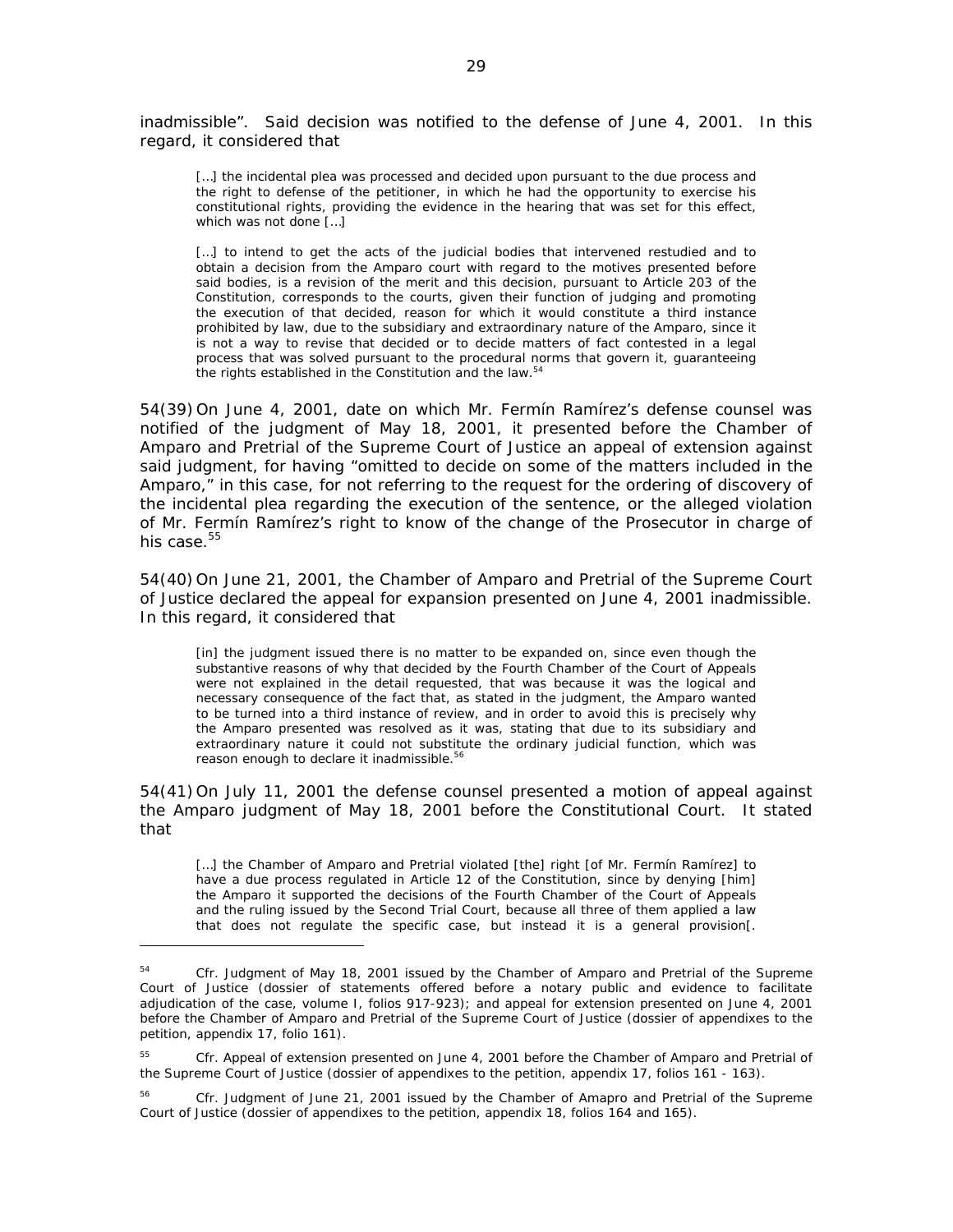inadmissible". Said decision was notified to the defense of June 4, 2001. In this regard, it considered that

> […] the incidental plea was processed and decided upon pursuant to the due process and the right to defense of the petitioner, in which he had the opportunity to exercise his constitutional rights, providing the evidence in the hearing that was set for this effect, which was not done […]
>
> […] to intend to get the acts of the judicial bodies that intervened restudied and to obtain a decision from the Amparo court with regard to the motives presented before said bodies, is a revision of the merit and this decision, pursuant to Article 203 of the Constitution, corresponds to the courts, given their function of judging and promoting the execution of that decided, reason for which it would constitute a third instance prohibited by law, due to the subsidiary and extraordinary nature of the Amparo, since it is not a way to revise that decided or to decide matters of fact contested in a legal process that was solved pursuant to the procedural norms that govern it, guaranteeing the rights established in the Constitution and the law.[54]

54(39) On June 4, 2001, date on which Mr. Fermín Ramírez's defense counsel was notified of the judgment of May 18, 2001, it presented before the Chamber of Amparo and Pretrial of the Supreme Court of Justice an appeal of extension against said judgment, for having "omitted to decide on some of the matters included in the Amparo," in this case, for not referring to the request for the ordering of discovery of the incidental plea regarding the execution of the sentence, or the alleged violation of Mr. Fermín Ramírez's right to know of the change of the Prosecutor in charge of his case.[55]

54(40) On June 21, 2001, the Chamber of Amparo and Pretrial of the Supreme Court of Justice declared the appeal for expansion presented on June 4, 2001 inadmissible. In this regard, it considered that

> [in] the judgment issued there is no matter to be expanded on, since even though the substantive reasons of why that decided by the Fourth Chamber of the Court of Appeals were not explained in the detail requested, that was because it was the logical and necessary consequence of the fact that, as stated in the judgment, the Amparo wanted to be turned into a third instance of review, and in order to avoid this is precisely why the Amparo presented was resolved as it was, stating that due to its subsidiary and extraordinary nature it could not substitute the ordinary judicial function, which was reason enough to declare it inadmissible.[56]

54(41) On July 11, 2001 the defense counsel presented a motion of appeal against the Amparo judgment of May 18, 2001 before the Constitutional Court. It stated that

> […] the Chamber of Amparo and Pretrial violated [the] right [of Mr. Fermín Ramírez] to have a due process regulated in Article 12 of the Constitution, since by denying [him] the Amparo it supported the decisions of the Fourth Chamber of the Court of Appeals and the ruling issued by the Second Trial Court, because all three of them applied a law that does not regulate the specific case, but instead it is a general provision[.

---

[54] Cfr. Judgment of May 18, 2001 issued by the Chamber of Amparo and Pretrial of the Supreme Court of Justice (dossier of statements offered before a notary public and evidence to facilitate adjudication of the case, volume I, folios 917-923); and appeal for extension presented on June 4, 2001 before the Chamber of Amparo and Pretrial of the Supreme Court of Justice (dossier of appendixes to the petition, appendix 17, folio 161).

[55] Cfr. Appeal of extension presented on June 4, 2001 before the Chamber of Amparo and Pretrial of the Supreme Court of Justice (dossier of appendixes to the petition, appendix 17, folios 161 - 163).

[56] Cfr. Judgment of June 21, 2001 issued by the Chamber of Amapro and Pretrial of the Supreme Court of Justice (dossier of appendixes to the petition, appendix 18, folios 164 and 165).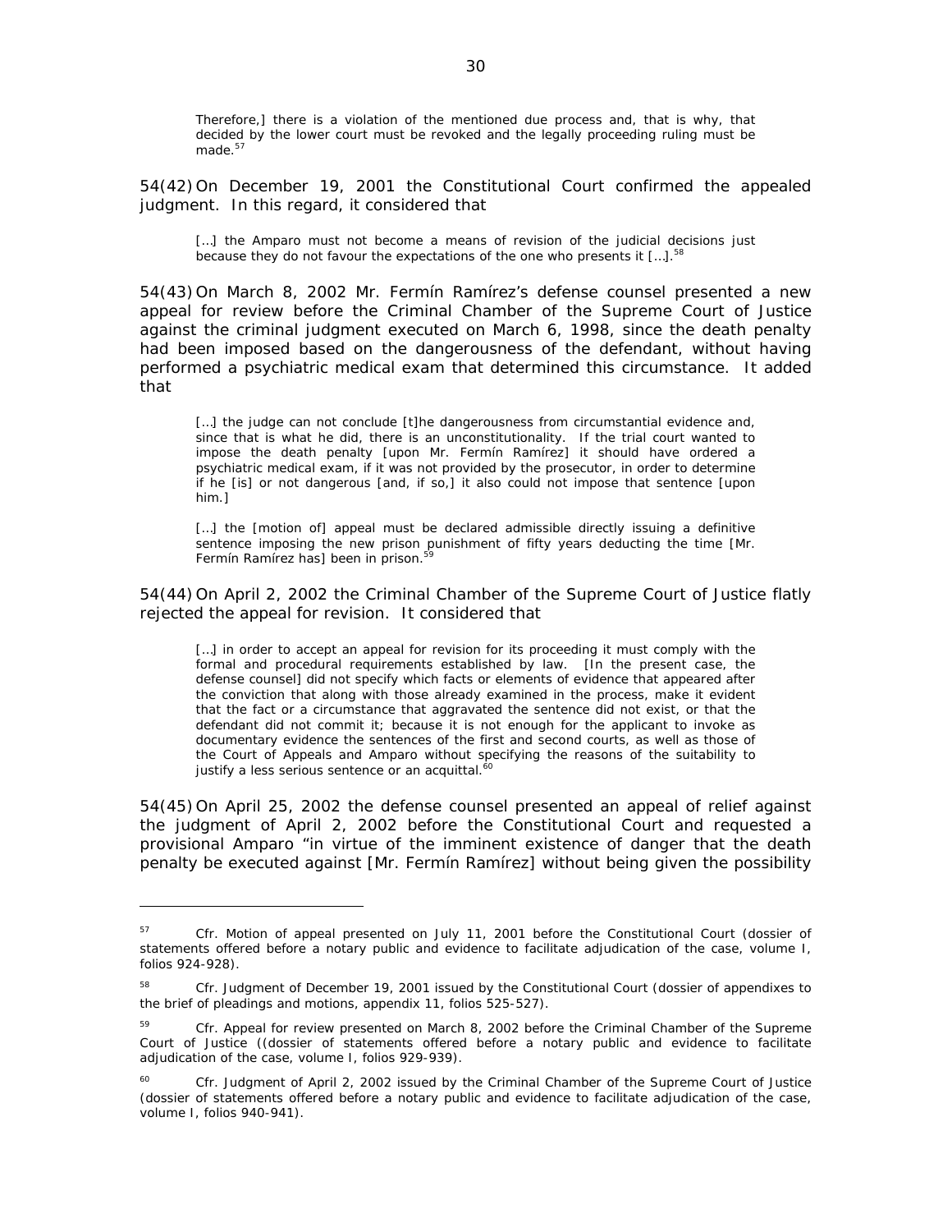> Therefore,] there is a violation of the mentioned due process and, that is why, that decided by the lower court must be revoked and the legally proceeding ruling must be made.[57]

54(42) On December 19, 2001 the Constitutional Court confirmed the appealed judgment. In this regard, it considered that

> […] the Amparo must not become a means of revision of the judicial decisions just because they do not favour the expectations of the one who presents it […].[58]

54(43) On March 8, 2002 Mr. Fermín Ramírez's defense counsel presented a new appeal for review before the Criminal Chamber of the Supreme Court of Justice against the criminal judgment executed on March 6, 1998, since the death penalty had been imposed based on the dangerousness of the defendant, without having performed a psychiatric medical exam that determined this circumstance. It added that

> […] the judge can not conclude [t]he dangerousness from circumstantial evidence and, since that is what he did, there is an unconstitutionality. If the trial court wanted to impose the death penalty [upon Mr. Fermín Ramírez] it should have ordered a psychiatric medical exam, if it was not provided by the prosecutor, in order to determine if he [is] or not dangerous [and, if so,] it also could not impose that sentence [upon him.]
>
> […] the [motion of] appeal must be declared admissible directly issuing a definitive sentence imposing the new prison punishment of fifty years deducting the time [Mr. Fermín Ramírez has] been in prison.[59]

54(44) On April 2, 2002 the Criminal Chamber of the Supreme Court of Justice flatly rejected the appeal for revision. It considered that

> […] in order to accept an appeal for revision for its proceeding it must comply with the formal and procedural requirements established by law. [In the present case, the defense counsel] did not specify which facts or elements of evidence that appeared after the conviction that along with those already examined in the process, make it evident that the fact or a circumstance that aggravated the sentence did not exist, or that the defendant did not commit it; because it is not enough for the applicant to invoke as documentary evidence the sentences of the first and second courts, as well as those of the Court of Appeals and Amparo without specifying the reasons of the suitability to justify a less serious sentence or an acquittal.[60]

54(45) On April 25, 2002 the defense counsel presented an appeal of relief against the judgment of April 2, 2002 before the Constitutional Court and requested a provisional Amparo "in virtue of the imminent existence of danger that the death penalty be executed against [Mr. Fermín Ramírez] without being given the possibility

---

[57] Cfr. Motion of appeal presented on July 11, 2001 before the Constitutional Court (dossier of statements offered before a notary public and evidence to facilitate adjudication of the case, volume I, folios 924-928).

[58] Cfr. Judgment of December 19, 2001 issued by the Constitutional Court (dossier of appendixes to the brief of pleadings and motions, appendix 11, folios 525-527).

[59] Cfr. Appeal for review presented on March 8, 2002 before the Criminal Chamber of the Supreme Court of Justice ((dossier of statements offered before a notary public and evidence to facilitate adjudication of the case, volume I, folios 929-939).

[60] Cfr. Judgment of April 2, 2002 issued by the Criminal Chamber of the Supreme Court of Justice (dossier of statements offered before a notary public and evidence to facilitate adjudication of the case, volume I, folios 940-941).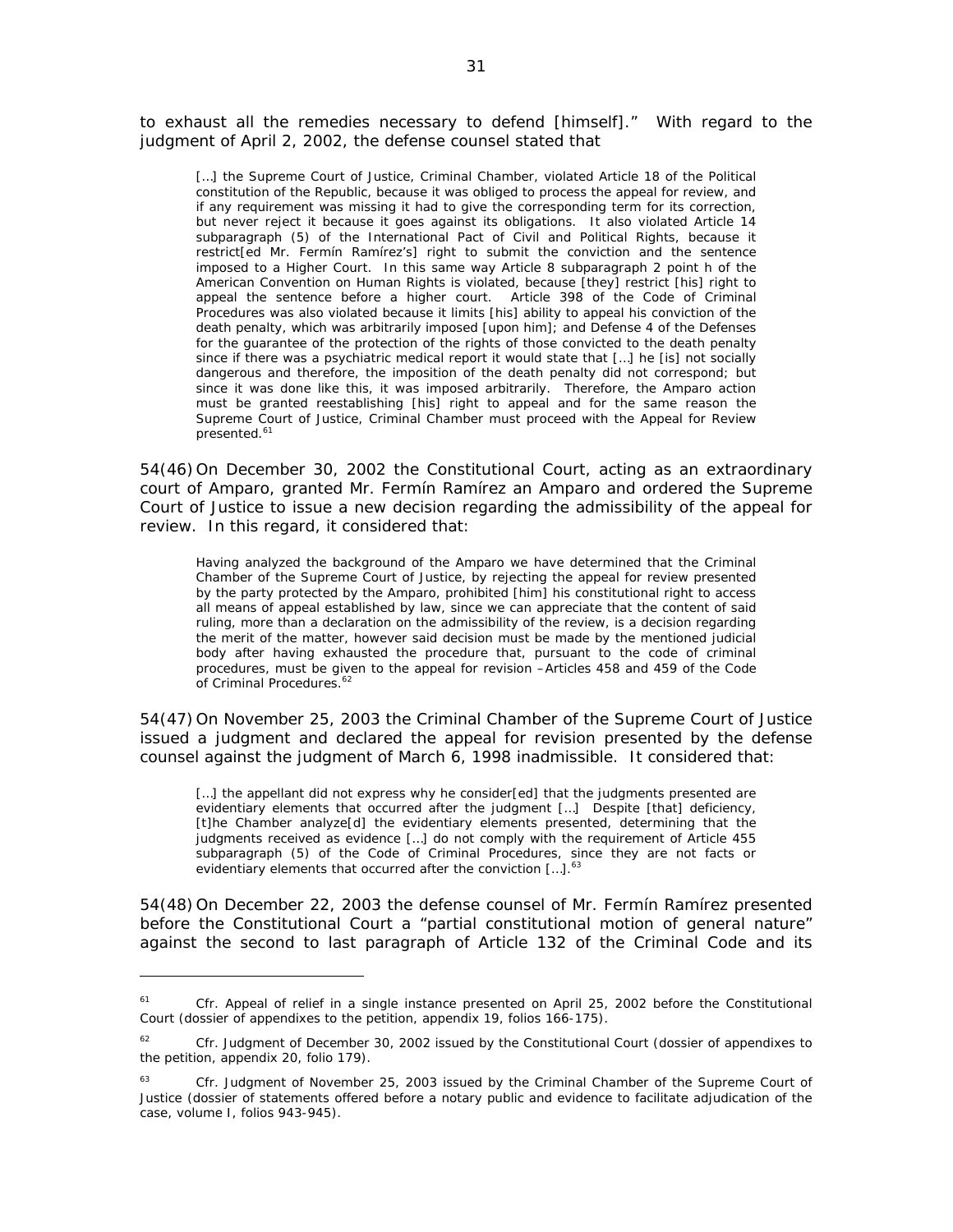to exhaust all the remedies necessary to defend [himself]." With regard to the judgment of April 2, 2002, the defense counsel stated that

> […] the Supreme Court of Justice, Criminal Chamber, violated Article 18 of the Political constitution of the Republic, because it was obliged to process the appeal for review, and if any requirement was missing it had to give the corresponding term for its correction, but never reject it because it goes against its obligations. It also violated Article 14 subparagraph (5) of the International Pact of Civil and Political Rights, because it restrict[ed Mr. Fermín Ramírez's] right to submit the conviction and the sentence imposed to a Higher Court. In this same way Article 8 subparagraph 2 point h of the American Convention on Human Rights is violated, because [they] restrict [his] right to appeal the sentence before a higher court. Article 398 of the Code of Criminal Procedures was also violated because it limits [his] ability to appeal his conviction of the death penalty, which was arbitrarily imposed [upon him]; and Defense 4 of the Defenses for the guarantee of the protection of the rights of those convicted to the death penalty since if there was a psychiatric medical report it would state that […] he [is] not socially dangerous and therefore, the imposition of the death penalty did not correspond; but since it was done like this, it was imposed arbitrarily. Therefore, the Amparo action must be granted reestablishing [his] right to appeal and for the same reason the Supreme Court of Justice, Criminal Chamber must proceed with the Appeal for Review presented.[61]

54(46) On December 30, 2002 the Constitutional Court, acting as an extraordinary court of Amparo, granted Mr. Fermín Ramírez an Amparo and ordered the Supreme Court of Justice to issue a new decision regarding the admissibility of the appeal for review. In this regard, it considered that:

> Having analyzed the background of the Amparo we have determined that the Criminal Chamber of the Supreme Court of Justice, by rejecting the appeal for review presented by the party protected by the Amparo, prohibited [him] his constitutional right to access all means of appeal established by law, since we can appreciate that the content of said ruling, more than a declaration on the admissibility of the review, is a decision regarding the merit of the matter, however said decision must be made by the mentioned judicial body after having exhausted the procedure that, pursuant to the code of criminal procedures, must be given to the appeal for revision –Articles 458 and 459 of the Code of Criminal Procedures.[62]

54(47) On November 25, 2003 the Criminal Chamber of the Supreme Court of Justice issued a judgment and declared the appeal for revision presented by the defense counsel against the judgment of March 6, 1998 inadmissible. It considered that:

> […] the appellant did not express why he consider[ed] that the judgments presented are evidentiary elements that occurred after the judgment […] Despite [that] deficiency, [t]he Chamber analyze[d] the evidentiary elements presented, determining that the judgments received as evidence […] do not comply with the requirement of Article 455 subparagraph (5) of the Code of Criminal Procedures, since they are not facts or evidentiary elements that occurred after the conviction […].[63]

54(48) On December 22, 2003 the defense counsel of Mr. Fermín Ramírez presented before the Constitutional Court a "partial constitutional motion of general nature" against the second to last paragraph of Article 132 of the Criminal Code and its

---

[61] Cfr. Appeal of relief in a single instance presented on April 25, 2002 before the Constitutional Court (dossier of appendixes to the petition, appendix 19, folios 166-175).

[62] Cfr. Judgment of December 30, 2002 issued by the Constitutional Court (dossier of appendixes to the petition, appendix 20, folio 179).

[63] Cfr. Judgment of November 25, 2003 issued by the Criminal Chamber of the Supreme Court of Justice (dossier of statements offered before a notary public and evidence to facilitate adjudication of the case, volume I, folios 943-945).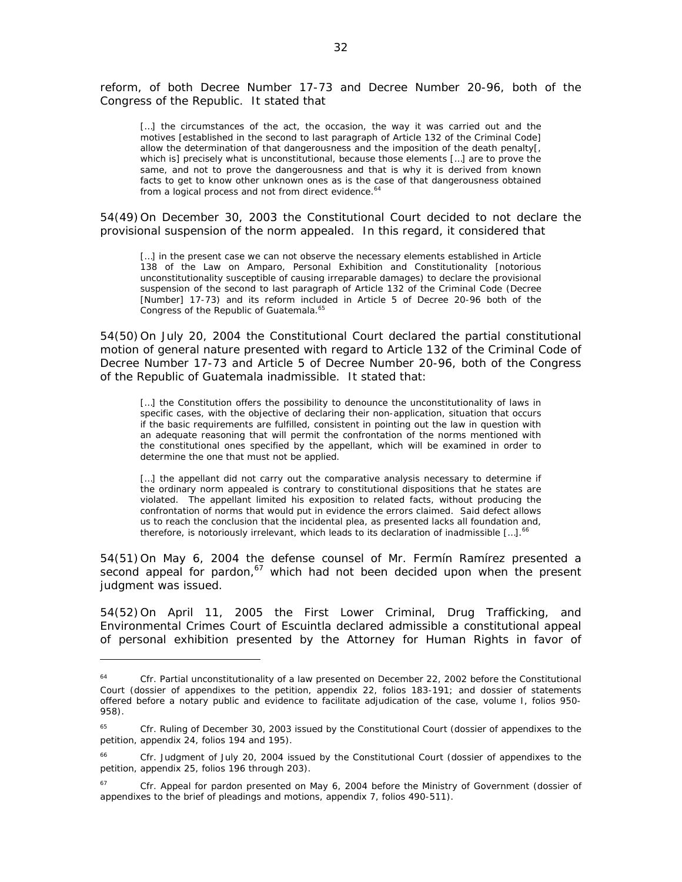reform, of both Decree Number 17-73 and Decree Number 20-96, both of the Congress of the Republic. It stated that

> […] the circumstances of the act, the occasion, the way it was carried out and the motives [established in the second to last paragraph of Article 132 of the Criminal Code] allow the determination of that dangerousness and the imposition of the death penalty[, which is] precisely what is unconstitutional, because those elements […] are to prove the same, and not to prove the dangerousness and that is why it is derived from known facts to get to know other unknown ones as is the case of that dangerousness obtained from a logical process and not from direct evidence.[64]

54(49) On December 30, 2003 the Constitutional Court decided to not declare the provisional suspension of the norm appealed. In this regard, it considered that

> […] in the present case we can not observe the necessary elements established in Article 138 of the Law on Amparo, Personal Exhibition and Constitutionality [notorious unconstitutionality susceptible of causing irreparable damages) to declare the provisional suspension of the second to last paragraph of Article 132 of the Criminal Code (Decree [Number] 17-73) and its reform included in Article 5 of Decree 20-96 both of the Congress of the Republic of Guatemala.[65]

54(50) On July 20, 2004 the Constitutional Court declared the partial constitutional motion of general nature presented with regard to Article 132 of the Criminal Code of Decree Number 17-73 and Article 5 of Decree Number 20-96, both of the Congress of the Republic of Guatemala inadmissible. It stated that:

> […] the Constitution offers the possibility to denounce the unconstitutionality of laws in specific cases, with the objective of declaring their non-application, situation that occurs if the basic requirements are fulfilled, consistent in pointing out the law in question with an adequate reasoning that will permit the confrontation of the norms mentioned with the constitutional ones specified by the appellant, which will be examined in order to determine the one that must not be applied.
>
> […] the appellant did not carry out the comparative analysis necessary to determine if the ordinary norm appealed is contrary to constitutional dispositions that he states are violated. The appellant limited his exposition to related facts, without producing the confrontation of norms that would put in evidence the errors claimed. Said defect allows us to reach the conclusion that the incidental plea, as presented lacks all foundation and, therefore, is notoriously irrelevant, which leads to its declaration of inadmissible […].[66]

54(51) On May 6, 2004 the defense counsel of Mr. Fermín Ramírez presented a second appeal for pardon,[67] which had not been decided upon when the present judgment was issued.

54(52) On April 11, 2005 the First Lower Criminal, Drug Trafficking, and Environmental Crimes Court of Escuintla declared admissible a constitutional appeal of personal exhibition presented by the Attorney for Human Rights in favor of

---

[64] Cfr. Partial unconstitutionality of a law presented on December 22, 2002 before the Constitutional Court (dossier of appendixes to the petition, appendix 22, folios 183-191; and dossier of statements offered before a notary public and evidence to facilitate adjudication of the case, volume I, folios 950-958).

[65] Cfr. Ruling of December 30, 2003 issued by the Constitutional Court (dossier of appendixes to the petition, appendix 24, folios 194 and 195).

[66] Cfr. Judgment of July 20, 2004 issued by the Constitutional Court (dossier of appendixes to the petition, appendix 25, folios 196 through 203).

[67] Cfr. Appeal for pardon presented on May 6, 2004 before the Ministry of Government (dossier of appendixes to the brief of pleadings and motions, appendix 7, folios 490-511).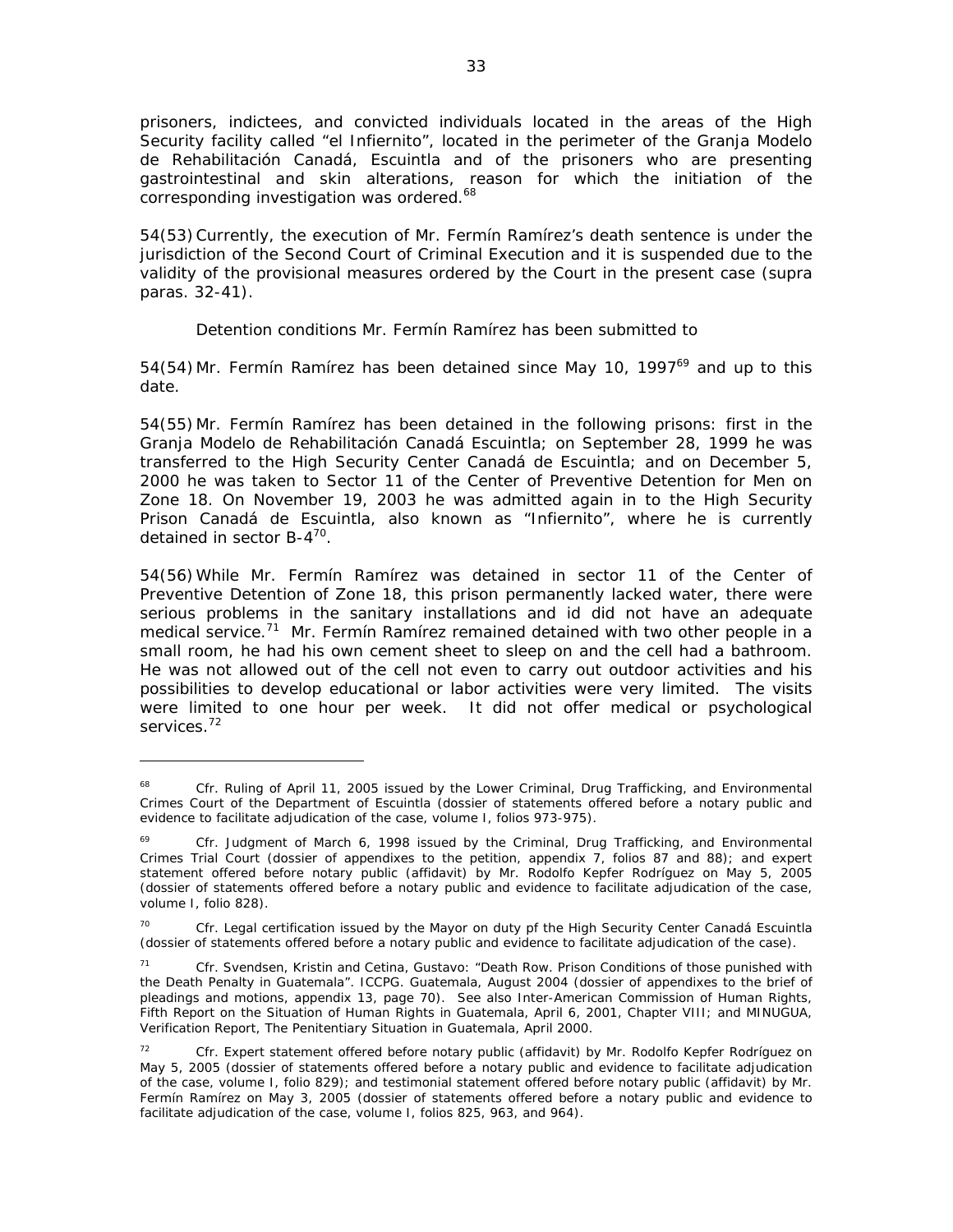prisoners, indictees, and convicted individuals located in the areas of the High Security facility called "el Infiernito", located in the perimeter of the Granja Modelo de Rehabilitación Canadá, Escuintla and of the prisoners who are presenting gastrointestinal and skin alterations, reason for which the initiation of the corresponding investigation was ordered.[68]

54(53) Currently, the execution of Mr. Fermín Ramírez's death sentence is under the jurisdiction of the Second Court of Criminal Execution and it is suspended due to the validity of the provisional measures ordered by the Court in the present case (*supra* paras. 32-41).

*Detention conditions Mr. Fermín Ramírez has been submitted to*

54(54) Mr. Fermín Ramírez has been detained since May 10, 1997[69] and up to this date.

54(55) Mr. Fermín Ramírez has been detained in the following prisons: first in the Granja Modelo de Rehabilitación Canadá Escuintla; on September 28, 1999 he was transferred to the High Security Center Canadá de Escuintla; and on December 5, 2000 he was taken to Sector 11 of the Center of Preventive Detention for Men on Zone 18. On November 19, 2003 he was admitted again in to the High Security Prison Canadá de Escuintla, also known as "Infiernito", where he is currently detained in sector B-4[70].

54(56) While Mr. Fermín Ramírez was detained in sector 11 of the Center of Preventive Detention of Zone 18, this prison permanently lacked water, there were serious problems in the sanitary installations and id did not have an adequate medical service.[71] Mr. Fermín Ramírez remained detained with two other people in a small room, he had his own cement sheet to sleep on and the cell had a bathroom. He was not allowed out of the cell not even to carry out outdoor activities and his possibilities to develop educational or labor activities were very limited. The visits were limited to one hour per week. It did not offer medical or psychological services.[72]

---

[68] *Cfr.* Ruling of April 11, 2005 issued by the Lower Criminal, Drug Trafficking, and Environmental Crimes Court of the Department of Escuintla (dossier of statements offered before a notary public and evidence to facilitate adjudication of the case, volume I, folios 973-975).

[69] *Cfr.* Judgment of March 6, 1998 issued by the Criminal, Drug Trafficking, and Environmental Crimes Trial Court (dossier of appendixes to the petition, appendix 7, folios 87 and 88); and expert statement offered before notary public (affidavit) by Mr. Rodolfo Kepfer Rodríguez on May 5, 2005 (dossier of statements offered before a notary public and evidence to facilitate adjudication of the case, volume I, folio 828).

[70] *Cfr.* Legal certification issued by the Mayor on duty pf the High Security Center Canadá Escuintla (dossier of statements offered before a notary public and evidence to facilitate adjudication of the case).

[71] *Cfr.* Svendsen, Kristin and Cetina, Gustavo: "Death Row. Prison Conditions of those punished with the Death Penalty in Guatemala". ICCPG. Guatemala, August 2004 (dossier of appendixes to the brief of pleadings and motions, appendix 13, page 70). *See also* Inter-American Commission of Human Rights, Fifth Report on the Situation of Human Rights in Guatemala, April 6, 2001, Chapter VIII; and MINUGUA, Verification Report, The Penitentiary Situation in Guatemala, April 2000.

[72] *Cfr.* Expert statement offered before notary public (affidavit) by Mr. Rodolfo Kepfer Rodríguez on May 5, 2005 (dossier of statements offered before a notary public and evidence to facilitate adjudication of the case, volume I, folio 829); and testimonial statement offered before notary public (affidavit) by Mr. Fermín Ramírez on May 3, 2005 (dossier of statements offered before a notary public and evidence to facilitate adjudication of the case, volume I, folios 825, 963, and 964).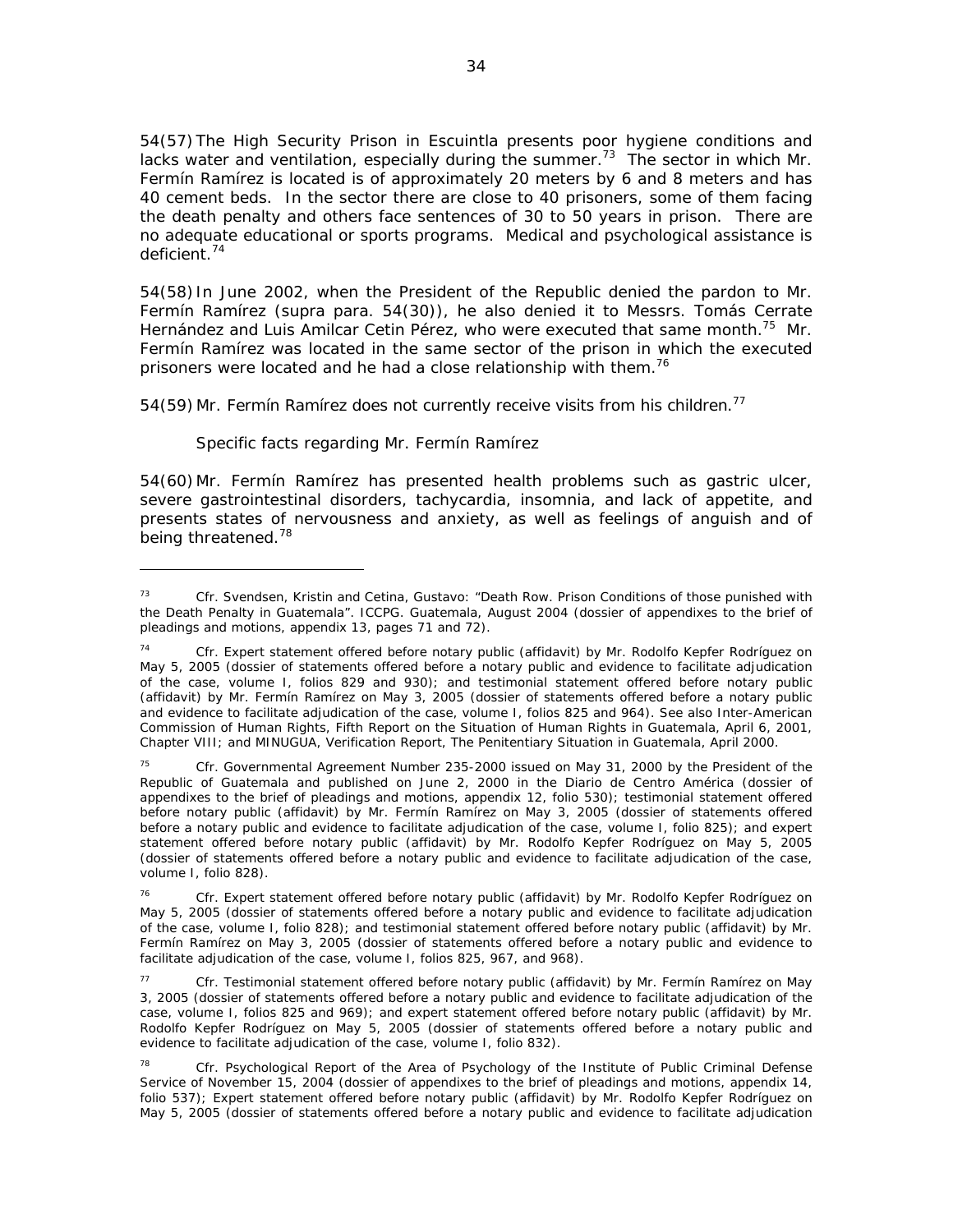54(57) The High Security Prison in Escuintla presents poor hygiene conditions and lacks water and ventilation, especially during the summer.[73] The sector in which Mr. Fermín Ramírez is located is of approximately 20 meters by 6 and 8 meters and has 40 cement beds. In the sector there are close to 40 prisoners, some of them facing the death penalty and others face sentences of 30 to 50 years in prison. There are no adequate educational or sports programs. Medical and psychological assistance is deficient.[74]

54(58) In June 2002, when the President of the Republic denied the pardon to Mr. Fermín Ramírez (*supra* para. 54(30)), he also denied it to Messrs. Tomás Cerrate Hernández and Luis Amilcar Cetin Pérez, who were executed that same month.[75] Mr. Fermín Ramírez was located in the same sector of the prison in which the executed prisoners were located and he had a close relationship with them.[76]

54(59) Mr. Fermín Ramírez does not currently receive visits from his children.[77]

*Specific facts regarding Mr. Fermín Ramírez*

54(60) Mr. Fermín Ramírez has presented health problems such as gastric ulcer, severe gastrointestinal disorders, tachycardia, insomnia, and lack of appetite, and presents states of nervousness and anxiety, as well as feelings of anguish and of being threatened.[78]

---

[73] *Cfr.* Svendsen, Kristin and Cetina, Gustavo: "Death Row. Prison Conditions of those punished with the Death Penalty in Guatemala". ICCPG. Guatemala, August 2004 (dossier of appendixes to the brief of pleadings and motions, appendix 13, pages 71 and 72).

[74] *Cfr.* Expert statement offered before notary public (affidavit) by Mr. Rodolfo Kepfer Rodríguez on May 5, 2005 (dossier of statements offered before a notary public and evidence to facilitate adjudication of the case, volume I, folios 829 and 930); and testimonial statement offered before notary public (affidavit) by Mr. Fermín Ramírez on May 3, 2005 (dossier of statements offered before a notary public and evidence to facilitate adjudication of the case, volume I, folios 825 and 964). *See also* Inter-American Commission of Human Rights, Fifth Report on the Situation of Human Rights in Guatemala, April 6, 2001, Chapter VIII; and MINUGUA, Verification Report, The Penitentiary Situation in Guatemala, April 2000.

[75] *Cfr.* Governmental Agreement Number 235-2000 issued on May 31, 2000 by the President of the Republic of Guatemala and published on June 2, 2000 in the Diario de Centro América (dossier of appendixes to the brief of pleadings and motions, appendix 12, folio 530); testimonial statement offered before notary public (affidavit) by Mr. Fermín Ramírez on May 3, 2005 (dossier of statements offered before a notary public and evidence to facilitate adjudication of the case, volume I, folio 825); and expert statement offered before notary public (affidavit) by Mr. Rodolfo Kepfer Rodríguez on May 5, 2005 (dossier of statements offered before a notary public and evidence to facilitate adjudication of the case, volume I, folio 828).

[76] *Cfr.* Expert statement offered before notary public (affidavit) by Mr. Rodolfo Kepfer Rodríguez on May 5, 2005 (dossier of statements offered before a notary public and evidence to facilitate adjudication of the case, volume I, folio 828); and testimonial statement offered before notary public (affidavit) by Mr. Fermín Ramírez on May 3, 2005 (dossier of statements offered before a notary public and evidence to facilitate adjudication of the case, volume I, folios 825, 967, and 968).

[77] *Cfr.* Testimonial statement offered before notary public (affidavit) by Mr. Fermín Ramírez on May 3, 2005 (dossier of statements offered before a notary public and evidence to facilitate adjudication of the case, volume I, folios 825 and 969); and expert statement offered before notary public (affidavit) by Mr. Rodolfo Kepfer Rodríguez on May 5, 2005 (dossier of statements offered before a notary public and evidence to facilitate adjudication of the case, volume I, folio 832).

[78] *Cfr.* Psychological Report of the Area of Psychology of the Institute of Public Criminal Defense Service of November 15, 2004 (dossier of appendixes to the brief of pleadings and motions, appendix 14, folio 537); Expert statement offered before notary public (affidavit) by Mr. Rodolfo Kepfer Rodríguez on May 5, 2005 (dossier of statements offered before a notary public and evidence to facilitate adjudication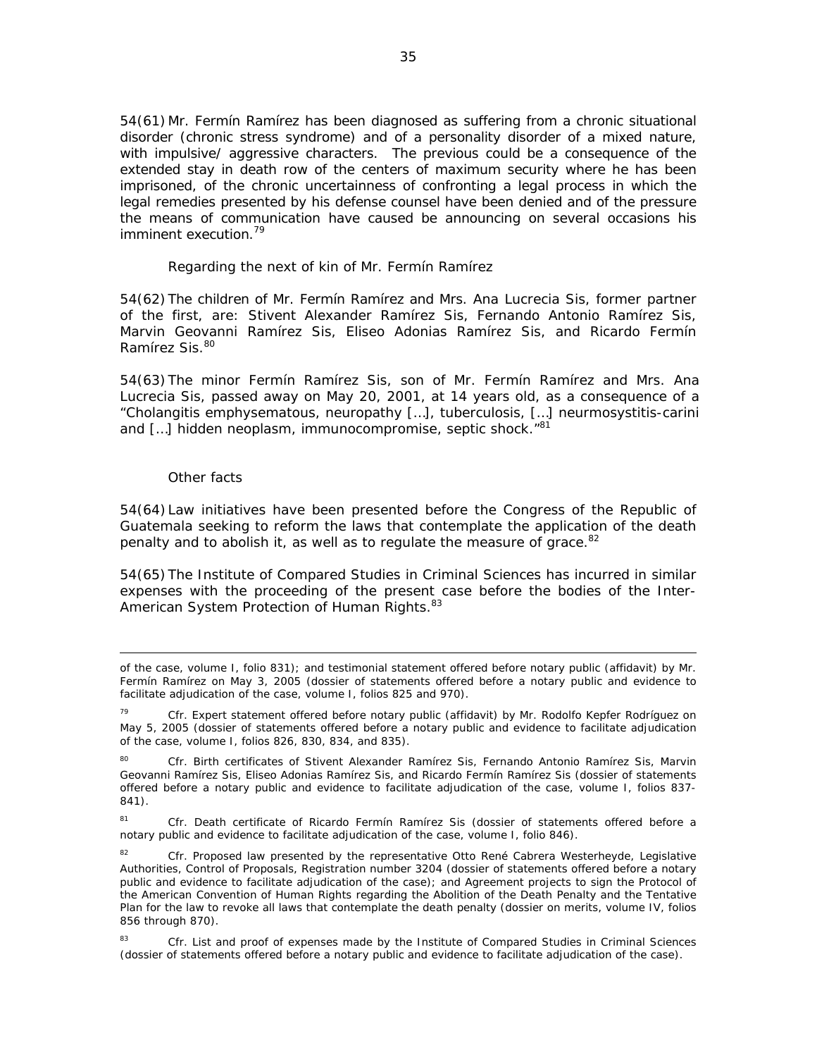54(61) Mr. Fermín Ramírez has been diagnosed as suffering from a chronic situational disorder (chronic stress syndrome) and of a personality disorder of a mixed nature, with impulsive/ aggressive characters. The previous could be a consequence of the extended stay in death row of the centers of maximum security where he has been imprisoned, of the chronic uncertainness of confronting a legal process in which the legal remedies presented by his defense counsel have been denied and of the pressure the means of communication have caused be announcing on several occasions his imminent execution.[79]

*Regarding the next of kin of Mr. Fermín Ramírez*

54(62) The children of Mr. Fermín Ramírez and Mrs. Ana Lucrecia Sis, former partner of the first, are: Stivent Alexander Ramírez Sis, Fernando Antonio Ramírez Sis, Marvin Geovanni Ramírez Sis, Eliseo Adonias Ramírez Sis, and Ricardo Fermín Ramírez Sis.[80]

54(63) The minor Fermín Ramírez Sis, son of Mr. Fermín Ramírez and Mrs. Ana Lucrecia Sis, passed away on May 20, 2001, at 14 years old, as a consequence of a "Cholangitis emphysematous, neuropathy […], tuberculosis, […] neurmosystitis-carini and […] hidden neoplasm, immunocompromise, septic shock."[81]

*Other facts*

54(64) Law initiatives have been presented before the Congress of the Republic of Guatemala seeking to reform the laws that contemplate the application of the death penalty and to abolish it, as well as to regulate the measure of grace.[82]

54(65) The Institute of Compared Studies in Criminal Sciences has incurred in similar expenses with the proceeding of the present case before the bodies of the Inter-American System Protection of Human Rights.[83]

---

of the case, volume I, folio 831); and testimonial statement offered before notary public (affidavit) by Mr. Fermín Ramírez on May 3, 2005 (dossier of statements offered before a notary public and evidence to facilitate adjudication of the case, volume I, folios 825 and 970).

[79] Cfr. Expert statement offered before notary public (affidavit) by Mr. Rodolfo Kepfer Rodríguez on May 5, 2005 (dossier of statements offered before a notary public and evidence to facilitate adjudication of the case, volume I, folios 826, 830, 834, and 835).

[80] Cfr. Birth certificates of Stivent Alexander Ramírez Sis, Fernando Antonio Ramírez Sis, Marvin Geovanni Ramírez Sis, Eliseo Adonias Ramírez Sis, and Ricardo Fermín Ramírez Sis (dossier of statements offered before a notary public and evidence to facilitate adjudication of the case, volume I, folios 837-841).

[81] Cfr. Death certificate of Ricardo Fermín Ramírez Sis (dossier of statements offered before a notary public and evidence to facilitate adjudication of the case, volume I, folio 846).

[82] Cfr. Proposed law presented by the representative Otto René Cabrera Westerheyde, Legislative Authorities, Control of Proposals, Registration number 3204 (dossier of statements offered before a notary public and evidence to facilitate adjudication of the case); and Agreement projects to sign the Protocol of the American Convention of Human Rights regarding the Abolition of the Death Penalty and the Tentative Plan for the law to revoke all laws that contemplate the death penalty (dossier on merits, volume IV, folios 856 through 870).

[83] Cfr. List and proof of expenses made by the Institute of Compared Studies in Criminal Sciences (dossier of statements offered before a notary public and evidence to facilitate adjudication of the case).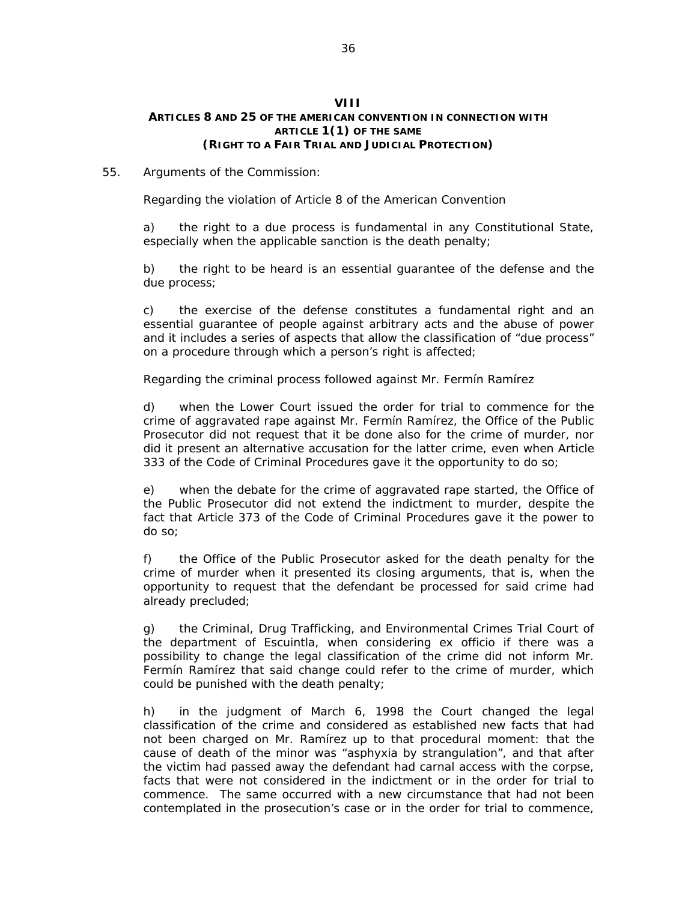## VIII
### ARTICLES 8 AND 25 OF THE AMERICAN CONVENTION IN CONNECTION WITH ARTICLE 1(1) OF THE SAME
### (RIGHT TO A FAIR TRIAL AND JUDICIAL PROTECTION)

55. *Arguments of the Commission:*

*Regarding the violation of Article 8 of the American Convention*

a) the right to a due process is fundamental in any Constitutional State, especially when the applicable sanction is the death penalty;

b) the right to be heard is an essential guarantee of the defense and the due process;

c) the exercise of the defense constitutes a fundamental right and an essential guarantee of people against arbitrary acts and the abuse of power and it includes a series of aspects that allow the classification of "due process" on a procedure through which a person's right is affected;

*Regarding the criminal process followed against Mr. Fermín Ramírez*

d) when the Lower Court issued the order for trial to commence for the crime of aggravated rape against Mr. Fermín Ramírez, the Office of the Public Prosecutor did not request that it be done also for the crime of murder, nor did it present an alternative accusation for the latter crime, even when Article 333 of the Code of Criminal Procedures gave it the opportunity to do so;

e) when the debate for the crime of aggravated rape started, the Office of the Public Prosecutor did not extend the indictment to murder, despite the fact that Article 373 of the Code of Criminal Procedures gave it the power to do so;

f) the Office of the Public Prosecutor asked for the death penalty for the crime of murder when it presented its closing arguments, that is, when the opportunity to request that the defendant be processed for said crime had already precluded;

g) the Criminal, Drug Trafficking, and Environmental Crimes Trial Court of the department of Escuintla, when considering ex officio if there was a possibility to change the legal classification of the crime did not inform Mr. Fermín Ramírez that said change could refer to the crime of murder, which could be punished with the death penalty;

h) in the judgment of March 6, 1998 the Court changed the legal classification of the crime and considered as established new facts that had not been charged on Mr. Ramírez up to that procedural moment: that the cause of death of the minor was "asphyxia by strangulation", and that after the victim had passed away the defendant had carnal access with the corpse, facts that were not considered in the indictment or in the order for trial to commence. The same occurred with a new circumstance that had not been contemplated in the prosecution's case or in the order for trial to commence,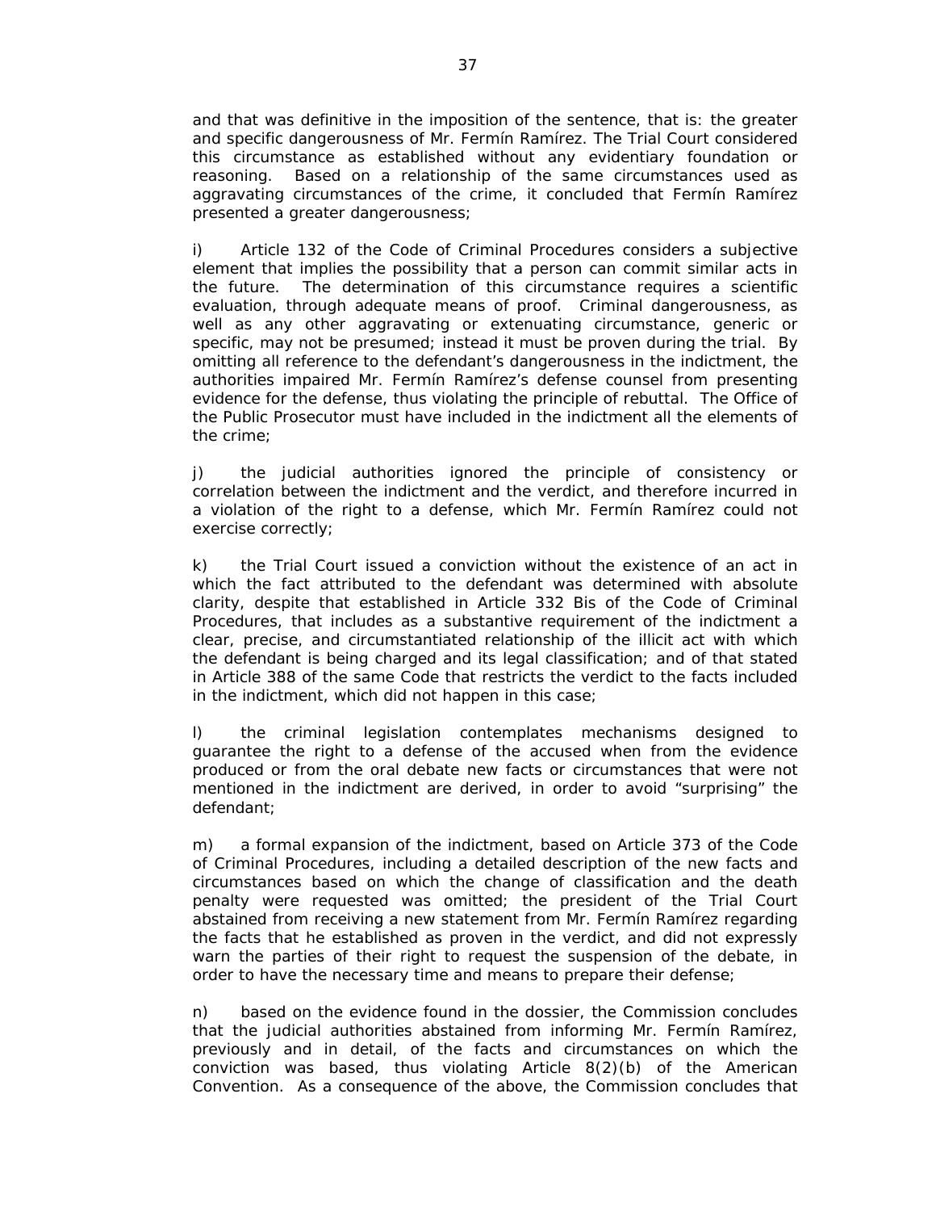and that was definitive in the imposition of the sentence, that is: the greater and specific dangerousness of Mr. Fermín Ramírez. The Trial Court considered this circumstance as established without any evidentiary foundation or reasoning. Based on a relationship of the same circumstances used as aggravating circumstances of the crime, it concluded that Fermín Ramírez presented a greater dangerousness;

i) Article 132 of the Code of Criminal Procedures considers a subjective element that implies the possibility that a person can commit similar acts in the future. The determination of this circumstance requires a scientific evaluation, through adequate means of proof. Criminal dangerousness, as well as any other aggravating or extenuating circumstance, generic or specific, may not be presumed; instead it must be proven during the trial. By omitting all reference to the defendant's dangerousness in the indictment, the authorities impaired Mr. Fermín Ramírez's defense counsel from presenting evidence for the defense, thus violating the principle of rebuttal. The Office of the Public Prosecutor must have included in the indictment all the elements of the crime;

j) the judicial authorities ignored the principle of consistency or correlation between the indictment and the verdict, and therefore incurred in a violation of the right to a defense, which Mr. Fermín Ramírez could not exercise correctly;

k) the Trial Court issued a conviction without the existence of an act in which the fact attributed to the defendant was determined with absolute clarity, despite that established in Article 332 Bis of the Code of Criminal Procedures, that includes as a substantive requirement of the indictment a clear, precise, and circumstantiated relationship of the illicit act with which the defendant is being charged and its legal classification; and of that stated in Article 388 of the same Code that restricts the verdict to the facts included in the indictment, which did not happen in this case;

l) the criminal legislation contemplates mechanisms designed to guarantee the right to a defense of the accused when from the evidence produced or from the oral debate new facts or circumstances that were not mentioned in the indictment are derived, in order to avoid "surprising" the defendant;

m) a formal expansion of the indictment, based on Article 373 of the Code of Criminal Procedures, including a detailed description of the new facts and circumstances based on which the change of classification and the death penalty were requested was omitted; the president of the Trial Court abstained from receiving a new statement from Mr. Fermín Ramírez regarding the facts that he established as proven in the verdict, and did not expressly warn the parties of their right to request the suspension of the debate, in order to have the necessary time and means to prepare their defense;

n) based on the evidence found in the dossier, the Commission concludes that the judicial authorities abstained from informing Mr. Fermín Ramírez, previously and in detail, of the facts and circumstances on which the conviction was based, thus violating Article 8(2)(b) of the American Convention. As a consequence of the above, the Commission concludes that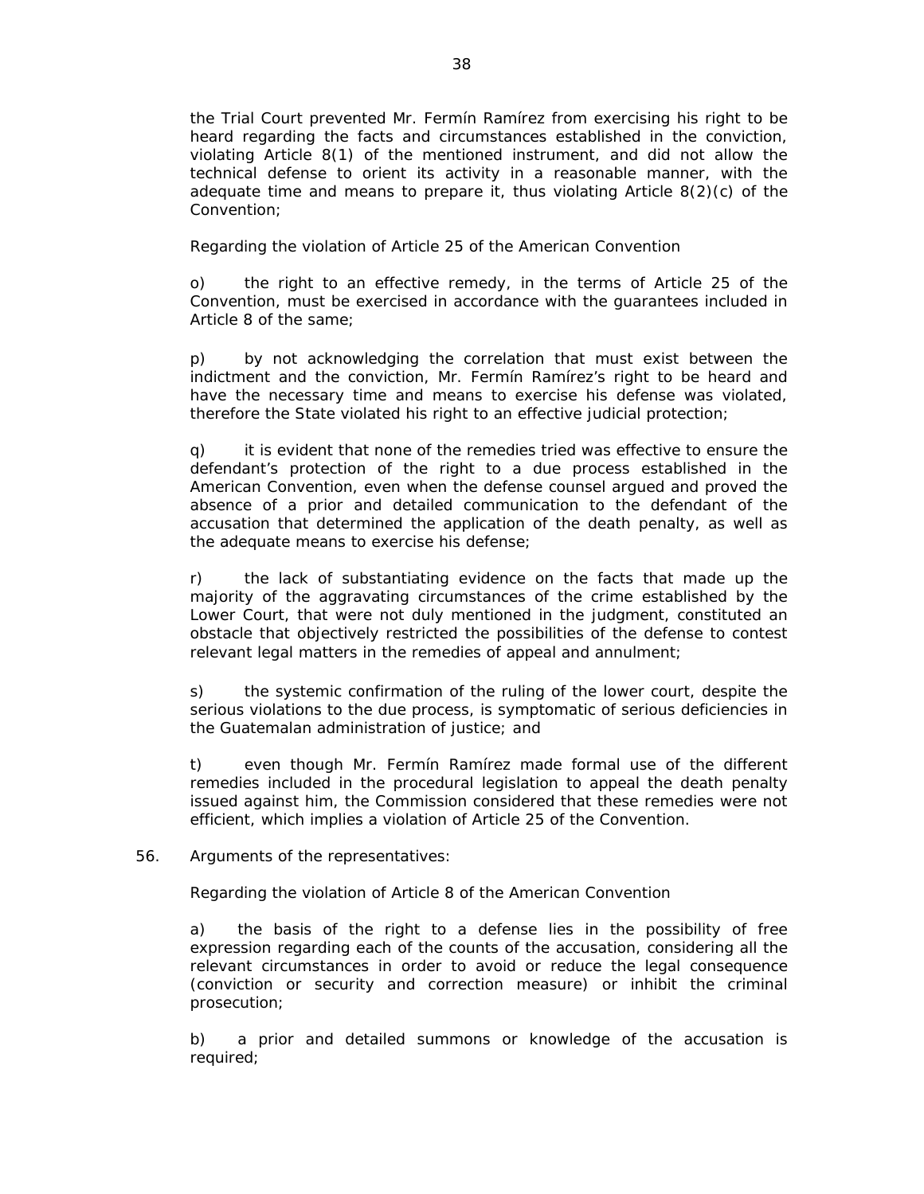the Trial Court prevented Mr. Fermín Ramírez from exercising his right to be heard regarding the facts and circumstances established in the conviction, violating Article 8(1) of the mentioned instrument, and did not allow the technical defense to orient its activity in a reasonable manner, with the adequate time and means to prepare it, thus violating Article 8(2)(c) of the Convention;

*Regarding the violation of Article 25 of the American Convention*

o) the right to an effective remedy, in the terms of Article 25 of the Convention, must be exercised in accordance with the guarantees included in Article 8 of the same;

p) by not acknowledging the correlation that must exist between the indictment and the conviction, Mr. Fermín Ramírez's right to be heard and have the necessary time and means to exercise his defense was violated, therefore the State violated his right to an effective judicial protection;

q) it is evident that none of the remedies tried was effective to ensure the defendant's protection of the right to a due process established in the American Convention, even when the defense counsel argued and proved the absence of a prior and detailed communication to the defendant of the accusation that determined the application of the death penalty, as well as the adequate means to exercise his defense;

r) the lack of substantiating evidence on the facts that made up the majority of the aggravating circumstances of the crime established by the Lower Court, that were not duly mentioned in the judgment, constituted an obstacle that objectively restricted the possibilities of the defense to contest relevant legal matters in the remedies of appeal and annulment;

s) the systemic confirmation of the ruling of the lower court, despite the serious violations to the due process, is symptomatic of serious deficiencies in the Guatemalan administration of justice; and

t) even though Mr. Fermín Ramírez made formal use of the different remedies included in the procedural legislation to appeal the death penalty issued against him, the Commission considered that these remedies were not efficient, which implies a violation of Article 25 of the Convention.

56. *Arguments of the representatives*:

*Regarding the violation of Article 8 of the American Convention*

a) the basis of the right to a defense lies in the possibility of free expression regarding each of the counts of the accusation, considering all the relevant circumstances in order to avoid or reduce the legal consequence (conviction or security and correction measure) or inhibit the criminal prosecution;

b) a prior and detailed summons or knowledge of the accusation is required;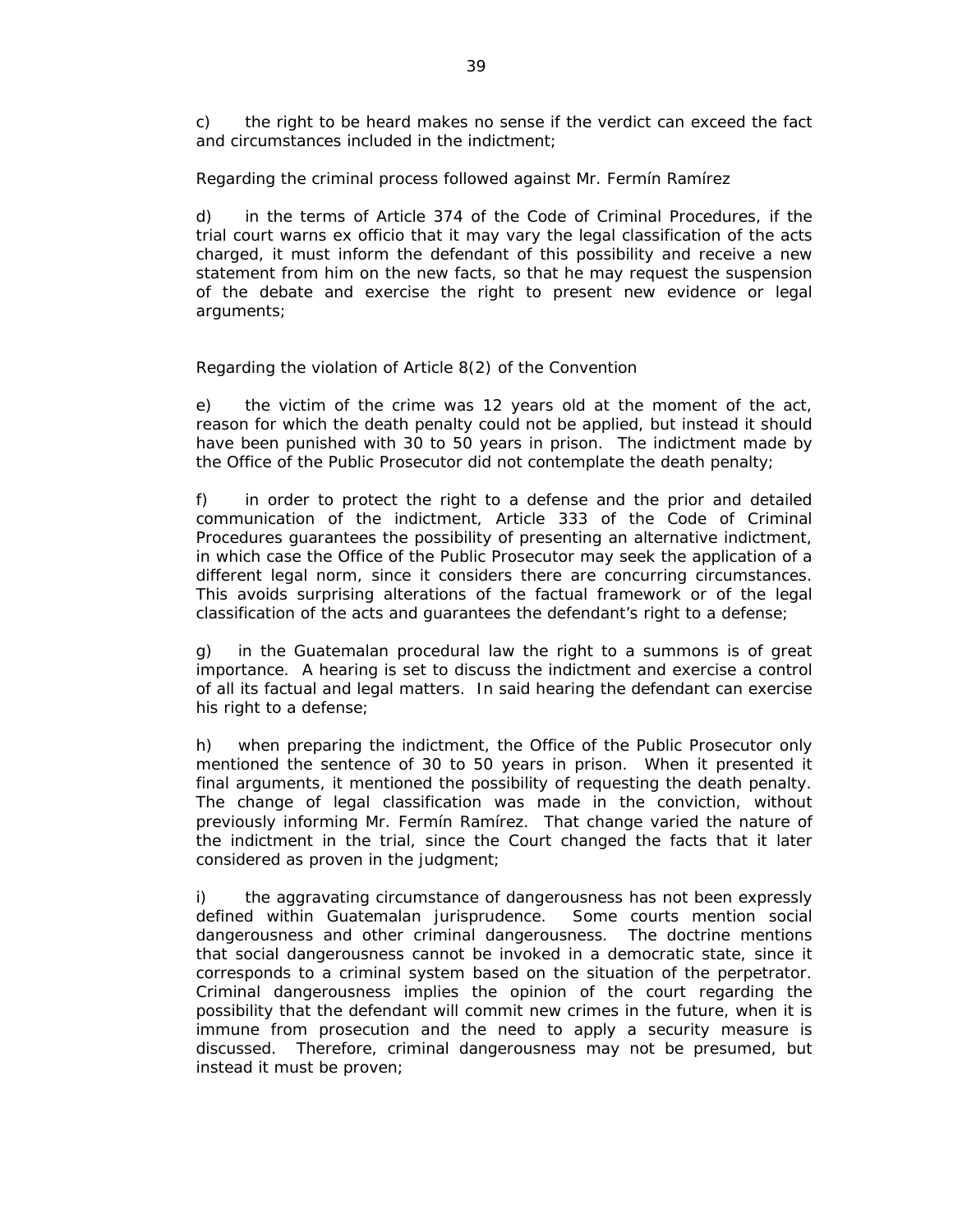c) the right to be heard makes no sense if the verdict can exceed the fact and circumstances included in the indictment;

Regarding the criminal process followed against Mr. Fermín Ramírez

d) in the terms of Article 374 of the Code of Criminal Procedures, if the trial court warns ex officio that it may vary the legal classification of the acts charged, it must inform the defendant of this possibility and receive a new statement from him on the new facts, so that he may request the suspension of the debate and exercise the right to present new evidence or legal arguments;

Regarding the violation of Article 8(2) of the Convention

e) the victim of the crime was 12 years old at the moment of the act, reason for which the death penalty could not be applied, but instead it should have been punished with 30 to 50 years in prison. The indictment made by the Office of the Public Prosecutor did not contemplate the death penalty;

f) in order to protect the right to a defense and the prior and detailed communication of the indictment, Article 333 of the Code of Criminal Procedures guarantees the possibility of presenting an alternative indictment, in which case the Office of the Public Prosecutor may seek the application of a different legal norm, since it considers there are concurring circumstances. This avoids surprising alterations of the factual framework or of the legal classification of the acts and guarantees the defendant's right to a defense;

g) in the Guatemalan procedural law the right to a summons is of great importance. A hearing is set to discuss the indictment and exercise a control of all its factual and legal matters. In said hearing the defendant can exercise his right to a defense;

h) when preparing the indictment, the Office of the Public Prosecutor only mentioned the sentence of 30 to 50 years in prison. When it presented it final arguments, it mentioned the possibility of requesting the death penalty. The change of legal classification was made in the conviction, without previously informing Mr. Fermín Ramírez. That change varied the nature of the indictment in the trial, since the Court changed the facts that it later considered as proven in the judgment;

i) the aggravating circumstance of dangerousness has not been expressly defined within Guatemalan jurisprudence. Some courts mention social dangerousness and other criminal dangerousness. The doctrine mentions that social dangerousness cannot be invoked in a democratic state, since it corresponds to a criminal system based on the situation of the perpetrator. Criminal dangerousness implies the opinion of the court regarding the possibility that the defendant will commit new crimes in the future, when it is immune from prosecution and the need to apply a security measure is discussed. Therefore, criminal dangerousness may not be presumed, but instead it must be proven;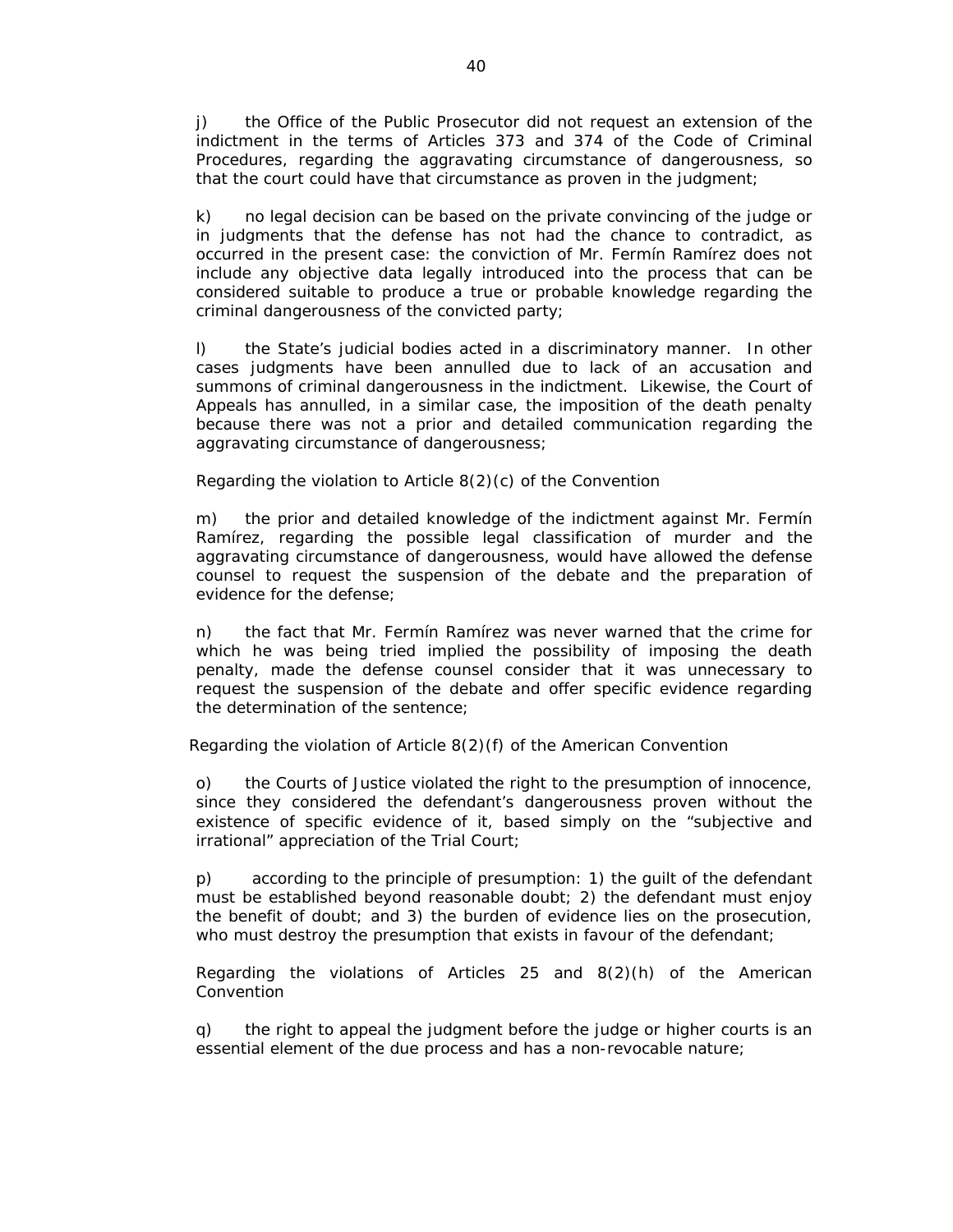j) the Office of the Public Prosecutor did not request an extension of the indictment in the terms of Articles 373 and 374 of the Code of Criminal Procedures, regarding the aggravating circumstance of dangerousness, so that the court could have that circumstance as proven in the judgment;

k) no legal decision can be based on the private convincing of the judge or in judgments that the defense has not had the chance to contradict, as occurred in the present case: the conviction of Mr. Fermín Ramírez does not include any objective data legally introduced into the process that can be considered suitable to produce a true or probable knowledge regarding the criminal dangerousness of the convicted party;

l) the State's judicial bodies acted in a discriminatory manner. In other cases judgments have been annulled due to lack of an accusation and summons of criminal dangerousness in the indictment. Likewise, the Court of Appeals has annulled, in a similar case, the imposition of the death penalty because there was not a prior and detailed communication regarding the aggravating circumstance of dangerousness;

Regarding the violation to Article 8(2)(c) of the Convention

m) the prior and detailed knowledge of the indictment against Mr. Fermín Ramírez, regarding the possible legal classification of murder and the aggravating circumstance of dangerousness, would have allowed the defense counsel to request the suspension of the debate and the preparation of evidence for the defense;

n) the fact that Mr. Fermín Ramírez was never warned that the crime for which he was being tried implied the possibility of imposing the death penalty, made the defense counsel consider that it was unnecessary to request the suspension of the debate and offer specific evidence regarding the determination of the sentence;

Regarding the violation of Article 8(2)(f) of the American Convention

o) the Courts of Justice violated the right to the presumption of innocence, since they considered the defendant's dangerousness proven without the existence of specific evidence of it, based simply on the "subjective and irrational" appreciation of the Trial Court;

p) according to the principle of presumption: 1) the guilt of the defendant must be established beyond reasonable doubt; 2) the defendant must enjoy the benefit of doubt; and 3) the burden of evidence lies on the prosecution, who must destroy the presumption that exists in favour of the defendant;

Regarding the violations of Articles 25 and 8(2)(h) of the American Convention

q) the right to appeal the judgment before the judge or higher courts is an essential element of the due process and has a non-revocable nature;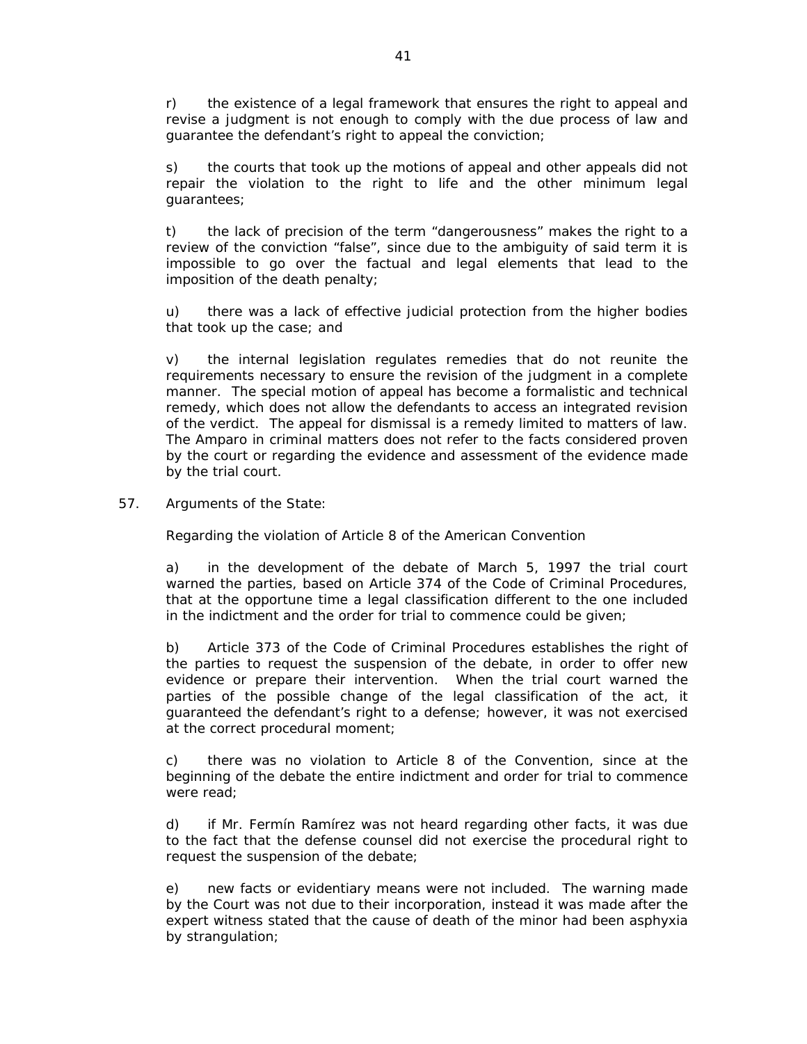r) the existence of a legal framework that ensures the right to appeal and revise a judgment is not enough to comply with the due process of law and guarantee the defendant's right to appeal the conviction;

s) the courts that took up the motions of appeal and other appeals did not repair the violation to the right to life and the other minimum legal guarantees;

t) the lack of precision of the term "dangerousness" makes the right to a review of the conviction "false", since due to the ambiguity of said term it is impossible to go over the factual and legal elements that lead to the imposition of the death penalty;

u) there was a lack of effective judicial protection from the higher bodies that took up the case; and

v) the internal legislation regulates remedies that do not reunite the requirements necessary to ensure the revision of the judgment in a complete manner. The special motion of appeal has become a formalistic and technical remedy, which does not allow the defendants to access an integrated revision of the verdict. The appeal for dismissal is a remedy limited to matters of law. The Amparo in criminal matters does not refer to the facts considered proven by the court or regarding the evidence and assessment of the evidence made by the trial court.

57. Arguments of the State:

Regarding the violation of Article 8 of the American Convention

a) in the development of the debate of March 5, 1997 the trial court warned the parties, based on Article 374 of the Code of Criminal Procedures, that at the opportune time a legal classification different to the one included in the indictment and the order for trial to commence could be given;

b) Article 373 of the Code of Criminal Procedures establishes the right of the parties to request the suspension of the debate, in order to offer new evidence or prepare their intervention. When the trial court warned the parties of the possible change of the legal classification of the act, it guaranteed the defendant's right to a defense; however, it was not exercised at the correct procedural moment;

c) there was no violation to Article 8 of the Convention, since at the beginning of the debate the entire indictment and order for trial to commence were read;

d) if Mr. Fermín Ramírez was not heard regarding other facts, it was due to the fact that the defense counsel did not exercise the procedural right to request the suspension of the debate;

e) new facts or evidentiary means were not included. The warning made by the Court was not due to their incorporation, instead it was made after the expert witness stated that the cause of death of the minor had been asphyxia by strangulation;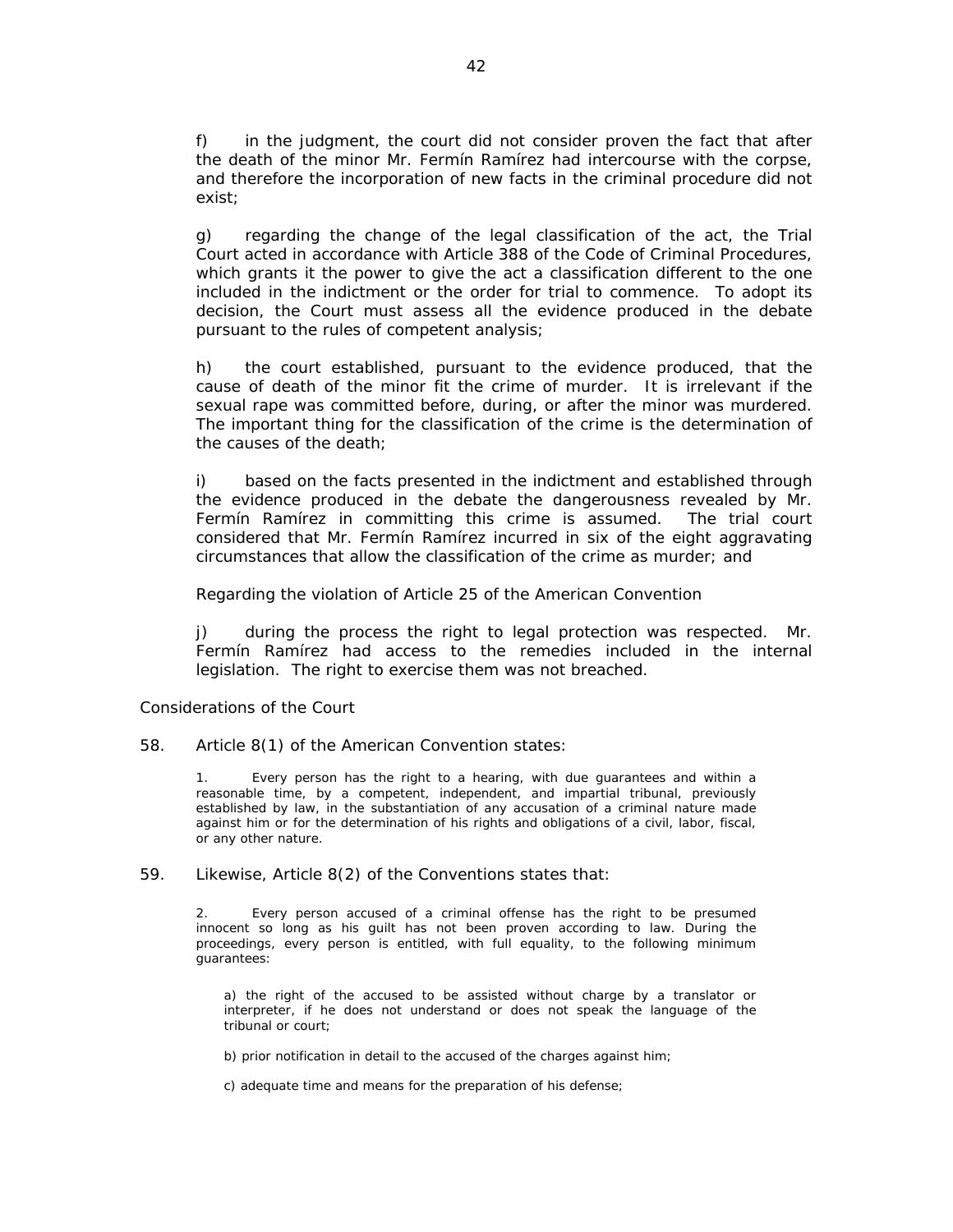f) in the judgment, the court did not consider proven the fact that after the death of the minor Mr. Fermín Ramírez had intercourse with the corpse, and therefore the incorporation of new facts in the criminal procedure did not exist;

g) regarding the change of the legal classification of the act, the Trial Court acted in accordance with Article 388 of the Code of Criminal Procedures, which grants it the power to give the act a classification different to the one included in the indictment or the order for trial to commence. To adopt its decision, the Court must assess all the evidence produced in the debate pursuant to the rules of competent analysis;

h) the court established, pursuant to the evidence produced, that the cause of death of the minor fit the crime of murder. It is irrelevant if the sexual rape was committed before, during, or after the minor was murdered. The important thing for the classification of the crime is the determination of the causes of the death;

i) based on the facts presented in the indictment and established through the evidence produced in the debate the dangerousness revealed by Mr. Fermín Ramírez in committing this crime is assumed. The trial court considered that Mr. Fermín Ramírez incurred in six of the eight aggravating circumstances that allow the classification of the crime as murder; and

*Regarding the violation of Article 25 of the American Convention*

j) during the process the right to legal protection was respected. Mr. Fermín Ramírez had access to the remedies included in the internal legislation. The right to exercise them was not breached.

*Considerations of the Court*

58. Article 8(1) of the American Convention states:

> 1. Every person has the right to a hearing, with due guarantees and within a reasonable time, by a competent, independent, and impartial tribunal, previously established by law, in the substantiation of any accusation of a criminal nature made against him or for the determination of his rights and obligations of a civil, labor, fiscal, or any other nature.

59. Likewise, Article 8(2) of the Conventions states that:

> 2. Every person accused of a criminal offense has the right to be presumed innocent so long as his guilt has not been proven according to law. During the proceedings, every person is entitled, with full equality, to the following minimum guarantees:
>
> a) the right of the accused to be assisted without charge by a translator or interpreter, if he does not understand or does not speak the language of the tribunal or court;
>
> b) prior notification in detail to the accused of the charges against him;
>
> c) adequate time and means for the preparation of his defense;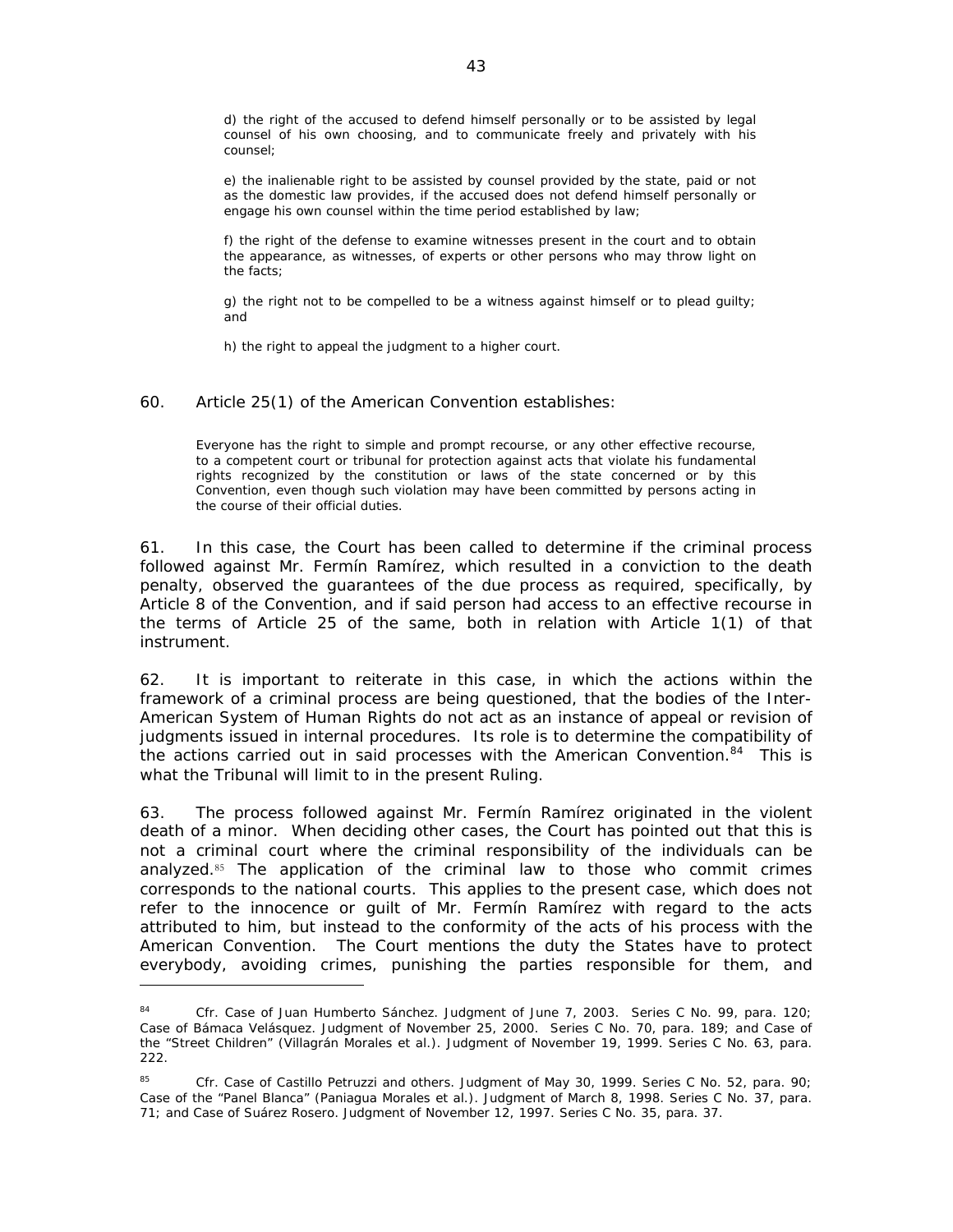> d) the right of the accused to defend himself personally or to be assisted by legal counsel of his own choosing, and to communicate freely and privately with his counsel;
>
> e) the inalienable right to be assisted by counsel provided by the state, paid or not as the domestic law provides, if the accused does not defend himself personally or engage his own counsel within the time period established by law;
>
> f) the right of the defense to examine witnesses present in the court and to obtain the appearance, as witnesses, of experts or other persons who may throw light on the facts;
>
> g) the right not to be compelled to be a witness against himself or to plead guilty; and
>
> h) the right to appeal the judgment to a higher court.

60. Article 25(1) of the American Convention establishes:

> Everyone has the right to simple and prompt recourse, or any other effective recourse, to a competent court or tribunal for protection against acts that violate his fundamental rights recognized by the constitution or laws of the state concerned or by this Convention, even though such violation may have been committed by persons acting in the course of their official duties.

61. In this case, the Court has been called to determine if the criminal process followed against Mr. Fermín Ramírez, which resulted in a conviction to the death penalty, observed the guarantees of the due process as required, specifically, by Article 8 of the Convention, and if said person had access to an effective recourse in the terms of Article 25 of the same, both in relation with Article 1(1) of that instrument.

62. It is important to reiterate in this case, in which the actions within the framework of a criminal process are being questioned, that the bodies of the Inter-American System of Human Rights do not act as an instance of appeal or revision of judgments issued in internal procedures. Its role is to determine the compatibility of the actions carried out in said processes with the American Convention.[84] This is what the Tribunal will limit to in the present Ruling.

63. The process followed against Mr. Fermín Ramírez originated in the violent death of a minor. When deciding other cases, the Court has pointed out that this is not a criminal court where the criminal responsibility of the individuals can be analyzed.[85] The application of the criminal law to those who commit crimes corresponds to the national courts. This applies to the present case, which does not refer to the innocence or guilt of Mr. Fermín Ramírez with regard to the acts attributed to him, but instead to the conformity of the acts of his process with the American Convention. The Court mentions the duty the States have to protect everybody, avoiding crimes, punishing the parties responsible for them, and

---

[84] Cfr. Case of Juan Humberto Sánchez. Judgment of June 7, 2003. Series C No. 99, para. 120; Case of Bámaca Velásquez. Judgment of November 25, 2000. Series C No. 70, para. 189; and Case of the "Street Children" (Villagrán Morales et al.). Judgment of November 19, 1999. Series C No. 63, para. 222.

[85] Cfr. Case of Castillo Petruzzi and others. Judgment of May 30, 1999. Series C No. 52, para. 90; Case of the "Panel Blanca" (Paniagua Morales et al.). Judgment of March 8, 1998. Series C No. 37, para. 71; and Case of Suárez Rosero. Judgment of November 12, 1997. Series C No. 35, para. 37.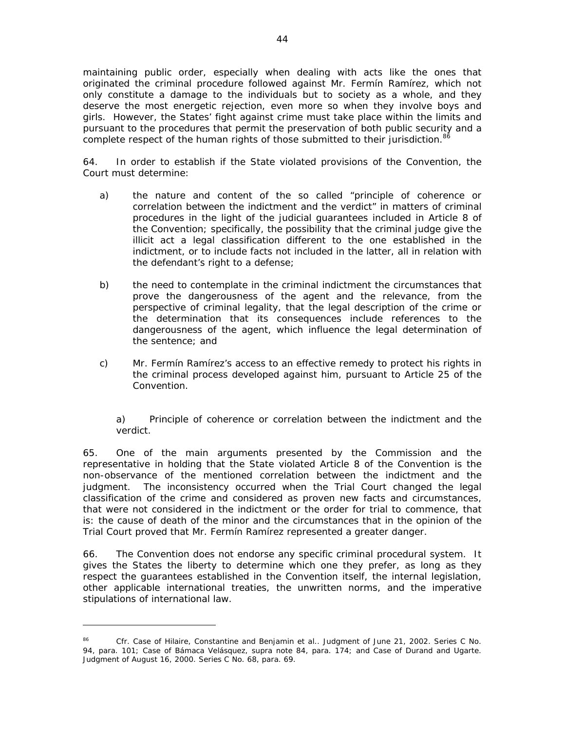maintaining public order, especially when dealing with acts like the ones that originated the criminal procedure followed against Mr. Fermín Ramírez, which not only constitute a damage to the individuals but to society as a whole, and they deserve the most energetic rejection, even more so when they involve boys and girls. However, the States' fight against crime must take place within the limits and pursuant to the procedures that permit the preservation of both public security and a complete respect of the human rights of those submitted to their jurisdiction.[86]

64. In order to establish if the State violated provisions of the Convention, the Court must determine:

a) the nature and content of the so called "principle of coherence or correlation between the indictment and the verdict" in matters of criminal procedures in the light of the judicial guarantees included in Article 8 of the Convention; specifically, the possibility that the criminal judge give the illicit act a legal classification different to the one established in the indictment, or to include facts not included in the latter, all in relation with the defendant's right to a defense;

b) the need to contemplate in the criminal indictment the circumstances that prove the dangerousness of the agent and the relevance, from the perspective of criminal legality, that the legal description of the crime or the determination that its consequences include references to the dangerousness of the agent, which influence the legal determination of the sentence; and

c) Mr. Fermín Ramírez's access to an effective remedy to protect his rights in the criminal process developed against him, pursuant to Article 25 of the Convention.

a) Principle of coherence or correlation between the indictment and the verdict.

65. One of the main arguments presented by the Commission and the representative in holding that the State violated Article 8 of the Convention is the non-observance of the mentioned correlation between the indictment and the judgment. The inconsistency occurred when the Trial Court changed the legal classification of the crime and considered as proven new facts and circumstances, that were not considered in the indictment or the order for trial to commence, that is: the cause of death of the minor and the circumstances that in the opinion of the Trial Court proved that Mr. Fermín Ramírez represented a greater danger.

66. The Convention does not endorse any specific criminal procedural system. It gives the States the liberty to determine which one they prefer, as long as they respect the guarantees established in the Convention itself, the internal legislation, other applicable international treaties, the unwritten norms, and the imperative stipulations of international law.

---

[86] *Cfr. Case of Hilaire, Constantine and Benjamin et al.*. Judgment of June 21, 2002. Series C No. 94, para. 101; *Case of Bámaca Velásquez, supra* note 84, para. 174; and *Case of Durand and Ugarte*. Judgment of August 16, 2000. Series C No. 68, para. 69.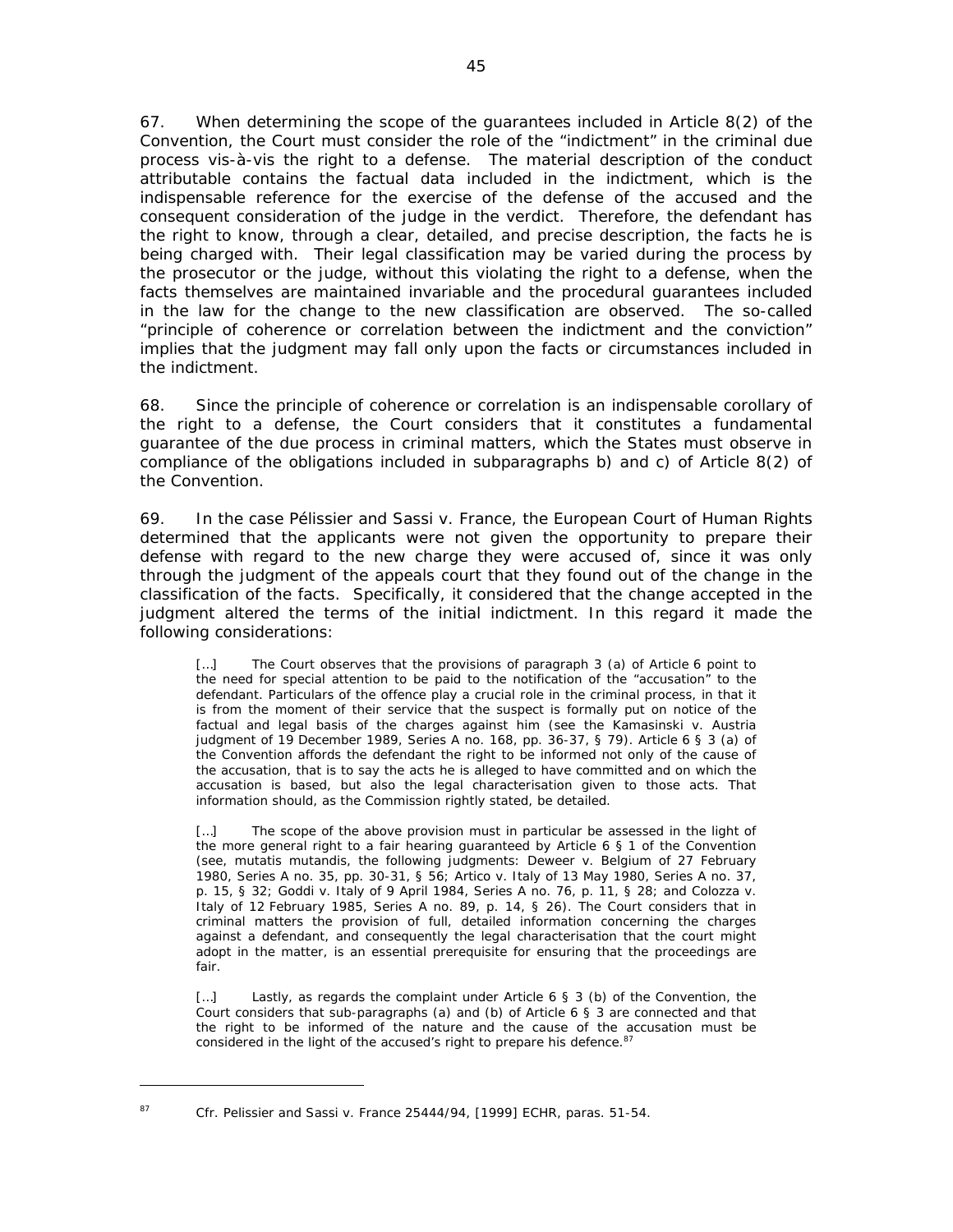67. When determining the scope of the guarantees included in Article 8(2) of the Convention, the Court must consider the role of the "indictment" in the criminal due process vis-à-vis the right to a defense. The material description of the conduct attributable contains the factual data included in the indictment, which is the indispensable reference for the exercise of the defense of the accused and the consequent consideration of the judge in the verdict. Therefore, the defendant has the right to know, through a clear, detailed, and precise description, the facts he is being charged with. Their legal classification may be varied during the process by the prosecutor or the judge, without this violating the right to a defense, when the facts themselves are maintained invariable and the procedural guarantees included in the law for the change to the new classification are observed. The so-called "principle of coherence or correlation between the indictment and the conviction" implies that the judgment may fall only upon the facts or circumstances included in the indictment.

68. Since the principle of coherence or correlation is an indispensable corollary of the right to a defense, the Court considers that it constitutes a fundamental guarantee of the due process in criminal matters, which the States must observe in compliance of the obligations included in subparagraphs b) and c) of Article 8(2) of the Convention.

69. In the case Pélissier and Sassi v. France, the European Court of Human Rights determined that the applicants were not given the opportunity to prepare their defense with regard to the new charge they were accused of, since it was only through the judgment of the appeals court that they found out of the change in the classification of the facts. Specifically, it considered that the change accepted in the judgment altered the terms of the initial indictment. In this regard it made the following considerations:

> [...] The Court observes that the provisions of paragraph 3 (a) of Article 6 point to the need for special attention to be paid to the notification of the "accusation" to the defendant. Particulars of the offence play a crucial role in the criminal process, in that it is from the moment of their service that the suspect is formally put on notice of the factual and legal basis of the charges against him (see the Kamasinski v. Austria judgment of 19 December 1989, Series A no. 168, pp. 36-37, § 79). Article 6 § 3 (a) of the Convention affords the defendant the right to be informed not only of the cause of the accusation, that is to say the acts he is alleged to have committed and on which the accusation is based, but also the legal characterisation given to those acts. That information should, as the Commission rightly stated, be detailed.
>
> [...] The scope of the above provision must in particular be assessed in the light of the more general right to a fair hearing guaranteed by Article 6 § 1 of the Convention (see, mutatis mutandis, the following judgments: Deweer v. Belgium of 27 February 1980, Series A no. 35, pp. 30-31, § 56; Artico v. Italy of 13 May 1980, Series A no. 37, p. 15, § 32; Goddi v. Italy of 9 April 1984, Series A no. 76, p. 11, § 28; and Colozza v. Italy of 12 February 1985, Series A no. 89, p. 14, § 26). The Court considers that in criminal matters the provision of full, detailed information concerning the charges against a defendant, and consequently the legal characterisation that the court might adopt in the matter, is an essential prerequisite for ensuring that the proceedings are fair.
>
> [...] Lastly, as regards the complaint under Article 6 § 3 (b) of the Convention, the Court considers that sub-paragraphs (a) and (b) of Article 6 § 3 are connected and that the right to be informed of the nature and the cause of the accusation must be considered in the light of the accused's right to prepare his defence.[87]

---

[87] Cfr. Pelissier and Sassi v. France 25444/94, [1999] ECHR, paras. 51-54.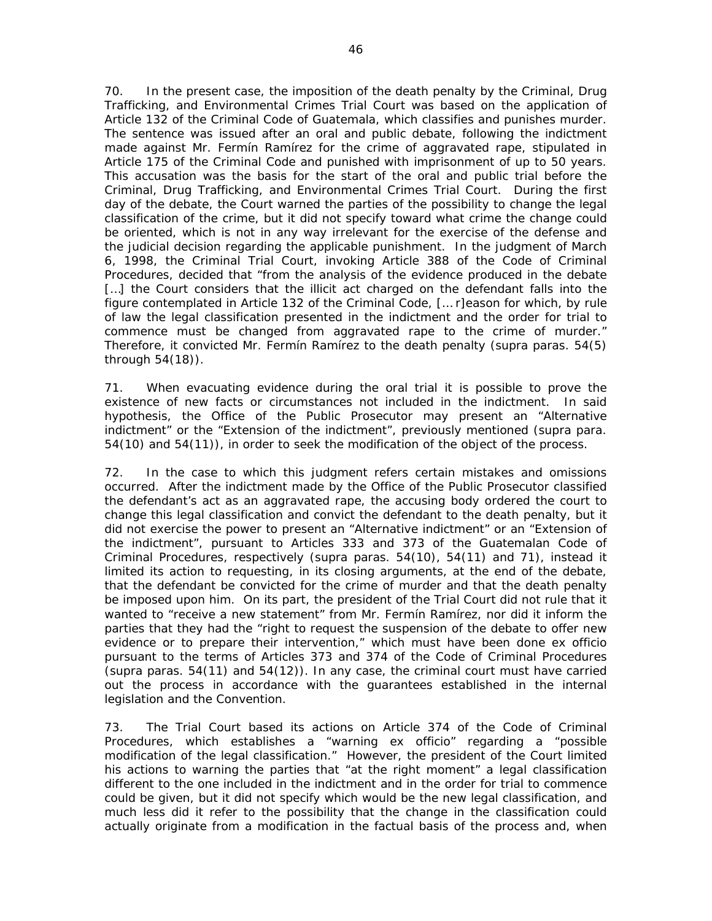70. In the present case, the imposition of the death penalty by the Criminal, Drug Trafficking, and Environmental Crimes Trial Court was based on the application of Article 132 of the Criminal Code of Guatemala, which classifies and punishes murder. The sentence was issued after an oral and public debate, following the indictment made against Mr. Fermín Ramírez for the crime of aggravated rape, stipulated in Article 175 of the Criminal Code and punished with imprisonment of up to 50 years. This accusation was the basis for the start of the oral and public trial before the Criminal, Drug Trafficking, and Environmental Crimes Trial Court. During the first day of the debate, the Court warned the parties of the possibility to change the legal classification of the crime, but it did not specify toward what crime the change could be oriented, which is not in any way irrelevant for the exercise of the defense and the judicial decision regarding the applicable punishment. In the judgment of March 6, 1998, the Criminal Trial Court, invoking Article 388 of the Code of Criminal Procedures, decided that "from the analysis of the evidence produced in the debate [...] the Court considers that the illicit act charged on the defendant falls into the figure contemplated in Article 132 of the Criminal Code, [... r]eason for which, by rule of law the legal classification presented in the indictment and the order for trial to commence must be changed from aggravated rape to the crime of murder." Therefore, it convicted Mr. Fermín Ramírez to the death penalty (*supra* paras. 54(5) through 54(18)).

71. When evacuating evidence during the oral trial it is possible to prove the existence of new facts or circumstances not included in the indictment. In said hypothesis, the Office of the Public Prosecutor may present an "Alternative indictment" or the "Extension of the indictment", previously mentioned (*supra* para. 54(10) and 54(11)), in order to seek the modification of the object of the process.

72. In the case to which this judgment refers certain mistakes and omissions occurred. After the indictment made by the Office of the Public Prosecutor classified the defendant's act as an aggravated rape, the accusing body ordered the court to change this legal classification and convict the defendant to the death penalty, but it did not exercise the power to present an "Alternative indictment" or an "Extension of the indictment", pursuant to Articles 333 and 373 of the Guatemalan Code of Criminal Procedures, respectively (*supra* paras. 54(10), 54(11) and 71), instead it limited its action to requesting, in its closing arguments, at the end of the debate, that the defendant be convicted for the crime of murder and that the death penalty be imposed upon him. On its part, the president of the Trial Court did not rule that it wanted to "receive a new statement" from Mr. Fermín Ramírez, nor did it inform the parties that they had the "right to request the suspension of the debate to offer new evidence or to prepare their intervention," which must have been done *ex officio* pursuant to the terms of Articles 373 and 374 of the Code of Criminal Procedures (*supra* paras. 54(11) and 54(12)). In any case, the criminal court must have carried out the process in accordance with the guarantees established in the internal legislation and the Convention.

73. The Trial Court based its actions on Article 374 of the Code of Criminal Procedures, which establishes a "warning ex officio" regarding a "possible modification of the legal classification." However, the president of the Court limited his actions to warning the parties that "at the right moment" a legal classification different to the one included in the indictment and in the order for trial to commence could be given, but it did not specify which would be the new legal classification, and much less did it refer to the possibility that the change in the classification could actually originate from a modification in the factual basis of the process and, when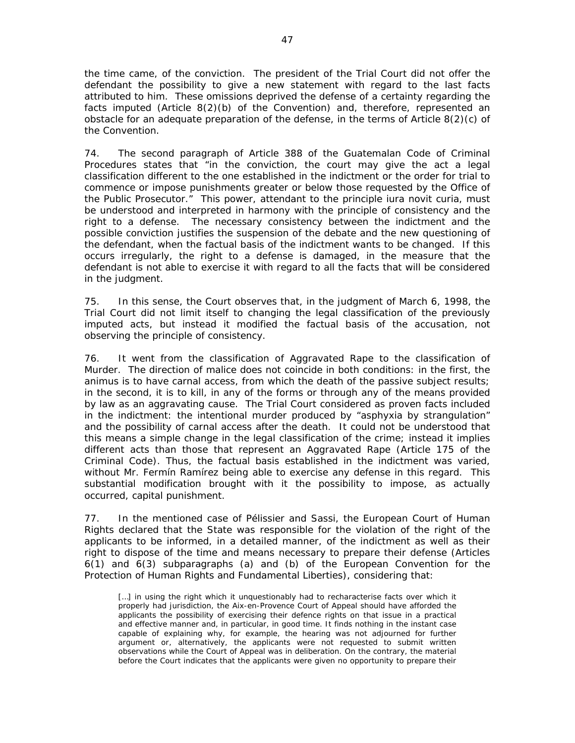the time came, of the conviction. The president of the Trial Court did not offer the defendant the possibility to give a new statement with regard to the last facts attributed to him. These omissions deprived the defense of a certainty regarding the facts imputed (Article 8(2)(b) of the Convention) and, therefore, represented an obstacle for an adequate preparation of the defense, in the terms of Article 8(2)(c) of the Convention.

74. The second paragraph of Article 388 of the Guatemalan Code of Criminal Procedures states that "in the conviction, the court may give the act a legal classification different to the one established in the indictment or the order for trial to commence or impose punishments greater or below those requested by the Office of the Public Prosecutor." This power, attendant to the principle iura novit curia, must be understood and interpreted in harmony with the principle of consistency and the right to a defense. The necessary consistency between the indictment and the possible conviction justifies the suspension of the debate and the new questioning of the defendant, when the factual basis of the indictment wants to be changed. If this occurs irregularly, the right to a defense is damaged, in the measure that the defendant is not able to exercise it with regard to all the facts that will be considered in the judgment.

75. In this sense, the Court observes that, in the judgment of March 6, 1998, the Trial Court did not limit itself to changing the legal classification of the previously imputed acts, but instead it modified the factual basis of the accusation, not observing the principle of consistency.

76. It went from the classification of Aggravated Rape to the classification of Murder. The direction of malice does not coincide in both conditions: in the first, the animus is to have carnal access, from which the death of the passive subject results; in the second, it is to kill, in any of the forms or through any of the means provided by law as an aggravating cause. The Trial Court considered as proven facts included in the indictment: the intentional murder produced by "asphyxia by strangulation" and the possibility of carnal access after the death. It could not be understood that this means a simple change in the legal classification of the crime; instead it implies different acts than those that represent an Aggravated Rape (Article 175 of the Criminal Code). Thus, the factual basis established in the indictment was varied, without Mr. Fermín Ramírez being able to exercise any defense in this regard. This substantial modification brought with it the possibility to impose, as actually occurred, capital punishment.

77. In the mentioned case of Pélissier and Sassi, the European Court of Human Rights declared that the State was responsible for the violation of the right of the applicants to be informed, in a detailed manner, of the indictment as well as their right to dispose of the time and means necessary to prepare their defense (Articles 6(1) and 6(3) subparagraphs (a) and (b) of the European Convention for the Protection of Human Rights and Fundamental Liberties), considering that:

> […] in using the right which it unquestionably had to recharacterise facts over which it properly had jurisdiction, the Aix-en-Provence Court of Appeal should have afforded the applicants the possibility of exercising their defence rights on that issue in a practical and effective manner and, in particular, in good time. It finds nothing in the instant case capable of explaining why, for example, the hearing was not adjourned for further argument or, alternatively, the applicants were not requested to submit written observations while the Court of Appeal was in deliberation. On the contrary, the material before the Court indicates that the applicants were given no opportunity to prepare their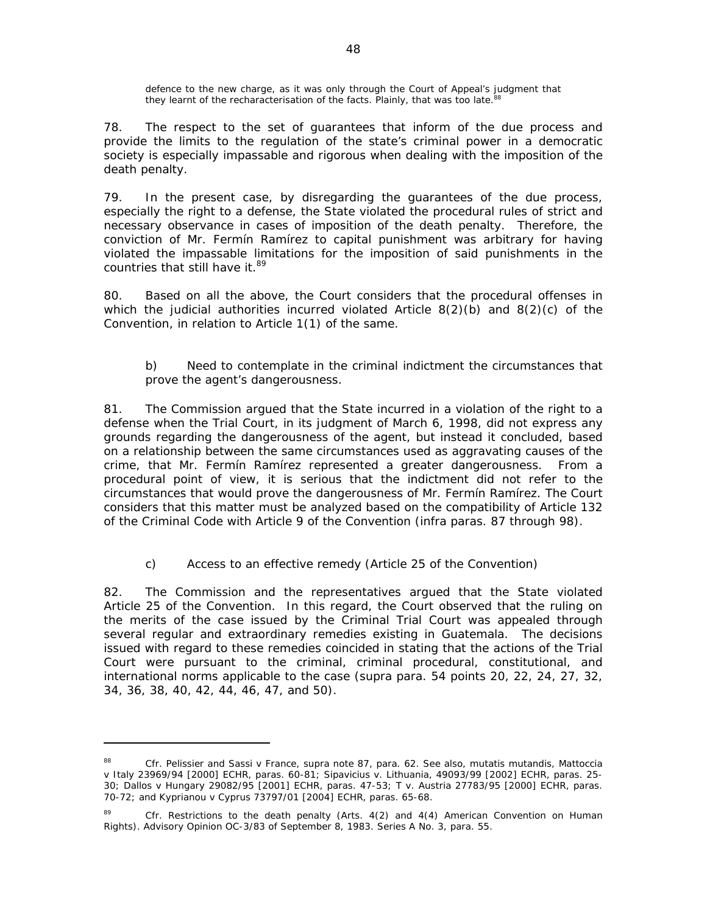> defence to the new charge, as it was only through the Court of Appeal's judgment that they learnt of the recharacterisation of the facts. Plainly, that was too late.[88]

78. The respect to the set of guarantees that inform of the due process and provide the limits to the regulation of the state's criminal power in a democratic society is especially impassable and rigorous when dealing with the imposition of the death penalty.

79. In the present case, by disregarding the guarantees of the due process, especially the right to a defense, the State violated the procedural rules of strict and necessary observance in cases of imposition of the death penalty. Therefore, the conviction of Mr. Fermín Ramírez to capital punishment was arbitrary for having violated the impassable limitations for the imposition of said punishments in the countries that still have it.[89]

80. Based on all the above, the Court considers that the procedural offenses in which the judicial authorities incurred violated Article 8(2)(b) and 8(2)(c) of the Convention, in relation to Article 1(1) of the same.

b) Need to contemplate in the criminal indictment the circumstances that prove the agent's dangerousness.

81. The Commission argued that the State incurred in a violation of the right to a defense when the Trial Court, in its judgment of March 6, 1998, did not express any grounds regarding the dangerousness of the agent, but instead it concluded, based on a relationship between the same circumstances used as aggravating causes of the crime, that Mr. Fermín Ramírez represented a greater dangerousness. From a procedural point of view, it is serious that the indictment did not refer to the circumstances that would prove the dangerousness of Mr. Fermín Ramírez. The Court considers that this matter must be analyzed based on the compatibility of Article 132 of the Criminal Code with Article 9 of the Convention (infra paras. 87 through 98).

c) Access to an effective remedy (Article 25 of the Convention)

82. The Commission and the representatives argued that the State violated Article 25 of the Convention. In this regard, the Court observed that the ruling on the merits of the case issued by the Criminal Trial Court was appealed through several regular and extraordinary remedies existing in Guatemala. The decisions issued with regard to these remedies coincided in stating that the actions of the Trial Court were pursuant to the criminal, criminal procedural, constitutional, and international norms applicable to the case (supra para. 54 points 20, 22, 24, 27, 32, 34, 36, 38, 40, 42, 44, 46, 47, and 50).

---

[88] Cfr. Pelissier and Sassi v France, supra note 87, para. 62. See also, mutatis mutandis, Mattoccia v Italy 23969/94 [2000] ECHR, paras. 60-81; Sipavicius v. Lithuania, 49093/99 [2002] ECHR, paras. 25-30; Dallos v Hungary 29082/95 [2001] ECHR, paras. 47-53; T v. Austria 27783/95 [2000] ECHR, paras. 70-72; and Kyprianou v Cyprus 73797/01 [2004] ECHR, paras. 65-68.

[89] Cfr. Restrictions to the death penalty (Arts. 4(2) and 4(4) American Convention on Human Rights). Advisory Opinion OC-3/83 of September 8, 1983. Series A No. 3, para. 55.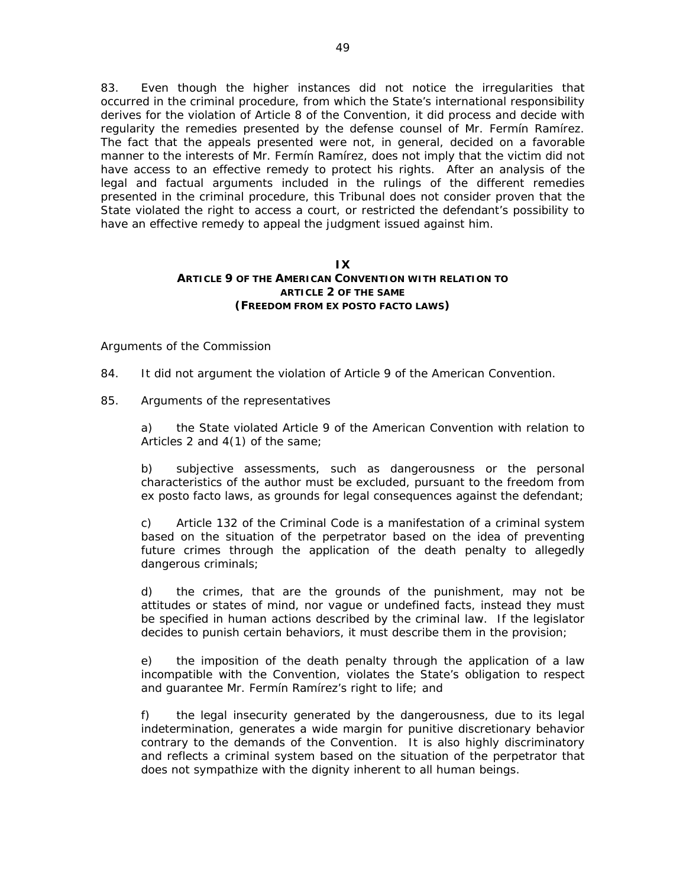83. Even though the higher instances did not notice the irregularities that occurred in the criminal procedure, from which the State's international responsibility derives for the violation of Article 8 of the Convention, it did process and decide with regularity the remedies presented by the defense counsel of Mr. Fermín Ramírez. The fact that the appeals presented were not, in general, decided on a favorable manner to the interests of Mr. Fermín Ramírez, does not imply that the victim did not have access to an effective remedy to protect his rights. After an analysis of the legal and factual arguments included in the rulings of the different remedies presented in the criminal procedure, this Tribunal does not consider proven that the State violated the right to access a court, or restricted the defendant's possibility to have an effective remedy to appeal the judgment issued against him.

## IX
## ARTICLE 9 OF THE AMERICAN CONVENTION WITH RELATION TO ARTICLE 2 OF THE SAME
## (FREEDOM FROM EX POSTO FACTO LAWS)

*Arguments of the Commission*

84. It did not argument the violation of Article 9 of the American Convention.

85. *Arguments of the representatives*

a) the State violated Article 9 of the American Convention with relation to Articles 2 and 4(1) of the same;

b) subjective assessments, such as dangerousness or the personal characteristics of the author must be excluded, pursuant to the freedom from ex posto facto laws, as grounds for legal consequences against the defendant;

c) Article 132 of the Criminal Code is a manifestation of a criminal system based on the situation of the perpetrator based on the idea of preventing future crimes through the application of the death penalty to allegedly dangerous criminals;

d) the crimes, that are the grounds of the punishment, may not be attitudes or states of mind, nor vague or undefined facts, instead they must be specified in human actions described by the criminal law. If the legislator decides to punish certain behaviors, it must describe them in the provision;

e) the imposition of the death penalty through the application of a law incompatible with the Convention, violates the State's obligation to respect and guarantee Mr. Fermín Ramírez's right to life; and

f) the legal insecurity generated by the dangerousness, due to its legal indetermination, generates a wide margin for punitive discretionary behavior contrary to the demands of the Convention. It is also highly discriminatory and reflects a criminal system based on the situation of the perpetrator that does not sympathize with the dignity inherent to all human beings.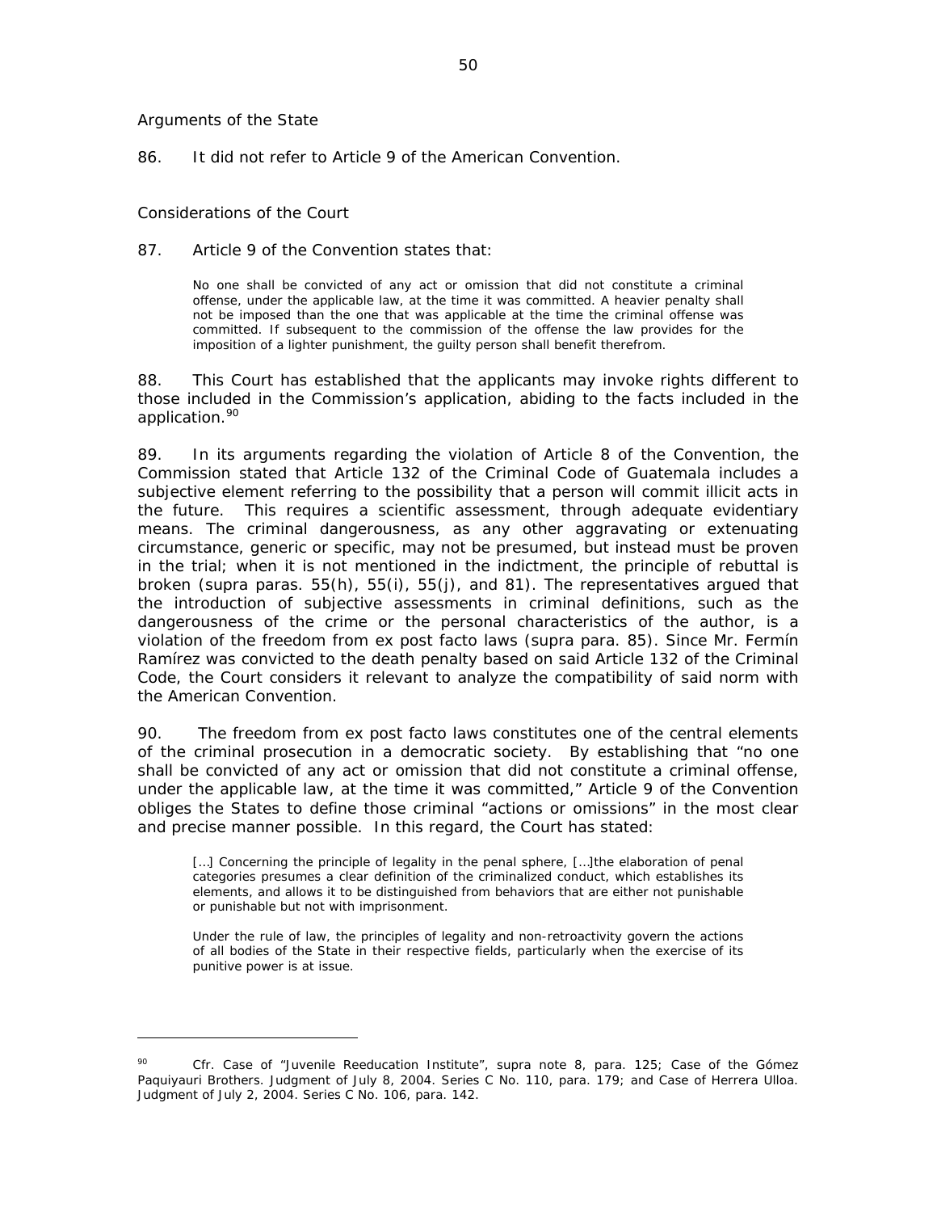*Arguments of the State*

86. It did not refer to Article 9 of the American Convention.

*Considerations of the Court*

87. Article 9 of the Convention states that:

> No one shall be convicted of any act or omission that did not constitute a criminal offense, under the applicable law, at the time it was committed. A heavier penalty shall not be imposed than the one that was applicable at the time the criminal offense was committed. If subsequent to the commission of the offense the law provides for the imposition of a lighter punishment, the guilty person shall benefit therefrom.

88. This Court has established that the applicants may invoke rights different to those included in the Commission's application, abiding to the facts included in the application.[90]

89. In its arguments regarding the violation of Article 8 of the Convention, the Commission stated that Article 132 of the Criminal Code of Guatemala includes a subjective element referring to the possibility that a person will commit illicit acts in the future. This requires a scientific assessment, through adequate evidentiary means. The criminal dangerousness, as any other aggravating or extenuating circumstance, generic or specific, may not be presumed, but instead must be proven in the trial; when it is not mentioned in the indictment, the principle of rebuttal is broken (*supra* paras. 55(h), 55(i), 55(j), and 81). The representatives argued that the introduction of subjective assessments in criminal definitions, such as the dangerousness of the crime or the personal characteristics of the author, is a violation of the freedom from ex post facto laws (*supra* para. 85). Since Mr. Fermín Ramírez was convicted to the death penalty based on said Article 132 of the Criminal Code, the Court considers it relevant to analyze the compatibility of said norm with the American Convention.

90. The freedom from ex post facto laws constitutes one of the central elements of the criminal prosecution in a democratic society. By establishing that "no one shall be convicted of any act or omission that did not constitute a criminal offense, under the applicable law, at the time it was committed," Article 9 of the Convention obliges the States to define those criminal "actions or omissions" in the most clear and precise manner possible. In this regard, the Court has stated:

> […] Concerning the principle of legality in the penal sphere, […]the elaboration of penal categories presumes a clear definition of the criminalized conduct, which establishes its elements, and allows it to be distinguished from behaviors that are either not punishable or punishable but not with imprisonment.
>
> Under the rule of law, the principles of legality and non-retroactivity govern the actions of all bodies of the State in their respective fields, particularly when the exercise of its punitive power is at issue.

---

[90] *Cfr. Case of "Juvenile Reeducation Institute"*, *supra* note 8, para. 125; *Case of the Gómez Paquiyauri Brothers*. Judgment of July 8, 2004. Series C No. 110, para. 179; and *Case of Herrera Ulloa*. Judgment of July 2, 2004. Series C No. 106, para. 142.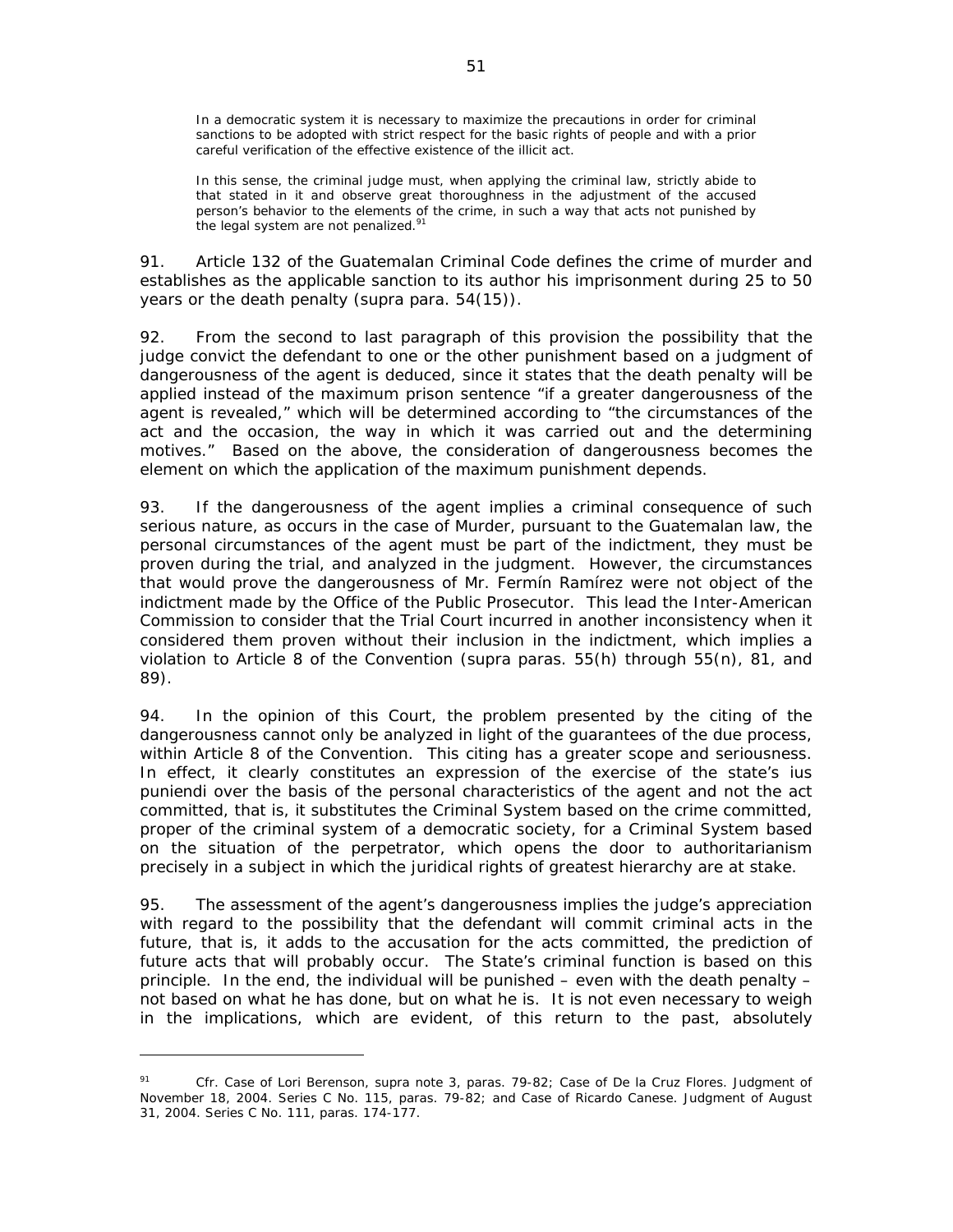> In a democratic system it is necessary to maximize the precautions in order for criminal sanctions to be adopted with strict respect for the basic rights of people and with a prior careful verification of the effective existence of the illicit act.
>
> In this sense, the criminal judge must, when applying the criminal law, strictly abide to that stated in it and observe great thoroughness in the adjustment of the accused person's behavior to the elements of the crime, in such a way that acts not punished by the legal system are not penalized.[91]

91. Article 132 of the Guatemalan Criminal Code defines the crime of murder and establishes as the applicable sanction to its author his imprisonment during 25 to 50 years or the death penalty (supra para. 54(15)).

92. From the second to last paragraph of this provision the possibility that the judge convict the defendant to one or the other punishment based on a judgment of dangerousness of the agent is deduced, since it states that the death penalty will be applied instead of the maximum prison sentence "if a greater dangerousness of the agent is revealed," which will be determined according to "the circumstances of the act and the occasion, the way in which it was carried out and the determining motives." Based on the above, the consideration of dangerousness becomes the element on which the application of the maximum punishment depends.

93. If the dangerousness of the agent implies a criminal consequence of such serious nature, as occurs in the case of Murder, pursuant to the Guatemalan law, the personal circumstances of the agent must be part of the indictment, they must be proven during the trial, and analyzed in the judgment. However, the circumstances that would prove the dangerousness of Mr. Fermín Ramírez were not object of the indictment made by the Office of the Public Prosecutor. This lead the Inter-American Commission to consider that the Trial Court incurred in another inconsistency when it considered them proven without their inclusion in the indictment, which implies a violation to Article 8 of the Convention (supra paras. 55(h) through 55(n), 81, and 89).

94. In the opinion of this Court, the problem presented by the citing of the dangerousness cannot only be analyzed in light of the guarantees of the due process, within Article 8 of the Convention. This citing has a greater scope and seriousness. In effect, it clearly constitutes an expression of the exercise of the state's *ius puniendi* over the basis of the personal characteristics of the agent and not the act committed, that is, it substitutes the Criminal System based on the crime committed, proper of the criminal system of a democratic society, for a Criminal System based on the situation of the perpetrator, which opens the door to authoritarianism precisely in a subject in which the juridical rights of greatest hierarchy are at stake.

95. The assessment of the agent's dangerousness implies the judge's appreciation with regard to the possibility that the defendant will commit criminal acts in the future, that is, it adds to the accusation for the acts committed, the prediction of future acts that will probably occur. The State's criminal function is based on this principle. In the end, the individual will be punished – even with the death penalty – not based on what he has done, but on what he is. It is not even necessary to weigh in the implications, which are evident, of this return to the past, absolutely

---

[91] Cfr. Case of Lori Berenson, supra note 3, paras. 79-82; Case of De la Cruz Flores. Judgment of November 18, 2004. Series C No. 115, paras. 79-82; and Case of Ricardo Canese. Judgment of August 31, 2004. Series C No. 111, paras. 174-177.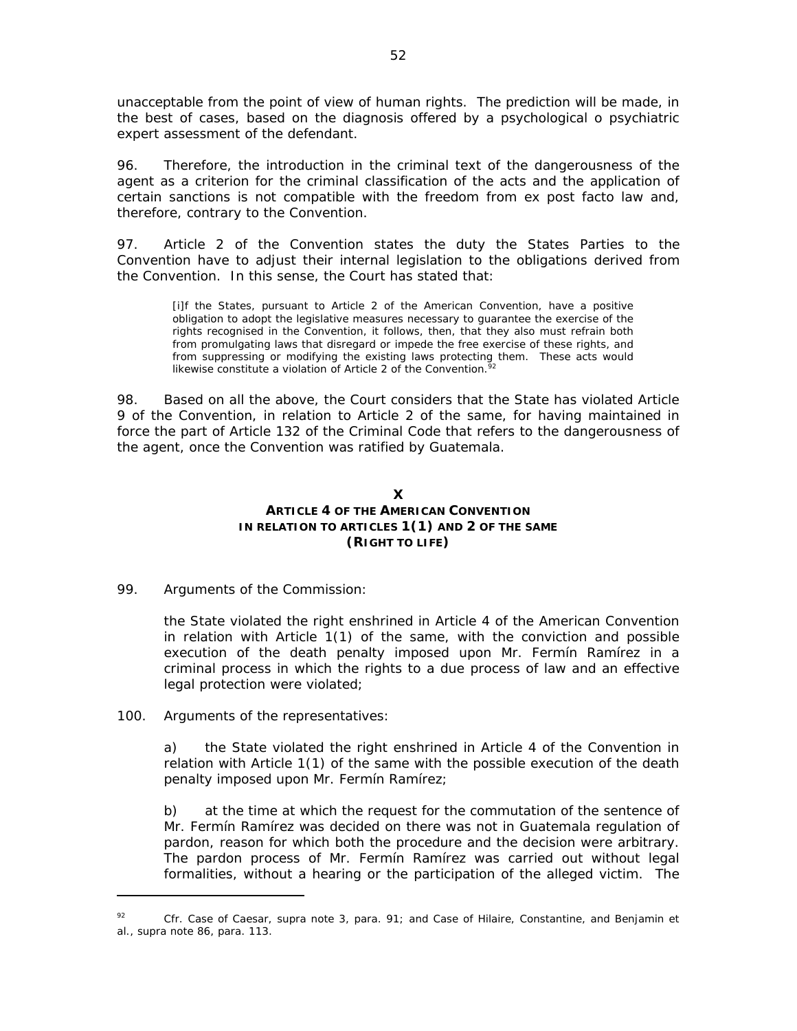unacceptable from the point of view of human rights. The prediction will be made, in the best of cases, based on the diagnosis offered by a psychological o psychiatric expert assessment of the defendant.

96. Therefore, the introduction in the criminal text of the dangerousness of the agent as a criterion for the criminal classification of the acts and the application of certain sanctions is not compatible with the freedom from ex post facto law and, therefore, contrary to the Convention.

97. Article 2 of the Convention states the duty the States Parties to the Convention have to adjust their internal legislation to the obligations derived from the Convention. In this sense, the Court has stated that:

> [i]f the States, pursuant to Article 2 of the American Convention, have a positive obligation to adopt the legislative measures necessary to guarantee the exercise of the rights recognised in the Convention, it follows, then, that they also must refrain both from promulgating laws that disregard or impede the free exercise of these rights, and from suppressing or modifying the existing laws protecting them. These acts would likewise constitute a violation of Article 2 of the Convention.[92]

98. Based on all the above, the Court considers that the State has violated Article 9 of the Convention, in relation to Article 2 of the same, for having maintained in force the part of Article 132 of the Criminal Code that refers to the dangerousness of the agent, once the Convention was ratified by Guatemala.

## X
## ARTICLE 4 OF THE AMERICAN CONVENTION IN RELATION TO ARTICLES 1(1) AND 2 OF THE SAME (RIGHT TO LIFE)

99. Arguments of the Commission:

> the State violated the right enshrined in Article 4 of the American Convention in relation with Article 1(1) of the same, with the conviction and possible execution of the death penalty imposed upon Mr. Fermín Ramírez in a criminal process in which the rights to a due process of law and an effective legal protection were violated;

100. Arguments of the representatives:

> a) the State violated the right enshrined in Article 4 of the Convention in relation with Article 1(1) of the same with the possible execution of the death penalty imposed upon Mr. Fermín Ramírez;
>
> b) at the time at which the request for the commutation of the sentence of Mr. Fermín Ramírez was decided on there was not in Guatemala regulation of pardon, reason for which both the procedure and the decision were arbitrary. The pardon process of Mr. Fermín Ramírez was carried out without legal formalities, without a hearing or the participation of the alleged victim. The

---

[92] *Cfr. Case of Caesar, supra* note 3, para. 91; and *Case of Hilaire, Constantine, and Benjamin et al., supra* note 86, para. 113.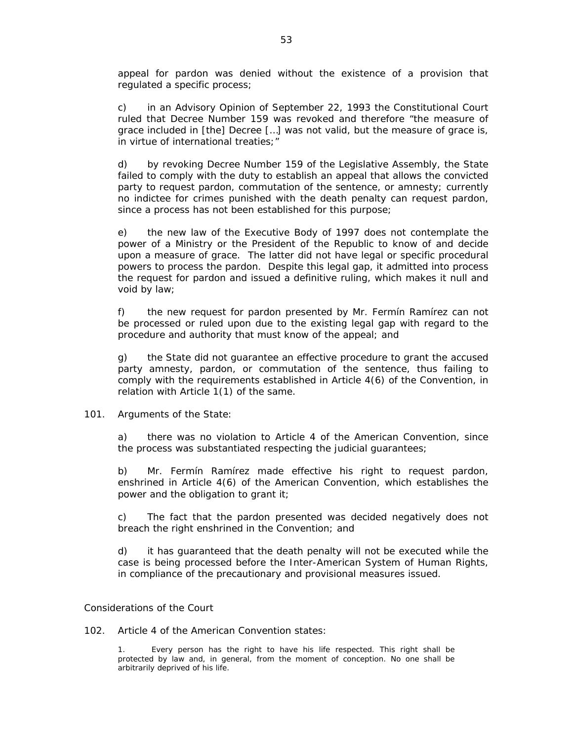appeal for pardon was denied without the existence of a provision that regulated a specific process;

c) in an Advisory Opinion of September 22, 1993 the Constitutional Court ruled that Decree Number 159 was revoked and therefore "the measure of grace included in [the] Decree […] was not valid, but the measure of grace is, in virtue of international treaties;"

d) by revoking Decree Number 159 of the Legislative Assembly, the State failed to comply with the duty to establish an appeal that allows the convicted party to request pardon, commutation of the sentence, or amnesty; currently no indictee for crimes punished with the death penalty can request pardon, since a process has not been established for this purpose;

e) the new law of the Executive Body of 1997 does not contemplate the power of a Ministry or the President of the Republic to know of and decide upon a measure of grace. The latter did not have legal or specific procedural powers to process the pardon. Despite this legal gap, it admitted into process the request for pardon and issued a definitive ruling, which makes it null and void by law;

f) the new request for pardon presented by Mr. Fermín Ramírez can not be processed or ruled upon due to the existing legal gap with regard to the procedure and authority that must know of the appeal; and

g) the State did not guarantee an effective procedure to grant the accused party amnesty, pardon, or commutation of the sentence, thus failing to comply with the requirements established in Article 4(6) of the Convention, in relation with Article 1(1) of the same.

101. Arguments of the State:

a) there was no violation to Article 4 of the American Convention, since the process was substantiated respecting the judicial guarantees;

b) Mr. Fermín Ramírez made effective his right to request pardon, enshrined in Article 4(6) of the American Convention, which establishes the power and the obligation to grant it;

c) The fact that the pardon presented was decided negatively does not breach the right enshrined in the Convention; and

d) it has guaranteed that the death penalty will not be executed while the case is being processed before the Inter-American System of Human Rights, in compliance of the precautionary and provisional measures issued.

Considerations of the Court

102. Article 4 of the American Convention states:

> 1. Every person has the right to have his life respected. This right shall be protected by law and, in general, from the moment of conception. No one shall be arbitrarily deprived of his life.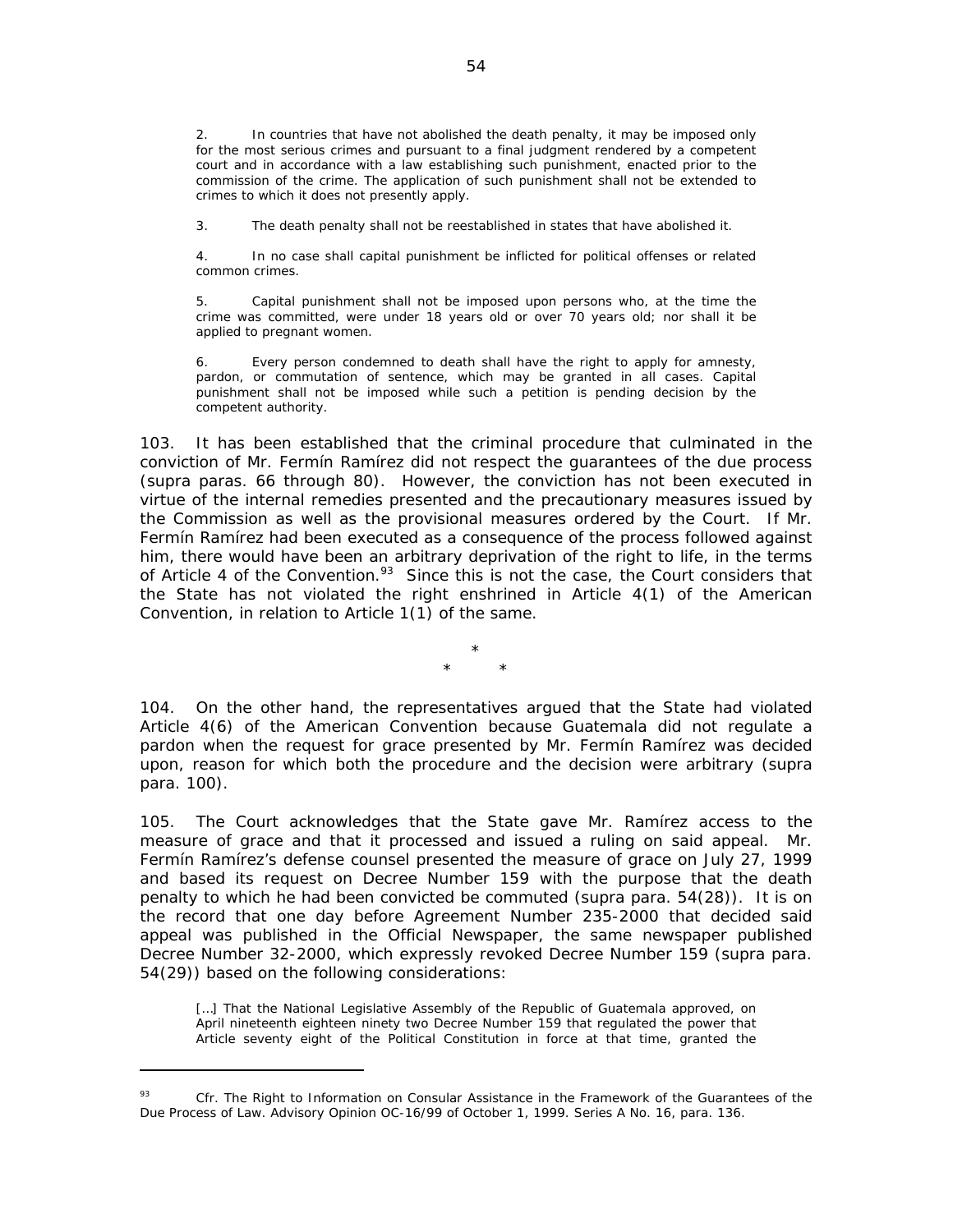> 2. In countries that have not abolished the death penalty, it may be imposed only for the most serious crimes and pursuant to a final judgment rendered by a competent court and in accordance with a law establishing such punishment, enacted prior to the commission of the crime. The application of such punishment shall not be extended to crimes to which it does not presently apply.
>
> 3. The death penalty shall not be reestablished in states that have abolished it.
>
> 4. In no case shall capital punishment be inflicted for political offenses or related common crimes.
>
> 5. Capital punishment shall not be imposed upon persons who, at the time the crime was committed, were under 18 years old or over 70 years old; nor shall it be applied to pregnant women.
>
> 6. Every person condemned to death shall have the right to apply for amnesty, pardon, or commutation of sentence, which may be granted in all cases. Capital punishment shall not be imposed while such a petition is pending decision by the competent authority.

103. It has been established that the criminal procedure that culminated in the conviction of Mr. Fermín Ramírez did not respect the guarantees of the due process (*supra* paras. 66 through 80). However, the conviction has not been executed in virtue of the internal remedies presented and the precautionary measures issued by the Commission as well as the provisional measures ordered by the Court. If Mr. Fermín Ramírez had been executed as a consequence of the process followed against him, there would have been an arbitrary deprivation of the right to life, in the terms of Article 4 of the Convention.[93] Since this is not the case, the Court considers that the State has not violated the right enshrined in Article 4(1) of the American Convention, in relation to Article 1(1) of the same.

*
* *

104. On the other hand, the representatives argued that the State had violated Article 4(6) of the American Convention because Guatemala did not regulate a pardon when the request for grace presented by Mr. Fermín Ramírez was decided upon, reason for which both the procedure and the decision were arbitrary (*supra* para. 100).

105. The Court acknowledges that the State gave Mr. Ramírez access to the measure of grace and that it processed and issued a ruling on said appeal. Mr. Fermín Ramírez's defense counsel presented the measure of grace on July 27, 1999 and based its request on Decree Number 159 with the purpose that the death penalty to which he had been convicted be commuted (*supra* para. 54(28)). It is on the record that one day before Agreement Number 235-2000 that decided said appeal was published in the Official Newspaper, the same newspaper published Decree Number 32-2000, which expressly revoked Decree Number 159 (*supra* para. 54(29)) based on the following considerations:

> […] That the National Legislative Assembly of the Republic of Guatemala approved, on April nineteenth eighteen ninety two Decree Number 159 that regulated the power that Article seventy eight of the Political Constitution in force at that time, granted the

---

[93] *Cfr. The Right to Information on Consular Assistance in the Framework of the Guarantees of the Due Process of Law.* Advisory Opinion OC-16/99 of October 1, 1999. Series A No. 16, para. 136.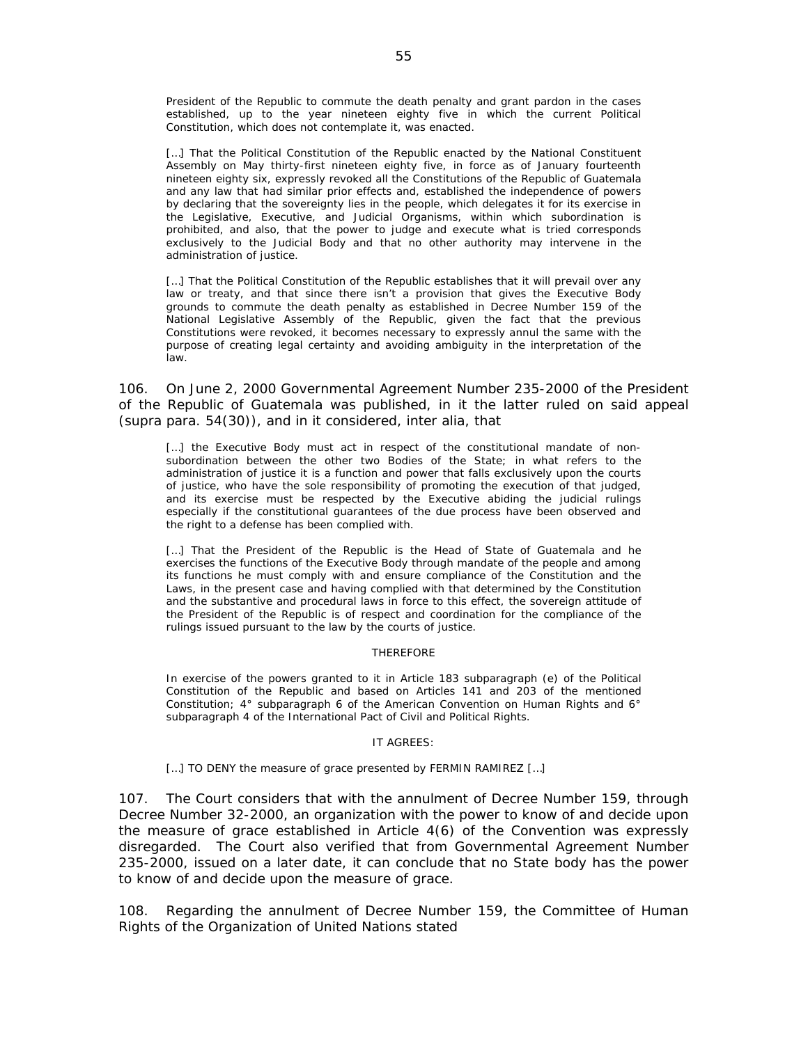> President of the Republic to commute the death penalty and grant pardon in the cases established, up to the year nineteen eighty five in which the current Political Constitution, which does not contemplate it, was enacted.
>
> […] That the Political Constitution of the Republic enacted by the National Constituent Assembly on May thirty-first nineteen eighty five, in force as of January fourteenth nineteen eighty six, expressly revoked all the Constitutions of the Republic of Guatemala and any law that had similar prior effects and, established the independence of powers by declaring that the sovereignty lies in the people, which delegates it for its exercise in the Legislative, Executive, and Judicial Organisms, within which subordination is prohibited, and also, that the power to judge and execute what is tried corresponds exclusively to the Judicial Body and that no other authority may intervene in the administration of justice.
>
> […] That the Political Constitution of the Republic establishes that it will prevail over any law or treaty, and that since there isn't a provision that gives the Executive Body grounds to commute the death penalty as established in Decree Number 159 of the National Legislative Assembly of the Republic, given the fact that the previous Constitutions were revoked, it becomes necessary to expressly annul the same with the purpose of creating legal certainty and avoiding ambiguity in the interpretation of the law.

106. On June 2, 2000 Governmental Agreement Number 235-2000 of the President of the Republic of Guatemala was published, in it the latter ruled on said appeal (supra para. 54(30)), and in it considered, inter alia, that

> […] the Executive Body must act in respect of the constitutional mandate of non-subordination between the other two Bodies of the State; in what refers to the administration of justice it is a function and power that falls exclusively upon the courts of justice, who have the sole responsibility of promoting the execution of that judged, and its exercise must be respected by the Executive abiding the judicial rulings especially if the constitutional guarantees of the due process have been observed and the right to a defense has been complied with.
>
> […] That the President of the Republic is the Head of State of Guatemala and he exercises the functions of the Executive Body through mandate of the people and among its functions he must comply with and ensure compliance of the Constitution and the Laws, in the present case and having complied with that determined by the Constitution and the substantive and procedural laws in force to this effect, the sovereign attitude of the President of the Republic is of respect and coordination for the compliance of the rulings issued pursuant to the law by the courts of justice.
>
> THEREFORE
>
> In exercise of the powers granted to it in Article 183 subparagraph (e) of the Political Constitution of the Republic and based on Articles 141 and 203 of the mentioned Constitution; 4° subparagraph 6 of the American Convention on Human Rights and 6° subparagraph 4 of the International Pact of Civil and Political Rights.
>
> IT AGREES:
>
> […] TO DENY the measure of grace presented by FERMIN RAMIREZ […]

107. The Court considers that with the annulment of Decree Number 159, through Decree Number 32-2000, an organization with the power to know of and decide upon the measure of grace established in Article 4(6) of the Convention was expressly disregarded. The Court also verified that from Governmental Agreement Number 235-2000, issued on a later date, it can conclude that no State body has the power to know of and decide upon the measure of grace.

108. Regarding the annulment of Decree Number 159, the Committee of Human Rights of the Organization of United Nations stated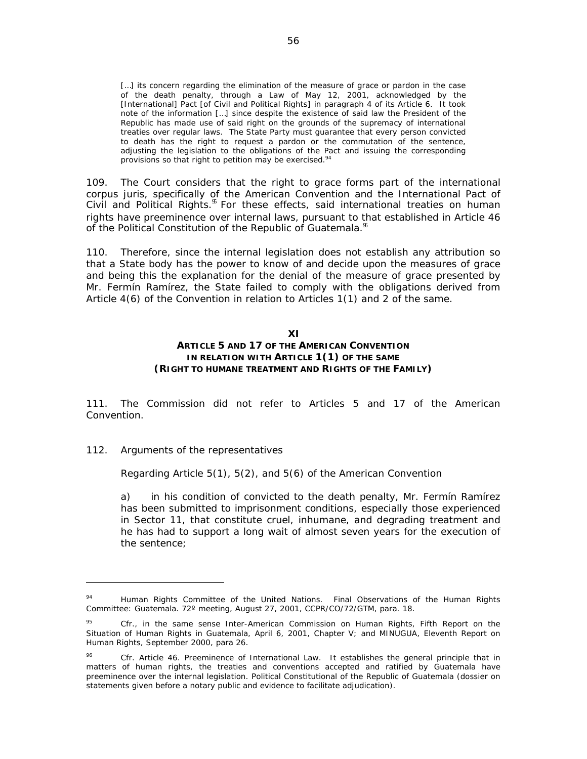> […] its concern regarding the elimination of the measure of grace or pardon in the case of the death penalty, through a Law of May 12, 2001, acknowledged by the [International] Pact [of Civil and Political Rights] in paragraph 4 of its Article 6. It took note of the information […] since despite the existence of said law the President of the Republic has made use of said right on the grounds of the supremacy of international treaties over regular laws. The State Party must guarantee that every person convicted to death has the right to request a pardon or the commutation of the sentence, adjusting the legislation to the obligations of the Pact and issuing the corresponding provisions so that right to petition may be exercised.[94]

109. The Court considers that the right to grace forms part of the international corpus juris, specifically of the American Convention and the International Pact of Civil and Political Rights.[95] For these effects, said international treaties on human rights have preeminence over internal laws, pursuant to that established in Article 46 of the Political Constitution of the Republic of Guatemala.[96]

110. Therefore, since the internal legislation does not establish any attribution so that a State body has the power to know of and decide upon the measures of grace and being this the explanation for the denial of the measure of grace presented by Mr. Fermín Ramírez, the State failed to comply with the obligations derived from Article 4(6) of the Convention in relation to Articles 1(1) and 2 of the same.

## XI
## ARTICLE 5 AND 17 OF THE AMERICAN CONVENTION IN RELATION WITH ARTICLE 1(1) OF THE SAME (RIGHT TO HUMANE TREATMENT AND RIGHTS OF THE FAMILY)

111. The Commission did not refer to Articles 5 and 17 of the American Convention.

112. Arguments of the representatives

Regarding Article 5(1), 5(2), and 5(6) of the American Convention

a) in his condition of convicted to the death penalty, Mr. Fermín Ramírez has been submitted to imprisonment conditions, especially those experienced in Sector 11, that constitute cruel, inhumane, and degrading treatment and he has had to support a long wait of almost seven years for the execution of the sentence;

---

[94] Human Rights Committee of the United Nations. Final Observations of the Human Rights Committee: Guatemala. 72º meeting, August 27, 2001, CCPR/CO/72/GTM, para. 18.

[95] Cfr., in the same sense Inter-American Commission on Human Rights, Fifth Report on the Situation of Human Rights in Guatemala, April 6, 2001, Chapter V; and MINUGUA, Eleventh Report on Human Rights, September 2000, para 26.

[96] Cfr. Article 46. Preeminence of International Law. It establishes the general principle that in matters of human rights, the treaties and conventions accepted and ratified by Guatemala have preeminence over the internal legislation. Political Constitutional of the Republic of Guatemala (dossier on statements given before a notary public and evidence to facilitate adjudication).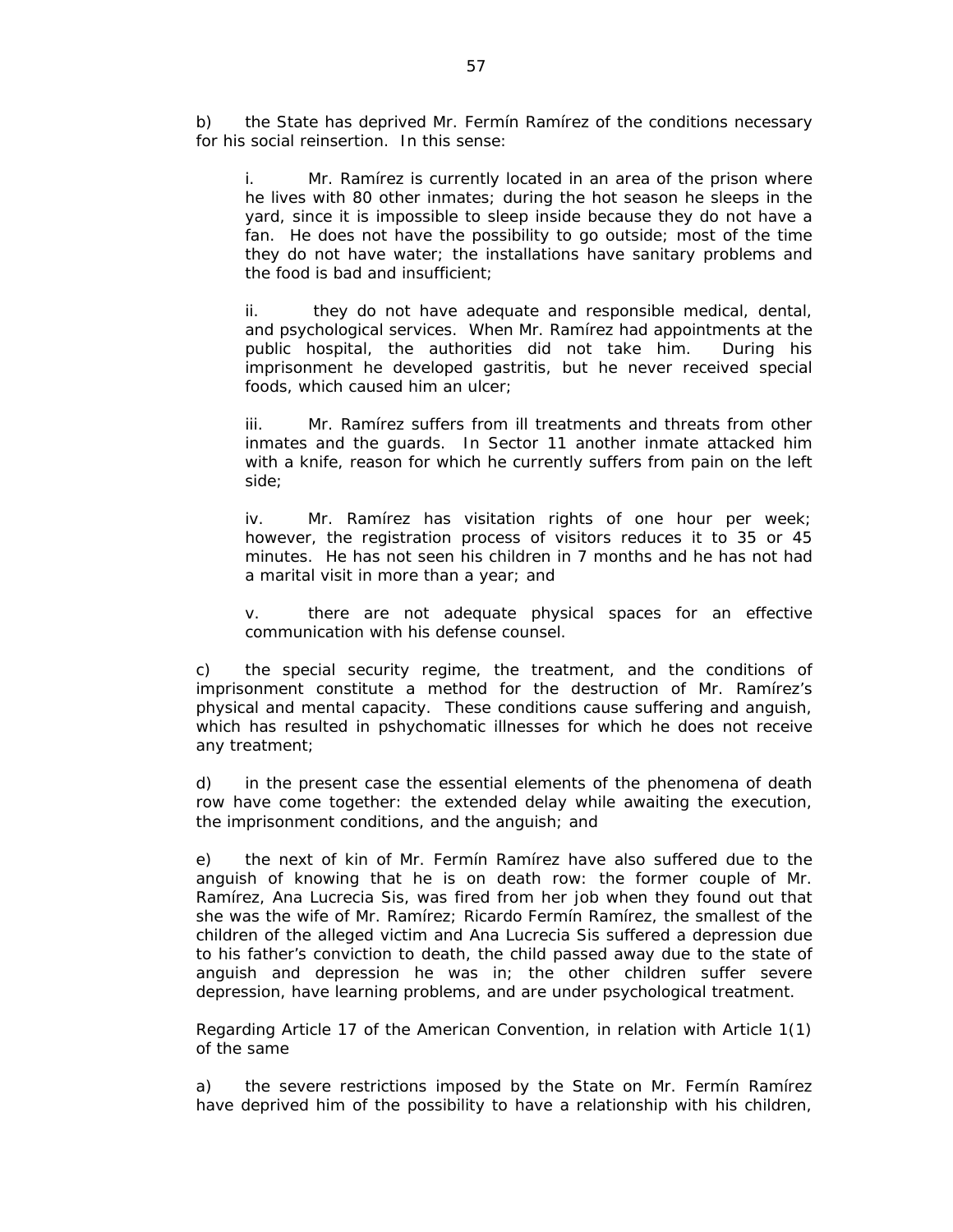b) the State has deprived Mr. Fermín Ramírez of the conditions necessary for his social reinsertion. In this sense:

> i. Mr. Ramírez is currently located in an area of the prison where he lives with 80 other inmates; during the hot season he sleeps in the yard, since it is impossible to sleep inside because they do not have a fan. He does not have the possibility to go outside; most of the time they do not have water; the installations have sanitary problems and the food is bad and insufficient;
>
> ii. they do not have adequate and responsible medical, dental, and psychological services. When Mr. Ramírez had appointments at the public hospital, the authorities did not take him. During his imprisonment he developed gastritis, but he never received special foods, which caused him an ulcer;
>
> iii. Mr. Ramírez suffers from ill treatments and threats from other inmates and the guards. In Sector 11 another inmate attacked him with a knife, reason for which he currently suffers from pain on the left side;
>
> iv. Mr. Ramírez has visitation rights of one hour per week; however, the registration process of visitors reduces it to 35 or 45 minutes. He has not seen his children in 7 months and he has not had a marital visit in more than a year; and
>
> v. there are not adequate physical spaces for an effective communication with his defense counsel.

c) the special security regime, the treatment, and the conditions of imprisonment constitute a method for the destruction of Mr. Ramírez's physical and mental capacity. These conditions cause suffering and anguish, which has resulted in pshychomatic illnesses for which he does not receive any treatment;

d) in the present case the essential elements of the phenomena of death row have come together: the extended delay while awaiting the execution, the imprisonment conditions, and the anguish; and

e) the next of kin of Mr. Fermín Ramírez have also suffered due to the anguish of knowing that he is on death row: the former couple of Mr. Ramírez, Ana Lucrecia Sis, was fired from her job when they found out that she was the wife of Mr. Ramírez; Ricardo Fermín Ramírez, the smallest of the children of the alleged victim and Ana Lucrecia Sis suffered a depression due to his father's conviction to death, the child passed away due to the state of anguish and depression he was in; the other children suffer severe depression, have learning problems, and are under psychological treatment.

Regarding Article 17 of the American Convention, in relation with Article 1(1) of the same

a) the severe restrictions imposed by the State on Mr. Fermín Ramírez have deprived him of the possibility to have a relationship with his children,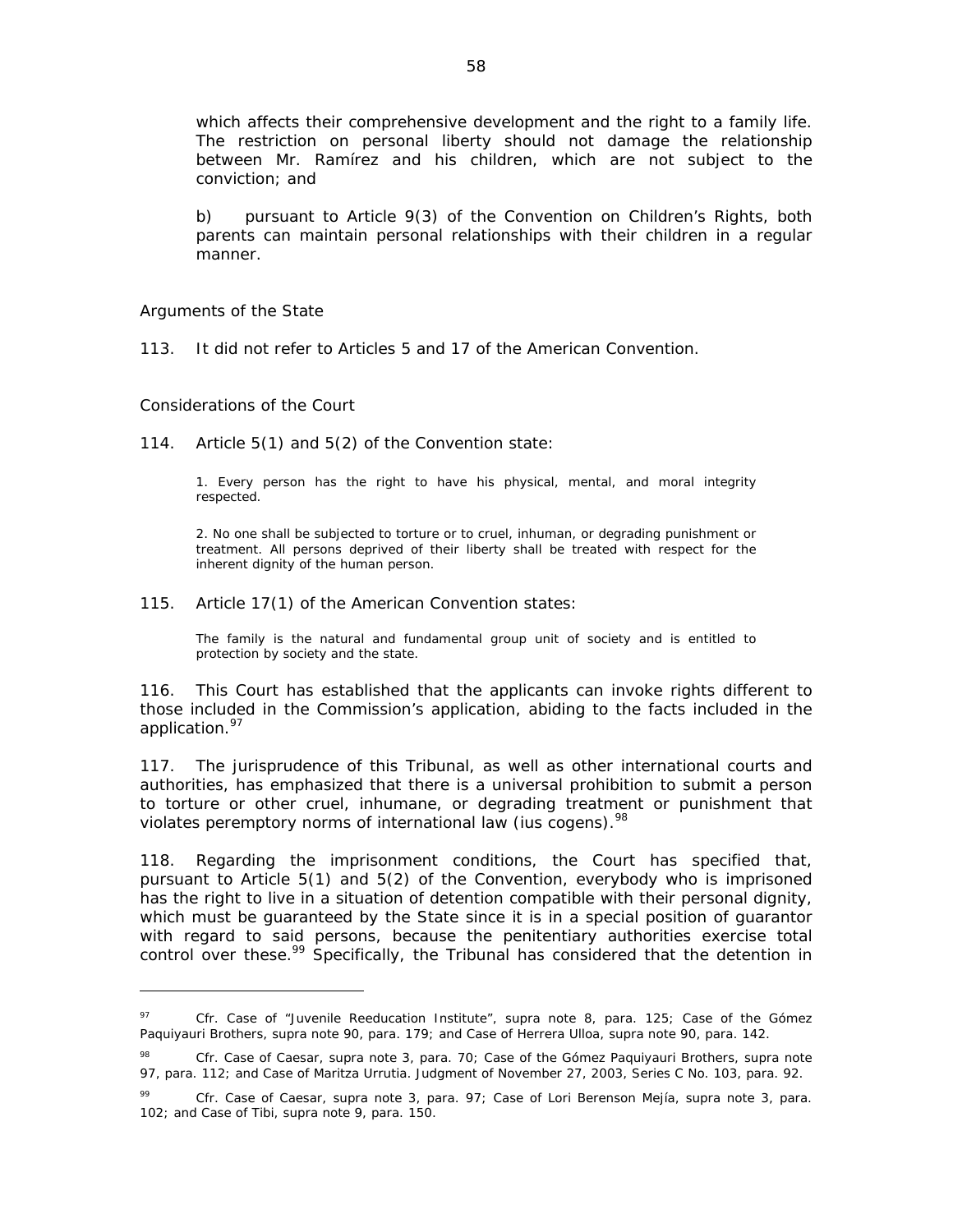which affects their comprehensive development and the right to a family life. The restriction on personal liberty should not damage the relationship between Mr. Ramírez and his children, which are not subject to the conviction; and

b) pursuant to Article 9(3) of the Convention on Children's Rights, both parents can maintain personal relationships with their children in a regular manner.

*Arguments of the State*

113. It did not refer to Articles 5 and 17 of the American Convention.

*Considerations of the Court*

114. Article 5(1) and 5(2) of the Convention state:

> 1. Every person has the right to have his physical, mental, and moral integrity respected.
>
> 2. No one shall be subjected to torture or to cruel, inhuman, or degrading punishment or treatment. All persons deprived of their liberty shall be treated with respect for the inherent dignity of the human person.

115. Article 17(1) of the American Convention states:

> The family is the natural and fundamental group unit of society and is entitled to protection by society and the state.

116. This Court has established that the applicants can invoke rights different to those included in the Commission's application, abiding to the facts included in the application.[97]

117. The jurisprudence of this Tribunal, as well as other international courts and authorities, has emphasized that there is a universal prohibition to submit a person to torture or other cruel, inhumane, or degrading treatment or punishment that violates peremptory norms of international law (*ius cogens*).[98]

118. Regarding the imprisonment conditions, the Court has specified that, pursuant to Article 5(1) and 5(2) of the Convention, everybody who is imprisoned has the right to live in a situation of detention compatible with their personal dignity, which must be guaranteed by the State since it is in a special position of guarantor with regard to said persons, because the penitentiary authorities exercise total control over these.[99] Specifically, the Tribunal has considered that the detention in

---

[97] *Cfr. Case of "Juvenile Reeducation Institute"*, *supra* note 8, para. 125; *Case of the Gómez Paquiyauri Brothers*, *supra* note 90, para. 179; and *Case of Herrera Ulloa*, *supra* note 90, para. 142.

[98] *Cfr. Case of Caesar*, *supra* note 3, para. 70; *Case of the Gómez Paquiyauri Brothers*, *supra* note 97, para. 112; and *Case of Maritza Urrutia*. Judgment of November 27, 2003, Series C No. 103, para. 92.

[99] *Cfr. Case of Caesar*, *supra* note 3, para. 97; *Case of Lori Berenson Mejía*, *supra* note 3, para. 102; and *Case of Tibi*, *supra* note 9, para. 150.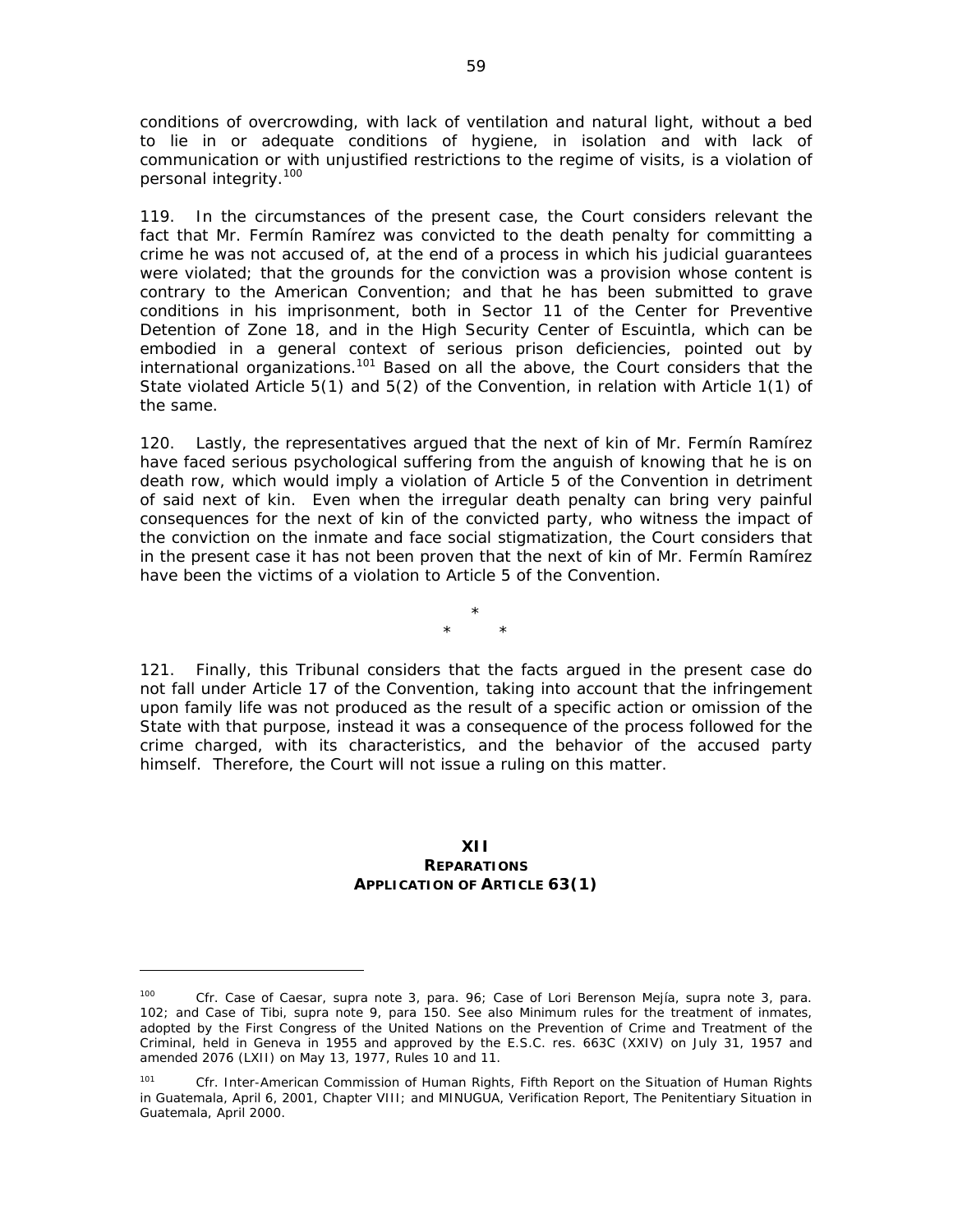conditions of overcrowding, with lack of ventilation and natural light, without a bed to lie in or adequate conditions of hygiene, in isolation and with lack of communication or with unjustified restrictions to the regime of visits, is a violation of personal integrity.[100]

119. In the circumstances of the present case, the Court considers relevant the fact that Mr. Fermín Ramírez was convicted to the death penalty for committing a crime he was not accused of, at the end of a process in which his judicial guarantees were violated; that the grounds for the conviction was a provision whose content is contrary to the American Convention; and that he has been submitted to grave conditions in his imprisonment, both in Sector 11 of the Center for Preventive Detention of Zone 18, and in the High Security Center of Escuintla, which can be embodied in a general context of serious prison deficiencies, pointed out by international organizations.[101] Based on all the above, the Court considers that the State violated Article 5(1) and 5(2) of the Convention, in relation with Article 1(1) of the same.

120. Lastly, the representatives argued that the next of kin of Mr. Fermín Ramírez have faced serious psychological suffering from the anguish of knowing that he is on death row, which would imply a violation of Article 5 of the Convention in detriment of said next of kin. Even when the irregular death penalty can bring very painful consequences for the next of kin of the convicted party, who witness the impact of the conviction on the inmate and face social stigmatization, the Court considers that in the present case it has not been proven that the next of kin of Mr. Fermín Ramírez have been the victims of a violation to Article 5 of the Convention.

*
\* *

121. Finally, this Tribunal considers that the facts argued in the present case do not fall under Article 17 of the Convention, taking into account that the infringement upon family life was not produced as the result of a specific action or omission of the State with that purpose, instead it was a consequence of the process followed for the crime charged, with its characteristics, and the behavior of the accused party himself. Therefore, the Court will not issue a ruling on this matter.

## XII
## REPARATIONS
## APPLICATION OF ARTICLE 63(1)

---

[100] *Cfr. Case of Caesar, supra* note 3, para. 96; *Case of Lori Berenson Mejía, supra* note 3, para. 102; and *Case of Tibi, supra* note 9, para 150. See also Minimum rules for the treatment of inmates, adopted by the First Congress of the United Nations on the Prevention of Crime and Treatment of the Criminal, held in Geneva in 1955 and approved by the E.S.C. res. 663C (XXIV) on July 31, 1957 and amended 2076 (LXII) on May 13, 1977, Rules 10 and 11.

[101] *Cfr.* Inter-American Commission of Human Rights, Fifth Report on the Situation of Human Rights in Guatemala, April 6, 2001, Chapter VIII; and MINUGUA, Verification Report, The Penitentiary Situation in Guatemala, April 2000.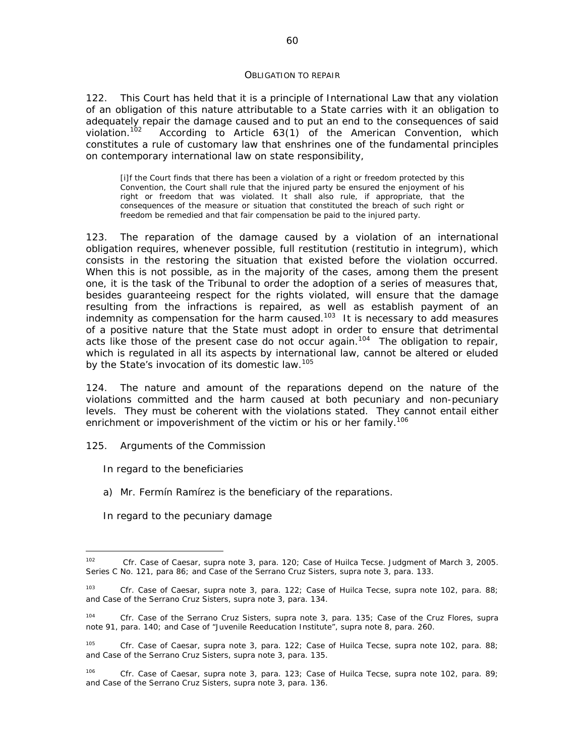### OBLIGATION TO REPAIR

122. This Court has held that it is a principle of International Law that any violation of an obligation of this nature attributable to a State carries with it an obligation to adequately repair the damage caused and to put an end to the consequences of said violation.[102] According to Article 63(1) of the American Convention, which constitutes a rule of customary law that enshrines one of the fundamental principles on contemporary international law on state responsibility,

> [i]f the Court finds that there has been a violation of a right or freedom protected by this Convention, the Court shall rule that the injured party be ensured the enjoyment of his right or freedom that was violated. It shall also rule, if appropriate, that the consequences of the measure or situation that constituted the breach of such right or freedom be remedied and that fair compensation be paid to the injured party.

123. The reparation of the damage caused by a violation of an international obligation requires, whenever possible, full restitution (*restitutio in integrum*), which consists in the restoring the situation that existed before the violation occurred. When this is not possible, as in the majority of the cases, among them the present one, it is the task of the Tribunal to order the adoption of a series of measures that, besides guaranteeing respect for the rights violated, will ensure that the damage resulting from the infractions is repaired, as well as establish payment of an indemnity as compensation for the harm caused.[103] It is necessary to add measures of a positive nature that the State must adopt in order to ensure that detrimental acts like those of the present case do not occur again.[104] The obligation to repair, which is regulated in all its aspects by international law, cannot be altered or eluded by the State's invocation of its domestic law.[105]

124. The nature and amount of the reparations depend on the nature of the violations committed and the harm caused at both pecuniary and non-pecuniary levels. They must be coherent with the violations stated. They cannot entail either enrichment or impoverishment of the victim or his or her family.[106]

125. *Arguments of the Commission*

*In regard to the beneficiaries*

a) Mr. Fermín Ramírez is the beneficiary of the reparations.

*In regard to the pecuniary damage*

---

[102] Cfr. *Case of Caesar, supra* note 3, para. 120; *Case of Huilca Tecse*. Judgment of March 3, 2005. Series C No. 121, para 86; and *Case of the Serrano Cruz Sisters, supra* note 3, para. 133.

[103] Cfr. *Case of Caesar, supra* note 3, para. 122; *Case of Huilca Tecse, supra* note 102, para. 88; and *Case of the Serrano Cruz Sisters, supra* note 3, para. 134.

[104] Cfr. *Case of the Serrano Cruz Sisters, supra* note 3, para. 135; *Case of the Cruz Flores, supra* note 91, para. 140; and *Case of "Juvenile Reeducation Institute", supra* note 8, para. 260.

[105] Cfr. *Case of Caesar, supra* note 3, para. 122; *Case of Huilca Tecse, supra* note 102, para. 88; and *Case of the Serrano Cruz Sisters, supra* note 3, para. 135.

[106] Cfr. *Case of Caesar, supra* note 3, para. 123; *Case of Huilca Tecse, supra* note 102, para. 89; and *Case of the Serrano Cruz Sisters, supra* note 3, para. 136.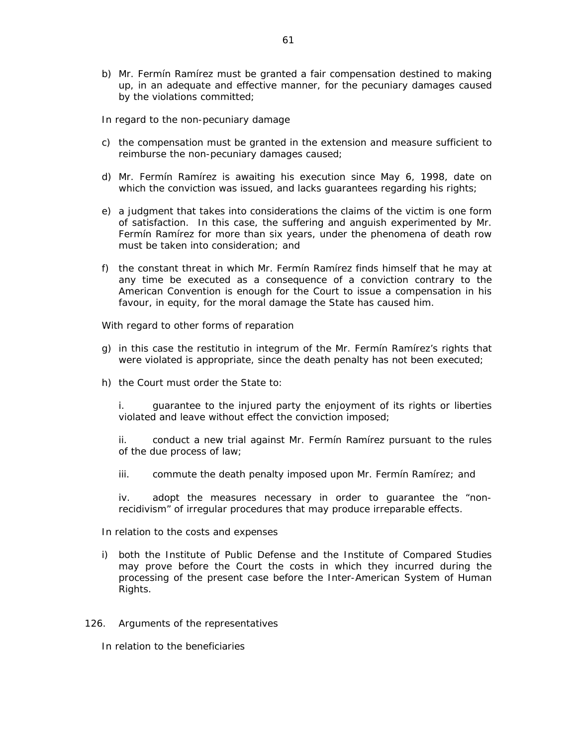b) Mr. Fermín Ramírez must be granted a fair compensation destined to making up, in an adequate and effective manner, for the pecuniary damages caused by the violations committed;

*In regard to the non-pecuniary damage*

c) the compensation must be granted in the extension and measure sufficient to reimburse the non-pecuniary damages caused;

d) Mr. Fermín Ramírez is awaiting his execution since May 6, 1998, date on which the conviction was issued, and lacks guarantees regarding his rights;

e) a judgment that takes into considerations the claims of the victim is one form of satisfaction. In this case, the suffering and anguish experimented by Mr. Fermín Ramírez for more than six years, under the phenomena of death row must be taken into consideration; and

f) the constant threat in which Mr. Fermín Ramírez finds himself that he may at any time be executed as a consequence of a conviction contrary to the American Convention is enough for the Court to issue a compensation in his favour, in equity, for the moral damage the State has caused him.

*With regard to other forms of reparation*

g) in this case the restitutio in integrum of the Mr. Fermín Ramírez's rights that were violated is appropriate, since the death penalty has not been executed;

h) the Court must order the State to:

  i. guarantee to the injured party the enjoyment of its rights or liberties violated and leave without effect the conviction imposed;

  ii. conduct a new trial against Mr. Fermín Ramírez pursuant to the rules of the due process of law;

  iii. commute the death penalty imposed upon Mr. Fermín Ramírez; and

  iv. adopt the measures necessary in order to guarantee the "non-recidivism" of irregular procedures that may produce irreparable effects.

*In relation to the costs and expenses*

i) both the Institute of Public Defense and the Institute of Compared Studies may prove before the Court the costs in which they incurred during the processing of the present case before the Inter-American System of Human Rights.

126. *Arguments of the representatives*

*In relation to the beneficiaries*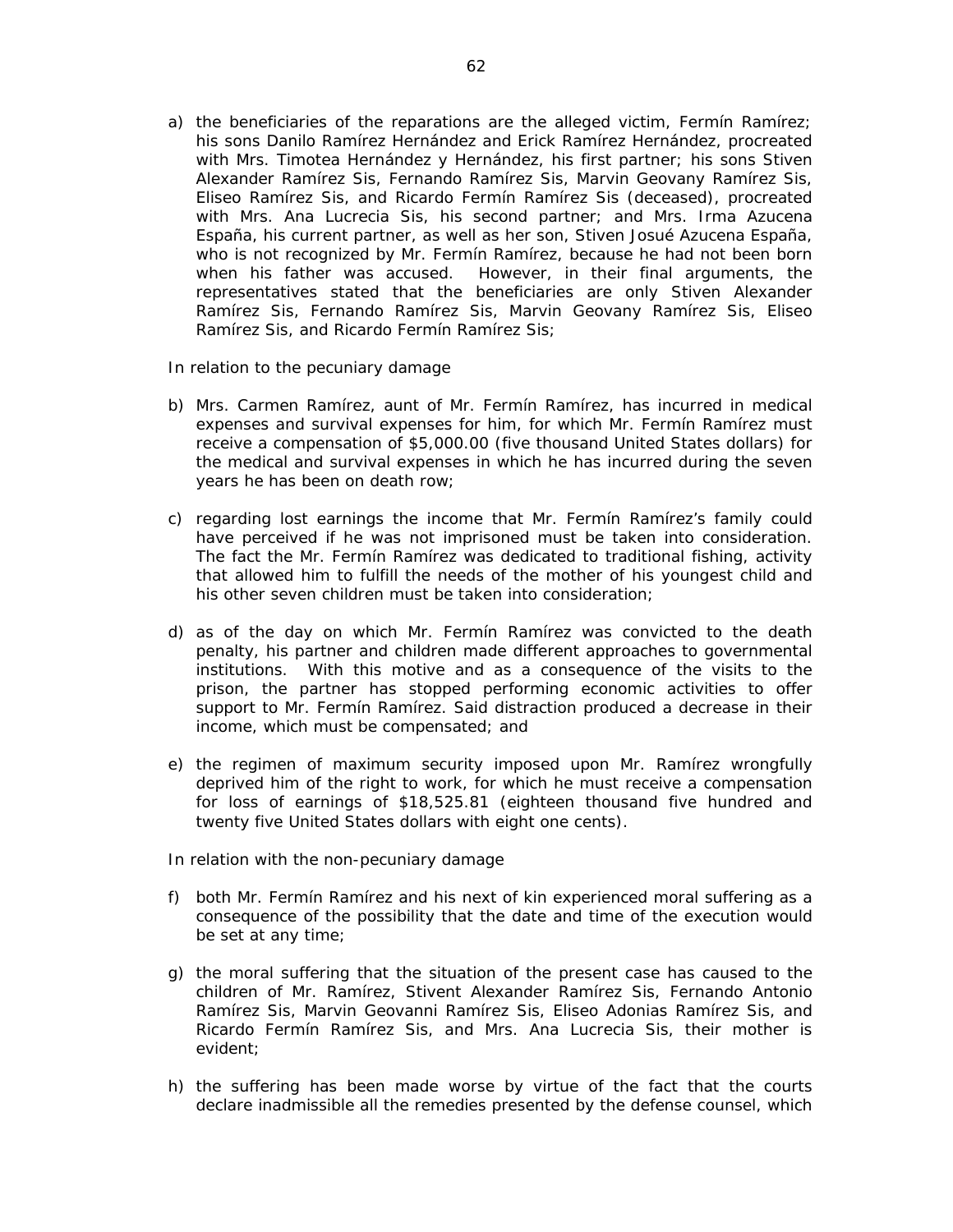a) the beneficiaries of the reparations are the alleged victim, Fermín Ramírez; his sons Danilo Ramírez Hernández and Erick Ramírez Hernández, procreated with Mrs. Timotea Hernández y Hernández, his first partner; his sons Stiven Alexander Ramírez Sis, Fernando Ramírez Sis, Marvin Geovany Ramírez Sis, Eliseo Ramírez Sis, and Ricardo Fermín Ramírez Sis (deceased), procreated with Mrs. Ana Lucrecia Sis, his second partner; and Mrs. Irma Azucena España, his current partner, as well as her son, Stiven Josué Azucena España, who is not recognized by Mr. Fermín Ramírez, because he had not been born when his father was accused. However, in their final arguments, the representatives stated that the beneficiaries are only Stiven Alexander Ramírez Sis, Fernando Ramírez Sis, Marvin Geovany Ramírez Sis, Eliseo Ramírez Sis, and Ricardo Fermín Ramírez Sis;

*In relation to the pecuniary damage*

b) Mrs. Carmen Ramírez, aunt of Mr. Fermín Ramírez, has incurred in medical expenses and survival expenses for him, for which Mr. Fermín Ramírez must receive a compensation of $5,000.00 (five thousand United States dollars) for the medical and survival expenses in which he has incurred during the seven years he has been on death row;

c) regarding lost earnings the income that Mr. Fermín Ramírez's family could have perceived if he was not imprisoned must be taken into consideration. The fact the Mr. Fermín Ramírez was dedicated to traditional fishing, activity that allowed him to fulfill the needs of the mother of his youngest child and his other seven children must be taken into consideration;

d) as of the day on which Mr. Fermín Ramírez was convicted to the death penalty, his partner and children made different approaches to governmental institutions. With this motive and as a consequence of the visits to the prison, the partner has stopped performing economic activities to offer support to Mr. Fermín Ramírez. Said distraction produced a decrease in their income, which must be compensated; and

e) the regimen of maximum security imposed upon Mr. Ramírez wrongfully deprived him of the right to work, for which he must receive a compensation for loss of earnings of $18,525.81 (eighteen thousand five hundred and twenty five United States dollars with eight one cents).

*In relation with the non-pecuniary damage*

f) both Mr. Fermín Ramírez and his next of kin experienced moral suffering as a consequence of the possibility that the date and time of the execution would be set at any time;

g) the moral suffering that the situation of the present case has caused to the children of Mr. Ramírez, Stivent Alexander Ramírez Sis, Fernando Antonio Ramírez Sis, Marvin Geovanni Ramírez Sis, Eliseo Adonias Ramírez Sis, and Ricardo Fermín Ramírez Sis, and Mrs. Ana Lucrecia Sis, their mother is evident;

h) the suffering has been made worse by virtue of the fact that the courts declare inadmissible all the remedies presented by the defense counsel, which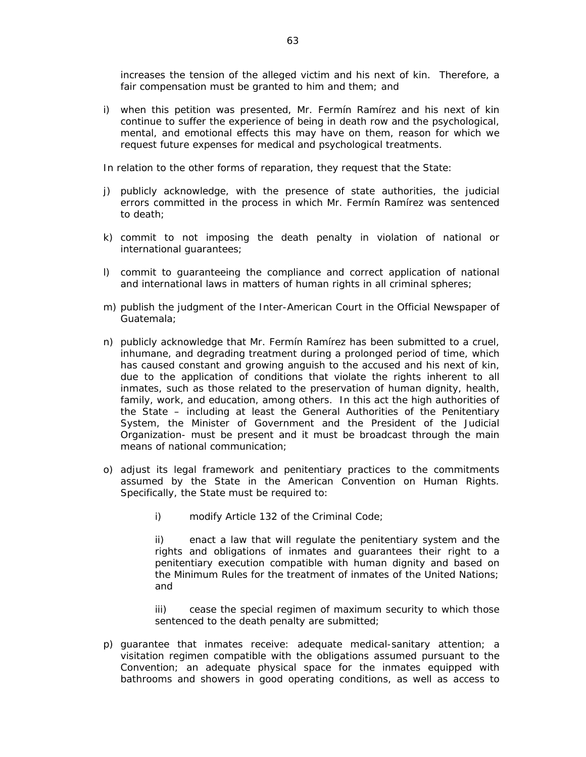increases the tension of the alleged victim and his next of kin. Therefore, a fair compensation must be granted to him and them; and

i) when this petition was presented, Mr. Fermín Ramírez and his next of kin continue to suffer the experience of being in death row and the psychological, mental, and emotional effects this may have on them, reason for which we request future expenses for medical and psychological treatments.

In relation to the other forms of reparation, they request that the State:

j) publicly acknowledge, with the presence of state authorities, the judicial errors committed in the process in which Mr. Fermín Ramírez was sentenced to death;

k) commit to not imposing the death penalty in violation of national or international guarantees;

l) commit to guaranteeing the compliance and correct application of national and international laws in matters of human rights in all criminal spheres;

m) publish the judgment of the Inter-American Court in the Official Newspaper of Guatemala;

n) publicly acknowledge that Mr. Fermín Ramírez has been submitted to a cruel, inhumane, and degrading treatment during a prolonged period of time, which has caused constant and growing anguish to the accused and his next of kin, due to the application of conditions that violate the rights inherent to all inmates, such as those related to the preservation of human dignity, health, family, work, and education, among others. In this act the high authorities of the State – including at least the General Authorities of the Penitentiary System, the Minister of Government and the President of the Judicial Organization- must be present and it must be broadcast through the main means of national communication;

o) adjust its legal framework and penitentiary practices to the commitments assumed by the State in the American Convention on Human Rights. Specifically, the State must be required to:

    i) modify Article 132 of the Criminal Code;

    ii) enact a law that will regulate the penitentiary system and the rights and obligations of inmates and guarantees their right to a penitentiary execution compatible with human dignity and based on the Minimum Rules for the treatment of inmates of the United Nations; and

    iii) cease the special regimen of maximum security to which those sentenced to the death penalty are submitted;

p) guarantee that inmates receive: adequate medical-sanitary attention; a visitation regimen compatible with the obligations assumed pursuant to the Convention; an adequate physical space for the inmates equipped with bathrooms and showers in good operating conditions, as well as access to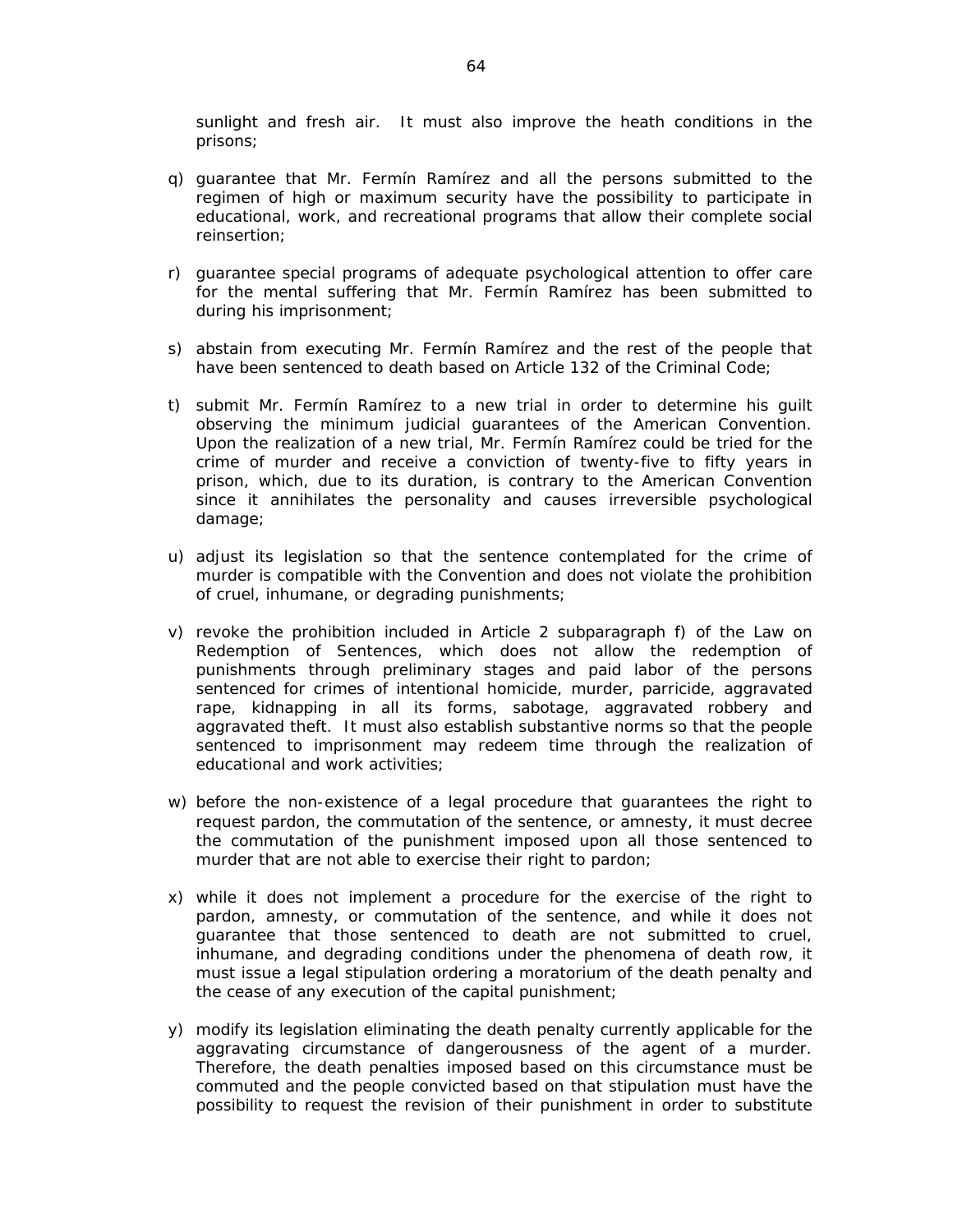sunlight and fresh air. It must also improve the heath conditions in the prisons;

q) guarantee that Mr. Fermín Ramírez and all the persons submitted to the regimen of high or maximum security have the possibility to participate in educational, work, and recreational programs that allow their complete social reinsertion;

r) guarantee special programs of adequate psychological attention to offer care for the mental suffering that Mr. Fermín Ramírez has been submitted to during his imprisonment;

s) abstain from executing Mr. Fermín Ramírez and the rest of the people that have been sentenced to death based on Article 132 of the Criminal Code;

t) submit Mr. Fermín Ramírez to a new trial in order to determine his guilt observing the minimum judicial guarantees of the American Convention. Upon the realization of a new trial, Mr. Fermín Ramírez could be tried for the crime of murder and receive a conviction of twenty-five to fifty years in prison, which, due to its duration, is contrary to the American Convention since it annihilates the personality and causes irreversible psychological damage;

u) adjust its legislation so that the sentence contemplated for the crime of murder is compatible with the Convention and does not violate the prohibition of cruel, inhumane, or degrading punishments;

v) revoke the prohibition included in Article 2 subparagraph f) of the Law on Redemption of Sentences, which does not allow the redemption of punishments through preliminary stages and paid labor of the persons sentenced for crimes of intentional homicide, murder, parricide, aggravated rape, kidnapping in all its forms, sabotage, aggravated robbery and aggravated theft. It must also establish substantive norms so that the people sentenced to imprisonment may redeem time through the realization of educational and work activities;

w) before the non-existence of a legal procedure that guarantees the right to request pardon, the commutation of the sentence, or amnesty, it must decree the commutation of the punishment imposed upon all those sentenced to murder that are not able to exercise their right to pardon;

x) while it does not implement a procedure for the exercise of the right to pardon, amnesty, or commutation of the sentence, and while it does not guarantee that those sentenced to death are not submitted to cruel, inhumane, and degrading conditions under the phenomena of death row, it must issue a legal stipulation ordering a moratorium of the death penalty and the cease of any execution of the capital punishment;

y) modify its legislation eliminating the death penalty currently applicable for the aggravating circumstance of dangerousness of the agent of a murder. Therefore, the death penalties imposed based on this circumstance must be commuted and the people convicted based on that stipulation must have the possibility to request the revision of their punishment in order to substitute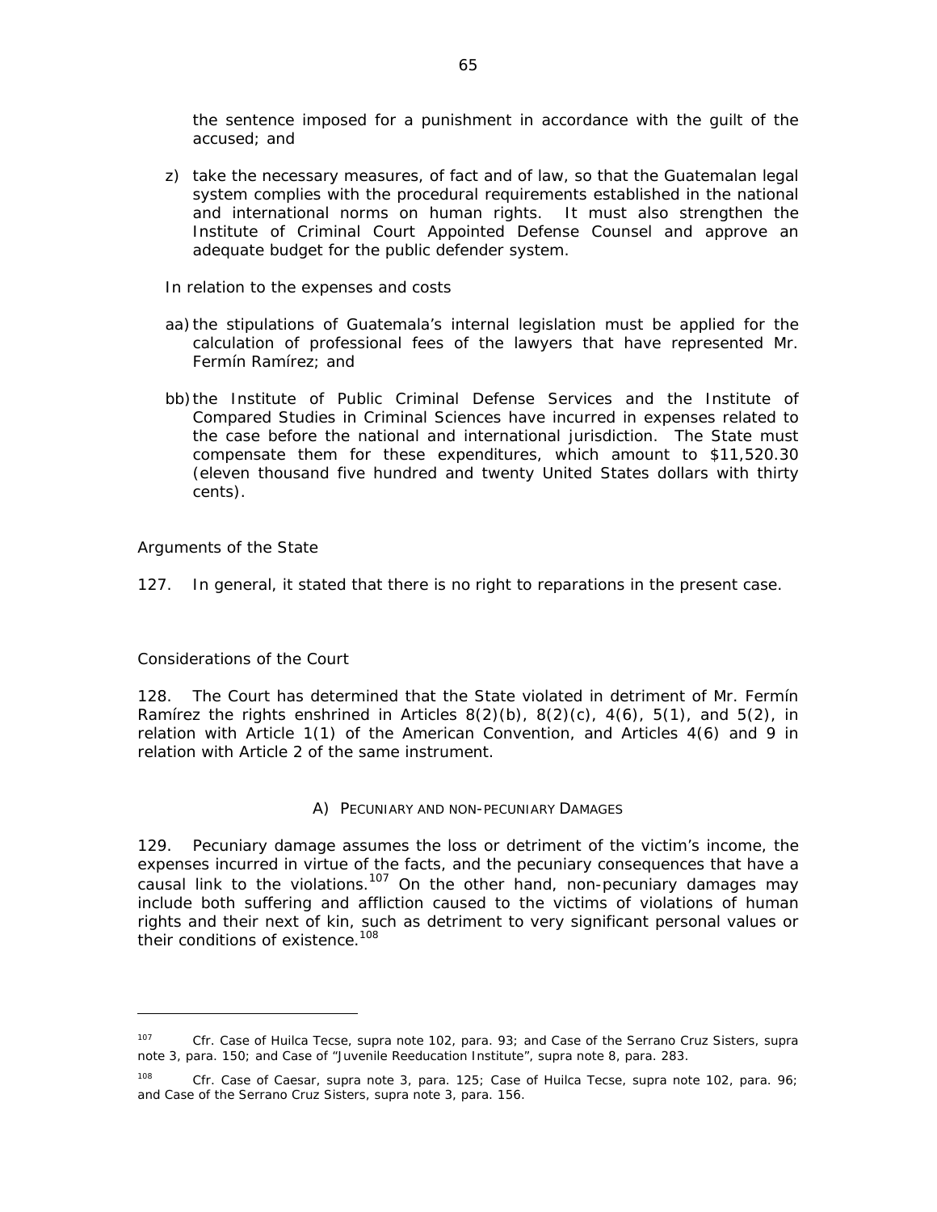the sentence imposed for a punishment in accordance with the guilt of the accused; and

z) take the necessary measures, of fact and of law, so that the Guatemalan legal system complies with the procedural requirements established in the national and international norms on human rights. It must also strengthen the Institute of Criminal Court Appointed Defense Counsel and approve an adequate budget for the public defender system.

*In relation to the expenses and costs*

aa) the stipulations of Guatemala's internal legislation must be applied for the calculation of professional fees of the lawyers that have represented Mr. Fermín Ramírez; and

bb) the Institute of Public Criminal Defense Services and the Institute of Compared Studies in Criminal Sciences have incurred in expenses related to the case before the national and international jurisdiction. The State must compensate them for these expenditures, which amount to $11,520.30 (eleven thousand five hundred and twenty United States dollars with thirty cents).

*Arguments of the State*

127. In general, it stated that there is no right to reparations in the present case.

*Considerations of the Court*

128. The Court has determined that the State violated in detriment of Mr. Fermín Ramírez the rights enshrined in Articles 8(2)(b), 8(2)(c), 4(6), 5(1), and 5(2), in relation with Article 1(1) of the American Convention, and Articles 4(6) and 9 in relation with Article 2 of the same instrument.

## A) PECUNIARY AND NON-PECUNIARY DAMAGES

129. Pecuniary damage assumes the loss or detriment of the victim's income, the expenses incurred in virtue of the facts, and the pecuniary consequences that have a causal link to the violations.[107] On the other hand, non-pecuniary damages may include both suffering and affliction caused to the victims of violations of human rights and their next of kin, such as detriment to very significant personal values or their conditions of existence.[108]

---

[107] *Cfr. Case of Huilca Tecse, supra* note 102, para. 93; and *Case of the Serrano Cruz Sisters, supra* note 3, para. 150; and *Case of "Juvenile Reeducation Institute", supra* note 8, para. 283.

[108] *Cfr. Case of Caesar, supra* note 3, para. 125; *Case of Huilca Tecse, supra* note 102, para. 96; and *Case of the Serrano Cruz Sisters, supra* note 3, para. 156.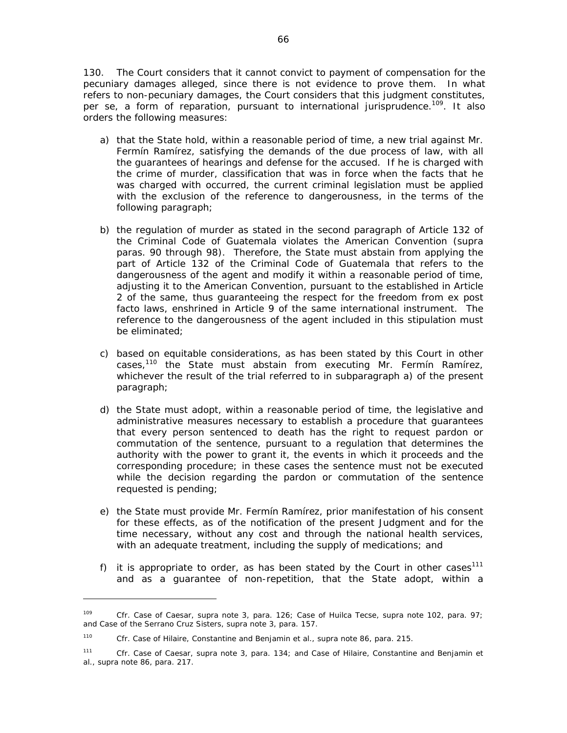130. The Court considers that it cannot convict to payment of compensation for the pecuniary damages alleged, since there is not evidence to prove them. In what refers to non-pecuniary damages, the Court considers that this judgment constitutes, per se, a form of reparation, pursuant to international jurisprudence.[109]. It also orders the following measures:

a) that the State hold, within a reasonable period of time, a new trial against Mr. Fermín Ramírez, satisfying the demands of the due process of law, with all the guarantees of hearings and defense for the accused. If he is charged with the crime of murder, classification that was in force when the facts that he was charged with occurred, the current criminal legislation must be applied with the exclusion of the reference to dangerousness, in the terms of the following paragraph;

b) the regulation of murder as stated in the second paragraph of Article 132 of the Criminal Code of Guatemala violates the American Convention (*supra* paras. 90 through 98). Therefore, the State must abstain from applying the part of Article 132 of the Criminal Code of Guatemala that refers to the dangerousness of the agent and modify it within a reasonable period of time, adjusting it to the American Convention, pursuant to the established in Article 2 of the same, thus guaranteeing the respect for the freedom from ex post facto laws, enshrined in Article 9 of the same international instrument. The reference to the dangerousness of the agent included in this stipulation must be eliminated;

c) based on equitable considerations, as has been stated by this Court in other cases,[110] the State must abstain from executing Mr. Fermín Ramírez, whichever the result of the trial referred to in subparagraph a) of the present paragraph;

d) the State must adopt, within a reasonable period of time, the legislative and administrative measures necessary to establish a procedure that guarantees that every person sentenced to death has the right to request pardon or commutation of the sentence, pursuant to a regulation that determines the authority with the power to grant it, the events in which it proceeds and the corresponding procedure; in these cases the sentence must not be executed while the decision regarding the pardon or commutation of the sentence requested is pending;

e) the State must provide Mr. Fermín Ramírez, prior manifestation of his consent for these effects, as of the notification of the present Judgment and for the time necessary, without any cost and through the national health services, with an adequate treatment, including the supply of medications; and

f) it is appropriate to order, as has been stated by the Court in other cases[111] and as a guarantee of non-repetition, that the State adopt, within a

---

[109] Cfr. *Case of Caesar*, *supra* note 3, para. 126; *Case of Huilca Tecse*, *supra* note 102, para. 97; and *Case of the Serrano Cruz Sisters*, *supra* note 3, para. 157.

[110] Cfr. *Case of Hilaire, Constantine and Benjamin et al.*, *supra* note 86, para. 215.

[111] Cfr. *Case of Caesar*, *supra* note 3, para. 134; and *Case of Hilaire, Constantine and Benjamin et al.*, *supra* note 86, para. 217.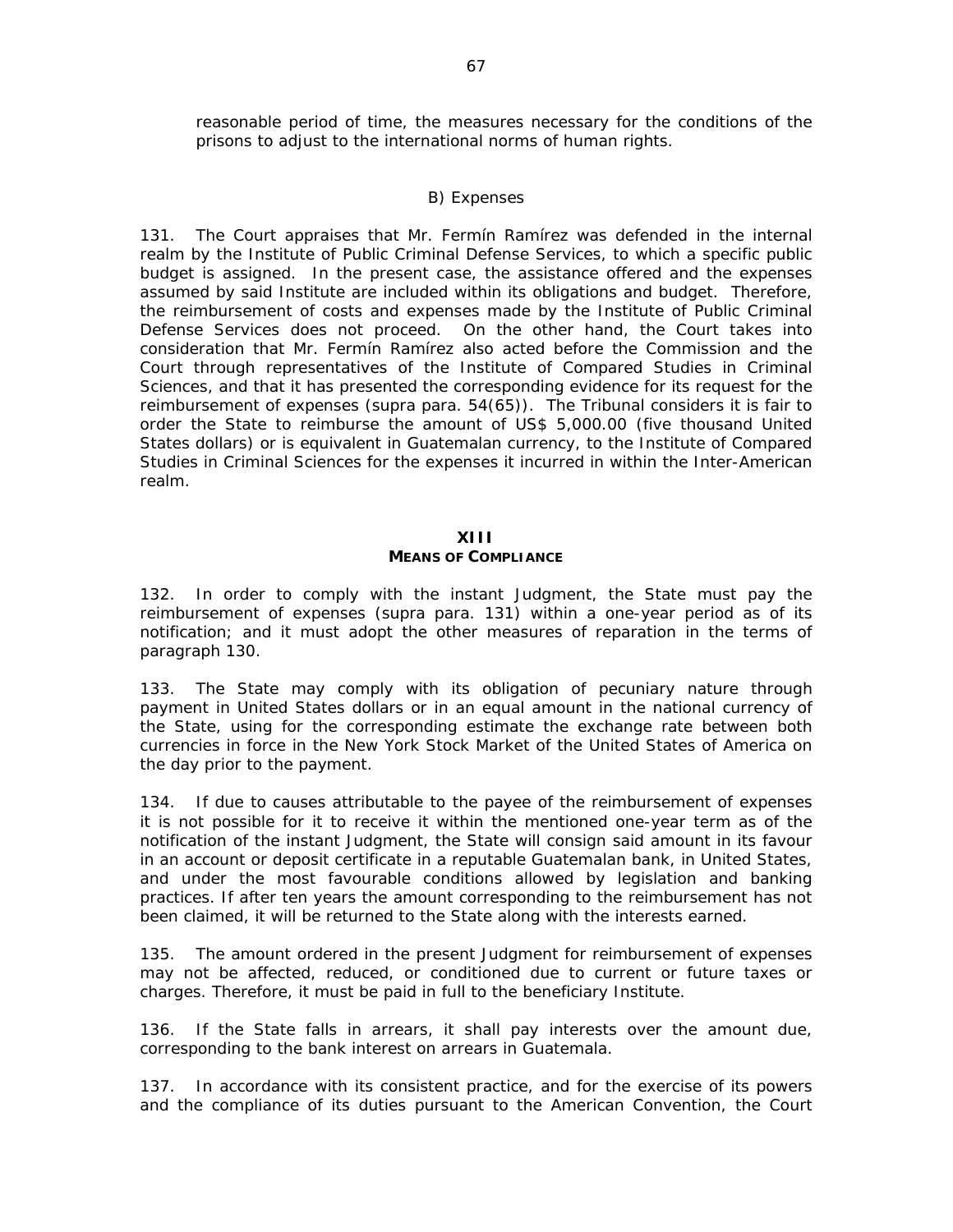reasonable period of time, the measures necessary for the conditions of the prisons to adjust to the international norms of human rights.

B) Expenses

131. The Court appraises that Mr. Fermín Ramírez was defended in the internal realm by the Institute of Public Criminal Defense Services, to which a specific public budget is assigned. In the present case, the assistance offered and the expenses assumed by said Institute are included within its obligations and budget. Therefore, the reimbursement of costs and expenses made by the Institute of Public Criminal Defense Services does not proceed. On the other hand, the Court takes into consideration that Mr. Fermín Ramírez also acted before the Commission and the Court through representatives of the Institute of Compared Studies in Criminal Sciences, and that it has presented the corresponding evidence for its request for the reimbursement of expenses (supra para. 54(65)). The Tribunal considers it is fair to order the State to reimburse the amount of US$ 5,000.00 (five thousand United States dollars) or is equivalent in Guatemalan currency, to the Institute of Compared Studies in Criminal Sciences for the expenses it incurred in within the Inter-American realm.

## XIII
## MEANS OF COMPLIANCE

132. In order to comply with the instant Judgment, the State must pay the reimbursement of expenses (supra para. 131) within a one-year period as of its notification; and it must adopt the other measures of reparation in the terms of paragraph 130.

133. The State may comply with its obligation of pecuniary nature through payment in United States dollars or in an equal amount in the national currency of the State, using for the corresponding estimate the exchange rate between both currencies in force in the New York Stock Market of the United States of America on the day prior to the payment.

134. If due to causes attributable to the payee of the reimbursement of expenses it is not possible for it to receive it within the mentioned one-year term as of the notification of the instant Judgment, the State will consign said amount in its favour in an account or deposit certificate in a reputable Guatemalan bank, in United States, and under the most favourable conditions allowed by legislation and banking practices. If after ten years the amount corresponding to the reimbursement has not been claimed, it will be returned to the State along with the interests earned.

135. The amount ordered in the present Judgment for reimbursement of expenses may not be affected, reduced, or conditioned due to current or future taxes or charges. Therefore, it must be paid in full to the beneficiary Institute.

136. If the State falls in arrears, it shall pay interests over the amount due, corresponding to the bank interest on arrears in Guatemala.

137. In accordance with its consistent practice, and for the exercise of its powers and the compliance of its duties pursuant to the American Convention, the Court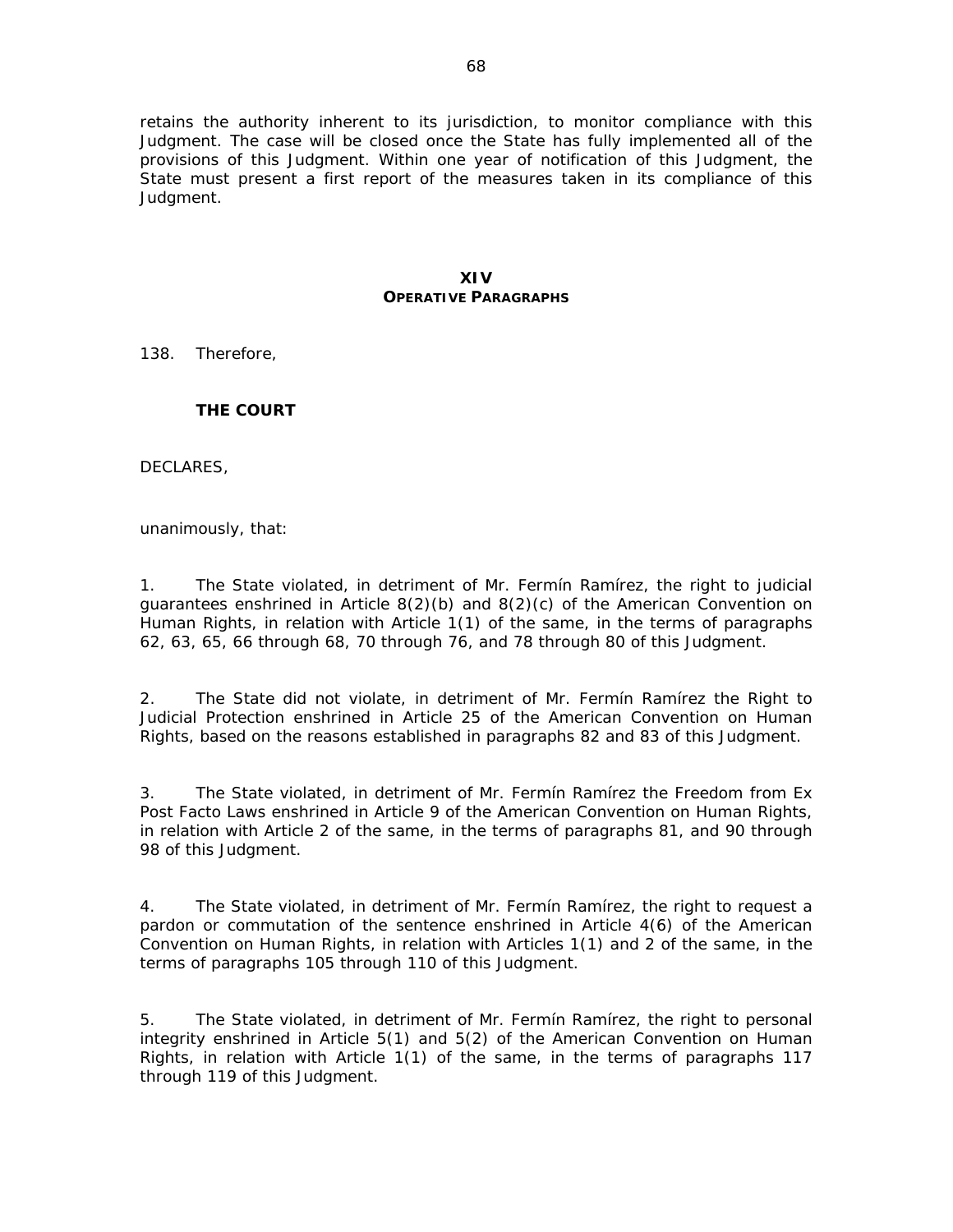retains the authority inherent to its jurisdiction, to monitor compliance with this Judgment. The case will be closed once the State has fully implemented all of the provisions of this Judgment. Within one year of notification of this Judgment, the State must present a first report of the measures taken in its compliance of this Judgment.

## XIV
## OPERATIVE PARAGRAPHS

138. Therefore,

**THE COURT**

DECLARES,

unanimously, that:

1. The State violated, in detriment of Mr. Fermín Ramírez, the right to judicial guarantees enshrined in Article 8(2)(b) and 8(2)(c) of the American Convention on Human Rights, in relation with Article 1(1) of the same, in the terms of paragraphs 62, 63, 65, 66 through 68, 70 through 76, and 78 through 80 of this Judgment.

2. The State did not violate, in detriment of Mr. Fermín Ramírez the Right to Judicial Protection enshrined in Article 25 of the American Convention on Human Rights, based on the reasons established in paragraphs 82 and 83 of this Judgment.

3. The State violated, in detriment of Mr. Fermín Ramírez the Freedom from Ex Post Facto Laws enshrined in Article 9 of the American Convention on Human Rights, in relation with Article 2 of the same, in the terms of paragraphs 81, and 90 through 98 of this Judgment.

4. The State violated, in detriment of Mr. Fermín Ramírez, the right to request a pardon or commutation of the sentence enshrined in Article 4(6) of the American Convention on Human Rights, in relation with Articles 1(1) and 2 of the same, in the terms of paragraphs 105 through 110 of this Judgment.

5. The State violated, in detriment of Mr. Fermín Ramírez, the right to personal integrity enshrined in Article 5(1) and 5(2) of the American Convention on Human Rights, in relation with Article 1(1) of the same, in the terms of paragraphs 117 through 119 of this Judgment.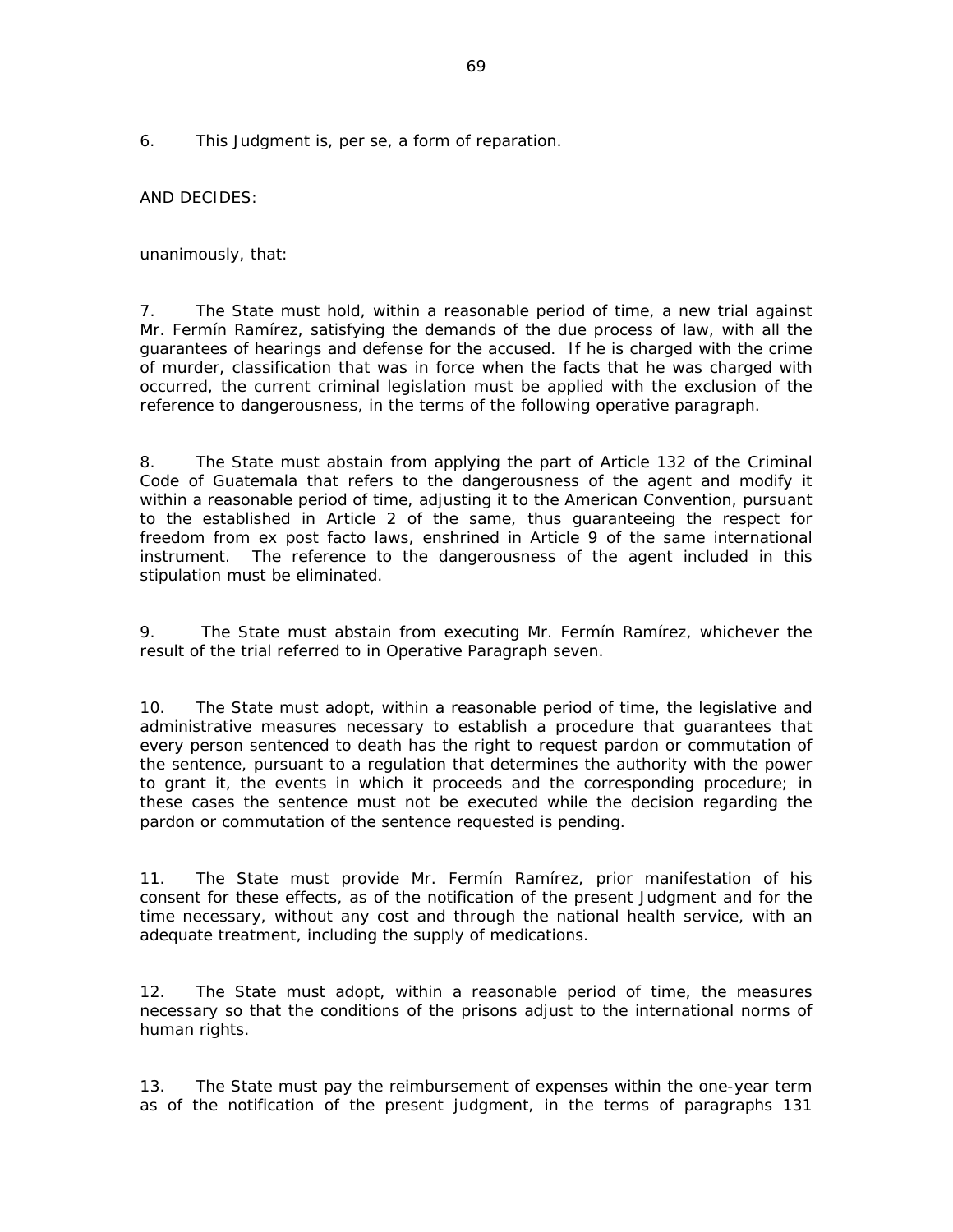6. This Judgment is, per se, a form of reparation.

AND DECIDES:

unanimously, that:

7. The State must hold, within a reasonable period of time, a new trial against Mr. Fermín Ramírez, satisfying the demands of the due process of law, with all the guarantees of hearings and defense for the accused. If he is charged with the crime of murder, classification that was in force when the facts that he was charged with occurred, the current criminal legislation must be applied with the exclusion of the reference to dangerousness, in the terms of the following operative paragraph.

8. The State must abstain from applying the part of Article 132 of the Criminal Code of Guatemala that refers to the dangerousness of the agent and modify it within a reasonable period of time, adjusting it to the American Convention, pursuant to the established in Article 2 of the same, thus guaranteeing the respect for freedom from ex post facto laws, enshrined in Article 9 of the same international instrument. The reference to the dangerousness of the agent included in this stipulation must be eliminated.

9. The State must abstain from executing Mr. Fermín Ramírez, whichever the result of the trial referred to in Operative Paragraph seven.

10. The State must adopt, within a reasonable period of time, the legislative and administrative measures necessary to establish a procedure that guarantees that every person sentenced to death has the right to request pardon or commutation of the sentence, pursuant to a regulation that determines the authority with the power to grant it, the events in which it proceeds and the corresponding procedure; in these cases the sentence must not be executed while the decision regarding the pardon or commutation of the sentence requested is pending.

11. The State must provide Mr. Fermín Ramírez, prior manifestation of his consent for these effects, as of the notification of the present Judgment and for the time necessary, without any cost and through the national health service, with an adequate treatment, including the supply of medications.

12. The State must adopt, within a reasonable period of time, the measures necessary so that the conditions of the prisons adjust to the international norms of human rights.

13. The State must pay the reimbursement of expenses within the one-year term as of the notification of the present judgment, in the terms of paragraphs 131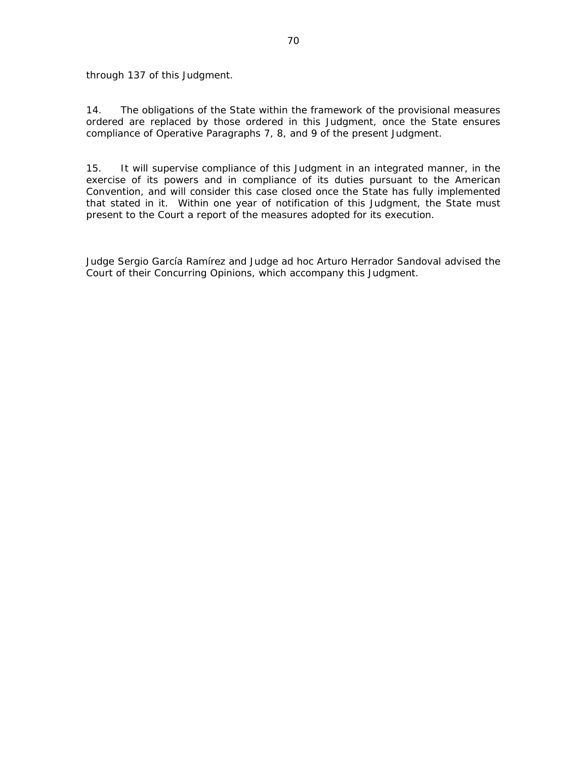through 137 of this Judgment.

14. The obligations of the State within the framework of the provisional measures ordered are replaced by those ordered in this Judgment, once the State ensures compliance of Operative Paragraphs 7, 8, and 9 of the present Judgment.

15. It will supervise compliance of this Judgment in an integrated manner, in the exercise of its powers and in compliance of its duties pursuant to the American Convention, and will consider this case closed once the State has fully implemented that stated in it. Within one year of notification of this Judgment, the State must present to the Court a report of the measures adopted for its execution.

Judge Sergio García Ramírez and Judge ad hoc Arturo Herrador Sandoval advised the Court of their Concurring Opinions, which accompany this Judgment.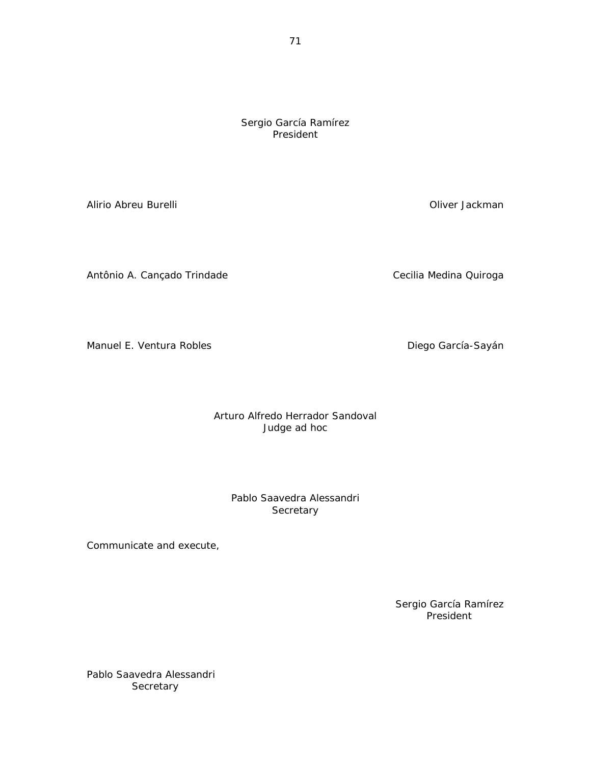Sergio García Ramírez
President

Alirio Abreu Burelli

Oliver Jackman

Antônio A. Cançado Trindade

Cecilia Medina Quiroga

Manuel E. Ventura Robles

Diego García-Sayán

Arturo Alfredo Herrador Sandoval
Judge ad hoc

Pablo Saavedra Alessandri
Secretary

Communicate and execute,

Sergio García Ramírez
President

Pablo Saavedra Alessandri
Secretary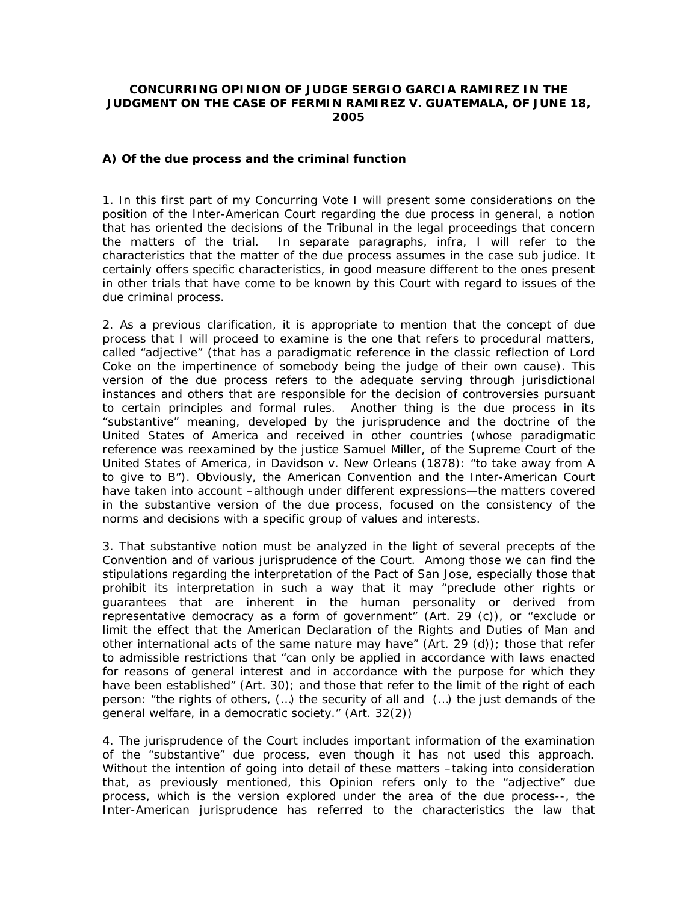**CONCURRING OPINION OF JUDGE SERGIO GARCIA RAMIREZ IN THE JUDGMENT ON THE CASE OF FERMIN RAMIREZ V. GUATEMALA, OF JUNE 18, 2005**

**A) Of the due process and the criminal function**

1. In this first part of my Concurring Vote I will present some considerations on the position of the Inter-American Court regarding the due process in general, a notion that has oriented the decisions of the Tribunal in the legal proceedings that concern the matters of the trial. In separate paragraphs, infra, I will refer to the characteristics that the matter of the due process assumes in the case sub judice. It certainly offers specific characteristics, in good measure different to the ones present in other trials that have come to be known by this Court with regard to issues of the due criminal process.

2. As a previous clarification, it is appropriate to mention that the concept of due process that I will proceed to examine is the one that refers to procedural matters, called "adjective" (that has a paradigmatic reference in the classic reflection of Lord Coke on the impertinence of somebody being the judge of their own cause). This version of the due process refers to the adequate serving through jurisdictional instances and others that are responsible for the decision of controversies pursuant to certain principles and formal rules. Another thing is the due process in its "substantive" meaning, developed by the jurisprudence and the doctrine of the United States of America and received in other countries (whose paradigmatic reference was reexamined by the justice Samuel Miller, of the Supreme Court of the United States of America, in Davidson v. New Orleans (1878): "to take away from A to give to B"). Obviously, the American Convention and the Inter-American Court have taken into account –although under different expressions— the matters covered in the substantive version of the due process, focused on the consistency of the norms and decisions with a specific group of values and interests.

3. That substantive notion must be analyzed in the light of several precepts of the Convention and of various jurisprudence of the Court. Among those we can find the stipulations regarding the interpretation of the Pact of San Jose, especially those that prohibit its interpretation in such a way that it may "preclude other rights or guarantees that are inherent in the human personality or derived from representative democracy as a form of government" (Art. 29 (c)), or "exclude or limit the effect that the American Declaration of the Rights and Duties of Man and other international acts of the same nature may have" (Art. 29 (d)); those that refer to admissible restrictions that "can only be applied in accordance with laws enacted for reasons of general interest and in accordance with the purpose for which they have been established" (Art. 30); and those that refer to the limit of the right of each person: "the rights of others, (…) the security of all and (…) the just demands of the general welfare, in a democratic society." (Art. 32(2))

4. The jurisprudence of the Court includes important information of the examination of the "substantive" due process, even though it has not used this approach. Without the intention of going into detail of these matters –taking into consideration that, as previously mentioned, this Opinion refers only to the "adjective" due process, which is the version explored under the area of the due process--, the Inter-American jurisprudence has referred to the characteristics the law that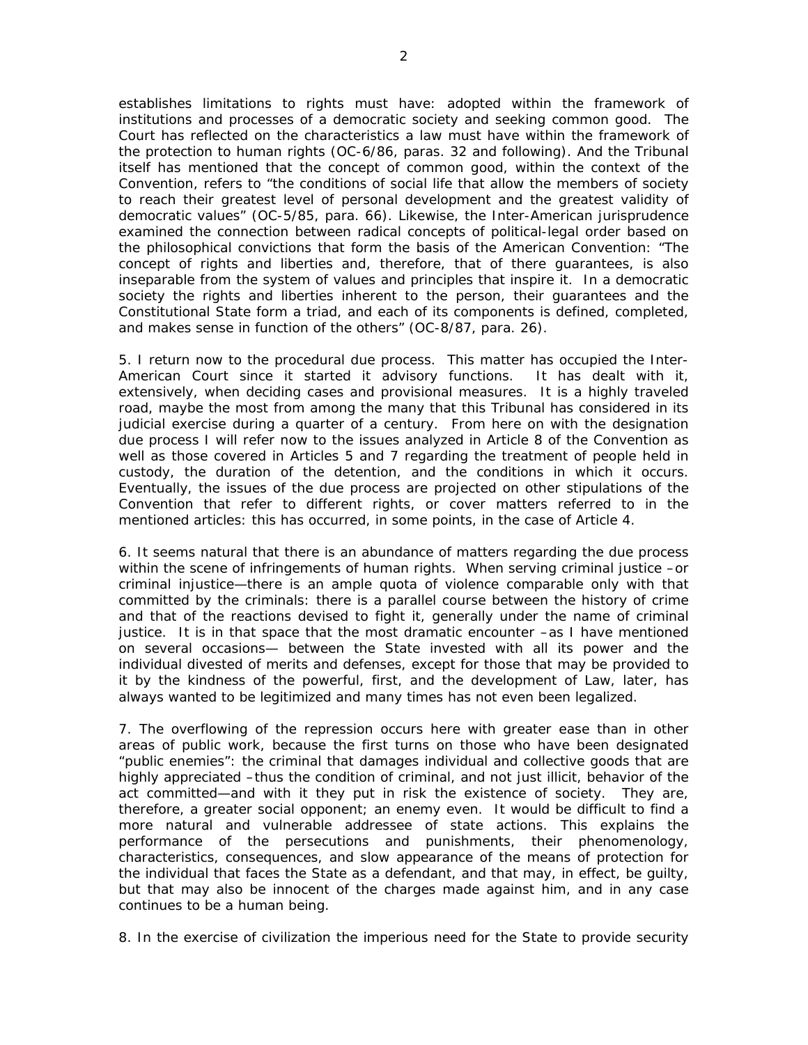establishes limitations to rights must have: adopted within the framework of institutions and processes of a democratic society and seeking common good. The Court has reflected on the characteristics a law must have within the framework of the protection to human rights (OC-6/86, paras. 32 and following). And the Tribunal itself has mentioned that the concept of common good, within the context of the Convention, refers to "the conditions of social life that allow the members of society to reach their greatest level of personal development and the greatest validity of democratic values" (OC-5/85, para. 66). Likewise, the Inter-American jurisprudence examined the connection between radical concepts of political-legal order based on the philosophical convictions that form the basis of the American Convention: "The concept of rights and liberties and, therefore, that of there guarantees, is also inseparable from the system of values and principles that inspire it. In a democratic society the rights and liberties inherent to the person, their guarantees and the Constitutional State form a triad, and each of its components is defined, completed, and makes sense in function of the others" (OC-8/87, para. 26).

5. I return now to the procedural due process. This matter has occupied the Inter-American Court since it started it advisory functions. It has dealt with it, extensively, when deciding cases and provisional measures. It is a highly traveled road, maybe the most from among the many that this Tribunal has considered in its judicial exercise during a quarter of a century. From here on with the designation due process I will refer now to the issues analyzed in Article 8 of the Convention as well as those covered in Articles 5 and 7 regarding the treatment of people held in custody, the duration of the detention, and the conditions in which it occurs. Eventually, the issues of the due process are projected on other stipulations of the Convention that refer to different rights, or cover matters referred to in the mentioned articles: this has occurred, in some points, in the case of Article 4.

6. It seems natural that there is an abundance of matters regarding the due process within the scene of infringements of human rights. When serving criminal justice –or criminal injustice— there is an ample quota of violence comparable only with that committed by the criminals: there is a parallel course between the history of crime and that of the reactions devised to fight it, generally under the name of criminal justice. It is in that space that the most dramatic encounter –as I have mentioned on several occasions— between the State invested with all its power and the individual divested of merits and defenses, except for those that may be provided to it by the kindness of the powerful, first, and the development of Law, later, has always wanted to be legitimized and many times has not even been legalized.

7. The overflowing of the repression occurs here with greater ease than in other areas of public work, because the first turns on those who have been designated "public enemies": the criminal that damages individual and collective goods that are highly appreciated –thus the condition of criminal, and not just illicit, behavior of the act committed— and with it they put in risk the existence of society. They are, therefore, a greater social opponent; an enemy even. It would be difficult to find a more natural and vulnerable addressee of state actions. This explains the performance of the persecutions and punishments, their phenomenology, characteristics, consequences, and slow appearance of the means of protection for the individual that faces the State as a defendant, and that may, in effect, be guilty, but that may also be innocent of the charges made against him, and in any case continues to be a human being.

8. In the exercise of civilization the imperious need for the State to provide security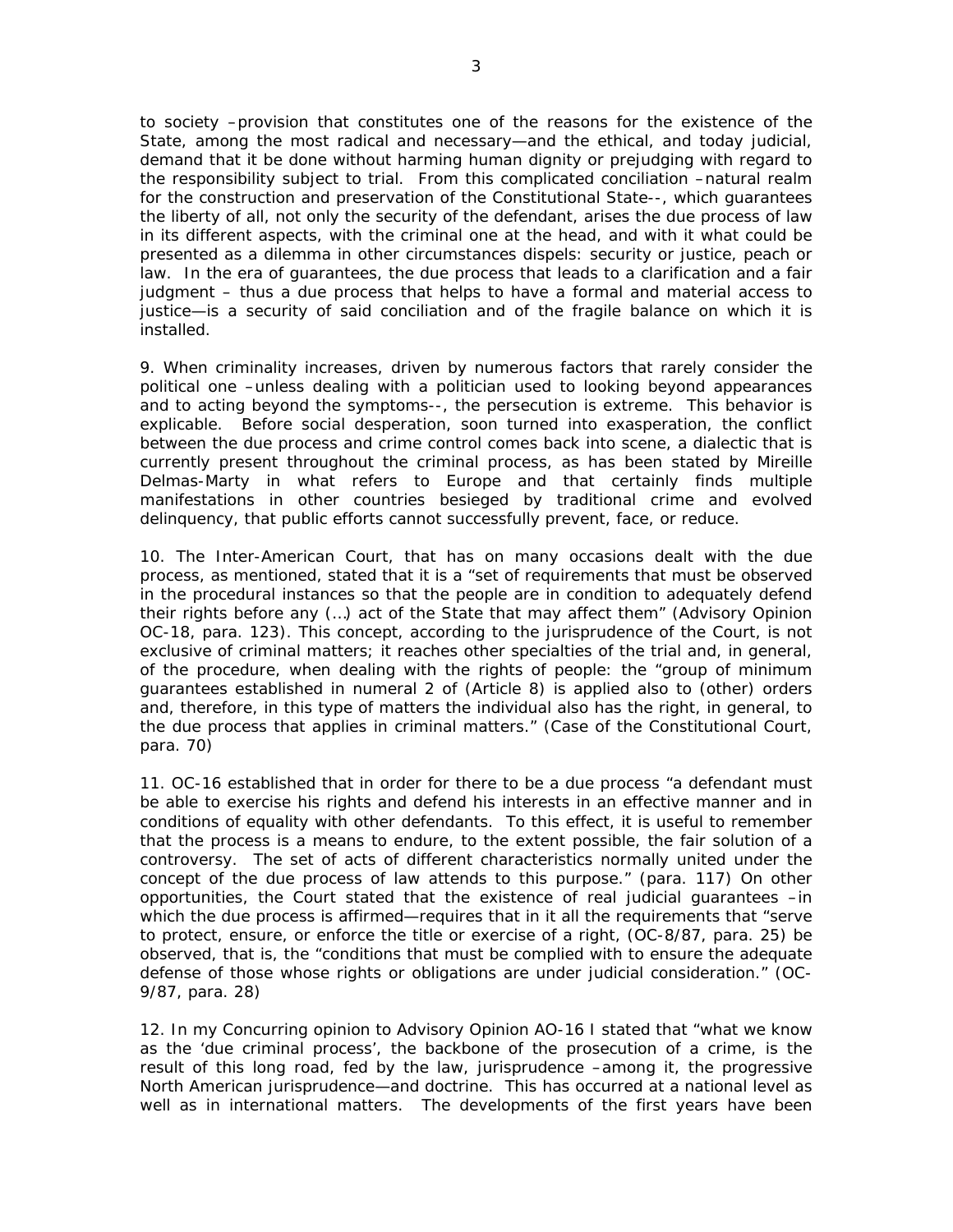to society –provision that constitutes one of the reasons for the existence of the State, among the most radical and necessary—and the ethical, and today judicial, demand that it be done without harming human dignity or prejudging with regard to the responsibility subject to trial. From this complicated conciliation –natural realm for the construction and preservation of the Constitutional State--, which guarantees the liberty of all, not only the security of the defendant, arises the due process of law in its different aspects, with the criminal one at the head, and with it what could be presented as a dilemma in other circumstances dispels: security or justice, peach or law. In the era of guarantees, the due process that leads to a clarification and a fair judgment – thus a due process that helps to have a formal and material access to justice—is a security of said conciliation and of the fragile balance on which it is installed.

9. When criminality increases, driven by numerous factors that rarely consider the political one –unless dealing with a politician used to looking beyond appearances and to acting beyond the symptoms--, the persecution is extreme. This behavior is explicable. Before social desperation, soon turned into exasperation, the conflict between the due process and crime control comes back into scene, a dialectic that is currently present throughout the criminal process, as has been stated by Mireille Delmas-Marty in what refers to Europe and that certainly finds multiple manifestations in other countries besieged by traditional crime and evolved delinquency, that public efforts cannot successfully prevent, face, or reduce.

10. The Inter-American Court, that has on many occasions dealt with the due process, as mentioned, stated that it is a "set of requirements that must be observed in the procedural instances so that the people are in condition to adequately defend their rights before any (…) act of the State that may affect them" (Advisory Opinion OC-18, para. 123). This concept, according to the jurisprudence of the Court, is not exclusive of criminal matters; it reaches other specialties of the trial and, in general, of the procedure, when dealing with the rights of people: the "group of minimum guarantees established in numeral 2 of (Article 8) is applied also to (other) orders and, therefore, in this type of matters the individual also has the right, in general, to the due process that applies in criminal matters." (Case of the Constitutional Court, para. 70)

11. OC-16 established that in order for there to be a due process "a defendant must be able to exercise his rights and defend his interests in an effective manner and in conditions of equality with other defendants. To this effect, it is useful to remember that the process is a means to endure, to the extent possible, the fair solution of a controversy. The set of acts of different characteristics normally united under the concept of the due process of law attends to this purpose." (para. 117) On other opportunities, the Court stated that the existence of real judicial guarantees –in which the due process is affirmed—requires that in it all the requirements that "serve to protect, ensure, or enforce the title or exercise of a right, (OC-8/87, para. 25) be observed, that is, the "conditions that must be complied with to ensure the adequate defense of those whose rights or obligations are under judicial consideration." (OC-9/87, para. 28)

12. In my Concurring opinion to Advisory Opinion AO-16 I stated that "what we know as the 'due criminal process', the backbone of the prosecution of a crime, is the result of this long road, fed by the law, jurisprudence –among it, the progressive North American jurisprudence—and doctrine. This has occurred at a national level as well as in international matters. The developments of the first years have been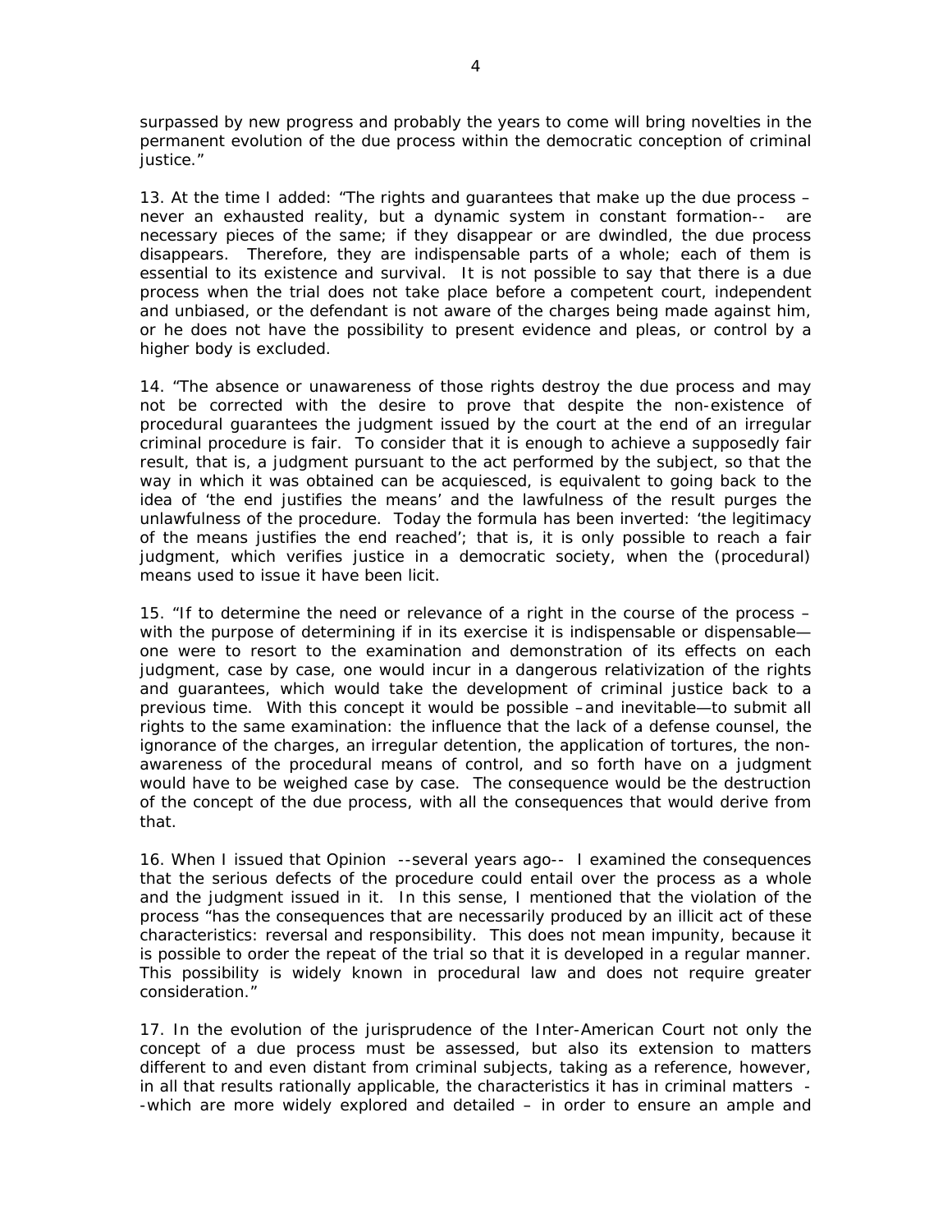surpassed by new progress and probably the years to come will bring novelties in the permanent evolution of the due process within the democratic conception of criminal justice."

13. At the time I added: "The rights and guarantees that make up the due process – never an exhausted reality, but a dynamic system in constant formation-- are necessary pieces of the same; if they disappear or are dwindled, the due process disappears. Therefore, they are indispensable parts of a whole; each of them is essential to its existence and survival. It is not possible to say that there is a due process when the trial does not take place before a competent court, independent and unbiased, or the defendant is not aware of the charges being made against him, or he does not have the possibility to present evidence and pleas, or control by a higher body is excluded.

14. "The absence or unawareness of those rights destroy the due process and may not be corrected with the desire to prove that despite the non-existence of procedural guarantees the judgment issued by the court at the end of an irregular criminal procedure is fair. To consider that it is enough to achieve a supposedly fair result, that is, a judgment pursuant to the act performed by the subject, so that the way in which it was obtained can be acquiesced, is equivalent to going back to the idea of 'the end justifies the means' and the lawfulness of the result purges the unlawfulness of the procedure. Today the formula has been inverted: 'the legitimacy of the means justifies the end reached'; that is, it is only possible to reach a fair judgment, which verifies justice in a democratic society, when the (procedural) means used to issue it have been licit.

15. "If to determine the need or relevance of a right in the course of the process – with the purpose of determining if in its exercise it is indispensable or dispensable— one were to resort to the examination and demonstration of its effects on each judgment, case by case, one would incur in a dangerous relativization of the rights and guarantees, which would take the development of criminal justice back to a previous time. With this concept it would be possible –and inevitable—to submit all rights to the same examination: the influence that the lack of a defense counsel, the ignorance of the charges, an irregular detention, the application of tortures, the non-awareness of the procedural means of control, and so forth have on a judgment would have to be weighed case by case. The consequence would be the destruction of the concept of the due process, with all the consequences that would derive from that.

16. When I issued that Opinion --several years ago-- I examined the consequences that the serious defects of the procedure could entail over the process as a whole and the judgment issued in it. In this sense, I mentioned that the violation of the process "has the consequences that are necessarily produced by an illicit act of these characteristics: reversal and responsibility. This does not mean impunity, because it is possible to order the repeat of the trial so that it is developed in a regular manner. This possibility is widely known in procedural law and does not require greater consideration."

17. In the evolution of the jurisprudence of the Inter-American Court not only the concept of a due process must be assessed, but also its extension to matters different to and even distant from criminal subjects, taking as a reference, however, in all that results rationally applicable, the characteristics it has in criminal matters --which are more widely explored and detailed – in order to ensure an ample and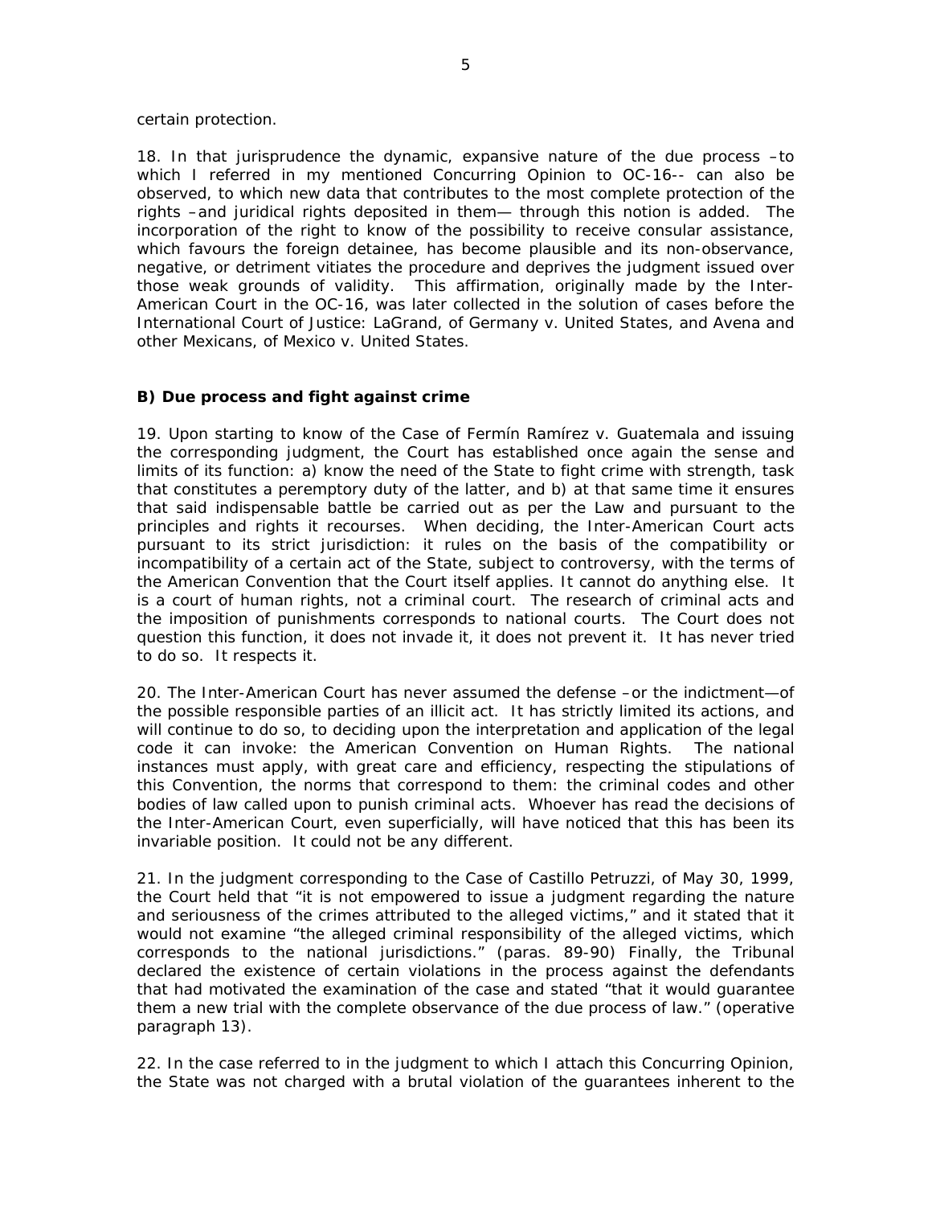certain protection.

18. In that jurisprudence the dynamic, expansive nature of the due process –to which I referred in my mentioned Concurring Opinion to OC-16-- can also be observed, to which new data that contributes to the most complete protection of the rights –and juridical rights deposited in them— through this notion is added. The incorporation of the right to know of the possibility to receive consular assistance, which favours the foreign detainee, has become plausible and its non-observance, negative, or detriment vitiates the procedure and deprives the judgment issued over those weak grounds of validity. This affirmation, originally made by the Inter-American Court in the OC-16, was later collected in the solution of cases before the International Court of Justice: LaGrand, of Germany v. United States, and Avena and other Mexicans, of Mexico v. United States.

**B) Due process and fight against crime**

19. Upon starting to know of the Case of Fermín Ramírez v. Guatemala and issuing the corresponding judgment, the Court has established once again the sense and limits of its function: a) know the need of the State to fight crime with strength, task that constitutes a peremptory duty of the latter, and b) at that same time it ensures that said indispensable battle be carried out as per the Law and pursuant to the principles and rights it recourses. When deciding, the Inter-American Court acts pursuant to its strict jurisdiction: it rules on the basis of the compatibility or incompatibility of a certain act of the State, subject to controversy, with the terms of the American Convention that the Court itself applies. It cannot do anything else. It is a court of human rights, not a criminal court. The research of criminal acts and the imposition of punishments corresponds to national courts. The Court does not question this function, it does not invade it, it does not prevent it. It has never tried to do so. It respects it.

20. The Inter-American Court has never assumed the defense –or the indictment—of the possible responsible parties of an illicit act. It has strictly limited its actions, and will continue to do so, to deciding upon the interpretation and application of the legal code it can invoke: the American Convention on Human Rights. The national instances must apply, with great care and efficiency, respecting the stipulations of this Convention, the norms that correspond to them: the criminal codes and other bodies of law called upon to punish criminal acts. Whoever has read the decisions of the Inter-American Court, even superficially, will have noticed that this has been its invariable position. It could not be any different.

21. In the judgment corresponding to the Case of Castillo Petruzzi, of May 30, 1999, the Court held that "it is not empowered to issue a judgment regarding the nature and seriousness of the crimes attributed to the alleged victims," and it stated that it would not examine "the alleged criminal responsibility of the alleged victims, which corresponds to the national jurisdictions." (paras. 89-90) Finally, the Tribunal declared the existence of certain violations in the process against the defendants that had motivated the examination of the case and stated "that it would guarantee them a new trial with the complete observance of the due process of law." (operative paragraph 13).

22. In the case referred to in the judgment to which I attach this Concurring Opinion, the State was not charged with a brutal violation of the guarantees inherent to the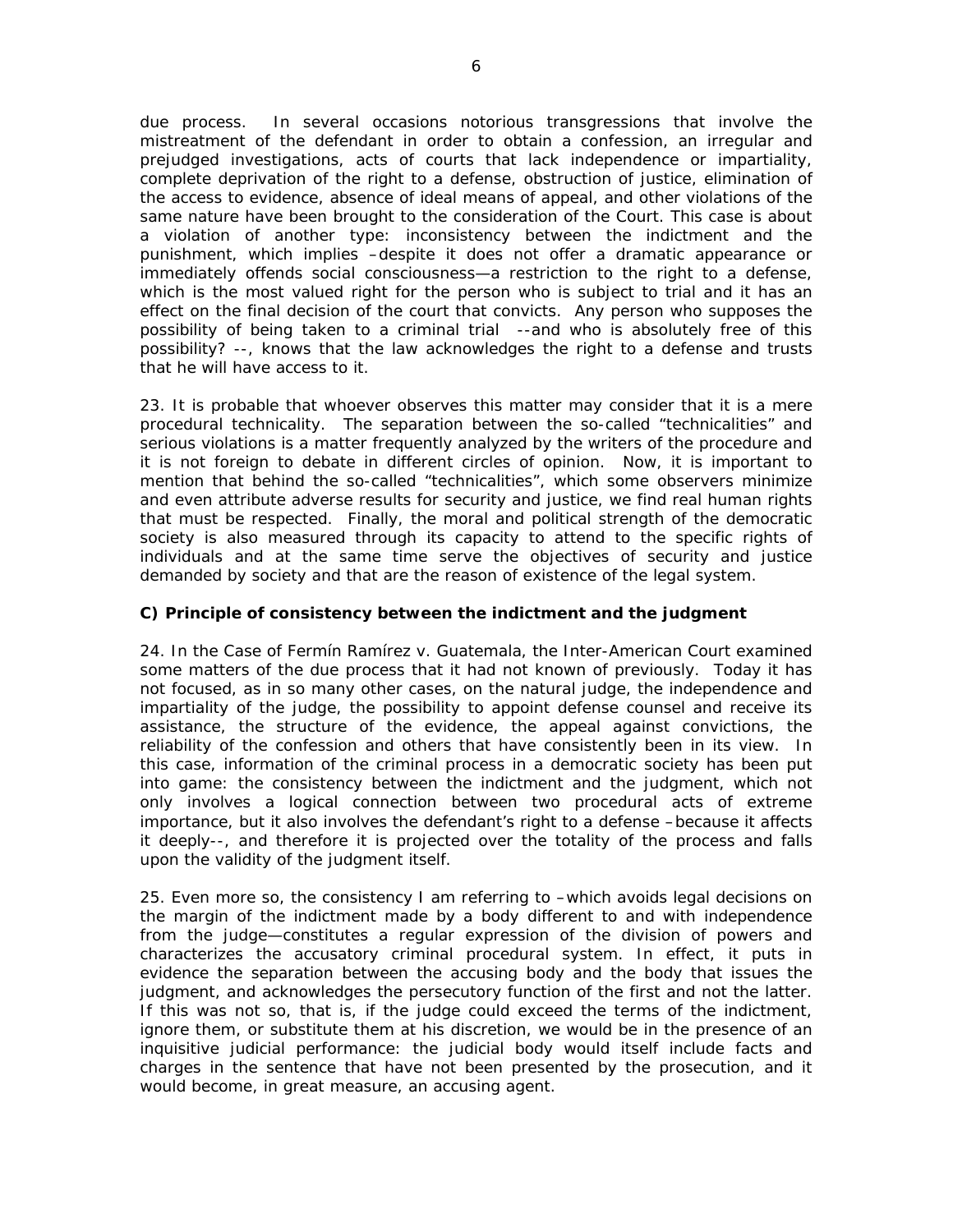due process. In several occasions notorious transgressions that involve the mistreatment of the defendant in order to obtain a confession, an irregular and prejudged investigations, acts of courts that lack independence or impartiality, complete deprivation of the right to a defense, obstruction of justice, elimination of the access to evidence, absence of ideal means of appeal, and other violations of the same nature have been brought to the consideration of the Court. This case is about a violation of another type: inconsistency between the indictment and the punishment, which implies –despite it does not offer a dramatic appearance or immediately offends social consciousness—a restriction to the right to a defense, which is the most valued right for the person who is subject to trial and it has an effect on the final decision of the court that convicts. Any person who supposes the possibility of being taken to a criminal trial --and who is absolutely free of this possibility? --, knows that the law acknowledges the right to a defense and trusts that he will have access to it.

23. It is probable that whoever observes this matter may consider that it is a mere procedural technicality. The separation between the so-called "technicalities" and serious violations is a matter frequently analyzed by the writers of the procedure and it is not foreign to debate in different circles of opinion. Now, it is important to mention that behind the so-called "technicalities", which some observers minimize and even attribute adverse results for security and justice, we find real human rights that must be respected. Finally, the moral and political strength of the democratic society is also measured through its capacity to attend to the specific rights of individuals and at the same time serve the objectives of security and justice demanded by society and that are the reason of existence of the legal system.

**C) Principle of consistency between the indictment and the judgment**

24. In the Case of Fermín Ramírez v. Guatemala, the Inter-American Court examined some matters of the due process that it had not known of previously. Today it has not focused, as in so many other cases, on the natural judge, the independence and impartiality of the judge, the possibility to appoint defense counsel and receive its assistance, the structure of the evidence, the appeal against convictions, the reliability of the confession and others that have consistently been in its view. In this case, information of the criminal process in a democratic society has been put into game: the consistency between the indictment and the judgment, which not only involves a logical connection between two procedural acts of extreme importance, but it also involves the defendant's right to a defense –because it affects it deeply--, and therefore it is projected over the totality of the process and falls upon the validity of the judgment itself.

25. Even more so, the consistency I am referring to –which avoids legal decisions on the margin of the indictment made by a body different to and with independence from the judge—constitutes a regular expression of the division of powers and characterizes the accusatory criminal procedural system. In effect, it puts in evidence the separation between the accusing body and the body that issues the judgment, and acknowledges the persecutory function of the first and not the latter. If this was not so, that is, if the judge could exceed the terms of the indictment, ignore them, or substitute them at his discretion, we would be in the presence of an inquisitive judicial performance: the judicial body would itself include facts and charges in the sentence that have not been presented by the prosecution, and it would become, in great measure, an accusing agent.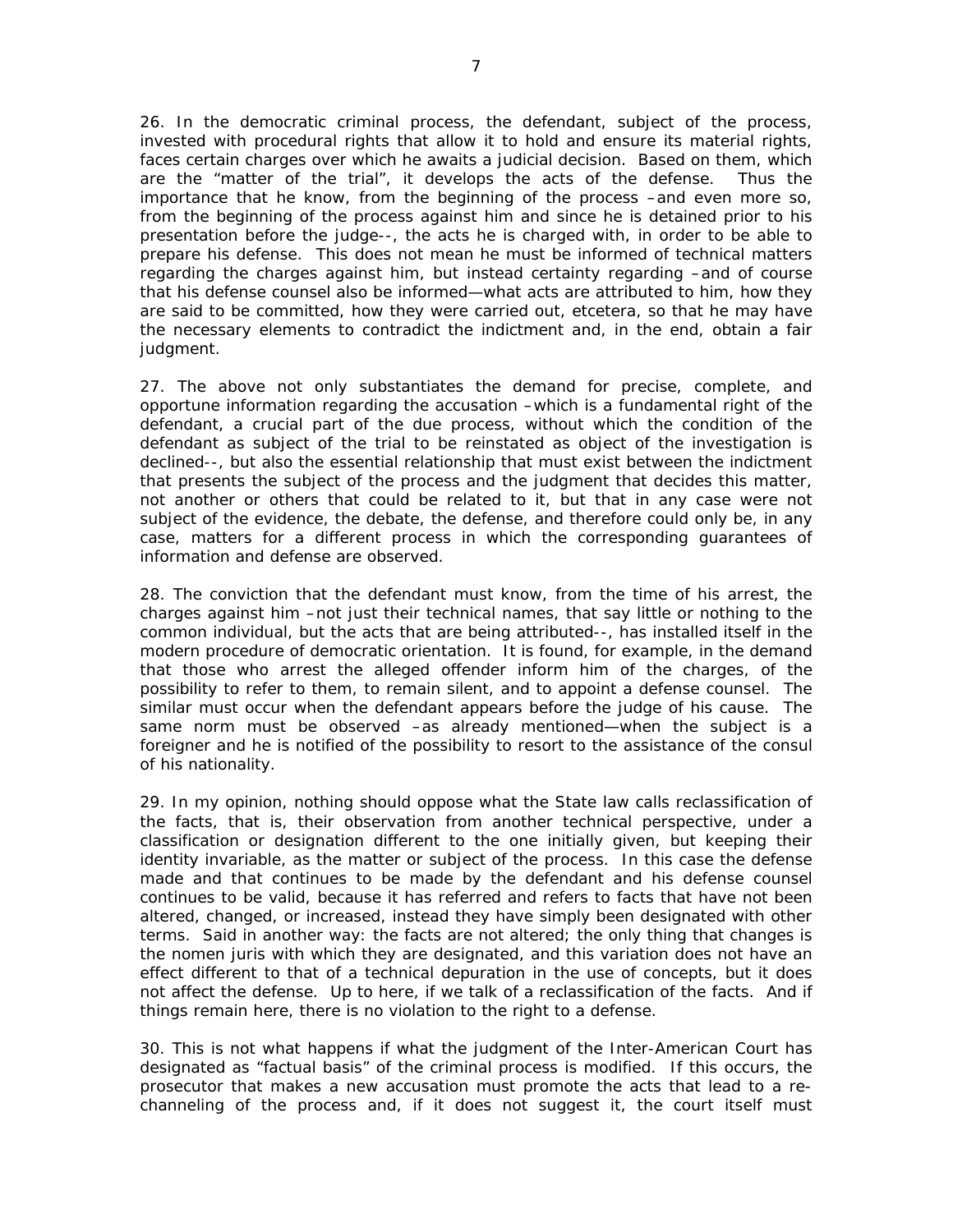26. In the democratic criminal process, the defendant, subject of the process, invested with procedural rights that allow it to hold and ensure its material rights, faces certain charges over which he awaits a judicial decision. Based on them, which are the "matter of the trial", it develops the acts of the defense. Thus the importance that he know, from the beginning of the process –and even more so, from the beginning of the process against him and since he is detained prior to his presentation before the judge--, the acts he is charged with, in order to be able to prepare his defense. This does not mean he must be informed of technical matters regarding the charges against him, but instead certainty regarding –and of course that his defense counsel also be informed—what acts are attributed to him, how they are said to be committed, how they were carried out, etcetera, so that he may have the necessary elements to contradict the indictment and, in the end, obtain a fair judgment.

27. The above not only substantiates the demand for precise, complete, and opportune information regarding the accusation –which is a fundamental right of the defendant, a crucial part of the due process, without which the condition of the defendant as subject of the trial to be reinstated as object of the investigation is declined--, but also the essential relationship that must exist between the indictment that presents the subject of the process and the judgment that decides this matter, not another or others that could be related to it, but that in any case were not subject of the evidence, the debate, the defense, and therefore could only be, in any case, matters for a different process in which the corresponding guarantees of information and defense are observed.

28. The conviction that the defendant must know, from the time of his arrest, the charges against him –not just their technical names, that say little or nothing to the common individual, but the acts that are being attributed--, has installed itself in the modern procedure of democratic orientation. It is found, for example, in the demand that those who arrest the alleged offender inform him of the charges, of the possibility to refer to them, to remain silent, and to appoint a defense counsel. The similar must occur when the defendant appears before the judge of his cause. The same norm must be observed –as already mentioned— when the subject is a foreigner and he is notified of the possibility to resort to the assistance of the consul of his nationality.

29. In my opinion, nothing should oppose what the State law calls reclassification of the facts, that is, their observation from another technical perspective, under a classification or designation different to the one initially given, but keeping their identity invariable, as the matter or subject of the process. In this case the defense made and that continues to be made by the defendant and his defense counsel continues to be valid, because it has referred and refers to facts that have not been altered, changed, or increased, instead they have simply been designated with other terms. Said in another way: the facts are not altered; the only thing that changes is the nomen juris with which they are designated, and this variation does not have an effect different to that of a technical depuration in the use of concepts, but it does not affect the defense. Up to here, if we talk of a reclassification of the facts. And if things remain here, there is no violation to the right to a defense.

30. This is not what happens if what the judgment of the Inter-American Court has designated as "factual basis" of the criminal process is modified. If this occurs, the prosecutor that makes a new accusation must promote the acts that lead to a re-channeling of the process and, if it does not suggest it, the court itself must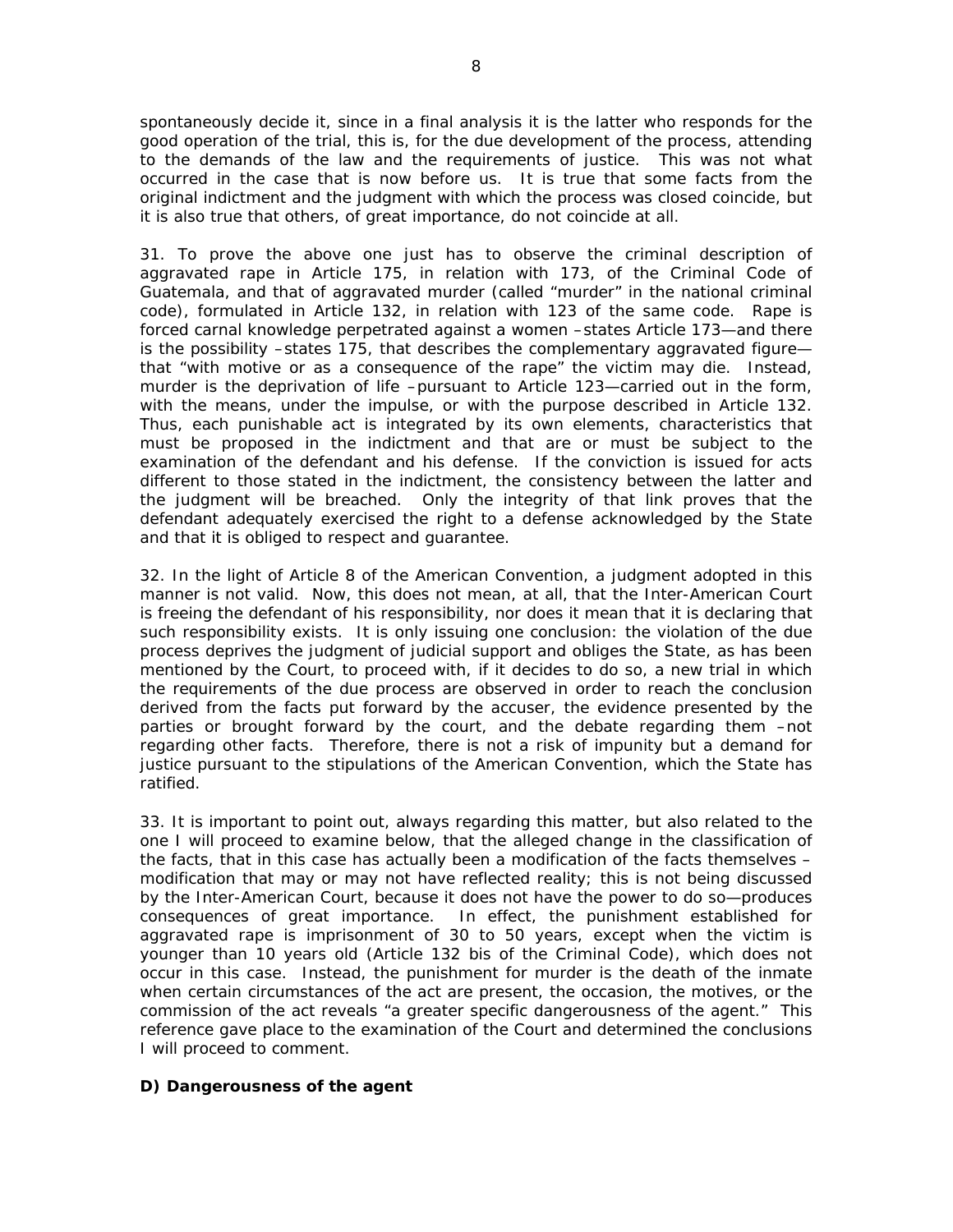spontaneously decide it, since in a final analysis it is the latter who responds for the good operation of the trial, this is, for the due development of the process, attending to the demands of the law and the requirements of justice. This was not what occurred in the case that is now before us. It is true that some facts from the original indictment and the judgment with which the process was closed coincide, but it is also true that others, of great importance, do not coincide at all.

31. To prove the above one just has to observe the criminal description of aggravated rape in Article 175, in relation with 173, of the Criminal Code of Guatemala, and that of aggravated murder (called "murder" in the national criminal code), formulated in Article 132, in relation with 123 of the same code. Rape is forced carnal knowledge perpetrated against a women –states Article 173—and there is the possibility –states 175, that describes the complementary aggravated figure— that "with motive or as a consequence of the rape" the victim may die. Instead, murder is the deprivation of life –pursuant to Article 123—carried out in the form, with the means, under the impulse, or with the purpose described in Article 132. Thus, each punishable act is integrated by its own elements, characteristics that must be proposed in the indictment and that are or must be subject to the examination of the defendant and his defense. If the conviction is issued for acts different to those stated in the indictment, the consistency between the latter and the judgment will be breached. Only the integrity of that link proves that the defendant adequately exercised the right to a defense acknowledged by the State and that it is obliged to respect and guarantee.

32. In the light of Article 8 of the American Convention, a judgment adopted in this manner is not valid. Now, this does not mean, at all, that the Inter-American Court is freeing the defendant of his responsibility, nor does it mean that it is declaring that such responsibility exists. It is only issuing one conclusion: the violation of the due process deprives the judgment of judicial support and obliges the State, as has been mentioned by the Court, to proceed with, if it decides to do so, a new trial in which the requirements of the due process are observed in order to reach the conclusion derived from the facts put forward by the accuser, the evidence presented by the parties or brought forward by the court, and the debate regarding them –not regarding other facts. Therefore, there is not a risk of impunity but a demand for justice pursuant to the stipulations of the American Convention, which the State has ratified.

33. It is important to point out, always regarding this matter, but also related to the one I will proceed to examine below, that the alleged change in the classification of the facts, that in this case has actually been a modification of the facts themselves – modification that may or may not have reflected reality; this is not being discussed by the Inter-American Court, because it does not have the power to do so—produces consequences of great importance. In effect, the punishment established for aggravated rape is imprisonment of 30 to 50 years, except when the victim is younger than 10 years old (Article 132 bis of the Criminal Code), which does not occur in this case. Instead, the punishment for murder is the death of the inmate when certain circumstances of the act are present, the occasion, the motives, or the commission of the act reveals "a greater specific dangerousness of the agent." This reference gave place to the examination of the Court and determined the conclusions I will proceed to comment.

**D) Dangerousness of the agent**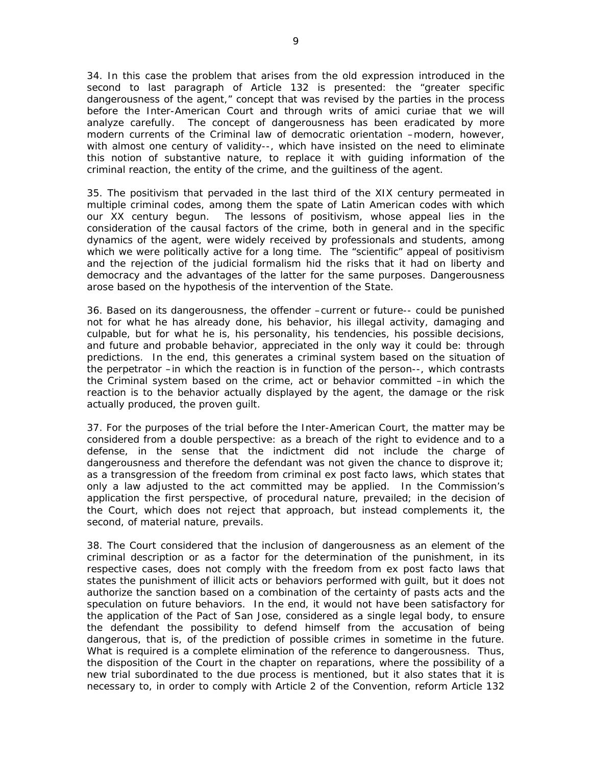34. In this case the problem that arises from the old expression introduced in the second to last paragraph of Article 132 is presented: the "greater specific dangerousness of the agent," concept that was revised by the parties in the process before the Inter-American Court and through writs of amici curiae that we will analyze carefully. The concept of dangerousness has been eradicated by more modern currents of the Criminal law of democratic orientation –modern, however, with almost one century of validity--, which have insisted on the need to eliminate this notion of substantive nature, to replace it with guiding information of the criminal reaction, the entity of the crime, and the guiltiness of the agent.

35. The positivism that pervaded in the last third of the XIX century permeated in multiple criminal codes, among them the spate of Latin American codes with which our XX century begun. The lessons of positivism, whose appeal lies in the consideration of the causal factors of the crime, both in general and in the specific dynamics of the agent, were widely received by professionals and students, among which we were politically active for a long time. The "scientific" appeal of positivism and the rejection of the judicial formalism hid the risks that it had on liberty and democracy and the advantages of the latter for the same purposes. Dangerousness arose based on the hypothesis of the intervention of the State.

36. Based on its dangerousness, the offender –current or future-- could be punished not for what he has already done, his behavior, his illegal activity, damaging and culpable, but for what he is, his personality, his tendencies, his possible decisions, and future and probable behavior, appreciated in the only way it could be: through predictions. In the end, this generates a criminal system based on the situation of the perpetrator –in which the reaction is in function of the person--, which contrasts the Criminal system based on the crime, act or behavior committed –in which the reaction is to the behavior actually displayed by the agent, the damage or the risk actually produced, the proven guilt.

37. For the purposes of the trial before the Inter-American Court, the matter may be considered from a double perspective: as a breach of the right to evidence and to a defense, in the sense that the indictment did not include the charge of dangerousness and therefore the defendant was not given the chance to disprove it; as a transgression of the freedom from criminal ex post facto laws, which states that only a law adjusted to the act committed may be applied. In the Commission's application the first perspective, of procedural nature, prevailed; in the decision of the Court, which does not reject that approach, but instead complements it, the second, of material nature, prevails.

38. The Court considered that the inclusion of dangerousness as an element of the criminal description or as a factor for the determination of the punishment, in its respective cases, does not comply with the freedom from ex post facto laws that states the punishment of illicit acts or behaviors performed with guilt, but it does not authorize the sanction based on a combination of the certainty of pasts acts and the speculation on future behaviors. In the end, it would not have been satisfactory for the application of the Pact of San Jose, considered as a single legal body, to ensure the defendant the possibility to defend himself from the accusation of being dangerous, that is, of the prediction of possible crimes in sometime in the future. What is required is a complete elimination of the reference to dangerousness. Thus, the disposition of the Court in the chapter on reparations, where the possibility of a new trial subordinated to the due process is mentioned, but it also states that it is necessary to, in order to comply with Article 2 of the Convention, reform Article 132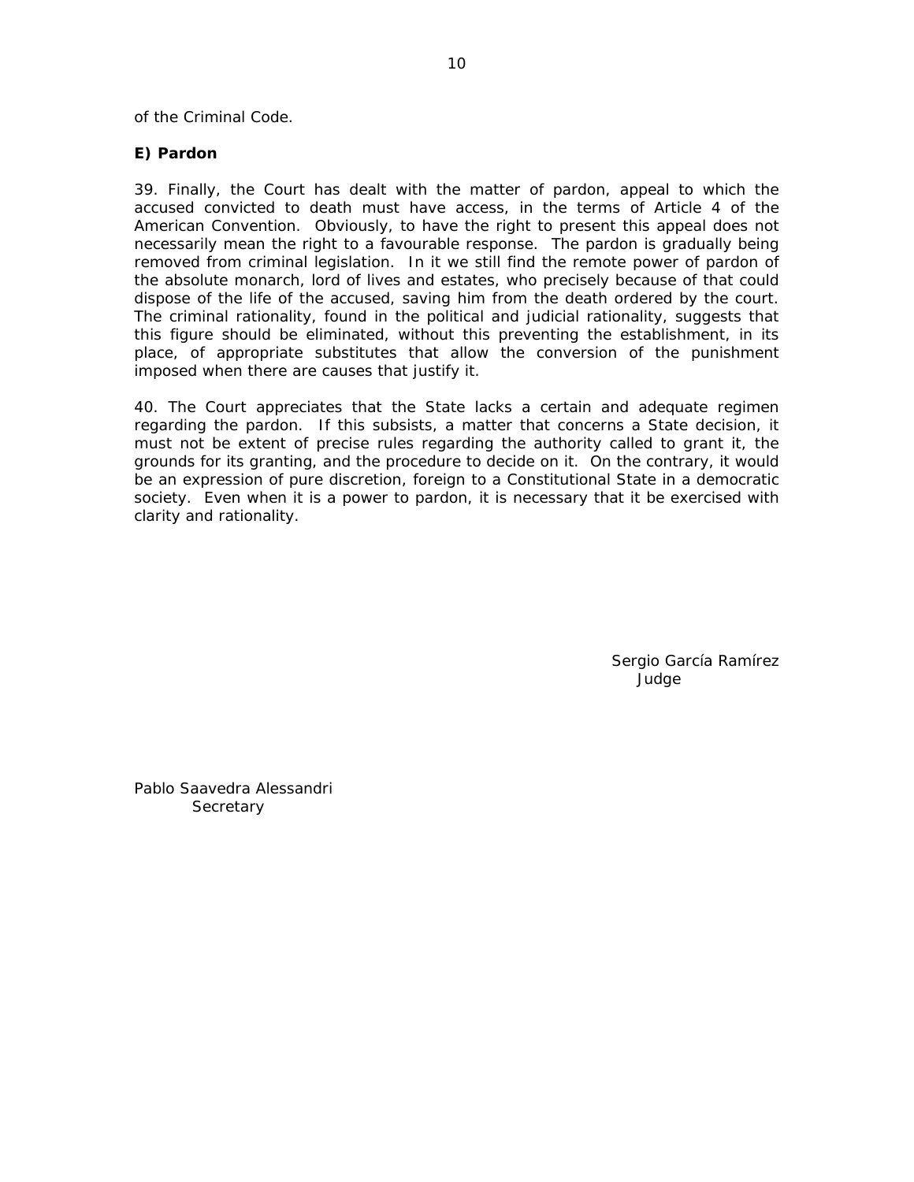of the Criminal Code.

**E) Pardon**

39. Finally, the Court has dealt with the matter of pardon, appeal to which the accused convicted to death must have access, in the terms of Article 4 of the American Convention. Obviously, to have the right to present this appeal does not necessarily mean the right to a favourable response. The pardon is gradually being removed from criminal legislation. In it we still find the remote power of pardon of the absolute monarch, lord of lives and estates, who precisely because of that could dispose of the life of the accused, saving him from the death ordered by the court. The criminal rationality, found in the political and judicial rationality, suggests that this figure should be eliminated, without this preventing the establishment, in its place, of appropriate substitutes that allow the conversion of the punishment imposed when there are causes that justify it.

40. The Court appreciates that the State lacks a certain and adequate regimen regarding the pardon. If this subsists, a matter that concerns a State decision, it must not be extent of precise rules regarding the authority called to grant it, the grounds for its granting, and the procedure to decide on it. On the contrary, it would be an expression of pure discretion, foreign to a Constitutional State in a democratic society. Even when it is a power to pardon, it is necessary that it be exercised with clarity and rationality.

Sergio García Ramírez
Judge

Pablo Saavedra Alessandri
Secretary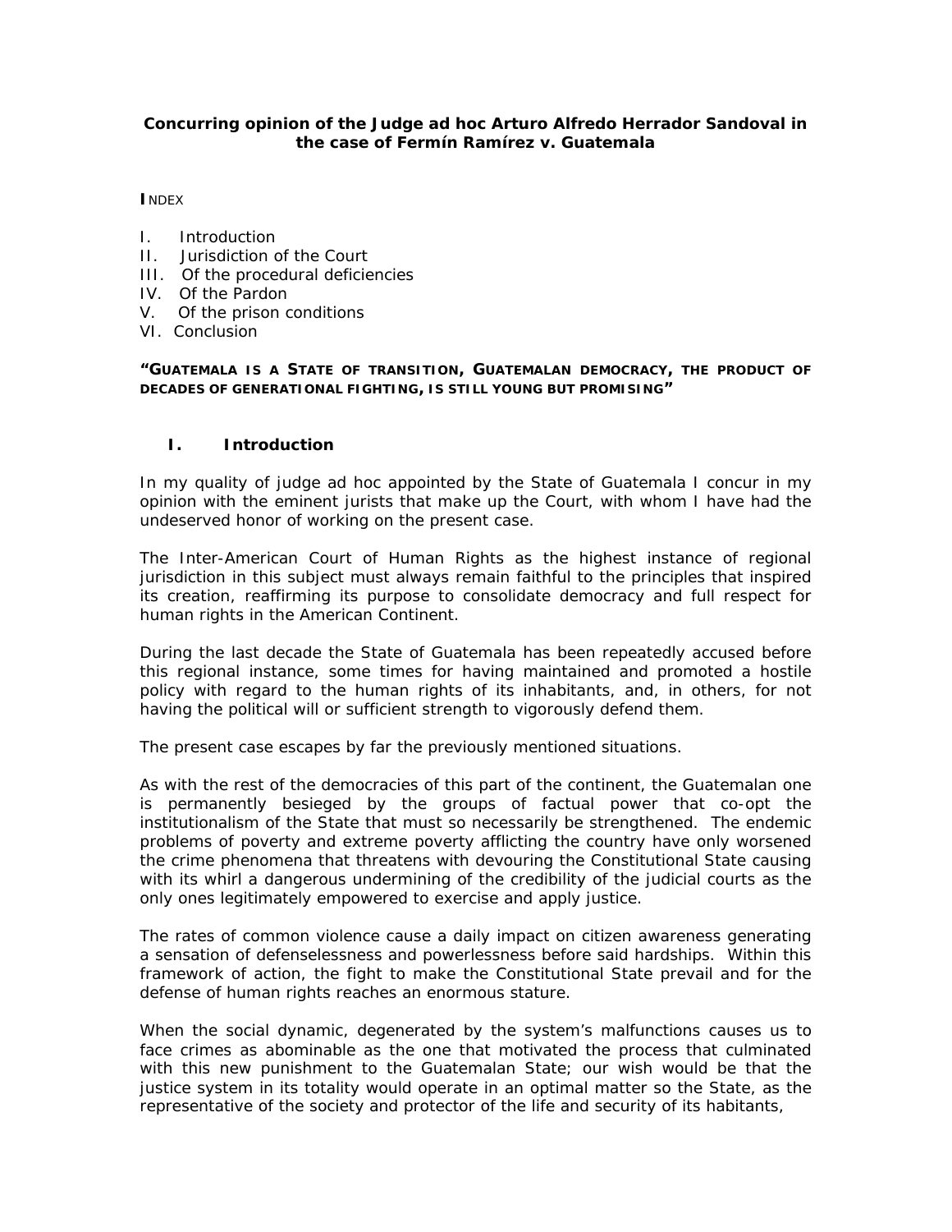**Concurring opinion of the Judge ad hoc Arturo Alfredo Herrador Sandoval in the case of Fermín Ramírez v. Guatemala**

**I**NDEX

I. Introduction
II. Jurisdiction of the Court
III. Of the procedural deficiencies
IV. Of the Pardon
V. Of the prison conditions
VI. Conclusion

**"GUATEMALA IS A STATE OF TRANSITION, GUATEMALAN DEMOCRACY, THE PRODUCT OF DECADES OF GENERATIONAL FIGHTING, IS STILL YOUNG BUT PROMISING"**

## I. Introduction

In my quality of judge ad hoc appointed by the State of Guatemala I concur in my opinion with the eminent jurists that make up the Court, with whom I have had the undeserved honor of working on the present case.

The Inter-American Court of Human Rights as the highest instance of regional jurisdiction in this subject must always remain faithful to the principles that inspired its creation, reaffirming its purpose to consolidate democracy and full respect for human rights in the American Continent.

During the last decade the State of Guatemala has been repeatedly accused before this regional instance, some times for having maintained and promoted a hostile policy with regard to the human rights of its inhabitants, and, in others, for not having the political will or sufficient strength to vigorously defend them.

The present case escapes by far the previously mentioned situations.

As with the rest of the democracies of this part of the continent, the Guatemalan one is permanently besieged by the groups of factual power that co-opt the institutionalism of the State that must so necessarily be strengthened. The endemic problems of poverty and extreme poverty afflicting the country have only worsened the crime phenomena that threatens with devouring the Constitutional State causing with its whirl a dangerous undermining of the credibility of the judicial courts as the only ones legitimately empowered to exercise and apply justice.

The rates of common violence cause a daily impact on citizen awareness generating a sensation of defenselessness and powerlessness before said hardships. Within this framework of action, the fight to make the Constitutional State prevail and for the defense of human rights reaches an enormous stature.

When the social dynamic, degenerated by the system's malfunctions causes us to face crimes as abominable as the one that motivated the process that culminated with this new punishment to the Guatemalan State; our wish would be that the justice system in its totality would operate in an optimal matter so the State, as the representative of the society and protector of the life and security of its habitants,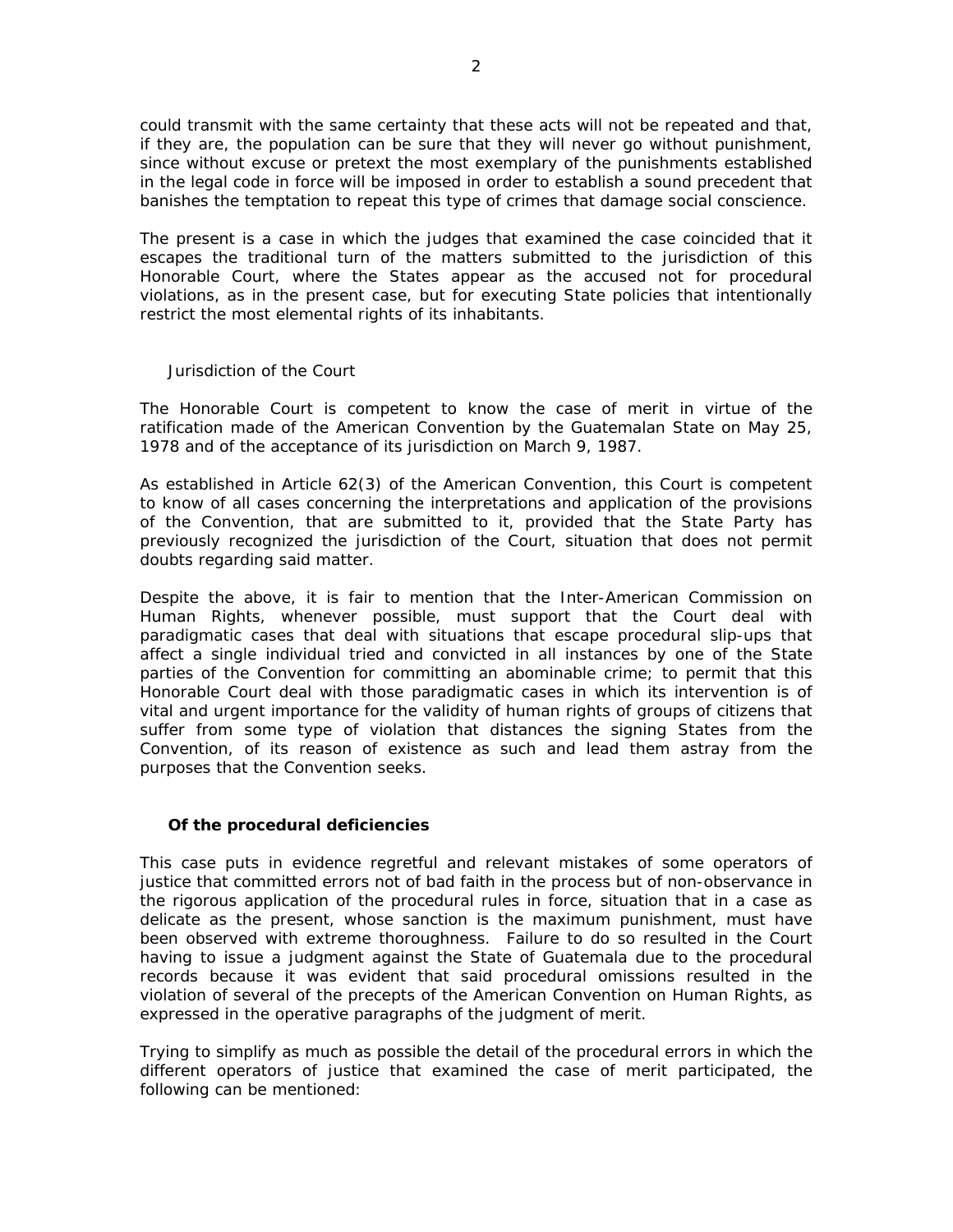could transmit with the same certainty that these acts will not be repeated and that, if they are, the population can be sure that they will never go without punishment, since without excuse or pretext the most exemplary of the punishments established in the legal code in force will be imposed in order to establish a sound precedent that banishes the temptation to repeat this type of crimes that damage social conscience.

The present is a case in which the judges that examined the case coincided that it escapes the traditional turn of the matters submitted to the jurisdiction of this Honorable Court, where the States appear as the accused not for procedural violations, as in the present case, but for executing State policies that intentionally restrict the most elemental rights of its inhabitants.

Jurisdiction of the Court

The Honorable Court is competent to know the case of merit in virtue of the ratification made of the American Convention by the Guatemalan State on May 25, 1978 and of the acceptance of its jurisdiction on March 9, 1987.

As established in Article 62(3) of the American Convention, this Court is competent to know of all cases concerning the interpretations and application of the provisions of the Convention, that are submitted to it, provided that the State Party has previously recognized the jurisdiction of the Court, situation that does not permit doubts regarding said matter.

Despite the above, it is fair to mention that the Inter-American Commission on Human Rights, whenever possible, must support that the Court deal with paradigmatic cases that deal with situations that escape procedural slip-ups that affect a single individual tried and convicted in all instances by one of the State parties of the Convention for committing an abominable crime; to permit that this Honorable Court deal with those paradigmatic cases in which its intervention is of vital and urgent importance for the validity of human rights of groups of citizens that suffer from some type of violation that distances the signing States from the Convention, of its reason of existence as such and lead them astray from the purposes that the Convention seeks.

**Of the procedural deficiencies**

This case puts in evidence regretful and relevant mistakes of some operators of justice that committed errors not of bad faith in the process but of non-observance in the rigorous application of the procedural rules in force, situation that in a case as delicate as the present, whose sanction is the maximum punishment, must have been observed with extreme thoroughness. Failure to do so resulted in the Court having to issue a judgment against the State of Guatemala due to the procedural records because it was evident that said procedural omissions resulted in the violation of several of the precepts of the American Convention on Human Rights, as expressed in the operative paragraphs of the judgment of merit.

Trying to simplify as much as possible the detail of the procedural errors in which the different operators of justice that examined the case of merit participated, the following can be mentioned: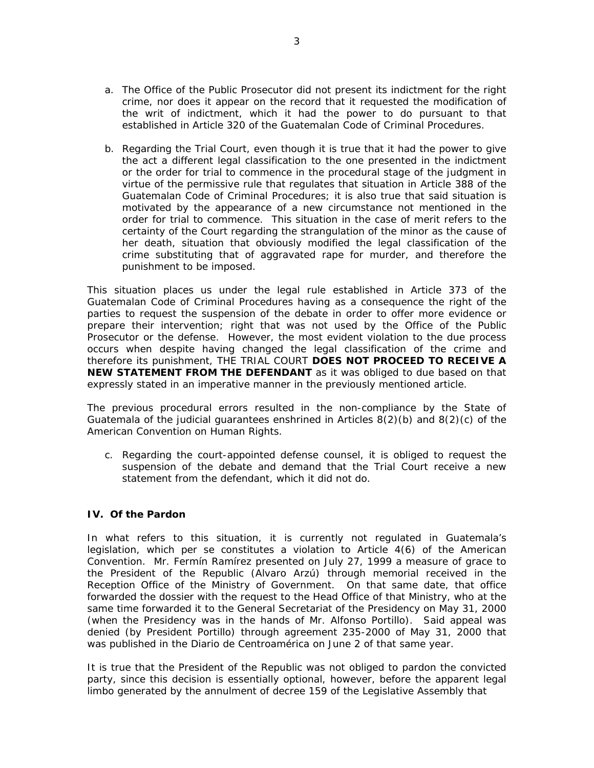a. The Office of the Public Prosecutor did not present its indictment for the right crime, nor does it appear on the record that it requested the modification of the writ of indictment, which it had the power to do pursuant to that established in Article 320 of the Guatemalan Code of Criminal Procedures.

b. Regarding the Trial Court, even though it is true that it had the power to give the act a different legal classification to the one presented in the indictment or the order for trial to commence in the procedural stage of the judgment in virtue of the permissive rule that regulates that situation in Article 388 of the Guatemalan Code of Criminal Procedures; it is also true that said situation is motivated by the appearance of a new circumstance not mentioned in the order for trial to commence. This situation in the case of merit refers to the certainty of the Court regarding the strangulation of the minor as the cause of her death, situation that obviously modified the legal classification of the crime substituting that of aggravated rape for murder, and therefore the punishment to be imposed.

This situation places us under the legal rule established in Article 373 of the Guatemalan Code of Criminal Procedures having as a consequence the right of the parties to request the suspension of the debate in order to offer more evidence or prepare their intervention; right that was not used by the Office of the Public Prosecutor or the defense. However, the most evident violation to the due process occurs when despite having changed the legal classification of the crime and therefore its punishment, THE TRIAL COURT **DOES NOT PROCEED TO RECEIVE A NEW STATEMENT FROM THE DEFENDANT** as it was obliged to due based on that expressly stated in an imperative manner in the previously mentioned article.

The previous procedural errors resulted in the non-compliance by the State of Guatemala of the judicial guarantees enshrined in Articles 8(2)(b) and 8(2)(c) of the American Convention on Human Rights.

c. Regarding the court-appointed defense counsel, it is obliged to request the suspension of the debate and demand that the Trial Court receive a new statement from the defendant, which it did not do.

## IV. Of the Pardon

In what refers to this situation, it is currently not regulated in Guatemala's legislation, which per se constitutes a violation to Article 4(6) of the American Convention. Mr. Fermín Ramírez presented on July 27, 1999 a measure of grace to the President of the Republic (Alvaro Arzú) through memorial received in the Reception Office of the Ministry of Government. On that same date, that office forwarded the dossier with the request to the Head Office of that Ministry, who at the same time forwarded it to the General Secretariat of the Presidency on May 31, 2000 (when the Presidency was in the hands of Mr. Alfonso Portillo). Said appeal was denied (by President Portillo) through agreement 235-2000 of May 31, 2000 that was published in the Diario de Centroamérica on June 2 of that same year.

It is true that the President of the Republic was not obliged to pardon the convicted party, since this decision is essentially optional, however, before the apparent legal limbo generated by the annulment of decree 159 of the Legislative Assembly that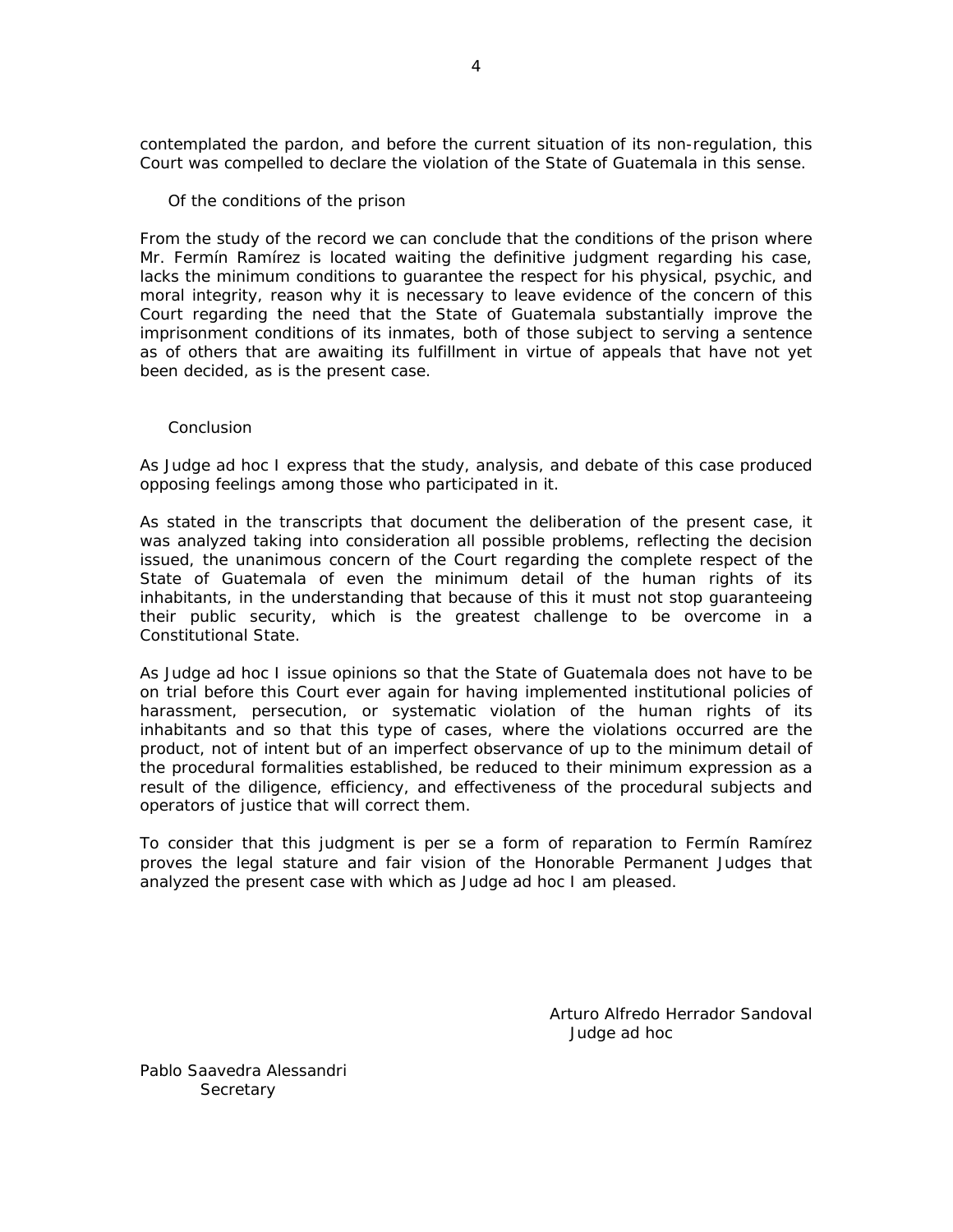contemplated the pardon, and before the current situation of its non-regulation, this Court was compelled to declare the violation of the State of Guatemala in this sense.

Of the conditions of the prison

From the study of the record we can conclude that the conditions of the prison where Mr. Fermín Ramírez is located waiting the definitive judgment regarding his case, lacks the minimum conditions to guarantee the respect for his physical, psychic, and moral integrity, reason why it is necessary to leave evidence of the concern of this Court regarding the need that the State of Guatemala substantially improve the imprisonment conditions of its inmates, both of those subject to serving a sentence as of others that are awaiting its fulfillment in virtue of appeals that have not yet been decided, as is the present case.

Conclusion

As Judge ad hoc I express that the study, analysis, and debate of this case produced opposing feelings among those who participated in it.

As stated in the transcripts that document the deliberation of the present case, it was analyzed taking into consideration all possible problems, reflecting the decision issued, the unanimous concern of the Court regarding the complete respect of the State of Guatemala of even the minimum detail of the human rights of its inhabitants, in the understanding that because of this it must not stop guaranteeing their public security, which is the greatest challenge to be overcome in a Constitutional State.

As Judge ad hoc I issue opinions so that the State of Guatemala does not have to be on trial before this Court ever again for having implemented institutional policies of harassment, persecution, or systematic violation of the human rights of its inhabitants and so that this type of cases, where the violations occurred are the product, not of intent but of an imperfect observance of up to the minimum detail of the procedural formalities established, be reduced to their minimum expression as a result of the diligence, efficiency, and effectiveness of the procedural subjects and operators of justice that will correct them.

To consider that this judgment is per se a form of reparation to Fermín Ramírez proves the legal stature and fair vision of the Honorable Permanent Judges that analyzed the present case with which as Judge ad hoc I am pleased.

Arturo Alfredo Herrador Sandoval
Judge ad hoc

Pablo Saavedra Alessandri
Secretary